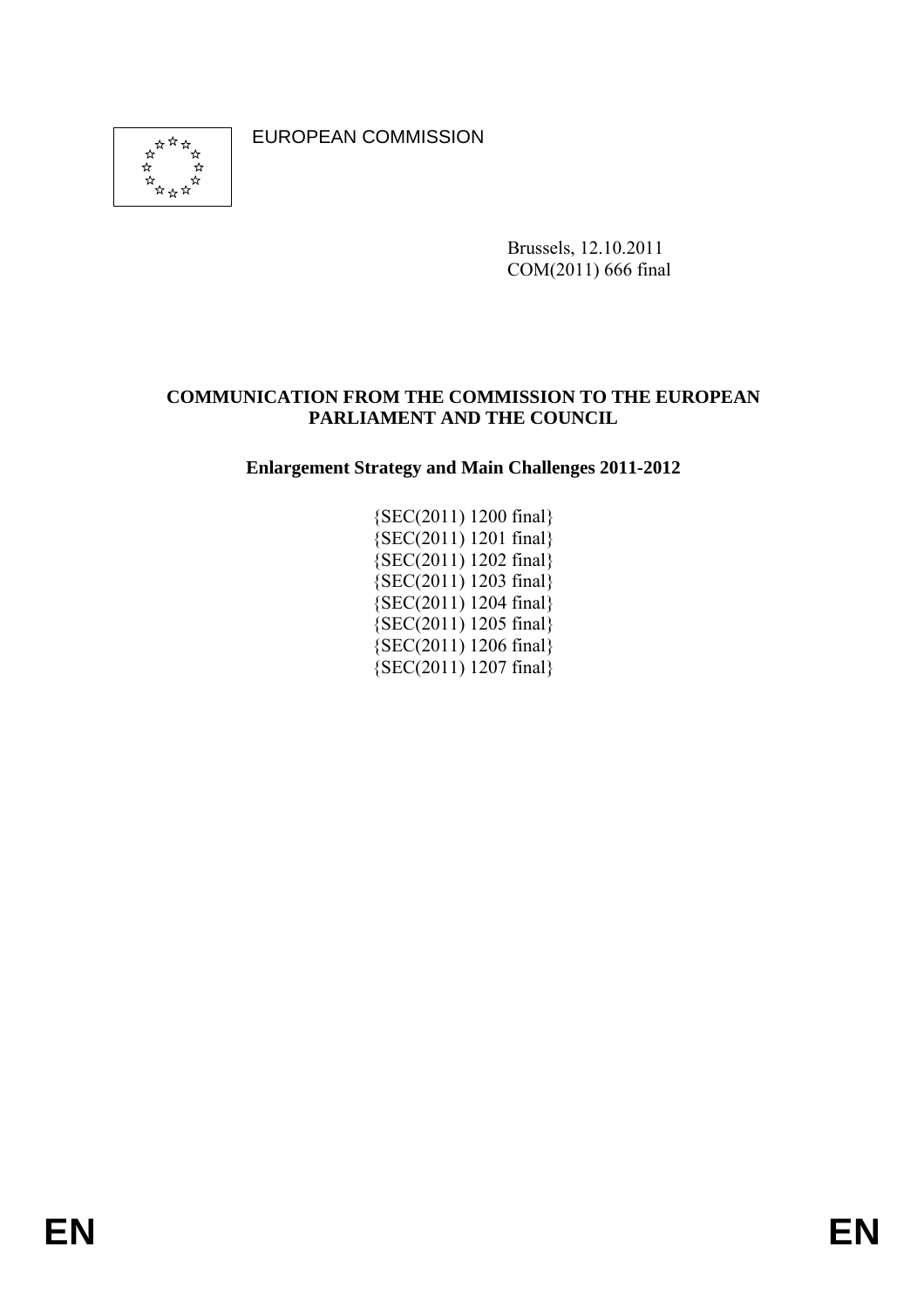EUROPEAN COMMISSION

Brussels, 12.10.2011
COM(2011) 666 final

**COMMUNICATION FROM THE COMMISSION TO THE EUROPEAN PARLIAMENT AND THE COUNCIL**

**Enlargement Strategy and Main Challenges 2011-2012**

{SEC(2011) 1200 final}
{SEC(2011) 1201 final}
{SEC(2011) 1202 final}
{SEC(2011) 1203 final}
{SEC(2011) 1204 final}
{SEC(2011) 1205 final}
{SEC(2011) 1206 final}
{SEC(2011) 1207 final}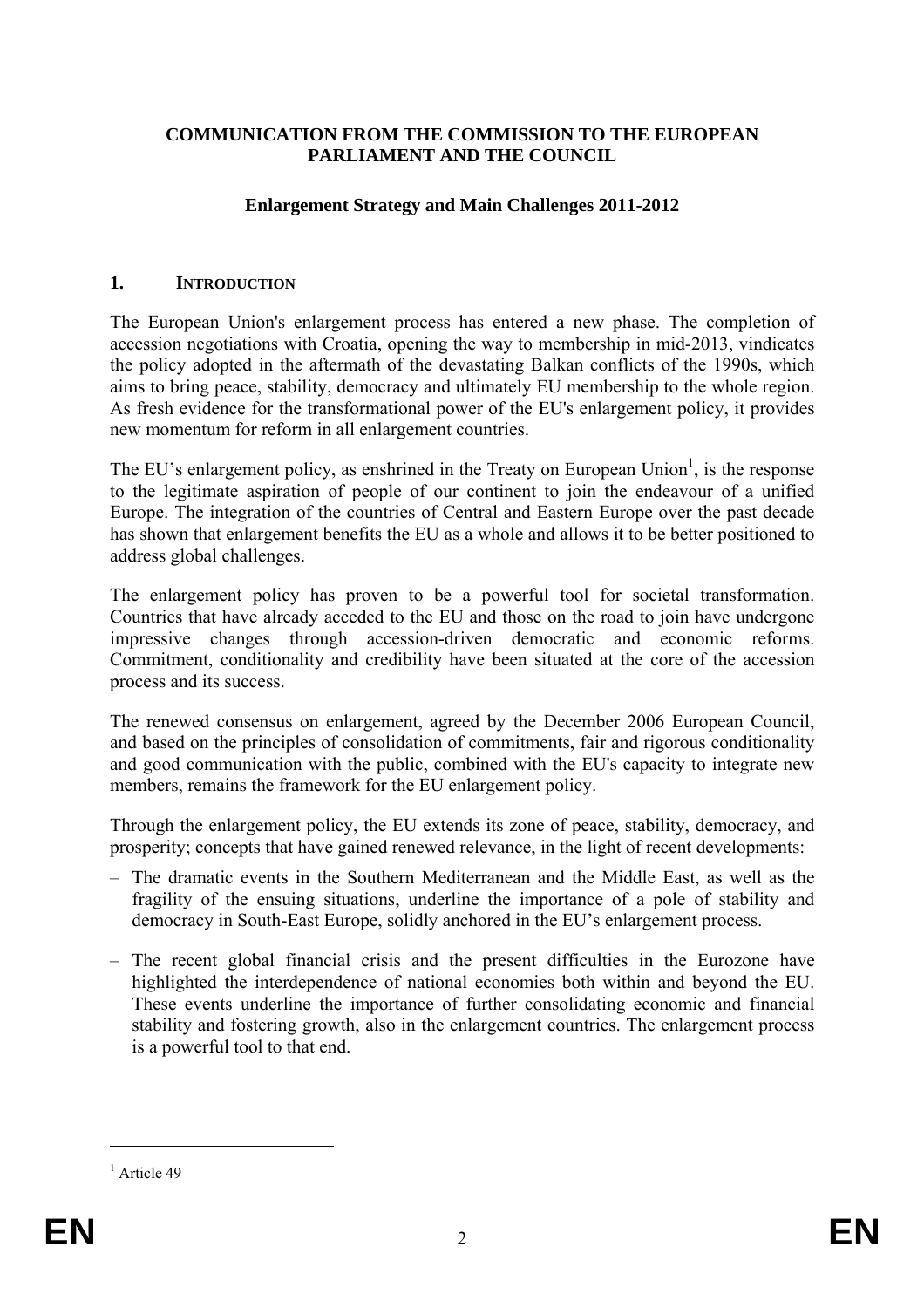**COMMUNICATION FROM THE COMMISSION TO THE EUROPEAN PARLIAMENT AND THE COUNCIL**

**Enlargement Strategy and Main Challenges 2011-2012**

## 1. INTRODUCTION

The European Union's enlargement process has entered a new phase. The completion of accession negotiations with Croatia, opening the way to membership in mid-2013, vindicates the policy adopted in the aftermath of the devastating Balkan conflicts of the 1990s, which aims to bring peace, stability, democracy and ultimately EU membership to the whole region. As fresh evidence for the transformational power of the EU's enlargement policy, it provides new momentum for reform in all enlargement countries.

The EU's enlargement policy, as enshrined in the Treaty on European Union[1], is the response to the legitimate aspiration of people of our continent to join the endeavour of a unified Europe. The integration of the countries of Central and Eastern Europe over the past decade has shown that enlargement benefits the EU as a whole and allows it to be better positioned to address global challenges.

The enlargement policy has proven to be a powerful tool for societal transformation. Countries that have already acceded to the EU and those on the road to join have undergone impressive changes through accession-driven democratic and economic reforms. Commitment, conditionality and credibility have been situated at the core of the accession process and its success.

The renewed consensus on enlargement, agreed by the December 2006 European Council, and based on the principles of consolidation of commitments, fair and rigorous conditionality and good communication with the public, combined with the EU's capacity to integrate new members, remains the framework for the EU enlargement policy.

Through the enlargement policy, the EU extends its zone of peace, stability, democracy, and prosperity; concepts that have gained renewed relevance, in the light of recent developments:

- The dramatic events in the Southern Mediterranean and the Middle East, as well as the fragility of the ensuing situations, underline the importance of a pole of stability and democracy in South-East Europe, solidly anchored in the EU's enlargement process.
- The recent global financial crisis and the present difficulties in the Eurozone have highlighted the interdependence of national economies both within and beyond the EU. These events underline the importance of further consolidating economic and financial stability and fostering growth, also in the enlargement countries. The enlargement process is a powerful tool to that end.

[1] Article 49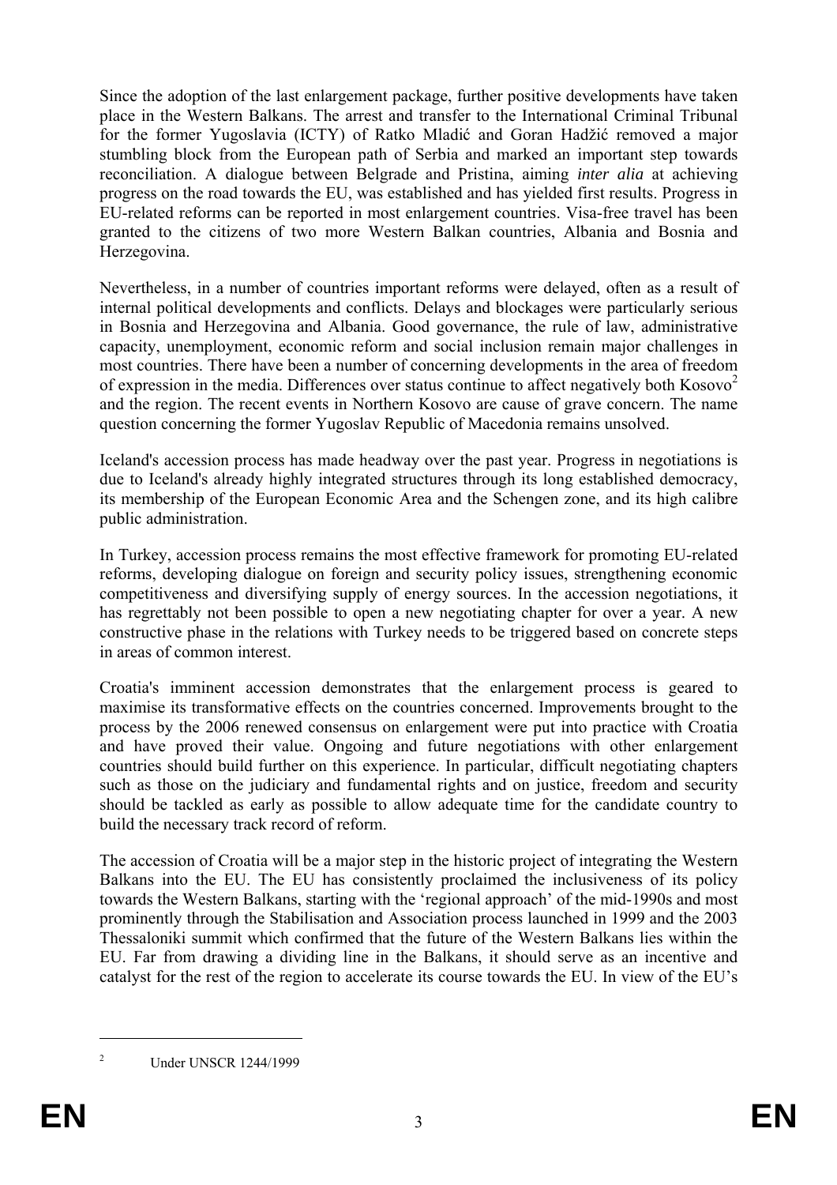Since the adoption of the last enlargement package, further positive developments have taken place in the Western Balkans. The arrest and transfer to the International Criminal Tribunal for the former Yugoslavia (ICTY) of Ratko Mladić and Goran Hadžić removed a major stumbling block from the European path of Serbia and marked an important step towards reconciliation. A dialogue between Belgrade and Pristina, aiming *inter alia* at achieving progress on the road towards the EU, was established and has yielded first results. Progress in EU-related reforms can be reported in most enlargement countries. Visa-free travel has been granted to the citizens of two more Western Balkan countries, Albania and Bosnia and Herzegovina.

Nevertheless, in a number of countries important reforms were delayed, often as a result of internal political developments and conflicts. Delays and blockages were particularly serious in Bosnia and Herzegovina and Albania. Good governance, the rule of law, administrative capacity, unemployment, economic reform and social inclusion remain major challenges in most countries. There have been a number of concerning developments in the area of freedom of expression in the media. Differences over status continue to affect negatively both Kosovo[2] and the region. The recent events in Northern Kosovo are cause of grave concern. The name question concerning the former Yugoslav Republic of Macedonia remains unsolved.

Iceland's accession process has made headway over the past year. Progress in negotiations is due to Iceland's already highly integrated structures through its long established democracy, its membership of the European Economic Area and the Schengen zone, and its high calibre public administration.

In Turkey, accession process remains the most effective framework for promoting EU-related reforms, developing dialogue on foreign and security policy issues, strengthening economic competitiveness and diversifying supply of energy sources. In the accession negotiations, it has regrettably not been possible to open a new negotiating chapter for over a year. A new constructive phase in the relations with Turkey needs to be triggered based on concrete steps in areas of common interest.

Croatia's imminent accession demonstrates that the enlargement process is geared to maximise its transformative effects on the countries concerned. Improvements brought to the process by the 2006 renewed consensus on enlargement were put into practice with Croatia and have proved their value. Ongoing and future negotiations with other enlargement countries should build further on this experience. In particular, difficult negotiating chapters such as those on the judiciary and fundamental rights and on justice, freedom and security should be tackled as early as possible to allow adequate time for the candidate country to build the necessary track record of reform.

The accession of Croatia will be a major step in the historic project of integrating the Western Balkans into the EU. The EU has consistently proclaimed the inclusiveness of its policy towards the Western Balkans, starting with the 'regional approach' of the mid-1990s and most prominently through the Stabilisation and Association process launched in 1999 and the 2003 Thessaloniki summit which confirmed that the future of the Western Balkans lies within the EU. Far from drawing a dividing line in the Balkans, it should serve as an incentive and catalyst for the rest of the region to accelerate its course towards the EU. In view of the EU's

[2] Under UNSCR 1244/1999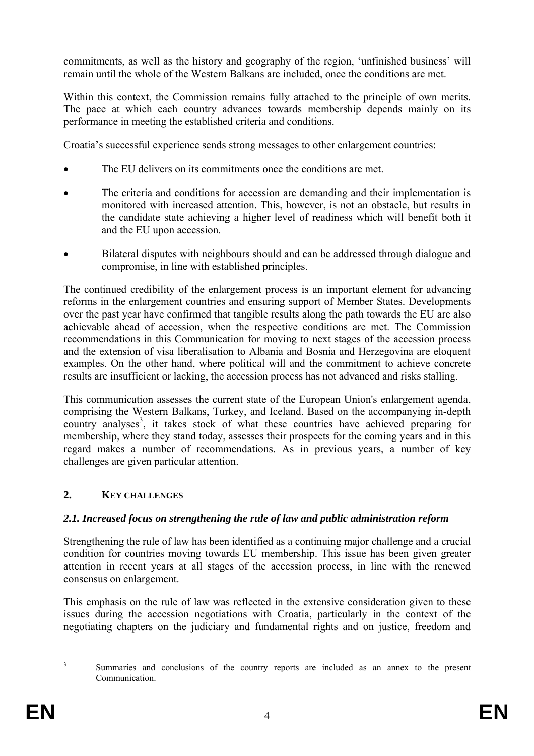commitments, as well as the history and geography of the region, 'unfinished business' will remain until the whole of the Western Balkans are included, once the conditions are met.

Within this context, the Commission remains fully attached to the principle of own merits. The pace at which each country advances towards membership depends mainly on its performance in meeting the established criteria and conditions.

Croatia's successful experience sends strong messages to other enlargement countries:

- The EU delivers on its commitments once the conditions are met.
- The criteria and conditions for accession are demanding and their implementation is monitored with increased attention. This, however, is not an obstacle, but results in the candidate state achieving a higher level of readiness which will benefit both it and the EU upon accession.
- Bilateral disputes with neighbours should and can be addressed through dialogue and compromise, in line with established principles.

The continued credibility of the enlargement process is an important element for advancing reforms in the enlargement countries and ensuring support of Member States. Developments over the past year have confirmed that tangible results along the path towards the EU are also achievable ahead of accession, when the respective conditions are met. The Commission recommendations in this Communication for moving to next stages of the accession process and the extension of visa liberalisation to Albania and Bosnia and Herzegovina are eloquent examples. On the other hand, where political will and the commitment to achieve concrete results are insufficient or lacking, the accession process has not advanced and risks stalling.

This communication assesses the current state of the European Union's enlargement agenda, comprising the Western Balkans, Turkey, and Iceland. Based on the accompanying in-depth country analyses[3], it takes stock of what these countries have achieved preparing for membership, where they stand today, assesses their prospects for the coming years and in this regard makes a number of recommendations. As in previous years, a number of key challenges are given particular attention.

## 2. KEY CHALLENGES

### *2.1. Increased focus on strengthening the rule of law and public administration reform*

Strengthening the rule of law has been identified as a continuing major challenge and a crucial condition for countries moving towards EU membership. This issue has been given greater attention in recent years at all stages of the accession process, in line with the renewed consensus on enlargement.

This emphasis on the rule of law was reflected in the extensive consideration given to these issues during the accession negotiations with Croatia, particularly in the context of the negotiating chapters on the judiciary and fundamental rights and on justice, freedom and

---

[3] Summaries and conclusions of the country reports are included as an annex to the present Communication.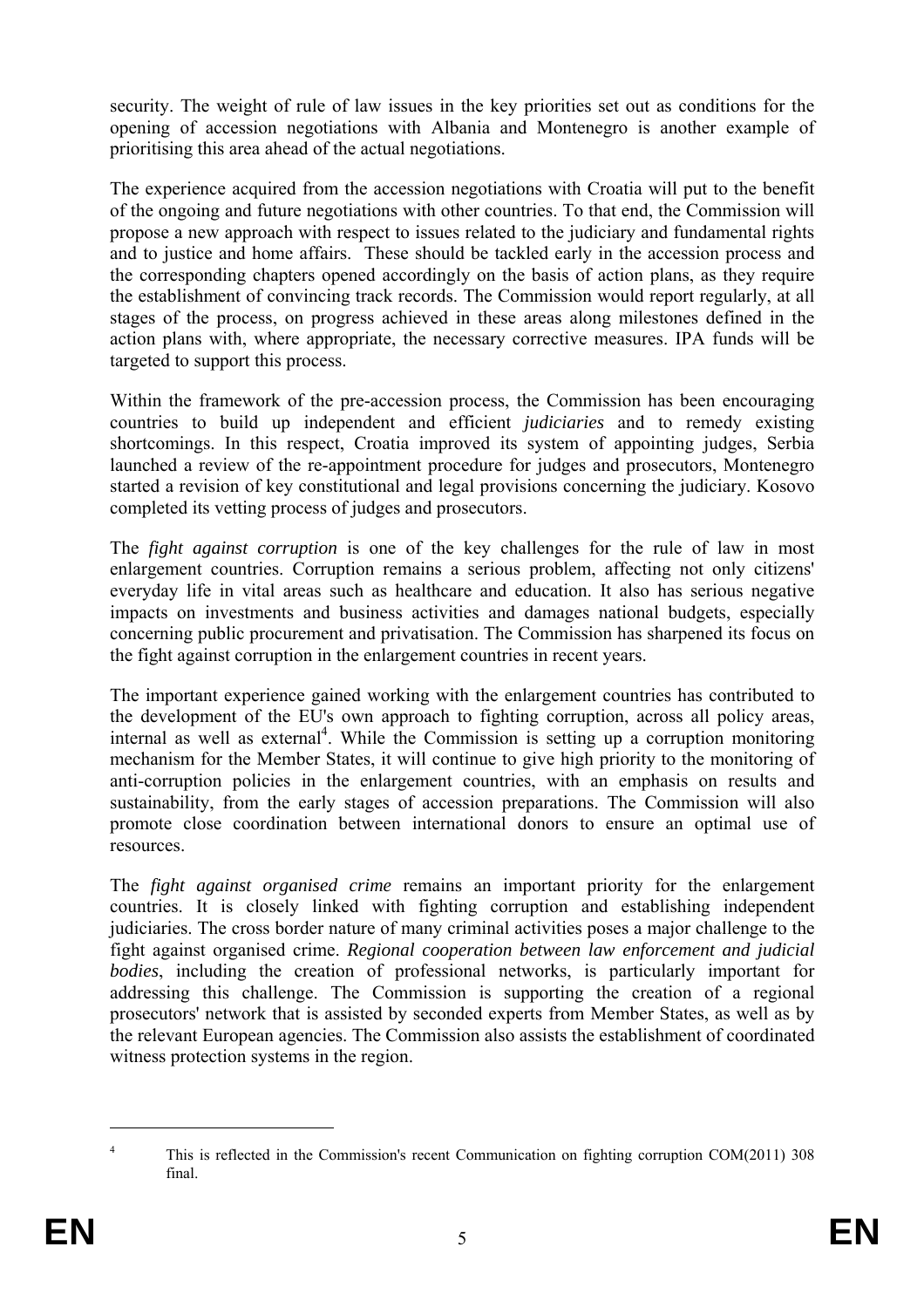security. The weight of rule of law issues in the key priorities set out as conditions for the opening of accession negotiations with Albania and Montenegro is another example of prioritising this area ahead of the actual negotiations.

The experience acquired from the accession negotiations with Croatia will put to the benefit of the ongoing and future negotiations with other countries. To that end, the Commission will propose a new approach with respect to issues related to the judiciary and fundamental rights and to justice and home affairs. These should be tackled early in the accession process and the corresponding chapters opened accordingly on the basis of action plans, as they require the establishment of convincing track records. The Commission would report regularly, at all stages of the process, on progress achieved in these areas along milestones defined in the action plans with, where appropriate, the necessary corrective measures. IPA funds will be targeted to support this process.

Within the framework of the pre-accession process, the Commission has been encouraging countries to build up independent and efficient *judiciaries* and to remedy existing shortcomings. In this respect, Croatia improved its system of appointing judges, Serbia launched a review of the re-appointment procedure for judges and prosecutors, Montenegro started a revision of key constitutional and legal provisions concerning the judiciary. Kosovo completed its vetting process of judges and prosecutors.

The *fight against corruption* is one of the key challenges for the rule of law in most enlargement countries. Corruption remains a serious problem, affecting not only citizens' everyday life in vital areas such as healthcare and education. It also has serious negative impacts on investments and business activities and damages national budgets, especially concerning public procurement and privatisation. The Commission has sharpened its focus on the fight against corruption in the enlargement countries in recent years.

The important experience gained working with the enlargement countries has contributed to the development of the EU's own approach to fighting corruption, across all policy areas, internal as well as external[4]. While the Commission is setting up a corruption monitoring mechanism for the Member States, it will continue to give high priority to the monitoring of anti-corruption policies in the enlargement countries, with an emphasis on results and sustainability, from the early stages of accession preparations. The Commission will also promote close coordination between international donors to ensure an optimal use of resources.

The *fight against organised crime* remains an important priority for the enlargement countries. It is closely linked with fighting corruption and establishing independent judiciaries. The cross border nature of many criminal activities poses a major challenge to the fight against organised crime. *Regional cooperation between law enforcement and judicial bodies*, including the creation of professional networks, is particularly important for addressing this challenge. The Commission is supporting the creation of a regional prosecutors' network that is assisted by seconded experts from Member States, as well as by the relevant European agencies. The Commission also assists the establishment of coordinated witness protection systems in the region.

---

[4] This is reflected in the Commission's recent Communication on fighting corruption COM(2011) 308 final.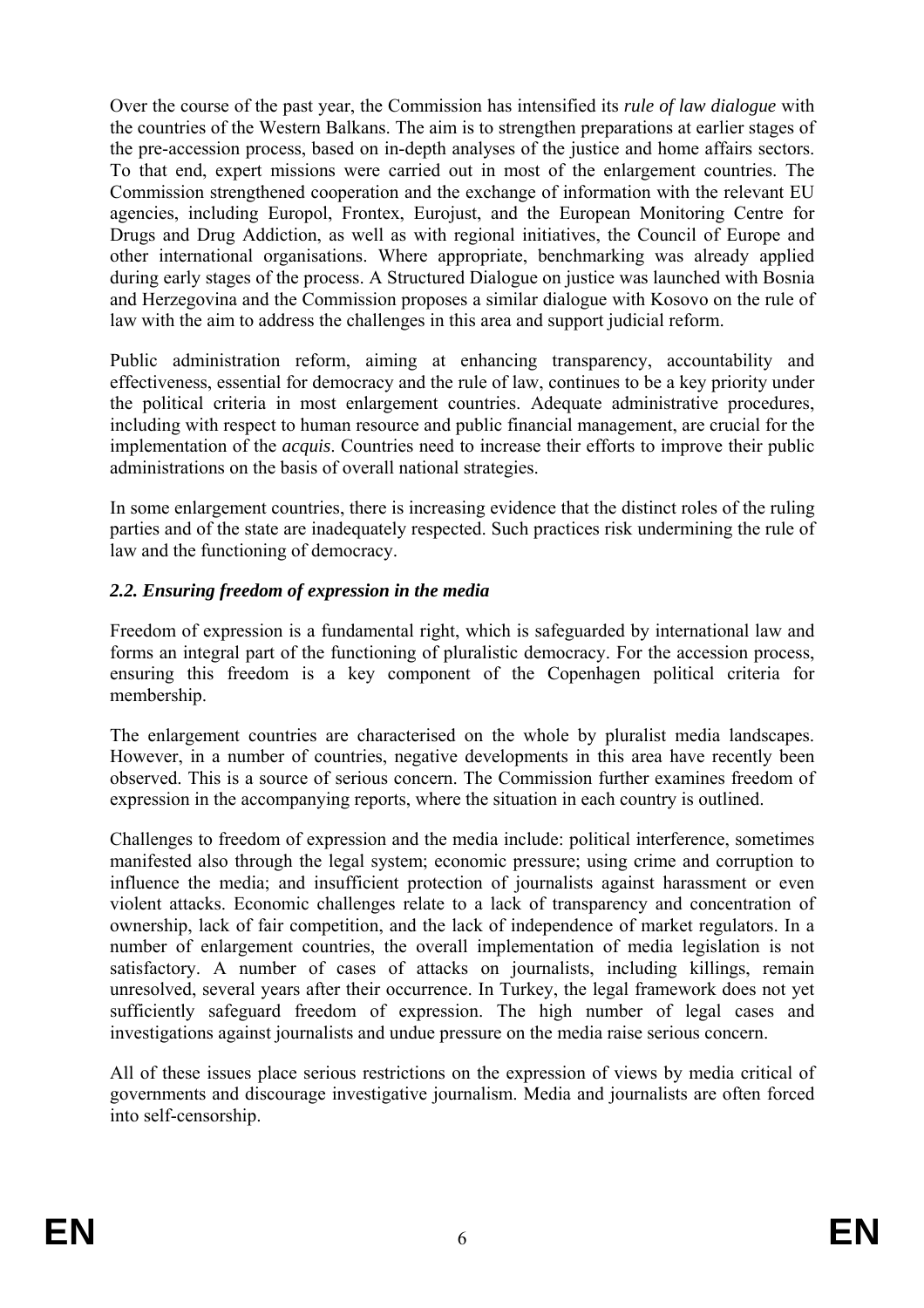Over the course of the past year, the Commission has intensified its *rule of law dialogue* with the countries of the Western Balkans. The aim is to strengthen preparations at earlier stages of the pre-accession process, based on in-depth analyses of the justice and home affairs sectors. To that end, expert missions were carried out in most of the enlargement countries. The Commission strengthened cooperation and the exchange of information with the relevant EU agencies, including Europol, Frontex, Eurojust, and the European Monitoring Centre for Drugs and Drug Addiction, as well as with regional initiatives, the Council of Europe and other international organisations. Where appropriate, benchmarking was already applied during early stages of the process. A Structured Dialogue on justice was launched with Bosnia and Herzegovina and the Commission proposes a similar dialogue with Kosovo on the rule of law with the aim to address the challenges in this area and support judicial reform.

Public administration reform, aiming at enhancing transparency, accountability and effectiveness, essential for democracy and the rule of law, continues to be a key priority under the political criteria in most enlargement countries. Adequate administrative procedures, including with respect to human resource and public financial management, are crucial for the implementation of the *acquis*. Countries need to increase their efforts to improve their public administrations on the basis of overall national strategies.

In some enlargement countries, there is increasing evidence that the distinct roles of the ruling parties and of the state are inadequately respected. Such practices risk undermining the rule of law and the functioning of democracy.

### *2.2. Ensuring freedom of expression in the media*

Freedom of expression is a fundamental right, which is safeguarded by international law and forms an integral part of the functioning of pluralistic democracy. For the accession process, ensuring this freedom is a key component of the Copenhagen political criteria for membership.

The enlargement countries are characterised on the whole by pluralist media landscapes. However, in a number of countries, negative developments in this area have recently been observed. This is a source of serious concern. The Commission further examines freedom of expression in the accompanying reports, where the situation in each country is outlined.

Challenges to freedom of expression and the media include: political interference, sometimes manifested also through the legal system; economic pressure; using crime and corruption to influence the media; and insufficient protection of journalists against harassment or even violent attacks. Economic challenges relate to a lack of transparency and concentration of ownership, lack of fair competition, and the lack of independence of market regulators. In a number of enlargement countries, the overall implementation of media legislation is not satisfactory. A number of cases of attacks on journalists, including killings, remain unresolved, several years after their occurrence. In Turkey, the legal framework does not yet sufficiently safeguard freedom of expression. The high number of legal cases and investigations against journalists and undue pressure on the media raise serious concern.

All of these issues place serious restrictions on the expression of views by media critical of governments and discourage investigative journalism. Media and journalists are often forced into self-censorship.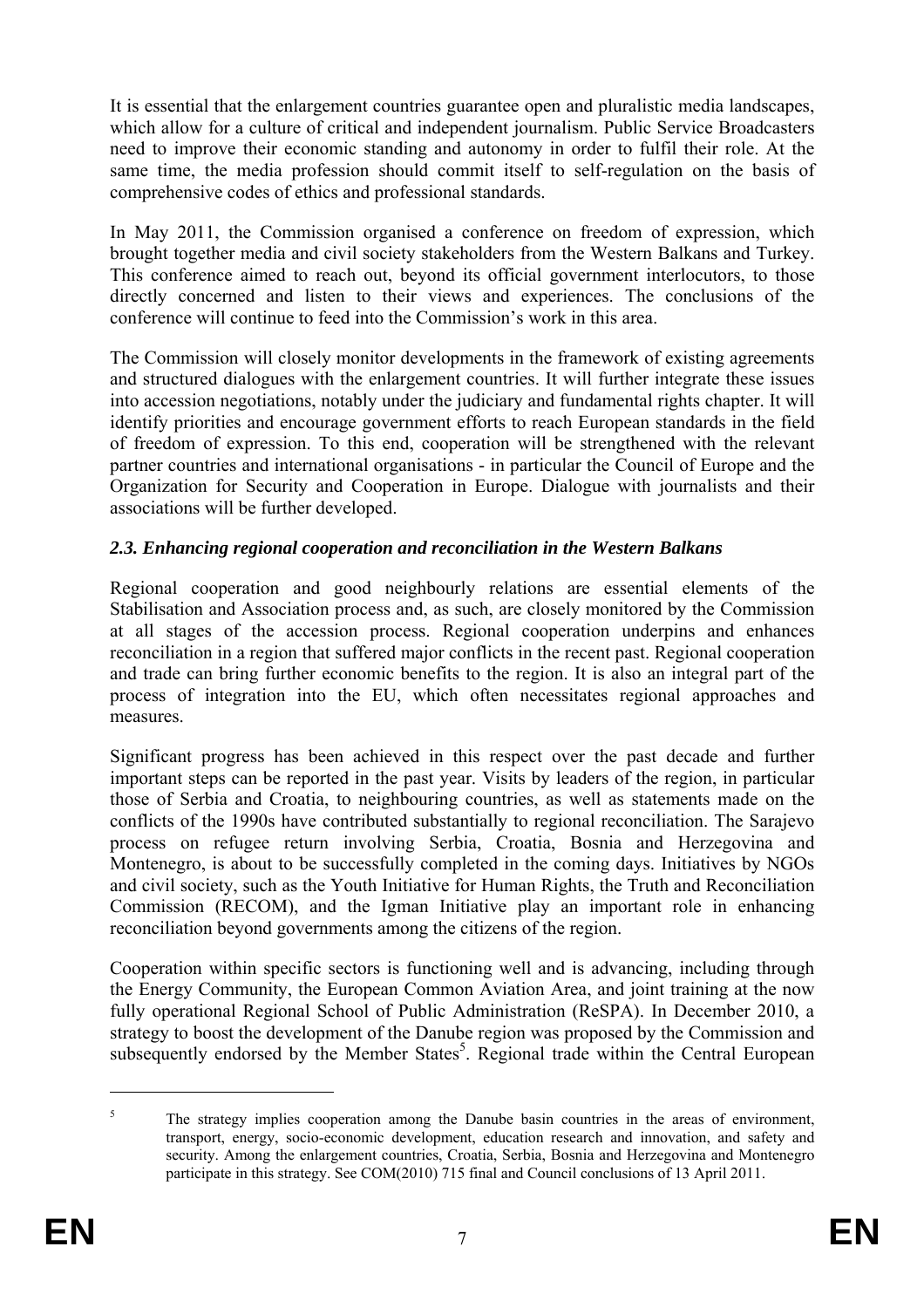It is essential that the enlargement countries guarantee open and pluralistic media landscapes, which allow for a culture of critical and independent journalism. Public Service Broadcasters need to improve their economic standing and autonomy in order to fulfil their role. At the same time, the media profession should commit itself to self-regulation on the basis of comprehensive codes of ethics and professional standards.

In May 2011, the Commission organised a conference on freedom of expression, which brought together media and civil society stakeholders from the Western Balkans and Turkey. This conference aimed to reach out, beyond its official government interlocutors, to those directly concerned and listen to their views and experiences. The conclusions of the conference will continue to feed into the Commission's work in this area.

The Commission will closely monitor developments in the framework of existing agreements and structured dialogues with the enlargement countries. It will further integrate these issues into accession negotiations, notably under the judiciary and fundamental rights chapter. It will identify priorities and encourage government efforts to reach European standards in the field of freedom of expression. To this end, cooperation will be strengthened with the relevant partner countries and international organisations - in particular the Council of Europe and the Organization for Security and Cooperation in Europe. Dialogue with journalists and their associations will be further developed.

### *2.3. Enhancing regional cooperation and reconciliation in the Western Balkans*

Regional cooperation and good neighbourly relations are essential elements of the Stabilisation and Association process and, as such, are closely monitored by the Commission at all stages of the accession process. Regional cooperation underpins and enhances reconciliation in a region that suffered major conflicts in the recent past. Regional cooperation and trade can bring further economic benefits to the region. It is also an integral part of the process of integration into the EU, which often necessitates regional approaches and measures.

Significant progress has been achieved in this respect over the past decade and further important steps can be reported in the past year. Visits by leaders of the region, in particular those of Serbia and Croatia, to neighbouring countries, as well as statements made on the conflicts of the 1990s have contributed substantially to regional reconciliation. The Sarajevo process on refugee return involving Serbia, Croatia, Bosnia and Herzegovina and Montenegro, is about to be successfully completed in the coming days. Initiatives by NGOs and civil society, such as the Youth Initiative for Human Rights, the Truth and Reconciliation Commission (RECOM), and the Igman Initiative play an important role in enhancing reconciliation beyond governments among the citizens of the region.

Cooperation within specific sectors is functioning well and is advancing, including through the Energy Community, the European Common Aviation Area, and joint training at the now fully operational Regional School of Public Administration (ReSPA). In December 2010, a strategy to boost the development of the Danube region was proposed by the Commission and subsequently endorsed by the Member States[5]. Regional trade within the Central European

---

[5] The strategy implies cooperation among the Danube basin countries in the areas of environment, transport, energy, socio-economic development, education research and innovation, and safety and security. Among the enlargement countries, Croatia, Serbia, Bosnia and Herzegovina and Montenegro participate in this strategy. See COM(2010) 715 final and Council conclusions of 13 April 2011.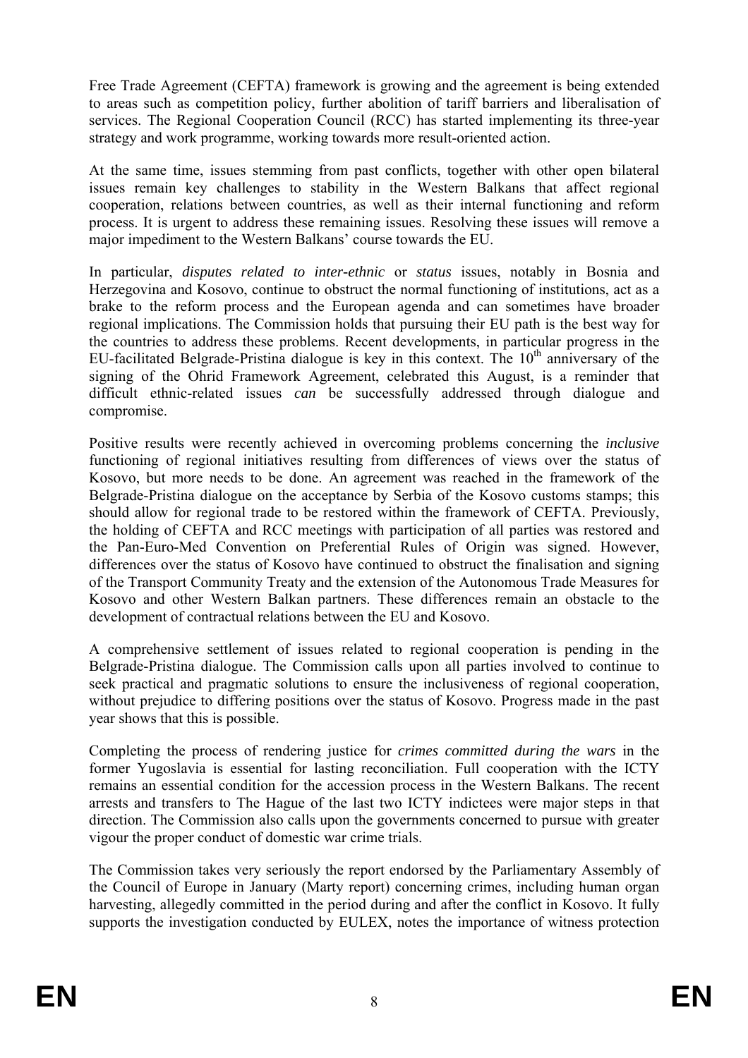Free Trade Agreement (CEFTA) framework is growing and the agreement is being extended to areas such as competition policy, further abolition of tariff barriers and liberalisation of services. The Regional Cooperation Council (RCC) has started implementing its three-year strategy and work programme, working towards more result-oriented action.

At the same time, issues stemming from past conflicts, together with other open bilateral issues remain key challenges to stability in the Western Balkans that affect regional cooperation, relations between countries, as well as their internal functioning and reform process. It is urgent to address these remaining issues. Resolving these issues will remove a major impediment to the Western Balkans' course towards the EU.

In particular, *disputes related to inter-ethnic* or *status* issues, notably in Bosnia and Herzegovina and Kosovo, continue to obstruct the normal functioning of institutions, act as a brake to the reform process and the European agenda and can sometimes have broader regional implications. The Commission holds that pursuing their EU path is the best way for the countries to address these problems. Recent developments, in particular progress in the EU-facilitated Belgrade-Pristina dialogue is key in this context. The 10th anniversary of the signing of the Ohrid Framework Agreement, celebrated this August, is a reminder that difficult ethnic-related issues *can* be successfully addressed through dialogue and compromise.

Positive results were recently achieved in overcoming problems concerning the *inclusive* functioning of regional initiatives resulting from differences of views over the status of Kosovo, but more needs to be done. An agreement was reached in the framework of the Belgrade-Pristina dialogue on the acceptance by Serbia of the Kosovo customs stamps; this should allow for regional trade to be restored within the framework of CEFTA. Previously, the holding of CEFTA and RCC meetings with participation of all parties was restored and the Pan-Euro-Med Convention on Preferential Rules of Origin was signed. However, differences over the status of Kosovo have continued to obstruct the finalisation and signing of the Transport Community Treaty and the extension of the Autonomous Trade Measures for Kosovo and other Western Balkan partners. These differences remain an obstacle to the development of contractual relations between the EU and Kosovo.

A comprehensive settlement of issues related to regional cooperation is pending in the Belgrade-Pristina dialogue. The Commission calls upon all parties involved to continue to seek practical and pragmatic solutions to ensure the inclusiveness of regional cooperation, without prejudice to differing positions over the status of Kosovo. Progress made in the past year shows that this is possible.

Completing the process of rendering justice for *crimes committed during the wars* in the former Yugoslavia is essential for lasting reconciliation. Full cooperation with the ICTY remains an essential condition for the accession process in the Western Balkans. The recent arrests and transfers to The Hague of the last two ICTY indictees were major steps in that direction. The Commission also calls upon the governments concerned to pursue with greater vigour the proper conduct of domestic war crime trials.

The Commission takes very seriously the report endorsed by the Parliamentary Assembly of the Council of Europe in January (Marty report) concerning crimes, including human organ harvesting, allegedly committed in the period during and after the conflict in Kosovo. It fully supports the investigation conducted by EULEX, notes the importance of witness protection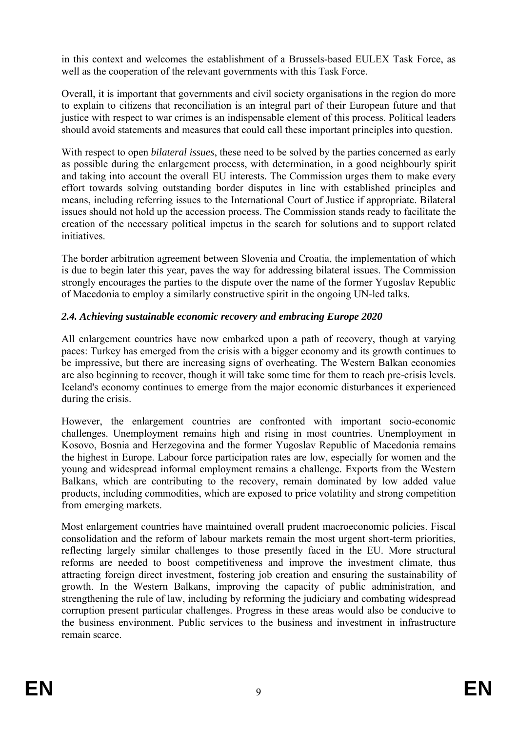in this context and welcomes the establishment of a Brussels-based EULEX Task Force, as well as the cooperation of the relevant governments with this Task Force.

Overall, it is important that governments and civil society organisations in the region do more to explain to citizens that reconciliation is an integral part of their European future and that justice with respect to war crimes is an indispensable element of this process. Political leaders should avoid statements and measures that could call these important principles into question.

With respect to open *bilateral issues*, these need to be solved by the parties concerned as early as possible during the enlargement process, with determination, in a good neighbourly spirit and taking into account the overall EU interests. The Commission urges them to make every effort towards solving outstanding border disputes in line with established principles and means, including referring issues to the International Court of Justice if appropriate. Bilateral issues should not hold up the accession process. The Commission stands ready to facilitate the creation of the necessary political impetus in the search for solutions and to support related initiatives.

The border arbitration agreement between Slovenia and Croatia, the implementation of which is due to begin later this year, paves the way for addressing bilateral issues. The Commission strongly encourages the parties to the dispute over the name of the former Yugoslav Republic of Macedonia to employ a similarly constructive spirit in the ongoing UN-led talks.

### *2.4. Achieving sustainable economic recovery and embracing Europe 2020*

All enlargement countries have now embarked upon a path of recovery, though at varying paces: Turkey has emerged from the crisis with a bigger economy and its growth continues to be impressive, but there are increasing signs of overheating. The Western Balkan economies are also beginning to recover, though it will take some time for them to reach pre-crisis levels. Iceland's economy continues to emerge from the major economic disturbances it experienced during the crisis.

However, the enlargement countries are confronted with important socio-economic challenges. Unemployment remains high and rising in most countries. Unemployment in Kosovo, Bosnia and Herzegovina and the former Yugoslav Republic of Macedonia remains the highest in Europe. Labour force participation rates are low, especially for women and the young and widespread informal employment remains a challenge. Exports from the Western Balkans, which are contributing to the recovery, remain dominated by low added value products, including commodities, which are exposed to price volatility and strong competition from emerging markets.

Most enlargement countries have maintained overall prudent macroeconomic policies. Fiscal consolidation and the reform of labour markets remain the most urgent short-term priorities, reflecting largely similar challenges to those presently faced in the EU. More structural reforms are needed to boost competitiveness and improve the investment climate, thus attracting foreign direct investment, fostering job creation and ensuring the sustainability of growth. In the Western Balkans, improving the capacity of public administration, and strengthening the rule of law, including by reforming the judiciary and combating widespread corruption present particular challenges. Progress in these areas would also be conducive to the business environment. Public services to the business and investment in infrastructure remain scarce.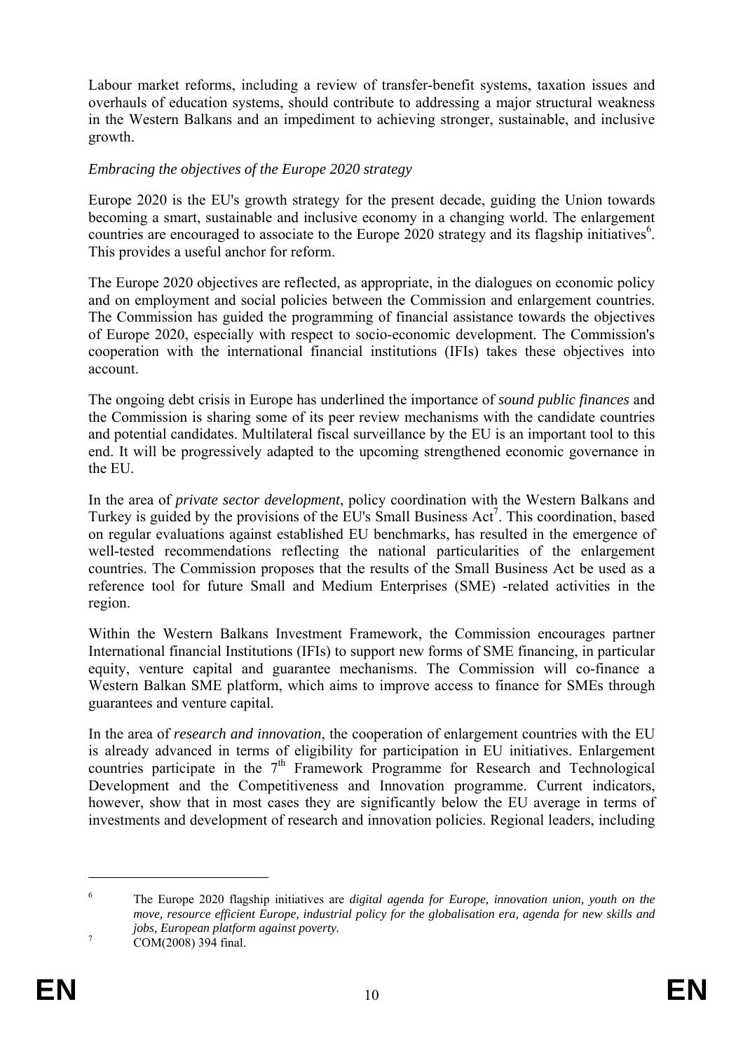Labour market reforms, including a review of transfer-benefit systems, taxation issues and overhauls of education systems, should contribute to addressing a major structural weakness in the Western Balkans and an impediment to achieving stronger, sustainable, and inclusive growth.

*Embracing the objectives of the Europe 2020 strategy*

Europe 2020 is the EU's growth strategy for the present decade, guiding the Union towards becoming a smart, sustainable and inclusive economy in a changing world. The enlargement countries are encouraged to associate to the Europe 2020 strategy and its flagship initiatives[6]. This provides a useful anchor for reform.

The Europe 2020 objectives are reflected, as appropriate, in the dialogues on economic policy and on employment and social policies between the Commission and enlargement countries. The Commission has guided the programming of financial assistance towards the objectives of Europe 2020, especially with respect to socio-economic development. The Commission's cooperation with the international financial institutions (IFIs) takes these objectives into account.

The ongoing debt crisis in Europe has underlined the importance of *sound public finances* and the Commission is sharing some of its peer review mechanisms with the candidate countries and potential candidates. Multilateral fiscal surveillance by the EU is an important tool to this end. It will be progressively adapted to the upcoming strengthened economic governance in the EU.

In the area of *private sector development*, policy coordination with the Western Balkans and Turkey is guided by the provisions of the EU's Small Business Act[7]. This coordination, based on regular evaluations against established EU benchmarks, has resulted in the emergence of well-tested recommendations reflecting the national particularities of the enlargement countries. The Commission proposes that the results of the Small Business Act be used as a reference tool for future Small and Medium Enterprises (SME) -related activities in the region.

Within the Western Balkans Investment Framework, the Commission encourages partner International financial Institutions (IFIs) to support new forms of SME financing, in particular equity, venture capital and guarantee mechanisms. The Commission will co-finance a Western Balkan SME platform, which aims to improve access to finance for SMEs through guarantees and venture capital.

In the area of *research and innovation*, the cooperation of enlargement countries with the EU is already advanced in terms of eligibility for participation in EU initiatives. Enlargement countries participate in the 7th Framework Programme for Research and Technological Development and the Competitiveness and Innovation programme. Current indicators, however, show that in most cases they are significantly below the EU average in terms of investments and development of research and innovation policies. Regional leaders, including

---

[6] The Europe 2020 flagship initiatives are *digital agenda for Europe, innovation union, youth on the move, resource efficient Europe, industrial policy for the globalisation era, agenda for new skills and jobs, European platform against poverty.*

[7] COM(2008) 394 final.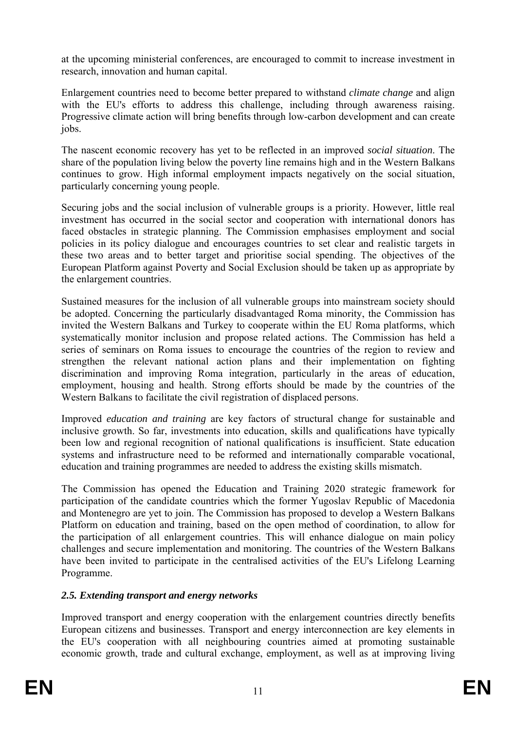at the upcoming ministerial conferences, are encouraged to commit to increase investment in research, innovation and human capital.

Enlargement countries need to become better prepared to withstand *climate change* and align with the EU's efforts to address this challenge, including through awareness raising. Progressive climate action will bring benefits through low-carbon development and can create jobs.

The nascent economic recovery has yet to be reflected in an improved *social situation*. The share of the population living below the poverty line remains high and in the Western Balkans continues to grow. High informal employment impacts negatively on the social situation, particularly concerning young people.

Securing jobs and the social inclusion of vulnerable groups is a priority. However, little real investment has occurred in the social sector and cooperation with international donors has faced obstacles in strategic planning. The Commission emphasises employment and social policies in its policy dialogue and encourages countries to set clear and realistic targets in these two areas and to better target and prioritise social spending. The objectives of the European Platform against Poverty and Social Exclusion should be taken up as appropriate by the enlargement countries.

Sustained measures for the inclusion of all vulnerable groups into mainstream society should be adopted. Concerning the particularly disadvantaged Roma minority, the Commission has invited the Western Balkans and Turkey to cooperate within the EU Roma platforms, which systematically monitor inclusion and propose related actions. The Commission has held a series of seminars on Roma issues to encourage the countries of the region to review and strengthen the relevant national action plans and their implementation on fighting discrimination and improving Roma integration, particularly in the areas of education, employment, housing and health. Strong efforts should be made by the countries of the Western Balkans to facilitate the civil registration of displaced persons.

Improved *education and training* are key factors of structural change for sustainable and inclusive growth. So far, investments into education, skills and qualifications have typically been low and regional recognition of national qualifications is insufficient. State education systems and infrastructure need to be reformed and internationally comparable vocational, education and training programmes are needed to address the existing skills mismatch.

The Commission has opened the Education and Training 2020 strategic framework for participation of the candidate countries which the former Yugoslav Republic of Macedonia and Montenegro are yet to join. The Commission has proposed to develop a Western Balkans Platform on education and training, based on the open method of coordination, to allow for the participation of all enlargement countries. This will enhance dialogue on main policy challenges and secure implementation and monitoring. The countries of the Western Balkans have been invited to participate in the centralised activities of the EU's Lifelong Learning Programme.

### *2.5. Extending transport and energy networks*

Improved transport and energy cooperation with the enlargement countries directly benefits European citizens and businesses. Transport and energy interconnection are key elements in the EU's cooperation with all neighbouring countries aimed at promoting sustainable economic growth, trade and cultural exchange, employment, as well as at improving living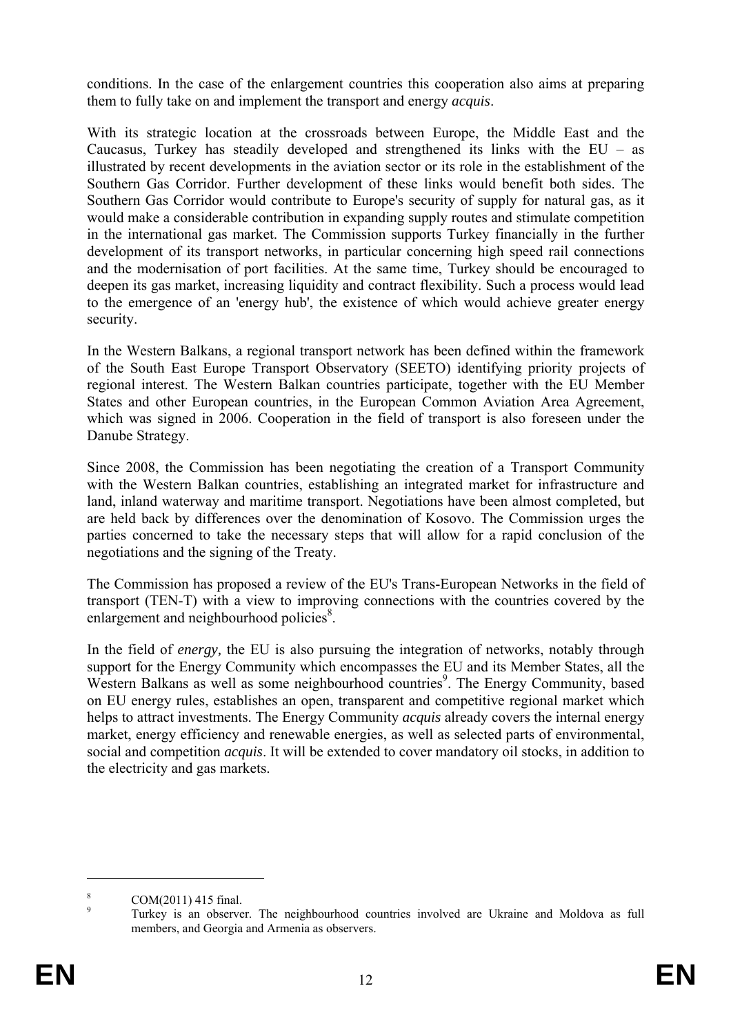conditions. In the case of the enlargement countries this cooperation also aims at preparing them to fully take on and implement the transport and energy *acquis*.

With its strategic location at the crossroads between Europe, the Middle East and the Caucasus, Turkey has steadily developed and strengthened its links with the EU – as illustrated by recent developments in the aviation sector or its role in the establishment of the Southern Gas Corridor. Further development of these links would benefit both sides. The Southern Gas Corridor would contribute to Europe's security of supply for natural gas, as it would make a considerable contribution in expanding supply routes and stimulate competition in the international gas market. The Commission supports Turkey financially in the further development of its transport networks, in particular concerning high speed rail connections and the modernisation of port facilities. At the same time, Turkey should be encouraged to deepen its gas market, increasing liquidity and contract flexibility. Such a process would lead to the emergence of an 'energy hub', the existence of which would achieve greater energy security.

In the Western Balkans, a regional transport network has been defined within the framework of the South East Europe Transport Observatory (SEETO) identifying priority projects of regional interest. The Western Balkan countries participate, together with the EU Member States and other European countries, in the European Common Aviation Area Agreement, which was signed in 2006. Cooperation in the field of transport is also foreseen under the Danube Strategy.

Since 2008, the Commission has been negotiating the creation of a Transport Community with the Western Balkan countries, establishing an integrated market for infrastructure and land, inland waterway and maritime transport. Negotiations have been almost completed, but are held back by differences over the denomination of Kosovo. The Commission urges the parties concerned to take the necessary steps that will allow for a rapid conclusion of the negotiations and the signing of the Treaty.

The Commission has proposed a review of the EU's Trans-European Networks in the field of transport (TEN-T) with a view to improving connections with the countries covered by the enlargement and neighbourhood policies[8].

In the field of *energy,* the EU is also pursuing the integration of networks, notably through support for the Energy Community which encompasses the EU and its Member States, all the Western Balkans as well as some neighbourhood countries[9]. The Energy Community, based on EU energy rules, establishes an open, transparent and competitive regional market which helps to attract investments. The Energy Community *acquis* already covers the internal energy market, energy efficiency and renewable energies, as well as selected parts of environmental, social and competition *acquis*. It will be extended to cover mandatory oil stocks, in addition to the electricity and gas markets.

---

[8] COM(2011) 415 final.

[9] Turkey is an observer. The neighbourhood countries involved are Ukraine and Moldova as full members, and Georgia and Armenia as observers.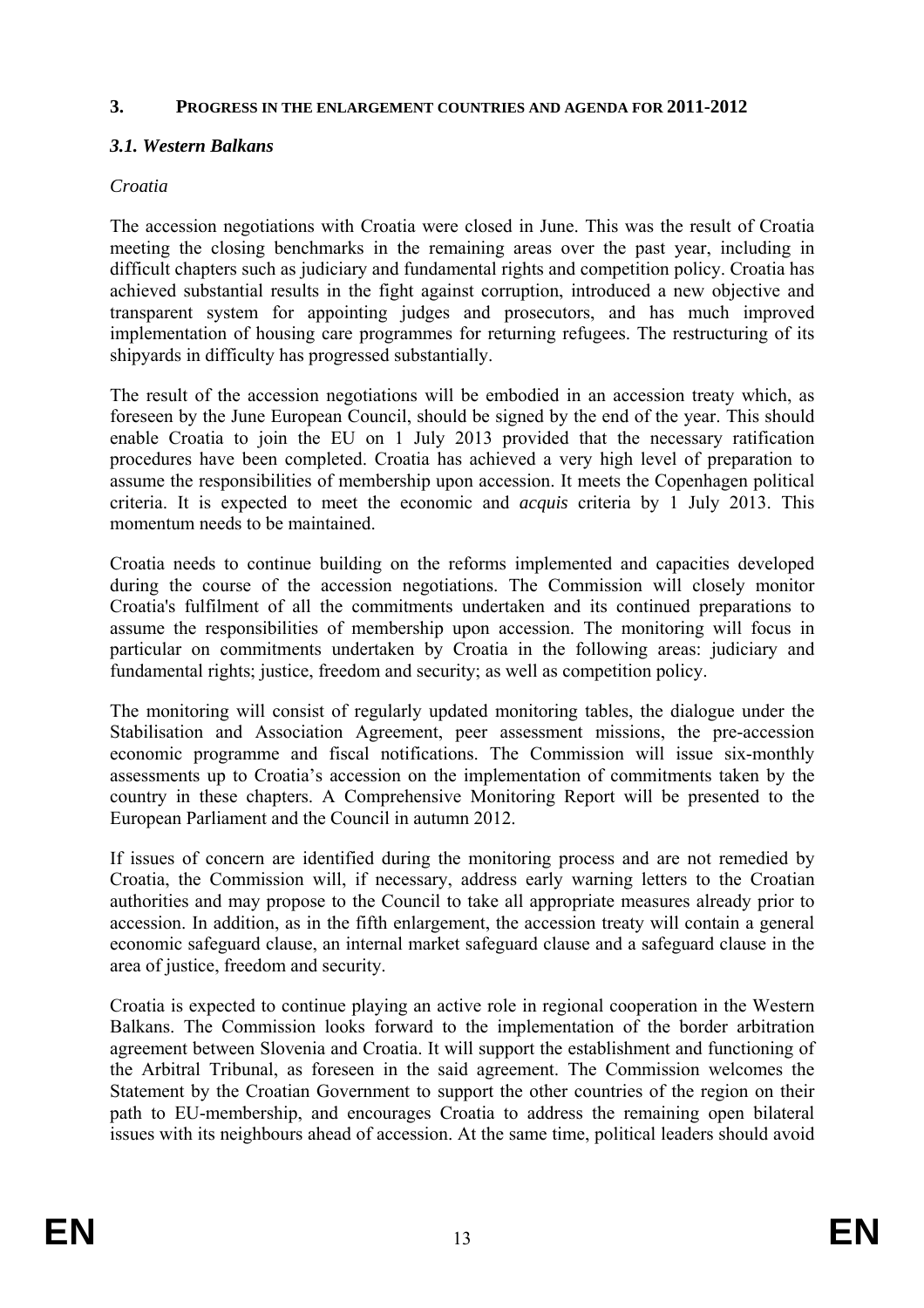## 3. PROGRESS IN THE ENLARGEMENT COUNTRIES AND AGENDA FOR 2011-2012

### *3.1. Western Balkans*

*Croatia*

The accession negotiations with Croatia were closed in June. This was the result of Croatia meeting the closing benchmarks in the remaining areas over the past year, including in difficult chapters such as judiciary and fundamental rights and competition policy. Croatia has achieved substantial results in the fight against corruption, introduced a new objective and transparent system for appointing judges and prosecutors, and has much improved implementation of housing care programmes for returning refugees. The restructuring of its shipyards in difficulty has progressed substantially.

The result of the accession negotiations will be embodied in an accession treaty which, as foreseen by the June European Council, should be signed by the end of the year. This should enable Croatia to join the EU on 1 July 2013 provided that the necessary ratification procedures have been completed. Croatia has achieved a very high level of preparation to assume the responsibilities of membership upon accession. It meets the Copenhagen political criteria. It is expected to meet the economic and *acquis* criteria by 1 July 2013. This momentum needs to be maintained.

Croatia needs to continue building on the reforms implemented and capacities developed during the course of the accession negotiations. The Commission will closely monitor Croatia's fulfilment of all the commitments undertaken and its continued preparations to assume the responsibilities of membership upon accession. The monitoring will focus in particular on commitments undertaken by Croatia in the following areas: judiciary and fundamental rights; justice, freedom and security; as well as competition policy.

The monitoring will consist of regularly updated monitoring tables, the dialogue under the Stabilisation and Association Agreement, peer assessment missions, the pre-accession economic programme and fiscal notifications. The Commission will issue six-monthly assessments up to Croatia's accession on the implementation of commitments taken by the country in these chapters. A Comprehensive Monitoring Report will be presented to the European Parliament and the Council in autumn 2012.

If issues of concern are identified during the monitoring process and are not remedied by Croatia, the Commission will, if necessary, address early warning letters to the Croatian authorities and may propose to the Council to take all appropriate measures already prior to accession. In addition, as in the fifth enlargement, the accession treaty will contain a general economic safeguard clause, an internal market safeguard clause and a safeguard clause in the area of justice, freedom and security.

Croatia is expected to continue playing an active role in regional cooperation in the Western Balkans. The Commission looks forward to the implementation of the border arbitration agreement between Slovenia and Croatia. It will support the establishment and functioning of the Arbitral Tribunal, as foreseen in the said agreement. The Commission welcomes the Statement by the Croatian Government to support the other countries of the region on their path to EU-membership, and encourages Croatia to address the remaining open bilateral issues with its neighbours ahead of accession. At the same time, political leaders should avoid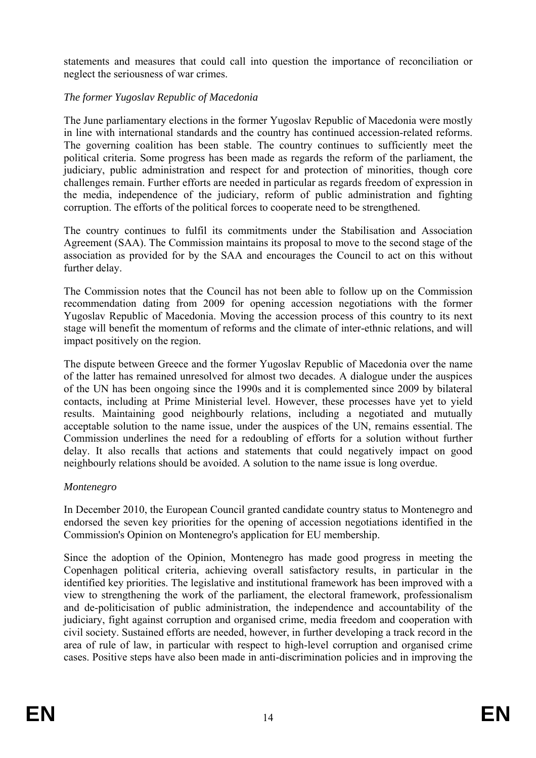statements and measures that could call into question the importance of reconciliation or neglect the seriousness of war crimes.

*The former Yugoslav Republic of Macedonia*

The June parliamentary elections in the former Yugoslav Republic of Macedonia were mostly in line with international standards and the country has continued accession-related reforms. The governing coalition has been stable. The country continues to sufficiently meet the political criteria. Some progress has been made as regards the reform of the parliament, the judiciary, public administration and respect for and protection of minorities, though core challenges remain. Further efforts are needed in particular as regards freedom of expression in the media, independence of the judiciary, reform of public administration and fighting corruption. The efforts of the political forces to cooperate need to be strengthened.

The country continues to fulfil its commitments under the Stabilisation and Association Agreement (SAA). The Commission maintains its proposal to move to the second stage of the association as provided for by the SAA and encourages the Council to act on this without further delay.

The Commission notes that the Council has not been able to follow up on the Commission recommendation dating from 2009 for opening accession negotiations with the former Yugoslav Republic of Macedonia. Moving the accession process of this country to its next stage will benefit the momentum of reforms and the climate of inter-ethnic relations, and will impact positively on the region.

The dispute between Greece and the former Yugoslav Republic of Macedonia over the name of the latter has remained unresolved for almost two decades. A dialogue under the auspices of the UN has been ongoing since the 1990s and it is complemented since 2009 by bilateral contacts, including at Prime Ministerial level. However, these processes have yet to yield results. Maintaining good neighbourly relations, including a negotiated and mutually acceptable solution to the name issue, under the auspices of the UN, remains essential. The Commission underlines the need for a redoubling of efforts for a solution without further delay. It also recalls that actions and statements that could negatively impact on good neighbourly relations should be avoided. A solution to the name issue is long overdue.

*Montenegro*

In December 2010, the European Council granted candidate country status to Montenegro and endorsed the seven key priorities for the opening of accession negotiations identified in the Commission's Opinion on Montenegro's application for EU membership.

Since the adoption of the Opinion, Montenegro has made good progress in meeting the Copenhagen political criteria, achieving overall satisfactory results, in particular in the identified key priorities. The legislative and institutional framework has been improved with a view to strengthening the work of the parliament, the electoral framework, professionalism and de-politicisation of public administration, the independence and accountability of the judiciary, fight against corruption and organised crime, media freedom and cooperation with civil society. Sustained efforts are needed, however, in further developing a track record in the area of rule of law, in particular with respect to high-level corruption and organised crime cases. Positive steps have also been made in anti-discrimination policies and in improving the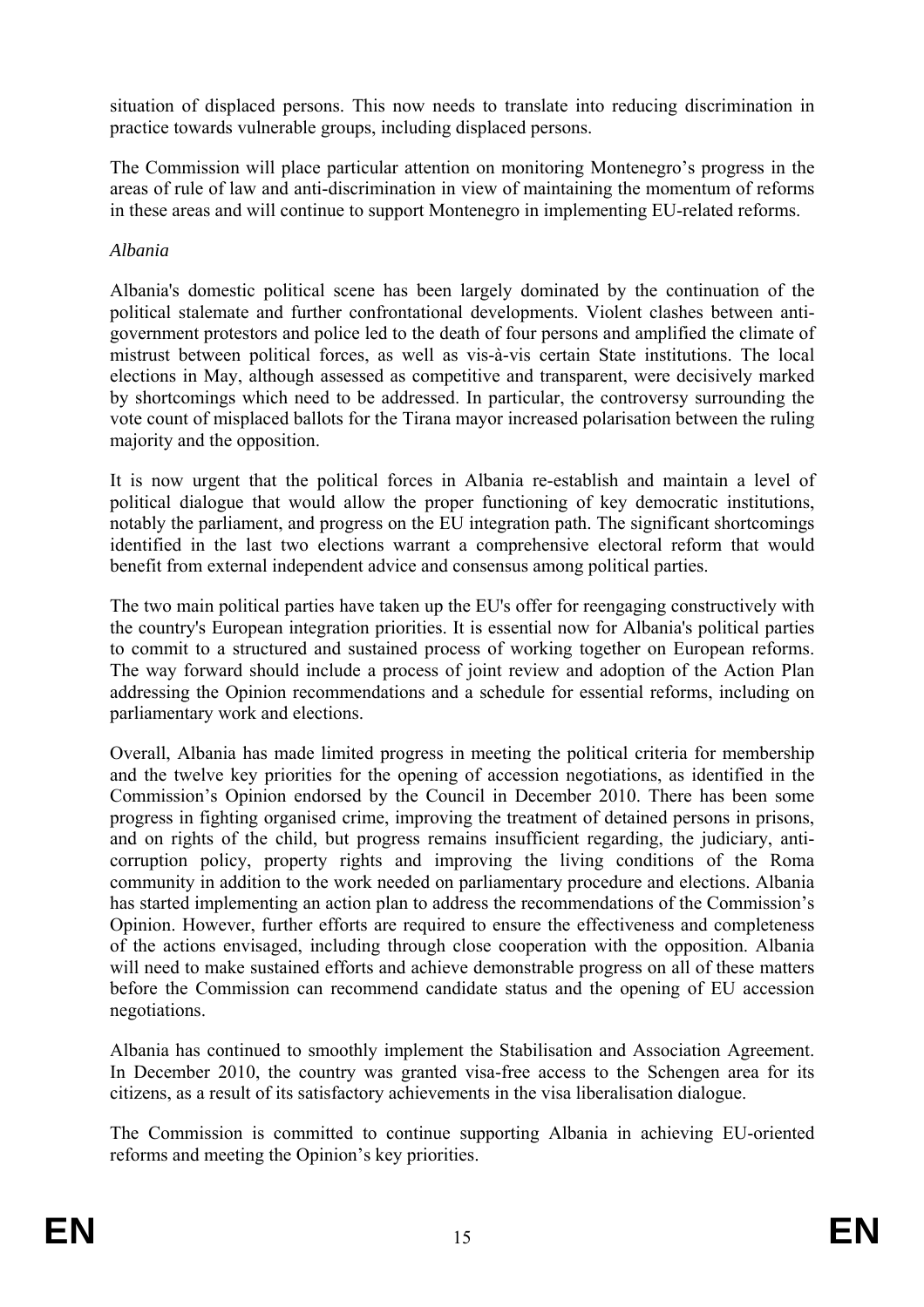situation of displaced persons. This now needs to translate into reducing discrimination in practice towards vulnerable groups, including displaced persons.

The Commission will place particular attention on monitoring Montenegro's progress in the areas of rule of law and anti-discrimination in view of maintaining the momentum of reforms in these areas and will continue to support Montenegro in implementing EU-related reforms.

*Albania*

Albania's domestic political scene has been largely dominated by the continuation of the political stalemate and further confrontational developments. Violent clashes between anti-government protestors and police led to the death of four persons and amplified the climate of mistrust between political forces, as well as vis-à-vis certain State institutions. The local elections in May, although assessed as competitive and transparent, were decisively marked by shortcomings which need to be addressed. In particular, the controversy surrounding the vote count of misplaced ballots for the Tirana mayor increased polarisation between the ruling majority and the opposition.

It is now urgent that the political forces in Albania re-establish and maintain a level of political dialogue that would allow the proper functioning of key democratic institutions, notably the parliament, and progress on the EU integration path. The significant shortcomings identified in the last two elections warrant a comprehensive electoral reform that would benefit from external independent advice and consensus among political parties.

The two main political parties have taken up the EU's offer for reengaging constructively with the country's European integration priorities. It is essential now for Albania's political parties to commit to a structured and sustained process of working together on European reforms. The way forward should include a process of joint review and adoption of the Action Plan addressing the Opinion recommendations and a schedule for essential reforms, including on parliamentary work and elections.

Overall, Albania has made limited progress in meeting the political criteria for membership and the twelve key priorities for the opening of accession negotiations, as identified in the Commission's Opinion endorsed by the Council in December 2010. There has been some progress in fighting organised crime, improving the treatment of detained persons in prisons, and on rights of the child, but progress remains insufficient regarding, the judiciary, anti-corruption policy, property rights and improving the living conditions of the Roma community in addition to the work needed on parliamentary procedure and elections. Albania has started implementing an action plan to address the recommendations of the Commission's Opinion. However, further efforts are required to ensure the effectiveness and completeness of the actions envisaged, including through close cooperation with the opposition. Albania will need to make sustained efforts and achieve demonstrable progress on all of these matters before the Commission can recommend candidate status and the opening of EU accession negotiations.

Albania has continued to smoothly implement the Stabilisation and Association Agreement. In December 2010, the country was granted visa-free access to the Schengen area for its citizens, as a result of its satisfactory achievements in the visa liberalisation dialogue.

The Commission is committed to continue supporting Albania in achieving EU-oriented reforms and meeting the Opinion's key priorities.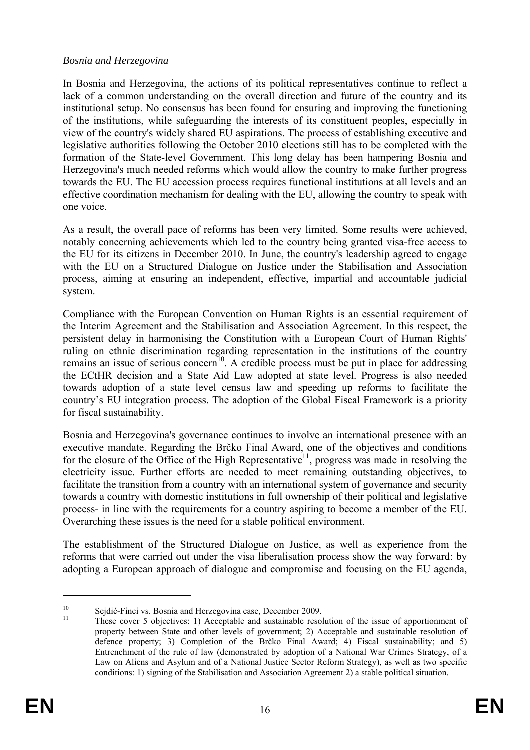*Bosnia and Herzegovina*

In Bosnia and Herzegovina, the actions of its political representatives continue to reflect a lack of a common understanding on the overall direction and future of the country and its institutional setup. No consensus has been found for ensuring and improving the functioning of the institutions, while safeguarding the interests of its constituent peoples, especially in view of the country's widely shared EU aspirations. The process of establishing executive and legislative authorities following the October 2010 elections still has to be completed with the formation of the State-level Government. This long delay has been hampering Bosnia and Herzegovina's much needed reforms which would allow the country to make further progress towards the EU. The EU accession process requires functional institutions at all levels and an effective coordination mechanism for dealing with the EU, allowing the country to speak with one voice.

As a result, the overall pace of reforms has been very limited. Some results were achieved, notably concerning achievements which led to the country being granted visa-free access to the EU for its citizens in December 2010. In June, the country's leadership agreed to engage with the EU on a Structured Dialogue on Justice under the Stabilisation and Association process, aiming at ensuring an independent, effective, impartial and accountable judicial system.

Compliance with the European Convention on Human Rights is an essential requirement of the Interim Agreement and the Stabilisation and Association Agreement. In this respect, the persistent delay in harmonising the Constitution with a European Court of Human Rights' ruling on ethnic discrimination regarding representation in the institutions of the country remains an issue of serious concern[10]. A credible process must be put in place for addressing the ECtHR decision and a State Aid Law adopted at state level. Progress is also needed towards adoption of a state level census law and speeding up reforms to facilitate the country's EU integration process. The adoption of the Global Fiscal Framework is a priority for fiscal sustainability.

Bosnia and Herzegovina's governance continues to involve an international presence with an executive mandate. Regarding the Brčko Final Award, one of the objectives and conditions for the closure of the Office of the High Representative[11], progress was made in resolving the electricity issue. Further efforts are needed to meet remaining outstanding objectives, to facilitate the transition from a country with an international system of governance and security towards a country with domestic institutions in full ownership of their political and legislative process- in line with the requirements for a country aspiring to become a member of the EU. Overarching these issues is the need for a stable political environment.

The establishment of the Structured Dialogue on Justice, as well as experience from the reforms that were carried out under the visa liberalisation process show the way forward: by adopting a European approach of dialogue and compromise and focusing on the EU agenda,

---

[10] Sejdić-Finci vs. Bosnia and Herzegovina case, December 2009.

[11] These cover 5 objectives: 1) Acceptable and sustainable resolution of the issue of apportionment of property between State and other levels of government; 2) Acceptable and sustainable resolution of defence property; 3) Completion of the Brčko Final Award; 4) Fiscal sustainability; and 5) Entrenchment of the rule of law (demonstrated by adoption of a National War Crimes Strategy, of a Law on Aliens and Asylum and of a National Justice Sector Reform Strategy), as well as two specific conditions: 1) signing of the Stabilisation and Association Agreement 2) a stable political situation.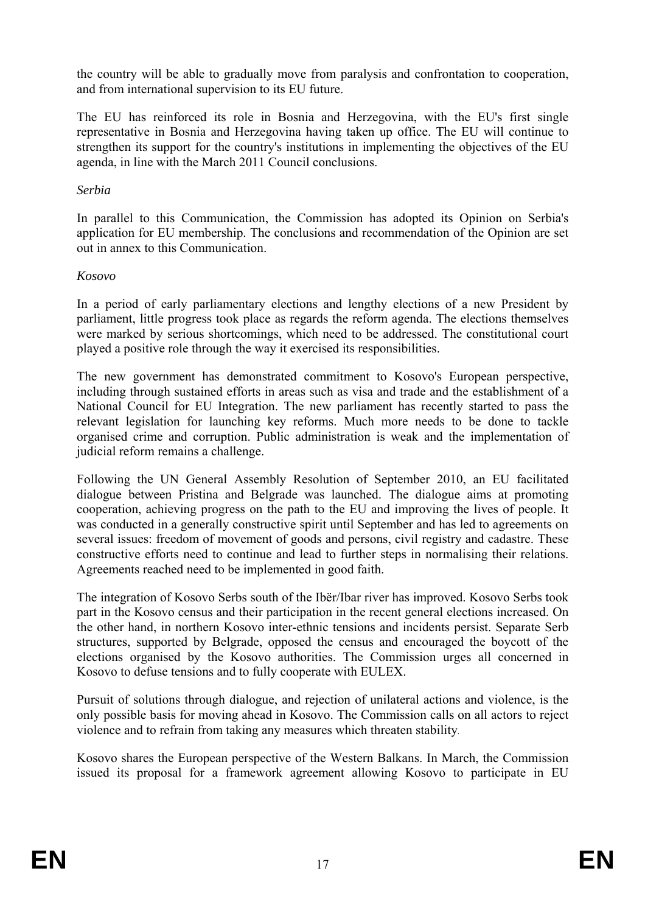the country will be able to gradually move from paralysis and confrontation to cooperation, and from international supervision to its EU future.

The EU has reinforced its role in Bosnia and Herzegovina, with the EU's first single representative in Bosnia and Herzegovina having taken up office. The EU will continue to strengthen its support for the country's institutions in implementing the objectives of the EU agenda, in line with the March 2011 Council conclusions.

*Serbia*

In parallel to this Communication, the Commission has adopted its Opinion on Serbia's application for EU membership. The conclusions and recommendation of the Opinion are set out in annex to this Communication.

*Kosovo*

In a period of early parliamentary elections and lengthy elections of a new President by parliament, little progress took place as regards the reform agenda. The elections themselves were marked by serious shortcomings, which need to be addressed. The constitutional court played a positive role through the way it exercised its responsibilities.

The new government has demonstrated commitment to Kosovo's European perspective, including through sustained efforts in areas such as visa and trade and the establishment of a National Council for EU Integration. The new parliament has recently started to pass the relevant legislation for launching key reforms. Much more needs to be done to tackle organised crime and corruption. Public administration is weak and the implementation of judicial reform remains a challenge.

Following the UN General Assembly Resolution of September 2010, an EU facilitated dialogue between Pristina and Belgrade was launched. The dialogue aims at promoting cooperation, achieving progress on the path to the EU and improving the lives of people. It was conducted in a generally constructive spirit until September and has led to agreements on several issues: freedom of movement of goods and persons, civil registry and cadastre. These constructive efforts need to continue and lead to further steps in normalising their relations. Agreements reached need to be implemented in good faith.

The integration of Kosovo Serbs south of the Ibër/Ibar river has improved. Kosovo Serbs took part in the Kosovo census and their participation in the recent general elections increased. On the other hand, in northern Kosovo inter-ethnic tensions and incidents persist. Separate Serb structures, supported by Belgrade, opposed the census and encouraged the boycott of the elections organised by the Kosovo authorities. The Commission urges all concerned in Kosovo to defuse tensions and to fully cooperate with EULEX.

Pursuit of solutions through dialogue, and rejection of unilateral actions and violence, is the only possible basis for moving ahead in Kosovo. The Commission calls on all actors to reject violence and to refrain from taking any measures which threaten stability.

Kosovo shares the European perspective of the Western Balkans. In March, the Commission issued its proposal for a framework agreement allowing Kosovo to participate in EU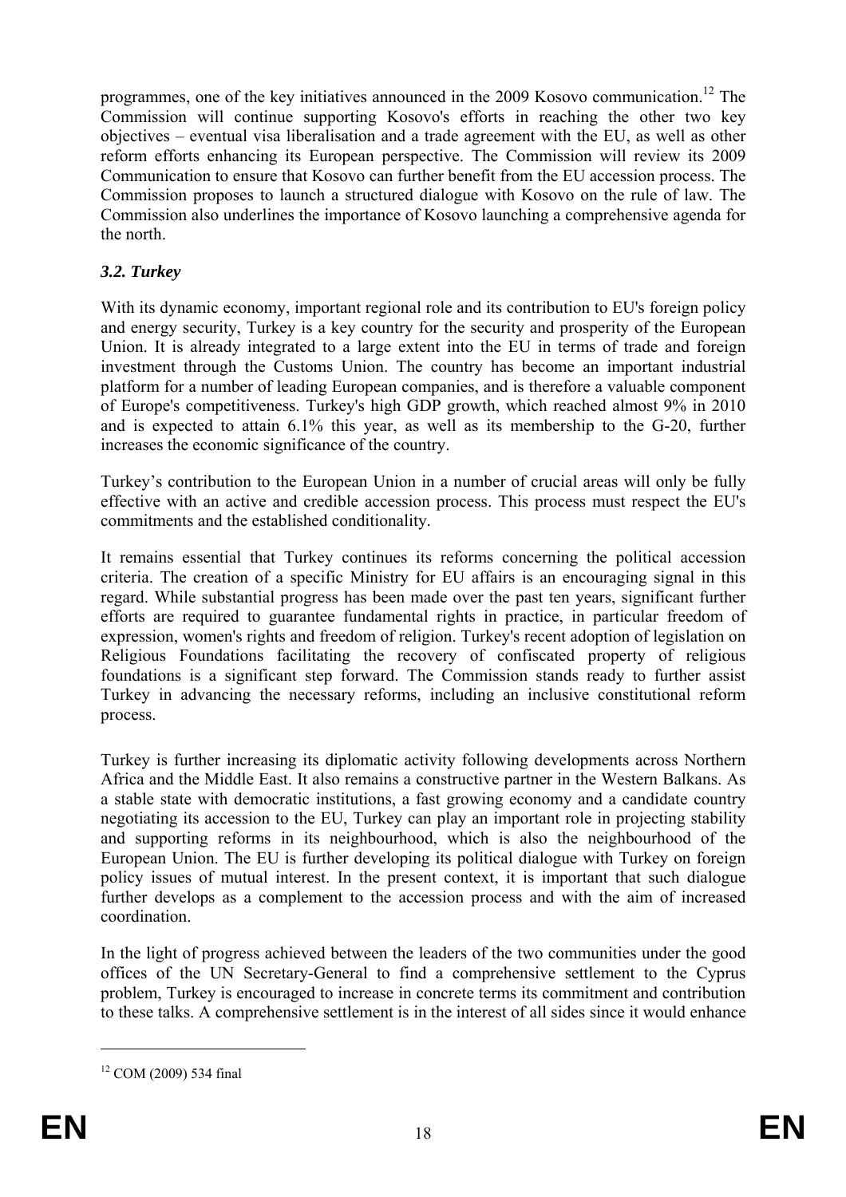programmes, one of the key initiatives announced in the 2009 Kosovo communication.[12] The Commission will continue supporting Kosovo's efforts in reaching the other two key objectives – eventual visa liberalisation and a trade agreement with the EU, as well as other reform efforts enhancing its European perspective. The Commission will review its 2009 Communication to ensure that Kosovo can further benefit from the EU accession process. The Commission proposes to launch a structured dialogue with Kosovo on the rule of law. The Commission also underlines the importance of Kosovo launching a comprehensive agenda for the north.

### *3.2. Turkey*

With its dynamic economy, important regional role and its contribution to EU's foreign policy and energy security, Turkey is a key country for the security and prosperity of the European Union. It is already integrated to a large extent into the EU in terms of trade and foreign investment through the Customs Union. The country has become an important industrial platform for a number of leading European companies, and is therefore a valuable component of Europe's competitiveness. Turkey's high GDP growth, which reached almost 9% in 2010 and is expected to attain 6.1% this year, as well as its membership to the G-20, further increases the economic significance of the country.

Turkey's contribution to the European Union in a number of crucial areas will only be fully effective with an active and credible accession process. This process must respect the EU's commitments and the established conditionality.

It remains essential that Turkey continues its reforms concerning the political accession criteria. The creation of a specific Ministry for EU affairs is an encouraging signal in this regard. While substantial progress has been made over the past ten years, significant further efforts are required to guarantee fundamental rights in practice, in particular freedom of expression, women's rights and freedom of religion. Turkey's recent adoption of legislation on Religious Foundations facilitating the recovery of confiscated property of religious foundations is a significant step forward. The Commission stands ready to further assist Turkey in advancing the necessary reforms, including an inclusive constitutional reform process.

Turkey is further increasing its diplomatic activity following developments across Northern Africa and the Middle East. It also remains a constructive partner in the Western Balkans. As a stable state with democratic institutions, a fast growing economy and a candidate country negotiating its accession to the EU, Turkey can play an important role in projecting stability and supporting reforms in its neighbourhood, which is also the neighbourhood of the European Union. The EU is further developing its political dialogue with Turkey on foreign policy issues of mutual interest. In the present context, it is important that such dialogue further develops as a complement to the accession process and with the aim of increased coordination.

In the light of progress achieved between the leaders of the two communities under the good offices of the UN Secretary-General to find a comprehensive settlement to the Cyprus problem, Turkey is encouraged to increase in concrete terms its commitment and contribution to these talks. A comprehensive settlement is in the interest of all sides since it would enhance

---

[12] COM (2009) 534 final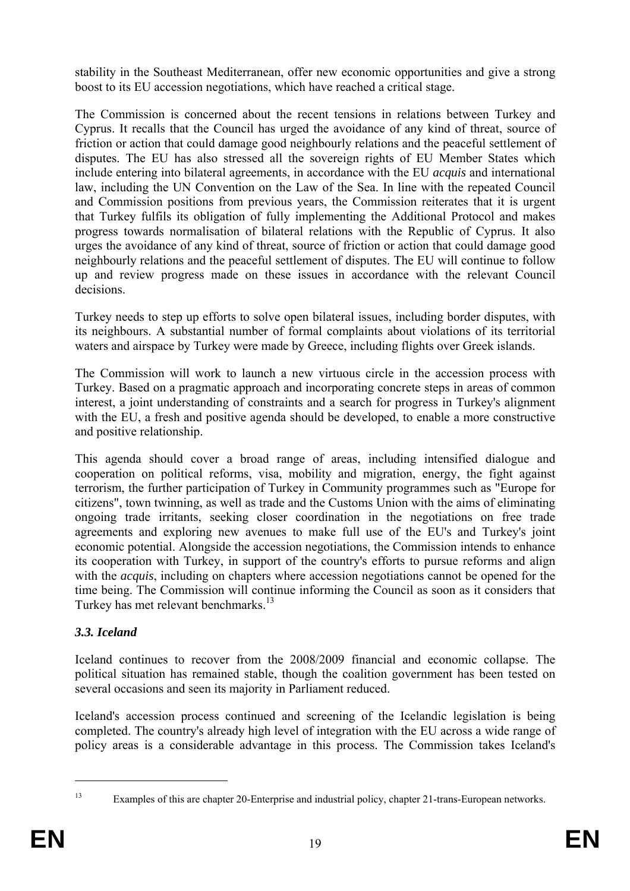stability in the Southeast Mediterranean, offer new economic opportunities and give a strong boost to its EU accession negotiations, which have reached a critical stage.

The Commission is concerned about the recent tensions in relations between Turkey and Cyprus. It recalls that the Council has urged the avoidance of any kind of threat, source of friction or action that could damage good neighbourly relations and the peaceful settlement of disputes. The EU has also stressed all the sovereign rights of EU Member States which include entering into bilateral agreements, in accordance with the EU *acquis* and international law, including the UN Convention on the Law of the Sea. In line with the repeated Council and Commission positions from previous years, the Commission reiterates that it is urgent that Turkey fulfils its obligation of fully implementing the Additional Protocol and makes progress towards normalisation of bilateral relations with the Republic of Cyprus. It also urges the avoidance of any kind of threat, source of friction or action that could damage good neighbourly relations and the peaceful settlement of disputes. The EU will continue to follow up and review progress made on these issues in accordance with the relevant Council decisions.

Turkey needs to step up efforts to solve open bilateral issues, including border disputes, with its neighbours. A substantial number of formal complaints about violations of its territorial waters and airspace by Turkey were made by Greece, including flights over Greek islands.

The Commission will work to launch a new virtuous circle in the accession process with Turkey. Based on a pragmatic approach and incorporating concrete steps in areas of common interest, a joint understanding of constraints and a search for progress in Turkey's alignment with the EU, a fresh and positive agenda should be developed, to enable a more constructive and positive relationship.

This agenda should cover a broad range of areas, including intensified dialogue and cooperation on political reforms, visa, mobility and migration, energy, the fight against terrorism, the further participation of Turkey in Community programmes such as "Europe for citizens", town twinning, as well as trade and the Customs Union with the aims of eliminating ongoing trade irritants, seeking closer coordination in the negotiations on free trade agreements and exploring new avenues to make full use of the EU's and Turkey's joint economic potential. Alongside the accession negotiations, the Commission intends to enhance its cooperation with Turkey, in support of the country's efforts to pursue reforms and align with the *acquis*, including on chapters where accession negotiations cannot be opened for the time being. The Commission will continue informing the Council as soon as it considers that Turkey has met relevant benchmarks.[13]

### *3.3. Iceland*

Iceland continues to recover from the 2008/2009 financial and economic collapse. The political situation has remained stable, though the coalition government has been tested on several occasions and seen its majority in Parliament reduced.

Iceland's accession process continued and screening of the Icelandic legislation is being completed. The country's already high level of integration with the EU across a wide range of policy areas is a considerable advantage in this process. The Commission takes Iceland's

---

[13] Examples of this are chapter 20-Enterprise and industrial policy, chapter 21-trans-European networks.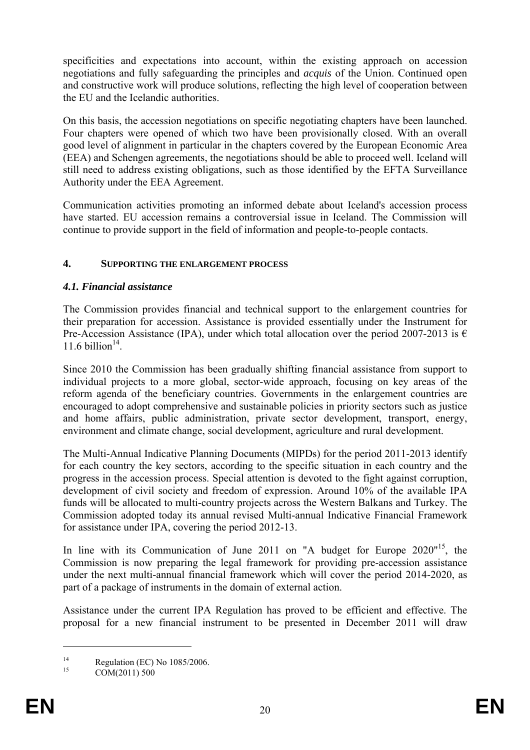specificities and expectations into account, within the existing approach on accession negotiations and fully safeguarding the principles and *acquis* of the Union. Continued open and constructive work will produce solutions, reflecting the high level of cooperation between the EU and the Icelandic authorities.

On this basis, the accession negotiations on specific negotiating chapters have been launched. Four chapters were opened of which two have been provisionally closed. With an overall good level of alignment in particular in the chapters covered by the European Economic Area (EEA) and Schengen agreements, the negotiations should be able to proceed well. Iceland will still need to address existing obligations, such as those identified by the EFTA Surveillance Authority under the EEA Agreement.

Communication activities promoting an informed debate about Iceland's accession process have started. EU accession remains a controversial issue in Iceland. The Commission will continue to provide support in the field of information and people-to-people contacts.

## 4. SUPPORTING THE ENLARGEMENT PROCESS

### *4.1. Financial assistance*

The Commission provides financial and technical support to the enlargement countries for their preparation for accession. Assistance is provided essentially under the Instrument for Pre-Accession Assistance (IPA), under which total allocation over the period 2007-2013 is € 11.6 billion[14].

Since 2010 the Commission has been gradually shifting financial assistance from support to individual projects to a more global, sector-wide approach, focusing on key areas of the reform agenda of the beneficiary countries. Governments in the enlargement countries are encouraged to adopt comprehensive and sustainable policies in priority sectors such as justice and home affairs, public administration, private sector development, transport, energy, environment and climate change, social development, agriculture and rural development.

The Multi-Annual Indicative Planning Documents (MIPDs) for the period 2011-2013 identify for each country the key sectors, according to the specific situation in each country and the progress in the accession process. Special attention is devoted to the fight against corruption, development of civil society and freedom of expression. Around 10% of the available IPA funds will be allocated to multi-country projects across the Western Balkans and Turkey. The Commission adopted today its annual revised Multi-annual Indicative Financial Framework for assistance under IPA, covering the period 2012-13.

In line with its Communication of June 2011 on "A budget for Europe 2020"[15], the Commission is now preparing the legal framework for providing pre-accession assistance under the next multi-annual financial framework which will cover the period 2014-2020, as part of a package of instruments in the domain of external action.

Assistance under the current IPA Regulation has proved to be efficient and effective. The proposal for a new financial instrument to be presented in December 2011 will draw

---

[14] Regulation (EC) No 1085/2006.

[15] COM(2011) 500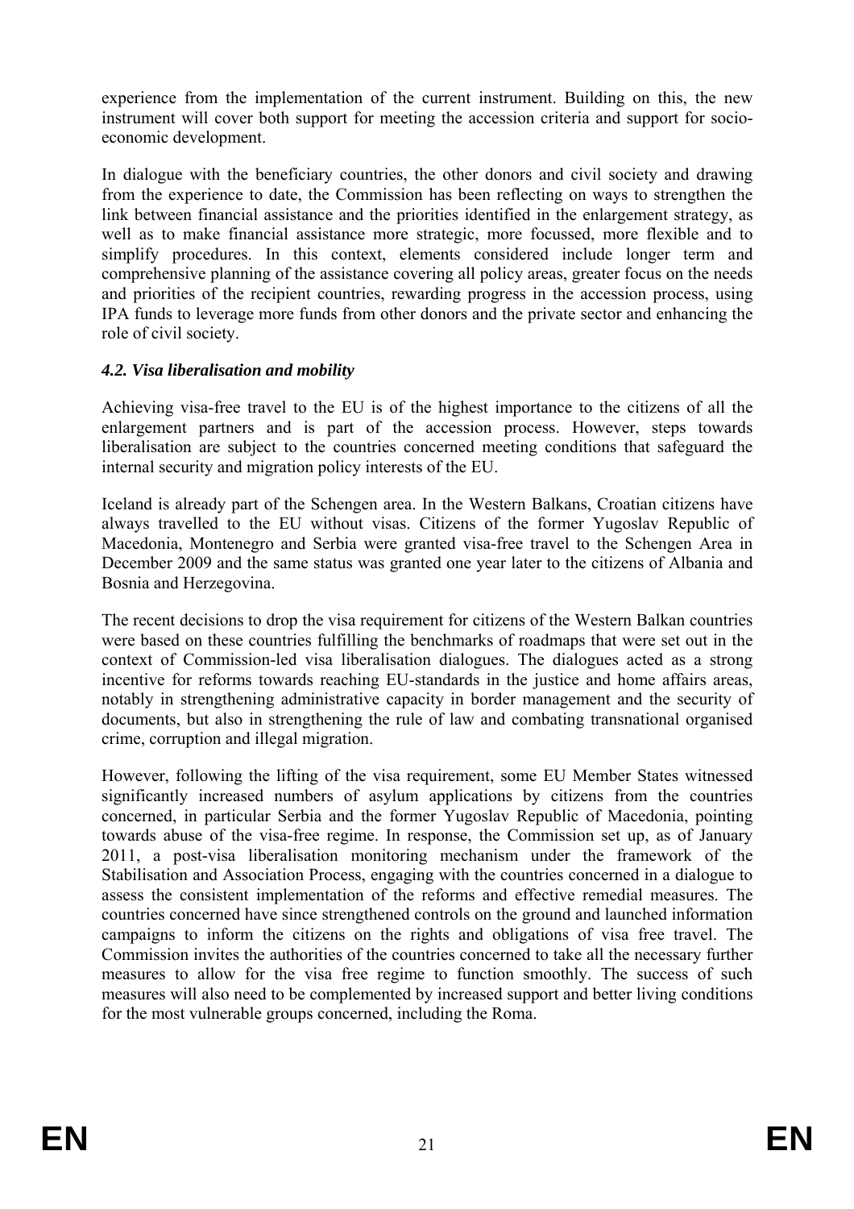experience from the implementation of the current instrument. Building on this, the new instrument will cover both support for meeting the accession criteria and support for socio-economic development.

In dialogue with the beneficiary countries, the other donors and civil society and drawing from the experience to date, the Commission has been reflecting on ways to strengthen the link between financial assistance and the priorities identified in the enlargement strategy, as well as to make financial assistance more strategic, more focussed, more flexible and to simplify procedures. In this context, elements considered include longer term and comprehensive planning of the assistance covering all policy areas, greater focus on the needs and priorities of the recipient countries, rewarding progress in the accession process, using IPA funds to leverage more funds from other donors and the private sector and enhancing the role of civil society.

### *4.2. Visa liberalisation and mobility*

Achieving visa-free travel to the EU is of the highest importance to the citizens of all the enlargement partners and is part of the accession process. However, steps towards liberalisation are subject to the countries concerned meeting conditions that safeguard the internal security and migration policy interests of the EU.

Iceland is already part of the Schengen area. In the Western Balkans, Croatian citizens have always travelled to the EU without visas. Citizens of the former Yugoslav Republic of Macedonia, Montenegro and Serbia were granted visa-free travel to the Schengen Area in December 2009 and the same status was granted one year later to the citizens of Albania and Bosnia and Herzegovina.

The recent decisions to drop the visa requirement for citizens of the Western Balkan countries were based on these countries fulfilling the benchmarks of roadmaps that were set out in the context of Commission-led visa liberalisation dialogues. The dialogues acted as a strong incentive for reforms towards reaching EU-standards in the justice and home affairs areas, notably in strengthening administrative capacity in border management and the security of documents, but also in strengthening the rule of law and combating transnational organised crime, corruption and illegal migration.

However, following the lifting of the visa requirement, some EU Member States witnessed significantly increased numbers of asylum applications by citizens from the countries concerned, in particular Serbia and the former Yugoslav Republic of Macedonia, pointing towards abuse of the visa-free regime. In response, the Commission set up, as of January 2011, a post-visa liberalisation monitoring mechanism under the framework of the Stabilisation and Association Process, engaging with the countries concerned in a dialogue to assess the consistent implementation of the reforms and effective remedial measures. The countries concerned have since strengthened controls on the ground and launched information campaigns to inform the citizens on the rights and obligations of visa free travel. The Commission invites the authorities of the countries concerned to take all the necessary further measures to allow for the visa free regime to function smoothly. The success of such measures will also need to be complemented by increased support and better living conditions for the most vulnerable groups concerned, including the Roma.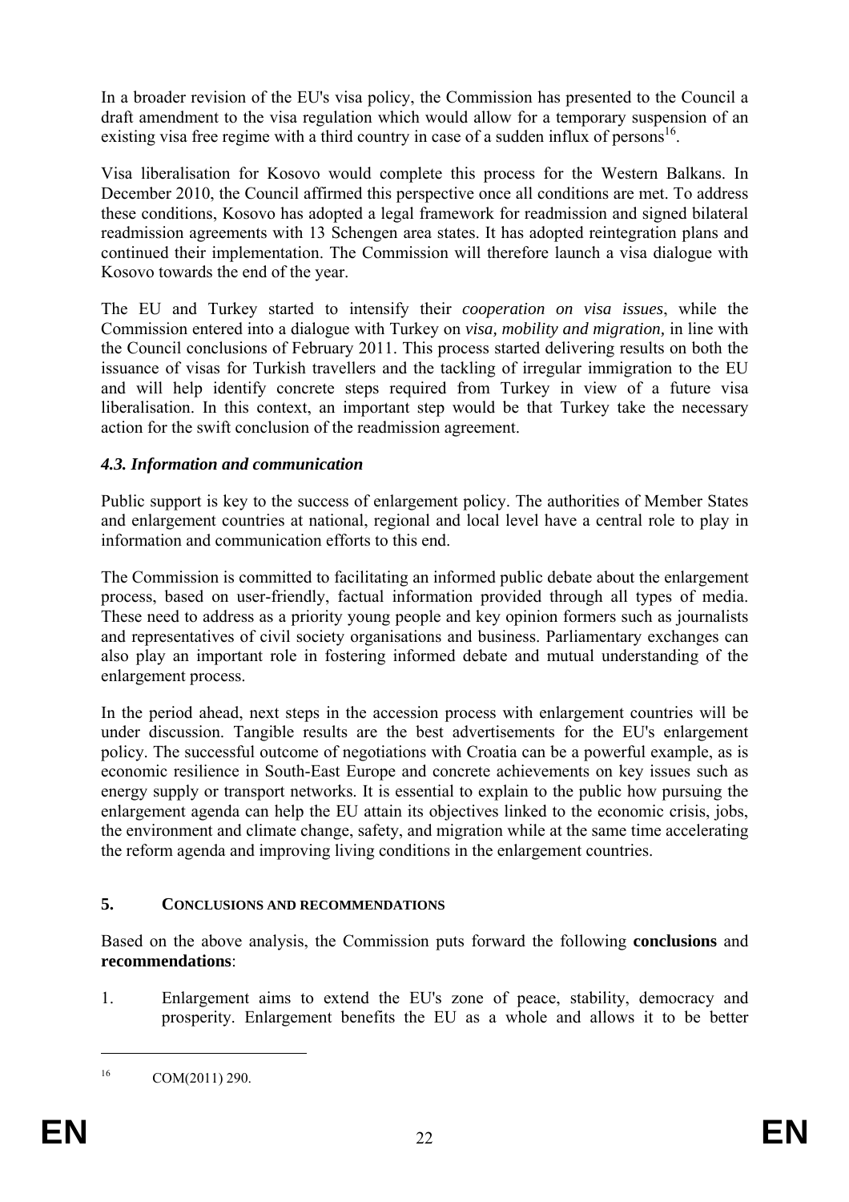In a broader revision of the EU's visa policy, the Commission has presented to the Council a draft amendment to the visa regulation which would allow for a temporary suspension of an existing visa free regime with a third country in case of a sudden influx of persons[16].

Visa liberalisation for Kosovo would complete this process for the Western Balkans. In December 2010, the Council affirmed this perspective once all conditions are met. To address these conditions, Kosovo has adopted a legal framework for readmission and signed bilateral readmission agreements with 13 Schengen area states. It has adopted reintegration plans and continued their implementation. The Commission will therefore launch a visa dialogue with Kosovo towards the end of the year.

The EU and Turkey started to intensify their *cooperation on visa issues*, while the Commission entered into a dialogue with Turkey on *visa, mobility and migration,* in line with the Council conclusions of February 2011. This process started delivering results on both the issuance of visas for Turkish travellers and the tackling of irregular immigration to the EU and will help identify concrete steps required from Turkey in view of a future visa liberalisation. In this context, an important step would be that Turkey take the necessary action for the swift conclusion of the readmission agreement.

### *4.3. Information and communication*

Public support is key to the success of enlargement policy. The authorities of Member States and enlargement countries at national, regional and local level have a central role to play in information and communication efforts to this end.

The Commission is committed to facilitating an informed public debate about the enlargement process, based on user-friendly, factual information provided through all types of media. These need to address as a priority young people and key opinion formers such as journalists and representatives of civil society organisations and business. Parliamentary exchanges can also play an important role in fostering informed debate and mutual understanding of the enlargement process.

In the period ahead, next steps in the accession process with enlargement countries will be under discussion. Tangible results are the best advertisements for the EU's enlargement policy. The successful outcome of negotiations with Croatia can be a powerful example, as is economic resilience in South-East Europe and concrete achievements on key issues such as energy supply or transport networks. It is essential to explain to the public how pursuing the enlargement agenda can help the EU attain its objectives linked to the economic crisis, jobs, the environment and climate change, safety, and migration while at the same time accelerating the reform agenda and improving living conditions in the enlargement countries.

## 5. CONCLUSIONS AND RECOMMENDATIONS

Based on the above analysis, the Commission puts forward the following **conclusions** and **recommendations**:

1. Enlargement aims to extend the EU's zone of peace, stability, democracy and prosperity. Enlargement benefits the EU as a whole and allows it to be better

---

[16] COM(2011) 290.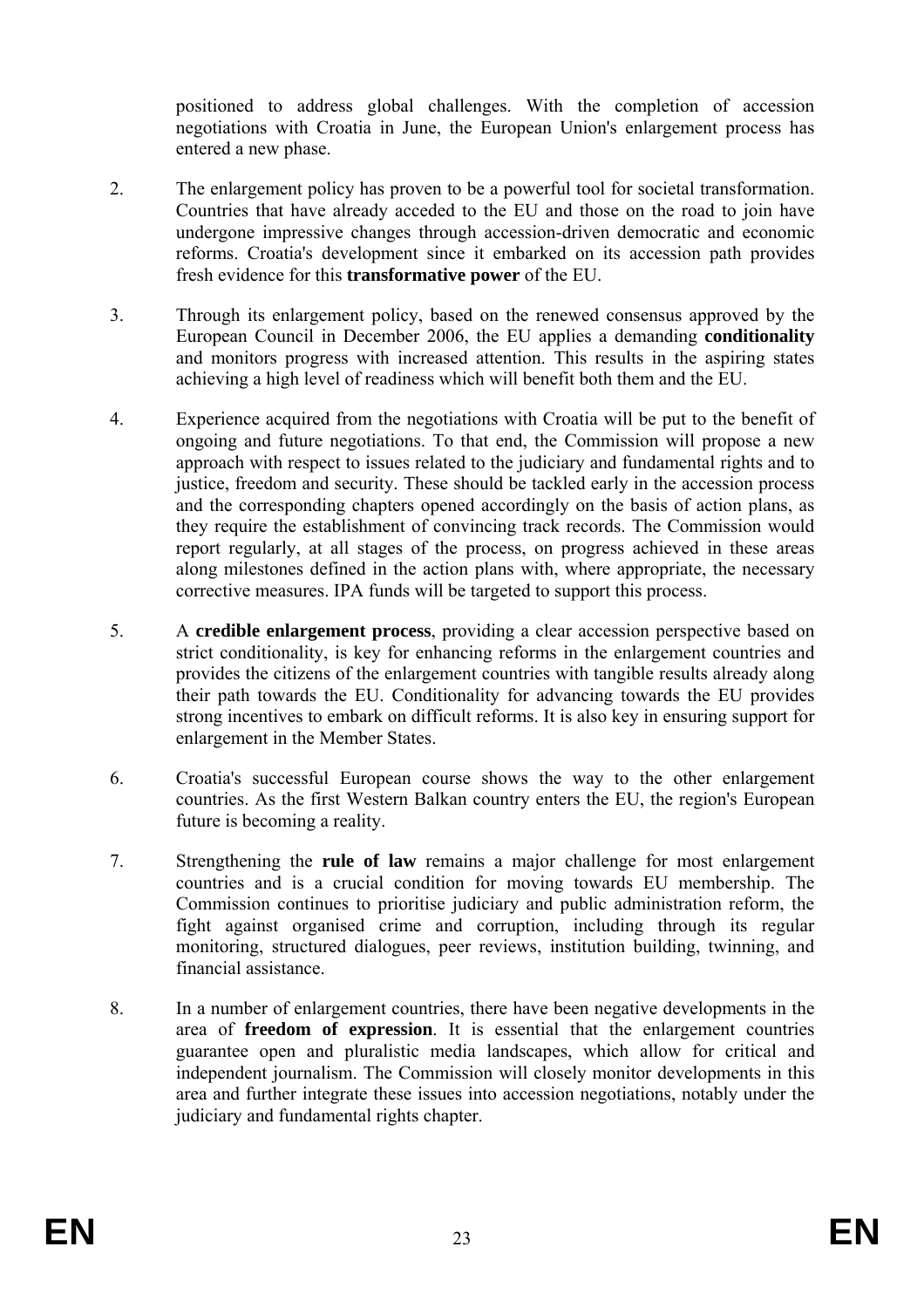positioned to address global challenges. With the completion of accession negotiations with Croatia in June, the European Union's enlargement process has entered a new phase.

2. The enlargement policy has proven to be a powerful tool for societal transformation. Countries that have already acceded to the EU and those on the road to join have undergone impressive changes through accession-driven democratic and economic reforms. Croatia's development since it embarked on its accession path provides fresh evidence for this **transformative power** of the EU.

3. Through its enlargement policy, based on the renewed consensus approved by the European Council in December 2006, the EU applies a demanding **conditionality** and monitors progress with increased attention. This results in the aspiring states achieving a high level of readiness which will benefit both them and the EU.

4. Experience acquired from the negotiations with Croatia will be put to the benefit of ongoing and future negotiations. To that end, the Commission will propose a new approach with respect to issues related to the judiciary and fundamental rights and to justice, freedom and security. These should be tackled early in the accession process and the corresponding chapters opened accordingly on the basis of action plans, as they require the establishment of convincing track records. The Commission would report regularly, at all stages of the process, on progress achieved in these areas along milestones defined in the action plans with, where appropriate, the necessary corrective measures. IPA funds will be targeted to support this process.

5. A **credible enlargement process**, providing a clear accession perspective based on strict conditionality, is key for enhancing reforms in the enlargement countries and provides the citizens of the enlargement countries with tangible results already along their path towards the EU. Conditionality for advancing towards the EU provides strong incentives to embark on difficult reforms. It is also key in ensuring support for enlargement in the Member States.

6. Croatia's successful European course shows the way to the other enlargement countries. As the first Western Balkan country enters the EU, the region's European future is becoming a reality.

7. Strengthening the **rule of law** remains a major challenge for most enlargement countries and is a crucial condition for moving towards EU membership. The Commission continues to prioritise judiciary and public administration reform, the fight against organised crime and corruption, including through its regular monitoring, structured dialogues, peer reviews, institution building, twinning, and financial assistance.

8. In a number of enlargement countries, there have been negative developments in the area of **freedom of expression**. It is essential that the enlargement countries guarantee open and pluralistic media landscapes, which allow for critical and independent journalism. The Commission will closely monitor developments in this area and further integrate these issues into accession negotiations, notably under the judiciary and fundamental rights chapter.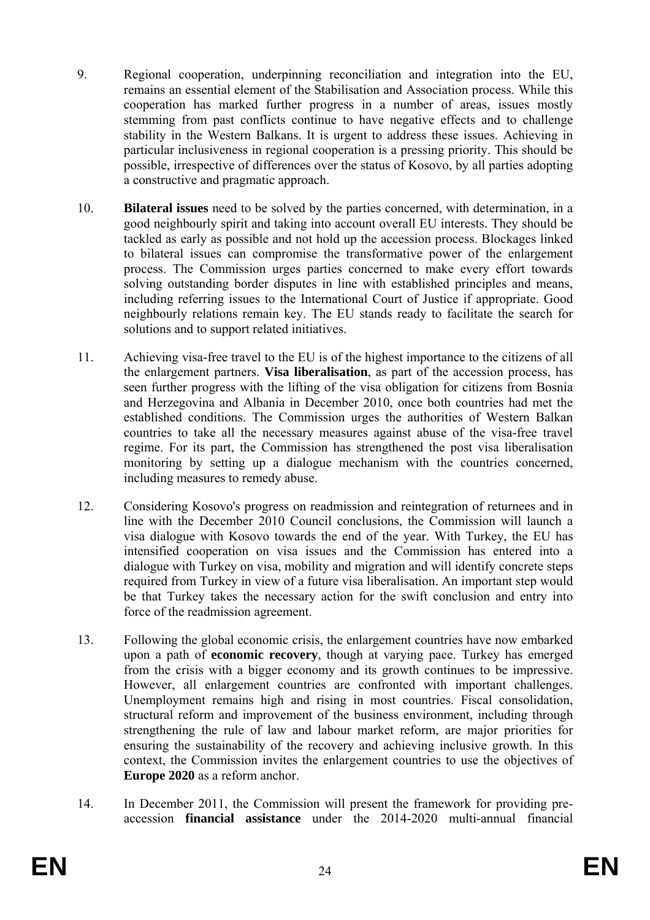9. Regional cooperation, underpinning reconciliation and integration into the EU, remains an essential element of the Stabilisation and Association process. While this cooperation has marked further progress in a number of areas, issues mostly stemming from past conflicts continue to have negative effects and to challenge stability in the Western Balkans. It is urgent to address these issues. Achieving in particular inclusiveness in regional cooperation is a pressing priority. This should be possible, irrespective of differences over the status of Kosovo, by all parties adopting a constructive and pragmatic approach.

10. **Bilateral issues** need to be solved by the parties concerned, with determination, in a good neighbourly spirit and taking into account overall EU interests. They should be tackled as early as possible and not hold up the accession process. Blockages linked to bilateral issues can compromise the transformative power of the enlargement process. The Commission urges parties concerned to make every effort towards solving outstanding border disputes in line with established principles and means, including referring issues to the International Court of Justice if appropriate. Good neighbourly relations remain key. The EU stands ready to facilitate the search for solutions and to support related initiatives.

11. Achieving visa-free travel to the EU is of the highest importance to the citizens of all the enlargement partners. **Visa liberalisation**, as part of the accession process, has seen further progress with the lifting of the visa obligation for citizens from Bosnia and Herzegovina and Albania in December 2010, once both countries had met the established conditions. The Commission urges the authorities of Western Balkan countries to take all the necessary measures against abuse of the visa-free travel regime. For its part, the Commission has strengthened the post visa liberalisation monitoring by setting up a dialogue mechanism with the countries concerned, including measures to remedy abuse.

12. Considering Kosovo's progress on readmission and reintegration of returnees and in line with the December 2010 Council conclusions, the Commission will launch a visa dialogue with Kosovo towards the end of the year. With Turkey, the EU has intensified cooperation on visa issues and the Commission has entered into a dialogue with Turkey on visa, mobility and migration and will identify concrete steps required from Turkey in view of a future visa liberalisation. An important step would be that Turkey takes the necessary action for the swift conclusion and entry into force of the readmission agreement.

13. Following the global economic crisis, the enlargement countries have now embarked upon a path of **economic recovery**, though at varying pace. Turkey has emerged from the crisis with a bigger economy and its growth continues to be impressive. However, all enlargement countries are confronted with important challenges. Unemployment remains high and rising in most countries. Fiscal consolidation, structural reform and improvement of the business environment, including through strengthening the rule of law and labour market reform, are major priorities for ensuring the sustainability of the recovery and achieving inclusive growth. In this context, the Commission invites the enlargement countries to use the objectives of **Europe 2020** as a reform anchor.

14. In December 2011, the Commission will present the framework for providing pre-accession **financial assistance** under the 2014-2020 multi-annual financial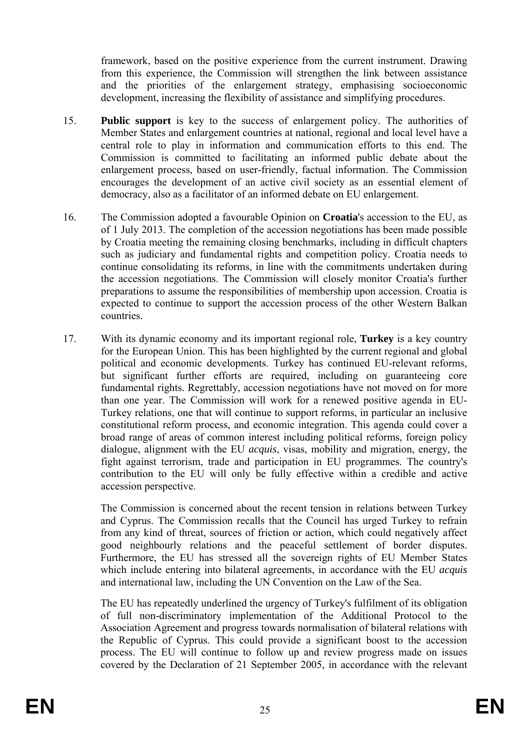framework, based on the positive experience from the current instrument. Drawing from this experience, the Commission will strengthen the link between assistance and the priorities of the enlargement strategy, emphasising socioeconomic development, increasing the flexibility of assistance and simplifying procedures.

15. **Public support** is key to the success of enlargement policy. The authorities of Member States and enlargement countries at national, regional and local level have a central role to play in information and communication efforts to this end. The Commission is committed to facilitating an informed public debate about the enlargement process, based on user-friendly, factual information. The Commission encourages the development of an active civil society as an essential element of democracy, also as a facilitator of an informed debate on EU enlargement.

16. The Commission adopted a favourable Opinion on **Croatia**'s accession to the EU, as of 1 July 2013. The completion of the accession negotiations has been made possible by Croatia meeting the remaining closing benchmarks, including in difficult chapters such as judiciary and fundamental rights and competition policy. Croatia needs to continue consolidating its reforms, in line with the commitments undertaken during the accession negotiations. The Commission will closely monitor Croatia's further preparations to assume the responsibilities of membership upon accession. Croatia is expected to continue to support the accession process of the other Western Balkan countries.

17. With its dynamic economy and its important regional role, **Turkey** is a key country for the European Union. This has been highlighted by the current regional and global political and economic developments. Turkey has continued EU-relevant reforms, but significant further efforts are required, including on guaranteeing core fundamental rights. Regrettably, accession negotiations have not moved on for more than one year. The Commission will work for a renewed positive agenda in EU-Turkey relations, one that will continue to support reforms, in particular an inclusive constitutional reform process, and economic integration. This agenda could cover a broad range of areas of common interest including political reforms, foreign policy dialogue, alignment with the EU *acquis*, visas, mobility and migration, energy, the fight against terrorism, trade and participation in EU programmes. The country's contribution to the EU will only be fully effective within a credible and active accession perspective.

    The Commission is concerned about the recent tension in relations between Turkey and Cyprus. The Commission recalls that the Council has urged Turkey to refrain from any kind of threat, sources of friction or action, which could negatively affect good neighbourly relations and the peaceful settlement of border disputes. Furthermore, the EU has stressed all the sovereign rights of EU Member States which include entering into bilateral agreements, in accordance with the EU *acquis* and international law, including the UN Convention on the Law of the Sea.

    The EU has repeatedly underlined the urgency of Turkey's fulfilment of its obligation of full non-discriminatory implementation of the Additional Protocol to the Association Agreement and progress towards normalisation of bilateral relations with the Republic of Cyprus. This could provide a significant boost to the accession process. The EU will continue to follow up and review progress made on issues covered by the Declaration of 21 September 2005, in accordance with the relevant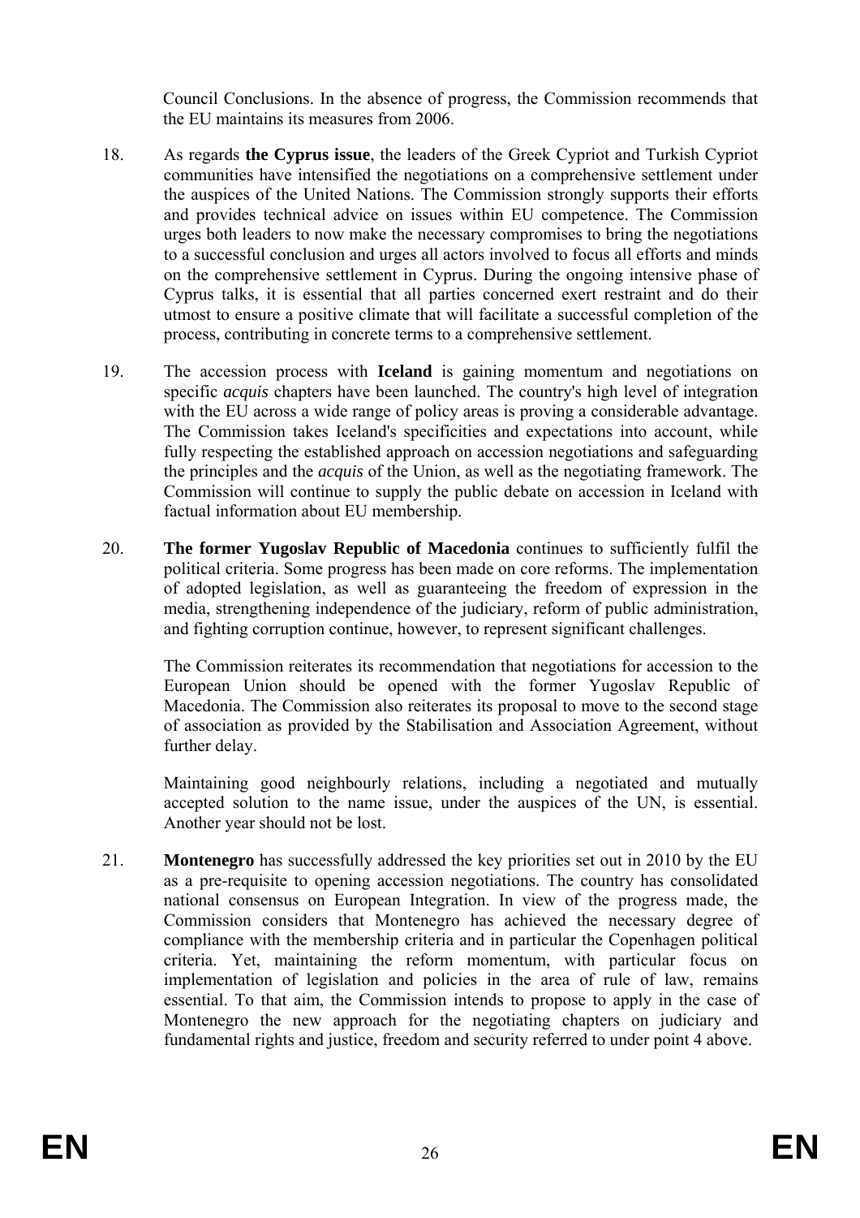Council Conclusions. In the absence of progress, the Commission recommends that the EU maintains its measures from 2006.

18. As regards **the Cyprus issue**, the leaders of the Greek Cypriot and Turkish Cypriot communities have intensified the negotiations on a comprehensive settlement under the auspices of the United Nations. The Commission strongly supports their efforts and provides technical advice on issues within EU competence. The Commission urges both leaders to now make the necessary compromises to bring the negotiations to a successful conclusion and urges all actors involved to focus all efforts and minds on the comprehensive settlement in Cyprus. During the ongoing intensive phase of Cyprus talks, it is essential that all parties concerned exert restraint and do their utmost to ensure a positive climate that will facilitate a successful completion of the process, contributing in concrete terms to a comprehensive settlement.

19. The accession process with **Iceland** is gaining momentum and negotiations on specific *acquis* chapters have been launched. The country's high level of integration with the EU across a wide range of policy areas is proving a considerable advantage. The Commission takes Iceland's specificities and expectations into account, while fully respecting the established approach on accession negotiations and safeguarding the principles and the *acquis* of the Union, as well as the negotiating framework. The Commission will continue to supply the public debate on accession in Iceland with factual information about EU membership.

20. **The former Yugoslav Republic of Macedonia** continues to sufficiently fulfil the political criteria. Some progress has been made on core reforms. The implementation of adopted legislation, as well as guaranteeing the freedom of expression in the media, strengthening independence of the judiciary, reform of public administration, and fighting corruption continue, however, to represent significant challenges.

The Commission reiterates its recommendation that negotiations for accession to the European Union should be opened with the former Yugoslav Republic of Macedonia. The Commission also reiterates its proposal to move to the second stage of association as provided by the Stabilisation and Association Agreement, without further delay.

Maintaining good neighbourly relations, including a negotiated and mutually accepted solution to the name issue, under the auspices of the UN, is essential. Another year should not be lost.

21. **Montenegro** has successfully addressed the key priorities set out in 2010 by the EU as a pre-requisite to opening accession negotiations. The country has consolidated national consensus on European Integration. In view of the progress made, the Commission considers that Montenegro has achieved the necessary degree of compliance with the membership criteria and in particular the Copenhagen political criteria. Yet, maintaining the reform momentum, with particular focus on implementation of legislation and policies in the area of rule of law, remains essential. To that aim, the Commission intends to propose to apply in the case of Montenegro the new approach for the negotiating chapters on judiciary and fundamental rights and justice, freedom and security referred to under point 4 above.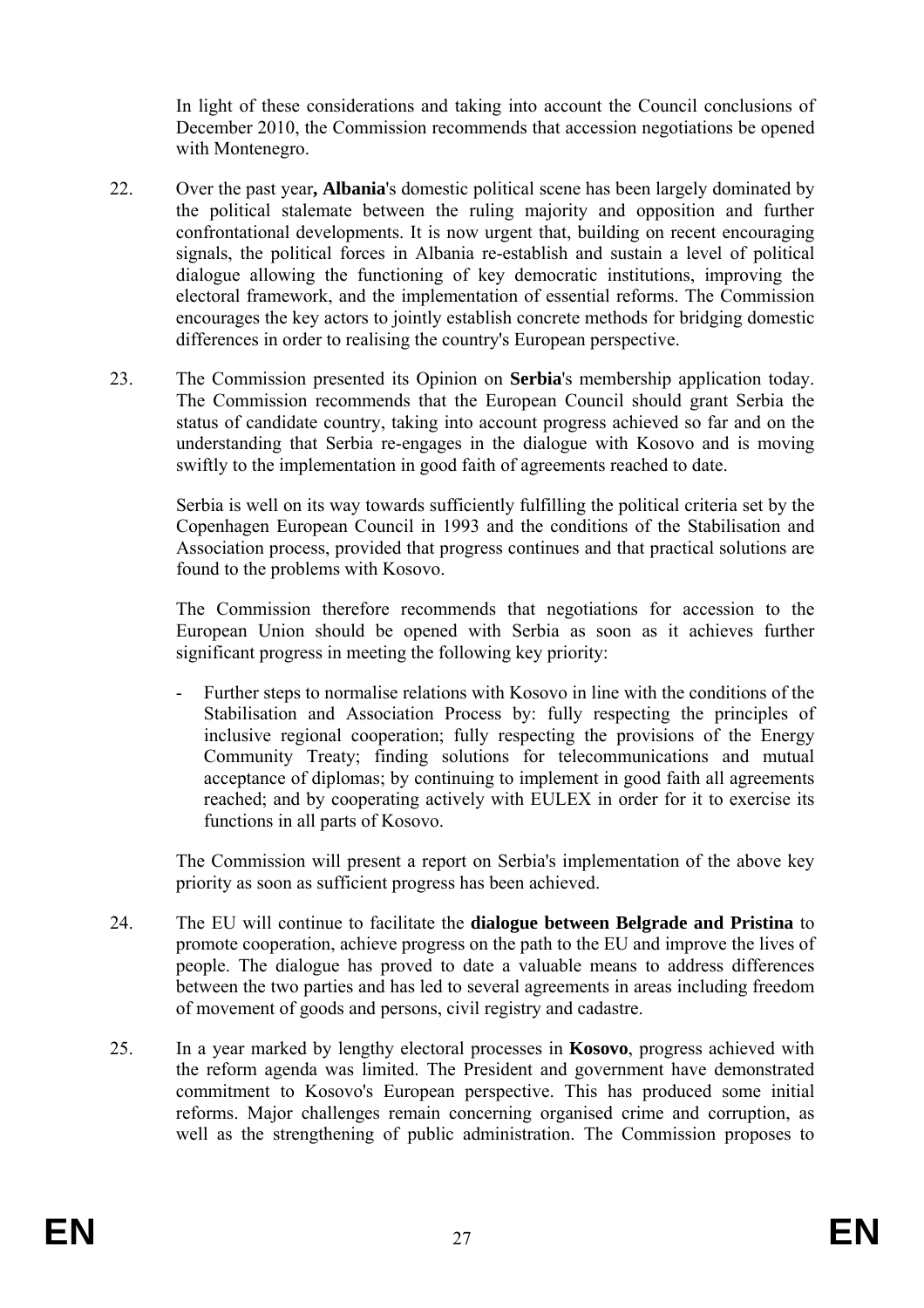In light of these considerations and taking into account the Council conclusions of December 2010, the Commission recommends that accession negotiations be opened with Montenegro.

22. Over the past year**, Albania**'s domestic political scene has been largely dominated by the political stalemate between the ruling majority and opposition and further confrontational developments. It is now urgent that, building on recent encouraging signals, the political forces in Albania re-establish and sustain a level of political dialogue allowing the functioning of key democratic institutions, improving the electoral framework, and the implementation of essential reforms. The Commission encourages the key actors to jointly establish concrete methods for bridging domestic differences in order to realising the country's European perspective.

23. The Commission presented its Opinion on **Serbia**'s membership application today. The Commission recommends that the European Council should grant Serbia the status of candidate country, taking into account progress achieved so far and on the understanding that Serbia re-engages in the dialogue with Kosovo and is moving swiftly to the implementation in good faith of agreements reached to date.

Serbia is well on its way towards sufficiently fulfilling the political criteria set by the Copenhagen European Council in 1993 and the conditions of the Stabilisation and Association process, provided that progress continues and that practical solutions are found to the problems with Kosovo.

The Commission therefore recommends that negotiations for accession to the European Union should be opened with Serbia as soon as it achieves further significant progress in meeting the following key priority:

- Further steps to normalise relations with Kosovo in line with the conditions of the Stabilisation and Association Process by: fully respecting the principles of inclusive regional cooperation; fully respecting the provisions of the Energy Community Treaty; finding solutions for telecommunications and mutual acceptance of diplomas; by continuing to implement in good faith all agreements reached; and by cooperating actively with EULEX in order for it to exercise its functions in all parts of Kosovo.

The Commission will present a report on Serbia's implementation of the above key priority as soon as sufficient progress has been achieved.

24. The EU will continue to facilitate the **dialogue between Belgrade and Pristina** to promote cooperation, achieve progress on the path to the EU and improve the lives of people. The dialogue has proved to date a valuable means to address differences between the two parties and has led to several agreements in areas including freedom of movement of goods and persons, civil registry and cadastre.

25. In a year marked by lengthy electoral processes in **Kosovo**, progress achieved with the reform agenda was limited. The President and government have demonstrated commitment to Kosovo's European perspective. This has produced some initial reforms. Major challenges remain concerning organised crime and corruption, as well as the strengthening of public administration. The Commission proposes to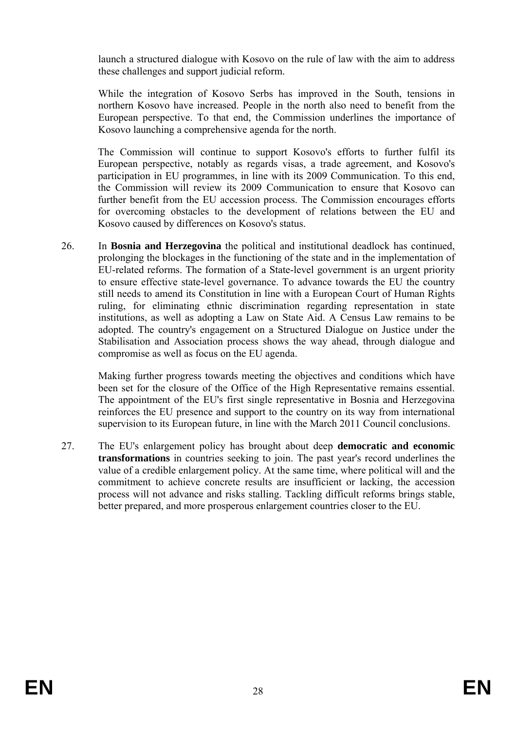launch a structured dialogue with Kosovo on the rule of law with the aim to address these challenges and support judicial reform.

While the integration of Kosovo Serbs has improved in the South, tensions in northern Kosovo have increased. People in the north also need to benefit from the European perspective. To that end, the Commission underlines the importance of Kosovo launching a comprehensive agenda for the north.

The Commission will continue to support Kosovo's efforts to further fulfil its European perspective, notably as regards visas, a trade agreement, and Kosovo's participation in EU programmes, in line with its 2009 Communication. To this end, the Commission will review its 2009 Communication to ensure that Kosovo can further benefit from the EU accession process. The Commission encourages efforts for overcoming obstacles to the development of relations between the EU and Kosovo caused by differences on Kosovo's status.

26. In **Bosnia and Herzegovina** the political and institutional deadlock has continued, prolonging the blockages in the functioning of the state and in the implementation of EU-related reforms. The formation of a State-level government is an urgent priority to ensure effective state-level governance. To advance towards the EU the country still needs to amend its Constitution in line with a European Court of Human Rights ruling, for eliminating ethnic discrimination regarding representation in state institutions, as well as adopting a Law on State Aid. A Census Law remains to be adopted. The country's engagement on a Structured Dialogue on Justice under the Stabilisation and Association process shows the way ahead, through dialogue and compromise as well as focus on the EU agenda.

Making further progress towards meeting the objectives and conditions which have been set for the closure of the Office of the High Representative remains essential. The appointment of the EU's first single representative in Bosnia and Herzegovina reinforces the EU presence and support to the country on its way from international supervision to its European future, in line with the March 2011 Council conclusions.

27. The EU's enlargement policy has brought about deep **democratic and economic transformations** in countries seeking to join. The past year's record underlines the value of a credible enlargement policy. At the same time, where political will and the commitment to achieve concrete results are insufficient or lacking, the accession process will not advance and risks stalling. Tackling difficult reforms brings stable, better prepared, and more prosperous enlargement countries closer to the EU.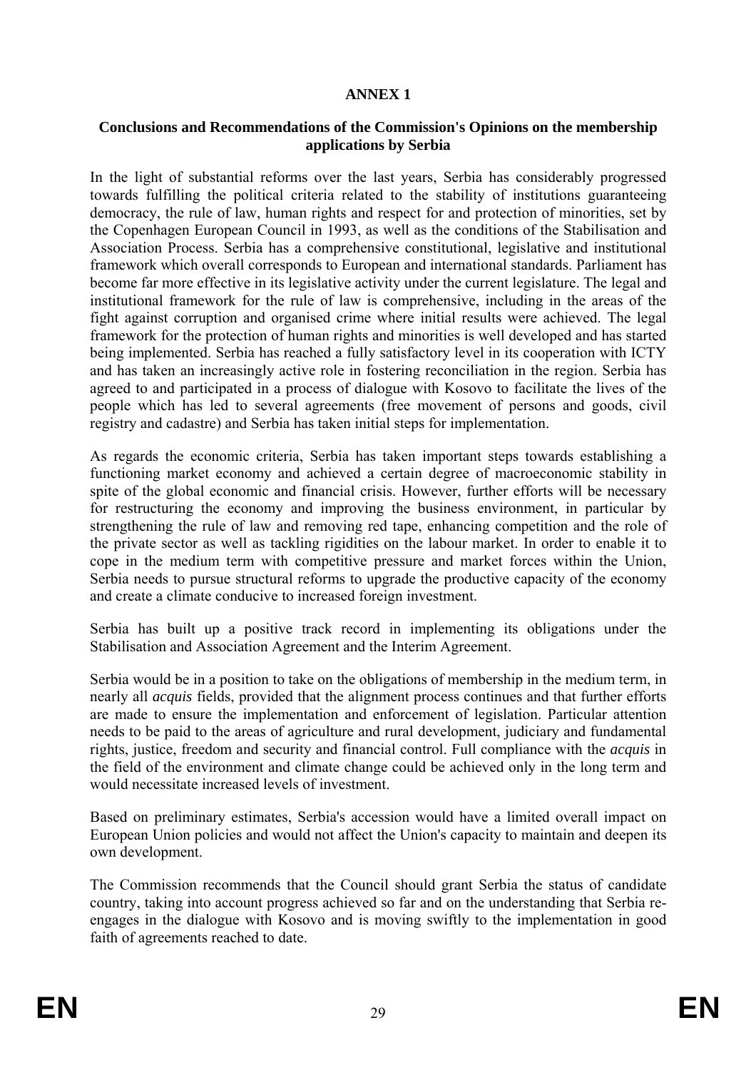**ANNEX 1**

**Conclusions and Recommendations of the Commission's Opinions on the membership applications by Serbia**

In the light of substantial reforms over the last years, Serbia has considerably progressed towards fulfilling the political criteria related to the stability of institutions guaranteeing democracy, the rule of law, human rights and respect for and protection of minorities, set by the Copenhagen European Council in 1993, as well as the conditions of the Stabilisation and Association Process. Serbia has a comprehensive constitutional, legislative and institutional framework which overall corresponds to European and international standards. Parliament has become far more effective in its legislative activity under the current legislature. The legal and institutional framework for the rule of law is comprehensive, including in the areas of the fight against corruption and organised crime where initial results were achieved. The legal framework for the protection of human rights and minorities is well developed and has started being implemented. Serbia has reached a fully satisfactory level in its cooperation with ICTY and has taken an increasingly active role in fostering reconciliation in the region. Serbia has agreed to and participated in a process of dialogue with Kosovo to facilitate the lives of the people which has led to several agreements (free movement of persons and goods, civil registry and cadastre) and Serbia has taken initial steps for implementation.

As regards the economic criteria, Serbia has taken important steps towards establishing a functioning market economy and achieved a certain degree of macroeconomic stability in spite of the global economic and financial crisis. However, further efforts will be necessary for restructuring the economy and improving the business environment, in particular by strengthening the rule of law and removing red tape, enhancing competition and the role of the private sector as well as tackling rigidities on the labour market. In order to enable it to cope in the medium term with competitive pressure and market forces within the Union, Serbia needs to pursue structural reforms to upgrade the productive capacity of the economy and create a climate conducive to increased foreign investment.

Serbia has built up a positive track record in implementing its obligations under the Stabilisation and Association Agreement and the Interim Agreement.

Serbia would be in a position to take on the obligations of membership in the medium term, in nearly all *acquis* fields, provided that the alignment process continues and that further efforts are made to ensure the implementation and enforcement of legislation. Particular attention needs to be paid to the areas of agriculture and rural development, judiciary and fundamental rights, justice, freedom and security and financial control. Full compliance with the *acquis* in the field of the environment and climate change could be achieved only in the long term and would necessitate increased levels of investment.

Based on preliminary estimates, Serbia's accession would have a limited overall impact on European Union policies and would not affect the Union's capacity to maintain and deepen its own development.

The Commission recommends that the Council should grant Serbia the status of candidate country, taking into account progress achieved so far and on the understanding that Serbia re-engages in the dialogue with Kosovo and is moving swiftly to the implementation in good faith of agreements reached to date.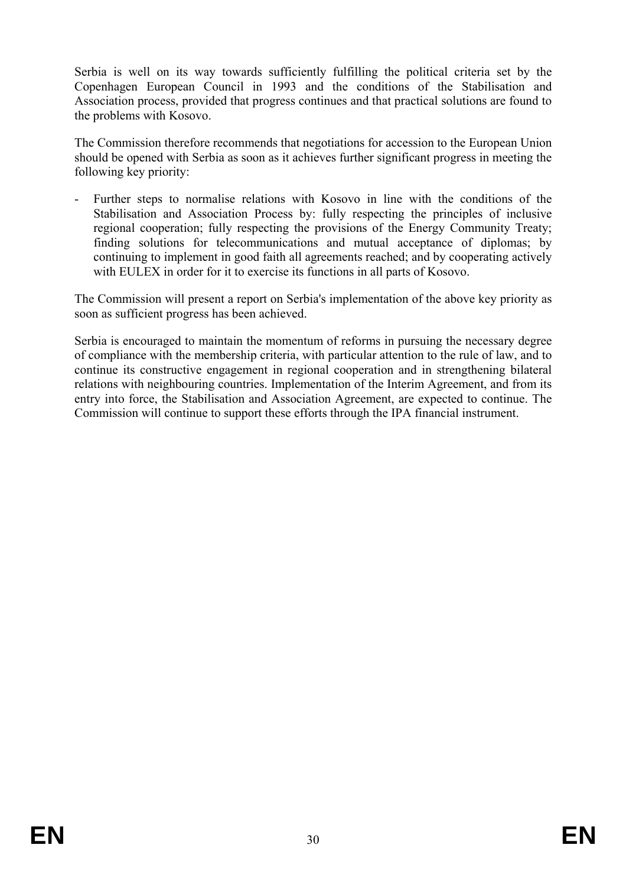Serbia is well on its way towards sufficiently fulfilling the political criteria set by the Copenhagen European Council in 1993 and the conditions of the Stabilisation and Association process, provided that progress continues and that practical solutions are found to the problems with Kosovo.

The Commission therefore recommends that negotiations for accession to the European Union should be opened with Serbia as soon as it achieves further significant progress in meeting the following key priority:

- Further steps to normalise relations with Kosovo in line with the conditions of the Stabilisation and Association Process by: fully respecting the principles of inclusive regional cooperation; fully respecting the provisions of the Energy Community Treaty; finding solutions for telecommunications and mutual acceptance of diplomas; by continuing to implement in good faith all agreements reached; and by cooperating actively with EULEX in order for it to exercise its functions in all parts of Kosovo.

The Commission will present a report on Serbia's implementation of the above key priority as soon as sufficient progress has been achieved.

Serbia is encouraged to maintain the momentum of reforms in pursuing the necessary degree of compliance with the membership criteria, with particular attention to the rule of law, and to continue its constructive engagement in regional cooperation and in strengthening bilateral relations with neighbouring countries. Implementation of the Interim Agreement, and from its entry into force, the Stabilisation and Association Agreement, are expected to continue. The Commission will continue to support these efforts through the IPA financial instrument.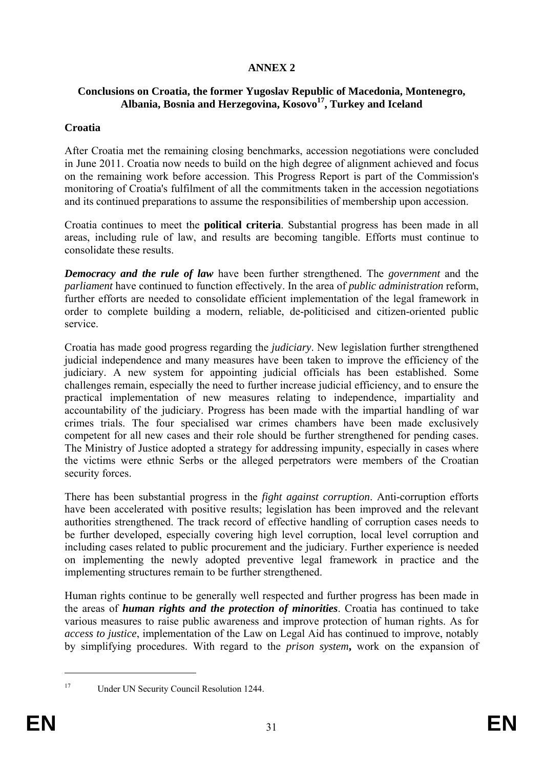# ANNEX 2

## Conclusions on Croatia, the former Yugoslav Republic of Macedonia, Montenegro, Albania, Bosnia and Herzegovina, Kosovo[17], Turkey and Iceland

### Croatia

After Croatia met the remaining closing benchmarks, accession negotiations were concluded in June 2011. Croatia now needs to build on the high degree of alignment achieved and focus on the remaining work before accession. This Progress Report is part of the Commission's monitoring of Croatia's fulfilment of all the commitments taken in the accession negotiations and its continued preparations to assume the responsibilities of membership upon accession.

Croatia continues to meet the **political criteria**. Substantial progress has been made in all areas, including rule of law, and results are becoming tangible. Efforts must continue to consolidate these results.

***Democracy and the rule of law*** have been further strengthened. The *government* and the *parliament* have continued to function effectively. In the area of *public administration* reform, further efforts are needed to consolidate efficient implementation of the legal framework in order to complete building a modern, reliable, de-politicised and citizen-oriented public service.

Croatia has made good progress regarding the *judiciary*. New legislation further strengthened judicial independence and many measures have been taken to improve the efficiency of the judiciary. A new system for appointing judicial officials has been established. Some challenges remain, especially the need to further increase judicial efficiency, and to ensure the practical implementation of new measures relating to independence, impartiality and accountability of the judiciary. Progress has been made with the impartial handling of war crimes trials. The four specialised war crimes chambers have been made exclusively competent for all new cases and their role should be further strengthened for pending cases. The Ministry of Justice adopted a strategy for addressing impunity, especially in cases where the victims were ethnic Serbs or the alleged perpetrators were members of the Croatian security forces.

There has been substantial progress in the *fight against corruption*. Anti-corruption efforts have been accelerated with positive results; legislation has been improved and the relevant authorities strengthened. The track record of effective handling of corruption cases needs to be further developed, especially covering high level corruption, local level corruption and including cases related to public procurement and the judiciary. Further experience is needed on implementing the newly adopted preventive legal framework in practice and the implementing structures remain to be further strengthened.

Human rights continue to be generally well respected and further progress has been made in the areas of ***human rights and the protection of minorities***. Croatia has continued to take various measures to raise public awareness and improve protection of human rights. As for *access to justice*, implementation of the Law on Legal Aid has continued to improve, notably by simplifying procedures. With regard to the *prison system*, work on the expansion of

[17] Under UN Security Council Resolution 1244.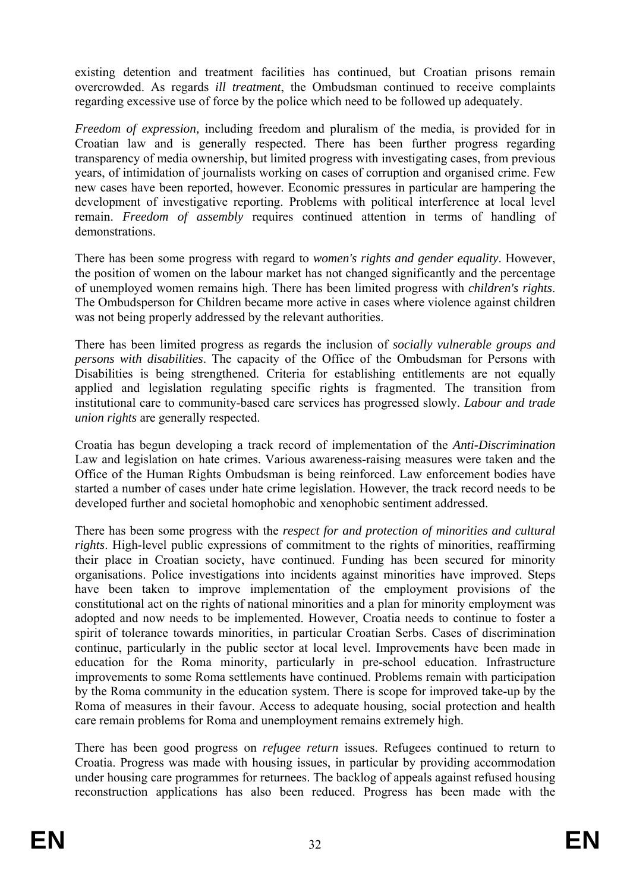existing detention and treatment facilities has continued, but Croatian prisons remain overcrowded. As regards *ill treatment*, the Ombudsman continued to receive complaints regarding excessive use of force by the police which need to be followed up adequately.

*Freedom of expression,* including freedom and pluralism of the media, is provided for in Croatian law and is generally respected. There has been further progress regarding transparency of media ownership, but limited progress with investigating cases, from previous years, of intimidation of journalists working on cases of corruption and organised crime. Few new cases have been reported, however. Economic pressures in particular are hampering the development of investigative reporting. Problems with political interference at local level remain. *Freedom of assembly* requires continued attention in terms of handling of demonstrations.

There has been some progress with regard to *women's rights and gender equality*. However, the position of women on the labour market has not changed significantly and the percentage of unemployed women remains high. There has been limited progress with *children's rights*. The Ombudsperson for Children became more active in cases where violence against children was not being properly addressed by the relevant authorities.

There has been limited progress as regards the inclusion of *socially vulnerable groups and persons with disabilities*. The capacity of the Office of the Ombudsman for Persons with Disabilities is being strengthened. Criteria for establishing entitlements are not equally applied and legislation regulating specific rights is fragmented. The transition from institutional care to community-based care services has progressed slowly. *Labour and trade union rights* are generally respected.

Croatia has begun developing a track record of implementation of the *Anti-Discrimination* Law and legislation on hate crimes. Various awareness-raising measures were taken and the Office of the Human Rights Ombudsman is being reinforced. Law enforcement bodies have started a number of cases under hate crime legislation. However, the track record needs to be developed further and societal homophobic and xenophobic sentiment addressed.

There has been some progress with the *respect for and protection of minorities and cultural rights*. High-level public expressions of commitment to the rights of minorities, reaffirming their place in Croatian society, have continued. Funding has been secured for minority organisations. Police investigations into incidents against minorities have improved. Steps have been taken to improve implementation of the employment provisions of the constitutional act on the rights of national minorities and a plan for minority employment was adopted and now needs to be implemented. However, Croatia needs to continue to foster a spirit of tolerance towards minorities, in particular Croatian Serbs. Cases of discrimination continue, particularly in the public sector at local level. Improvements have been made in education for the Roma minority, particularly in pre-school education. Infrastructure improvements to some Roma settlements have continued. Problems remain with participation by the Roma community in the education system. There is scope for improved take-up by the Roma of measures in their favour. Access to adequate housing, social protection and health care remain problems for Roma and unemployment remains extremely high.

There has been good progress on *refugee return* issues. Refugees continued to return to Croatia. Progress was made with housing issues, in particular by providing accommodation under housing care programmes for returnees. The backlog of appeals against refused housing reconstruction applications has also been reduced. Progress has been made with the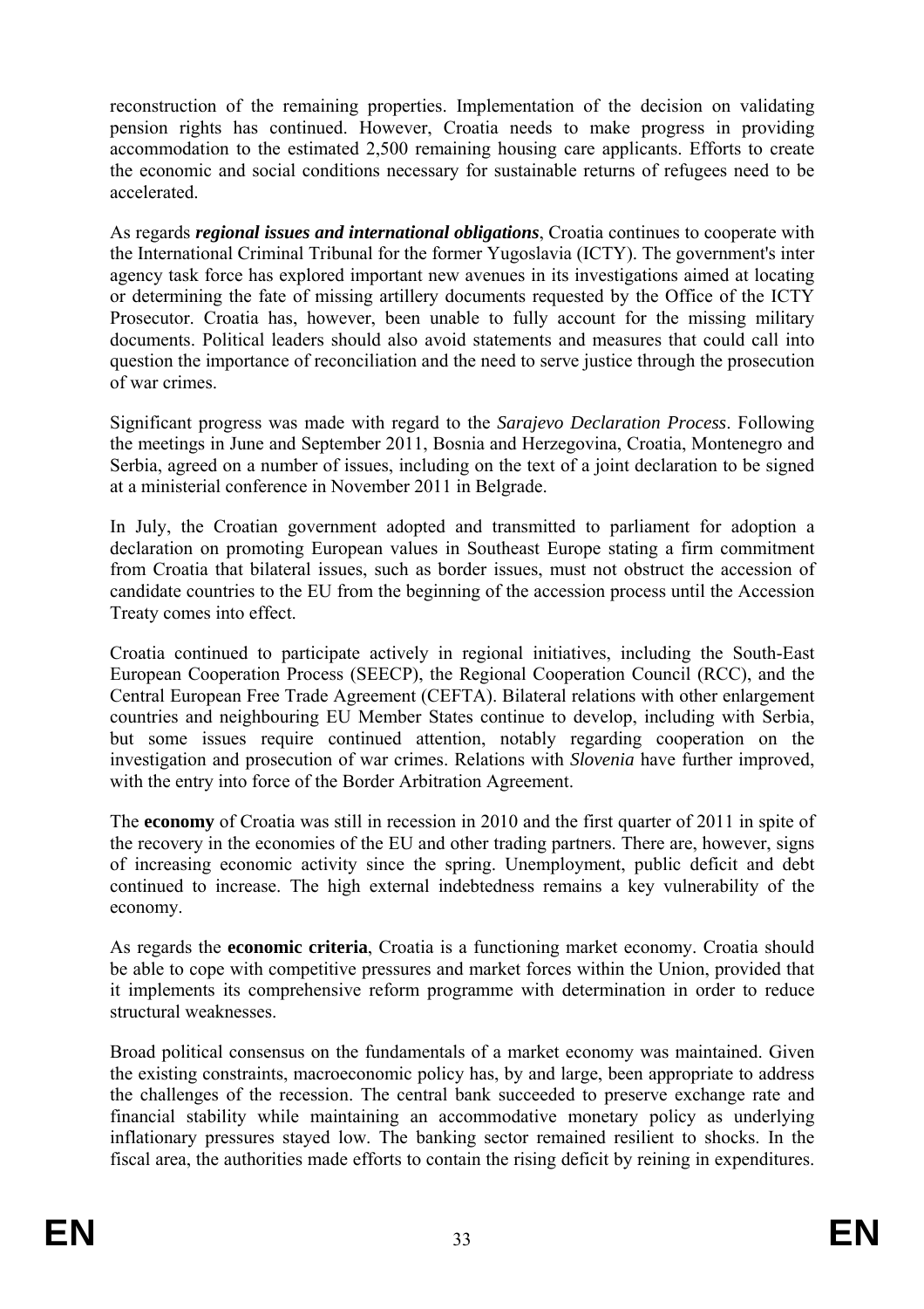reconstruction of the remaining properties. Implementation of the decision on validating pension rights has continued. However, Croatia needs to make progress in providing accommodation to the estimated 2,500 remaining housing care applicants. Efforts to create the economic and social conditions necessary for sustainable returns of refugees need to be accelerated.

As regards ***regional issues and international obligations***, Croatia continues to cooperate with the International Criminal Tribunal for the former Yugoslavia (ICTY). The government's inter agency task force has explored important new avenues in its investigations aimed at locating or determining the fate of missing artillery documents requested by the Office of the ICTY Prosecutor. Croatia has, however, been unable to fully account for the missing military documents. Political leaders should also avoid statements and measures that could call into question the importance of reconciliation and the need to serve justice through the prosecution of war crimes.

Significant progress was made with regard to the *Sarajevo Declaration Process*. Following the meetings in June and September 2011, Bosnia and Herzegovina, Croatia, Montenegro and Serbia, agreed on a number of issues, including on the text of a joint declaration to be signed at a ministerial conference in November 2011 in Belgrade.

In July, the Croatian government adopted and transmitted to parliament for adoption a declaration on promoting European values in Southeast Europe stating a firm commitment from Croatia that bilateral issues, such as border issues, must not obstruct the accession of candidate countries to the EU from the beginning of the accession process until the Accession Treaty comes into effect.

Croatia continued to participate actively in regional initiatives, including the South-East European Cooperation Process (SEECP), the Regional Cooperation Council (RCC), and the Central European Free Trade Agreement (CEFTA). Bilateral relations with other enlargement countries and neighbouring EU Member States continue to develop, including with Serbia, but some issues require continued attention, notably regarding cooperation on the investigation and prosecution of war crimes. Relations with *Slovenia* have further improved, with the entry into force of the Border Arbitration Agreement.

The **economy** of Croatia was still in recession in 2010 and the first quarter of 2011 in spite of the recovery in the economies of the EU and other trading partners. There are, however, signs of increasing economic activity since the spring. Unemployment, public deficit and debt continued to increase. The high external indebtedness remains a key vulnerability of the economy.

As regards the **economic criteria**, Croatia is a functioning market economy. Croatia should be able to cope with competitive pressures and market forces within the Union, provided that it implements its comprehensive reform programme with determination in order to reduce structural weaknesses.

Broad political consensus on the fundamentals of a market economy was maintained. Given the existing constraints, macroeconomic policy has, by and large, been appropriate to address the challenges of the recession. The central bank succeeded to preserve exchange rate and financial stability while maintaining an accommodative monetary policy as underlying inflationary pressures stayed low. The banking sector remained resilient to shocks. In the fiscal area, the authorities made efforts to contain the rising deficit by reining in expenditures.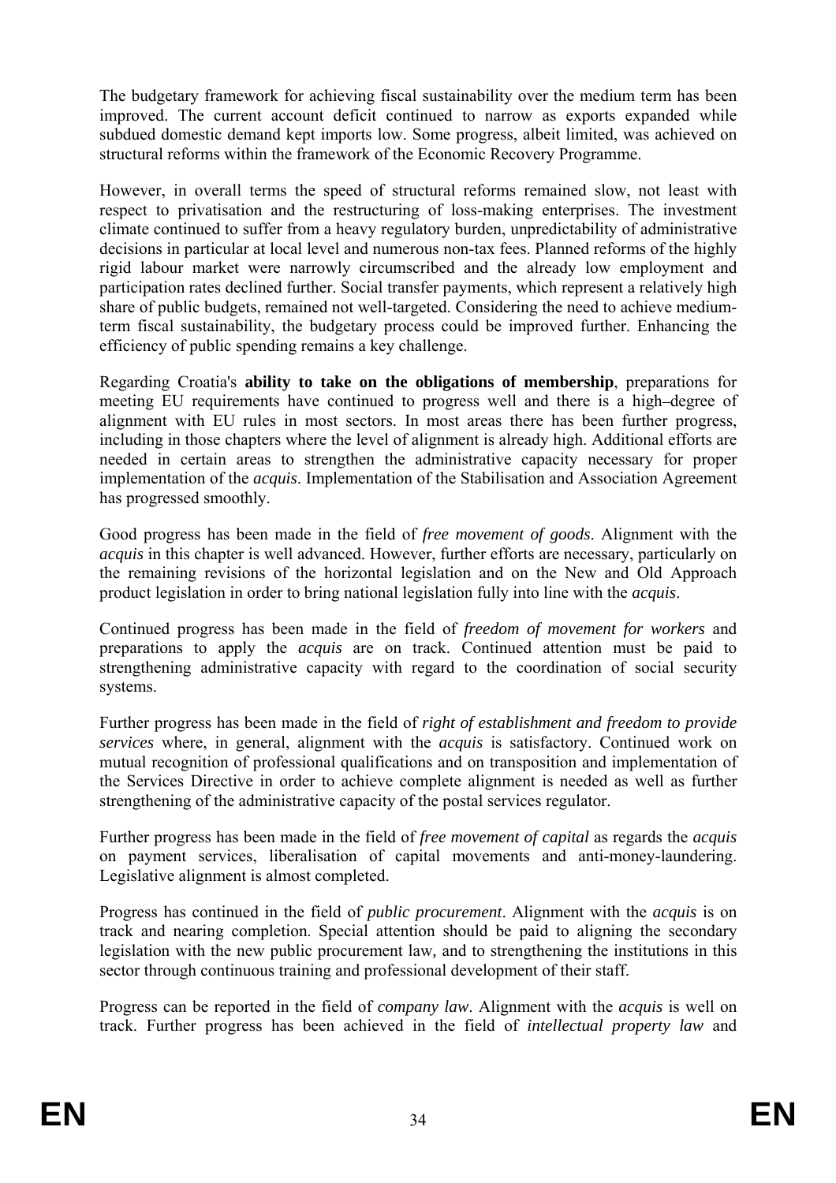The budgetary framework for achieving fiscal sustainability over the medium term has been improved. The current account deficit continued to narrow as exports expanded while subdued domestic demand kept imports low. Some progress, albeit limited, was achieved on structural reforms within the framework of the Economic Recovery Programme.

However, in overall terms the speed of structural reforms remained slow, not least with respect to privatisation and the restructuring of loss-making enterprises. The investment climate continued to suffer from a heavy regulatory burden, unpredictability of administrative decisions in particular at local level and numerous non-tax fees. Planned reforms of the highly rigid labour market were narrowly circumscribed and the already low employment and participation rates declined further. Social transfer payments, which represent a relatively high share of public budgets, remained not well-targeted. Considering the need to achieve medium-term fiscal sustainability, the budgetary process could be improved further. Enhancing the efficiency of public spending remains a key challenge.

Regarding Croatia's **ability to take on the obligations of membership**, preparations for meeting EU requirements have continued to progress well and there is a high–degree of alignment with EU rules in most sectors. In most areas there has been further progress, including in those chapters where the level of alignment is already high. Additional efforts are needed in certain areas to strengthen the administrative capacity necessary for proper implementation of the *acquis*. Implementation of the Stabilisation and Association Agreement has progressed smoothly.

Good progress has been made in the field of *free movement of goods*. Alignment with the *acquis* in this chapter is well advanced. However, further efforts are necessary, particularly on the remaining revisions of the horizontal legislation and on the New and Old Approach product legislation in order to bring national legislation fully into line with the *acquis*.

Continued progress has been made in the field of *freedom of movement for workers* and preparations to apply the *acquis* are on track. Continued attention must be paid to strengthening administrative capacity with regard to the coordination of social security systems.

Further progress has been made in the field of *right of establishment and freedom to provide services* where, in general, alignment with the *acquis* is satisfactory. Continued work on mutual recognition of professional qualifications and on transposition and implementation of the Services Directive in order to achieve complete alignment is needed as well as further strengthening of the administrative capacity of the postal services regulator.

Further progress has been made in the field of *free movement of capital* as regards the *acquis* on payment services, liberalisation of capital movements and anti-money-laundering. Legislative alignment is almost completed.

Progress has continued in the field of *public procurement*. Alignment with the *acquis* is on track and nearing completion. Special attention should be paid to aligning the secondary legislation with the new public procurement law, and to strengthening the institutions in this sector through continuous training and professional development of their staff.

Progress can be reported in the field of *company law*. Alignment with the *acquis* is well on track. Further progress has been achieved in the field of *intellectual property law* and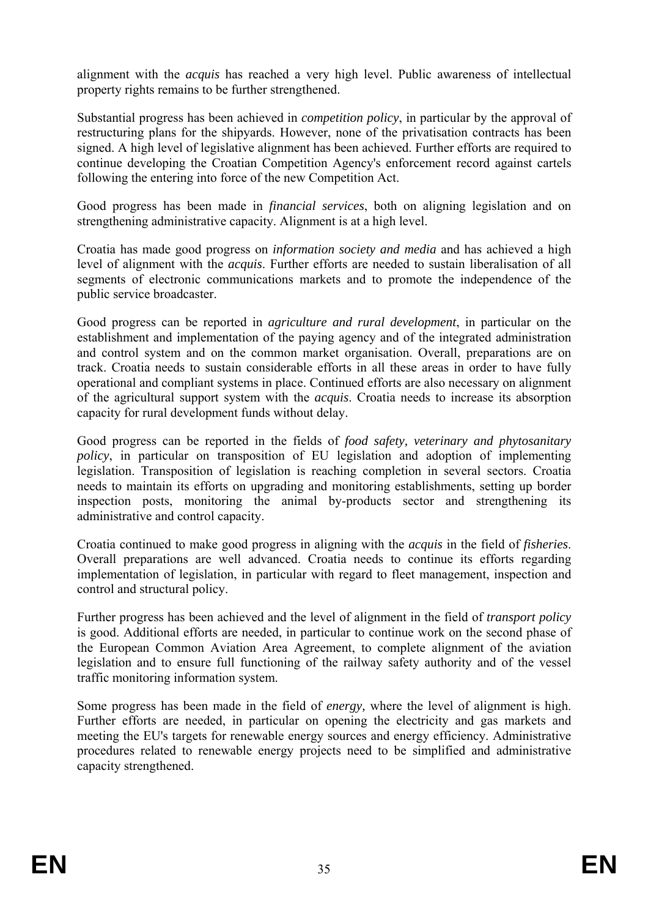alignment with the *acquis* has reached a very high level. Public awareness of intellectual property rights remains to be further strengthened.

Substantial progress has been achieved in *competition policy*, in particular by the approval of restructuring plans for the shipyards. However, none of the privatisation contracts has been signed. A high level of legislative alignment has been achieved. Further efforts are required to continue developing the Croatian Competition Agency's enforcement record against cartels following the entering into force of the new Competition Act.

Good progress has been made in *financial services*, both on aligning legislation and on strengthening administrative capacity. Alignment is at a high level.

Croatia has made good progress on *information society and media* and has achieved a high level of alignment with the *acquis*. Further efforts are needed to sustain liberalisation of all segments of electronic communications markets and to promote the independence of the public service broadcaster.

Good progress can be reported in *agriculture and rural development*, in particular on the establishment and implementation of the paying agency and of the integrated administration and control system and on the common market organisation. Overall, preparations are on track. Croatia needs to sustain considerable efforts in all these areas in order to have fully operational and compliant systems in place. Continued efforts are also necessary on alignment of the agricultural support system with the *acquis*. Croatia needs to increase its absorption capacity for rural development funds without delay.

Good progress can be reported in the fields of *food safety, veterinary and phytosanitary policy*, in particular on transposition of EU legislation and adoption of implementing legislation. Transposition of legislation is reaching completion in several sectors. Croatia needs to maintain its efforts on upgrading and monitoring establishments, setting up border inspection posts, monitoring the animal by-products sector and strengthening its administrative and control capacity.

Croatia continued to make good progress in aligning with the *acquis* in the field of *fisheries*. Overall preparations are well advanced. Croatia needs to continue its efforts regarding implementation of legislation, in particular with regard to fleet management, inspection and control and structural policy.

Further progress has been achieved and the level of alignment in the field of *transport policy* is good. Additional efforts are needed, in particular to continue work on the second phase of the European Common Aviation Area Agreement, to complete alignment of the aviation legislation and to ensure full functioning of the railway safety authority and of the vessel traffic monitoring information system.

Some progress has been made in the field of *energy,* where the level of alignment is high. Further efforts are needed, in particular on opening the electricity and gas markets and meeting the EU's targets for renewable energy sources and energy efficiency. Administrative procedures related to renewable energy projects need to be simplified and administrative capacity strengthened.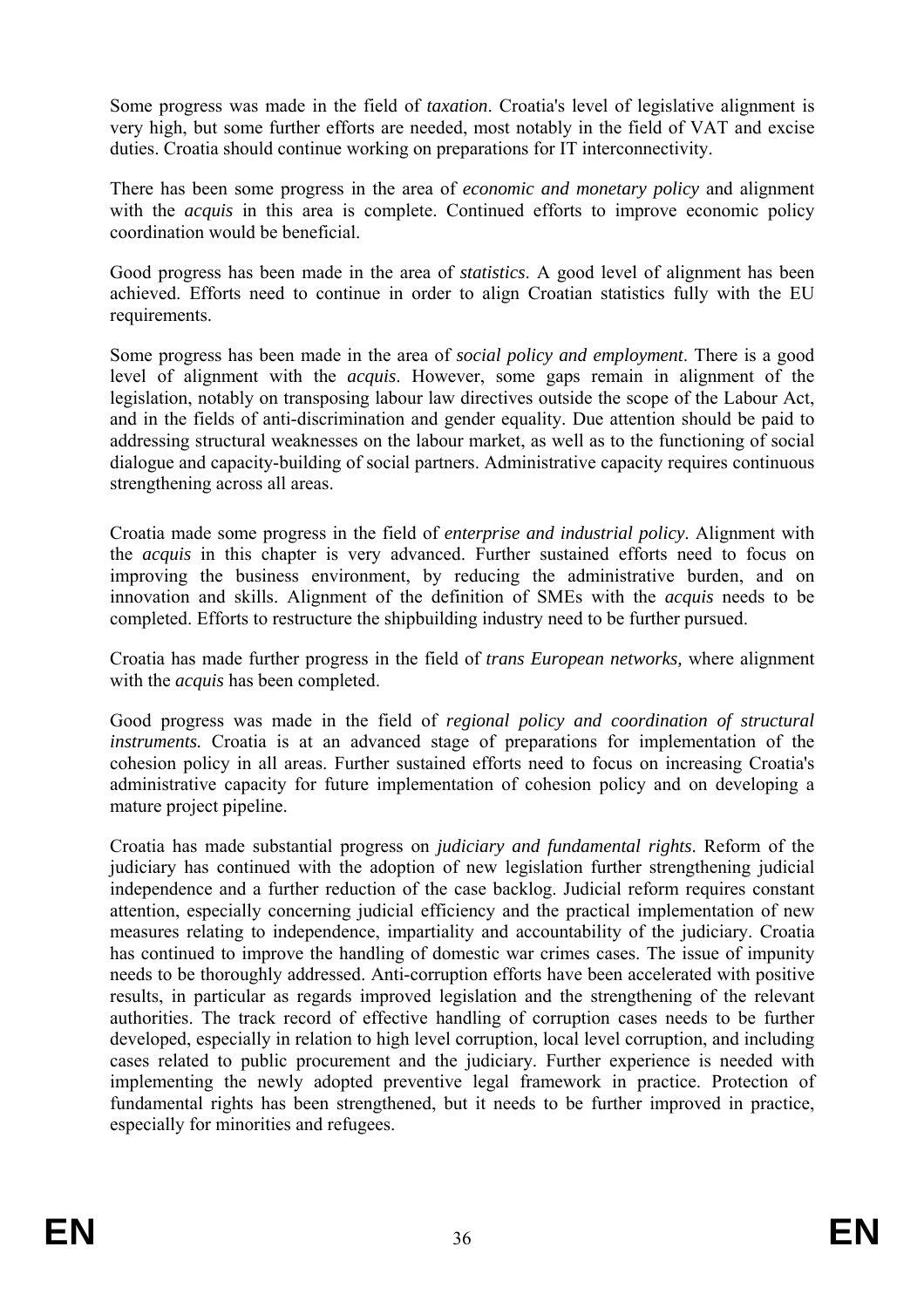Some progress was made in the field of *taxation*. Croatia's level of legislative alignment is very high, but some further efforts are needed, most notably in the field of VAT and excise duties. Croatia should continue working on preparations for IT interconnectivity.

There has been some progress in the area of *economic and monetary policy* and alignment with the *acquis* in this area is complete. Continued efforts to improve economic policy coordination would be beneficial.

Good progress has been made in the area of *statistics*. A good level of alignment has been achieved. Efforts need to continue in order to align Croatian statistics fully with the EU requirements.

Some progress has been made in the area of *social policy and employment*. There is a good level of alignment with the *acquis*. However, some gaps remain in alignment of the legislation, notably on transposing labour law directives outside the scope of the Labour Act, and in the fields of anti-discrimination and gender equality. Due attention should be paid to addressing structural weaknesses on the labour market, as well as to the functioning of social dialogue and capacity-building of social partners. Administrative capacity requires continuous strengthening across all areas.

Croatia made some progress in the field of *enterprise and industrial policy*. Alignment with the *acquis* in this chapter is very advanced. Further sustained efforts need to focus on improving the business environment, by reducing the administrative burden, and on innovation and skills. Alignment of the definition of SMEs with the *acquis* needs to be completed. Efforts to restructure the shipbuilding industry need to be further pursued.

Croatia has made further progress in the field of *trans European networks,* where alignment with the *acquis* has been completed.

Good progress was made in the field of *regional policy and coordination of structural instruments.* Croatia is at an advanced stage of preparations for implementation of the cohesion policy in all areas. Further sustained efforts need to focus on increasing Croatia's administrative capacity for future implementation of cohesion policy and on developing a mature project pipeline.

Croatia has made substantial progress on *judiciary and fundamental rights*. Reform of the judiciary has continued with the adoption of new legislation further strengthening judicial independence and a further reduction of the case backlog. Judicial reform requires constant attention, especially concerning judicial efficiency and the practical implementation of new measures relating to independence, impartiality and accountability of the judiciary. Croatia has continued to improve the handling of domestic war crimes cases. The issue of impunity needs to be thoroughly addressed. Anti-corruption efforts have been accelerated with positive results, in particular as regards improved legislation and the strengthening of the relevant authorities. The track record of effective handling of corruption cases needs to be further developed, especially in relation to high level corruption, local level corruption, and including cases related to public procurement and the judiciary. Further experience is needed with implementing the newly adopted preventive legal framework in practice. Protection of fundamental rights has been strengthened, but it needs to be further improved in practice, especially for minorities and refugees.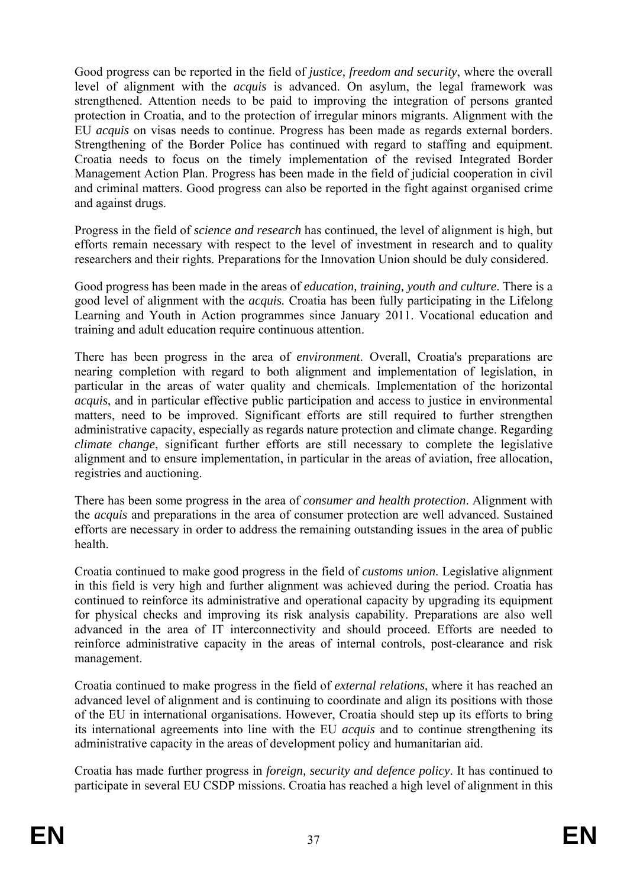Good progress can be reported in the field of *justice, freedom and security*, where the overall level of alignment with the *acquis* is advanced. On asylum, the legal framework was strengthened. Attention needs to be paid to improving the integration of persons granted protection in Croatia, and to the protection of irregular minors migrants. Alignment with the EU *acquis* on visas needs to continue. Progress has been made as regards external borders. Strengthening of the Border Police has continued with regard to staffing and equipment. Croatia needs to focus on the timely implementation of the revised Integrated Border Management Action Plan. Progress has been made in the field of judicial cooperation in civil and criminal matters. Good progress can also be reported in the fight against organised crime and against drugs.

Progress in the field of *science and research* has continued, the level of alignment is high, but efforts remain necessary with respect to the level of investment in research and to quality researchers and their rights. Preparations for the Innovation Union should be duly considered.

Good progress has been made in the areas of *education, training, youth and culture*. There is a good level of alignment with the *acquis.* Croatia has been fully participating in the Lifelong Learning and Youth in Action programmes since January 2011. Vocational education and training and adult education require continuous attention.

There has been progress in the area of *environment*. Overall, Croatia's preparations are nearing completion with regard to both alignment and implementation of legislation, in particular in the areas of water quality and chemicals. Implementation of the horizontal *acquis*, and in particular effective public participation and access to justice in environmental matters, need to be improved. Significant efforts are still required to further strengthen administrative capacity, especially as regards nature protection and climate change. Regarding *climate change*, significant further efforts are still necessary to complete the legislative alignment and to ensure implementation, in particular in the areas of aviation, free allocation, registries and auctioning.

There has been some progress in the area of *consumer and health protection*. Alignment with the *acquis* and preparations in the area of consumer protection are well advanced. Sustained efforts are necessary in order to address the remaining outstanding issues in the area of public health.

Croatia continued to make good progress in the field of *customs union*. Legislative alignment in this field is very high and further alignment was achieved during the period. Croatia has continued to reinforce its administrative and operational capacity by upgrading its equipment for physical checks and improving its risk analysis capability. Preparations are also well advanced in the area of IT interconnectivity and should proceed. Efforts are needed to reinforce administrative capacity in the areas of internal controls, post-clearance and risk management.

Croatia continued to make progress in the field of *external relations*, where it has reached an advanced level of alignment and is continuing to coordinate and align its positions with those of the EU in international organisations. However, Croatia should step up its efforts to bring its international agreements into line with the EU *acquis* and to continue strengthening its administrative capacity in the areas of development policy and humanitarian aid.

Croatia has made further progress in *foreign, security and defence policy*. It has continued to participate in several EU CSDP missions. Croatia has reached a high level of alignment in this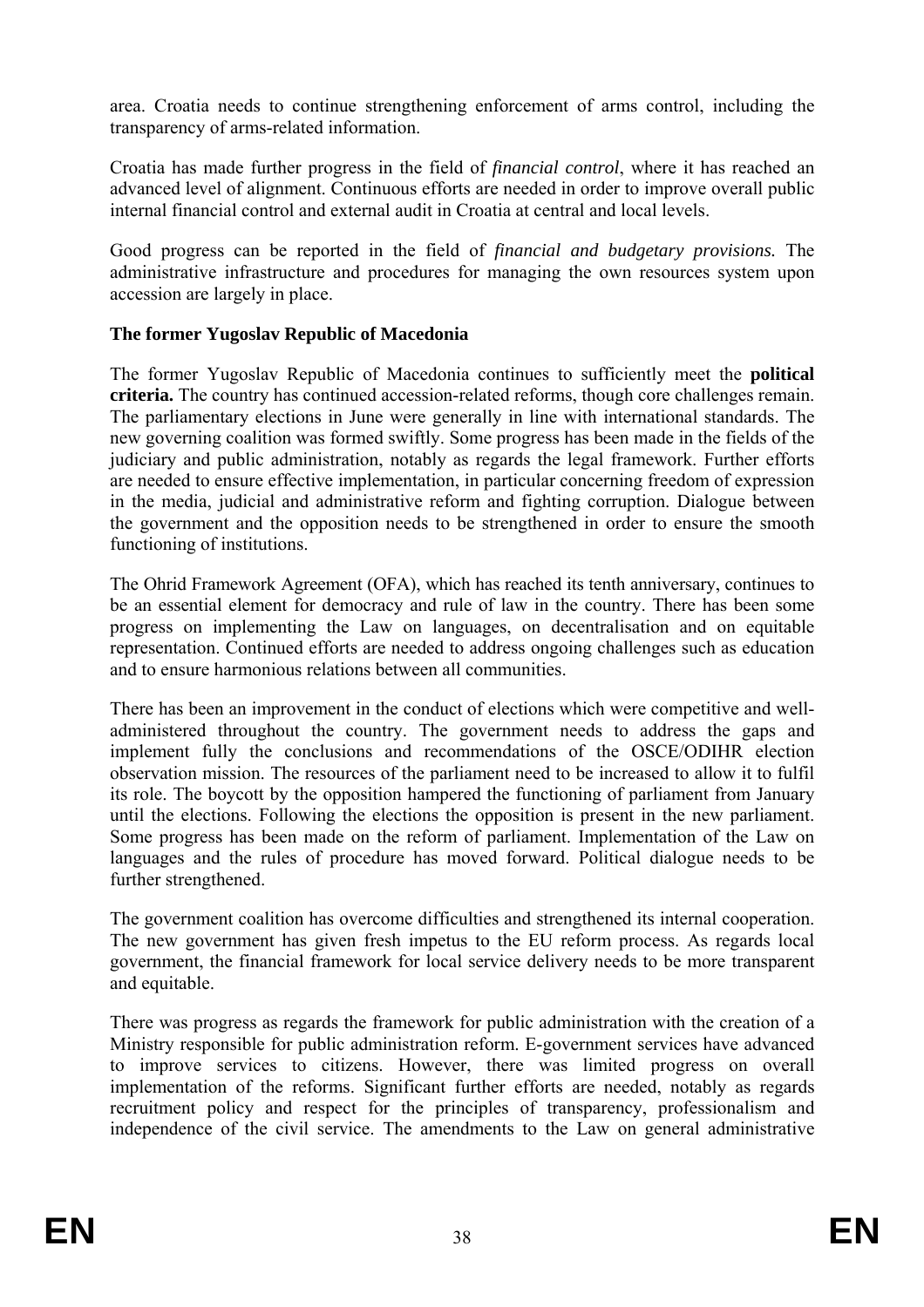area. Croatia needs to continue strengthening enforcement of arms control, including the transparency of arms-related information.

Croatia has made further progress in the field of *financial control*, where it has reached an advanced level of alignment. Continuous efforts are needed in order to improve overall public internal financial control and external audit in Croatia at central and local levels.

Good progress can be reported in the field of *financial and budgetary provisions.* The administrative infrastructure and procedures for managing the own resources system upon accession are largely in place.

**The former Yugoslav Republic of Macedonia**

The former Yugoslav Republic of Macedonia continues to sufficiently meet the **political criteria.** The country has continued accession-related reforms, though core challenges remain. The parliamentary elections in June were generally in line with international standards. The new governing coalition was formed swiftly. Some progress has been made in the fields of the judiciary and public administration, notably as regards the legal framework. Further efforts are needed to ensure effective implementation, in particular concerning freedom of expression in the media, judicial and administrative reform and fighting corruption. Dialogue between the government and the opposition needs to be strengthened in order to ensure the smooth functioning of institutions.

The Ohrid Framework Agreement (OFA), which has reached its tenth anniversary, continues to be an essential element for democracy and rule of law in the country. There has been some progress on implementing the Law on languages, on decentralisation and on equitable representation. Continued efforts are needed to address ongoing challenges such as education and to ensure harmonious relations between all communities.

There has been an improvement in the conduct of elections which were competitive and well-administered throughout the country. The government needs to address the gaps and implement fully the conclusions and recommendations of the OSCE/ODIHR election observation mission. The resources of the parliament need to be increased to allow it to fulfil its role. The boycott by the opposition hampered the functioning of parliament from January until the elections. Following the elections the opposition is present in the new parliament. Some progress has been made on the reform of parliament. Implementation of the Law on languages and the rules of procedure has moved forward. Political dialogue needs to be further strengthened.

The government coalition has overcome difficulties and strengthened its internal cooperation. The new government has given fresh impetus to the EU reform process. As regards local government, the financial framework for local service delivery needs to be more transparent and equitable.

There was progress as regards the framework for public administration with the creation of a Ministry responsible for public administration reform. E-government services have advanced to improve services to citizens. However, there was limited progress on overall implementation of the reforms. Significant further efforts are needed, notably as regards recruitment policy and respect for the principles of transparency, professionalism and independence of the civil service. The amendments to the Law on general administrative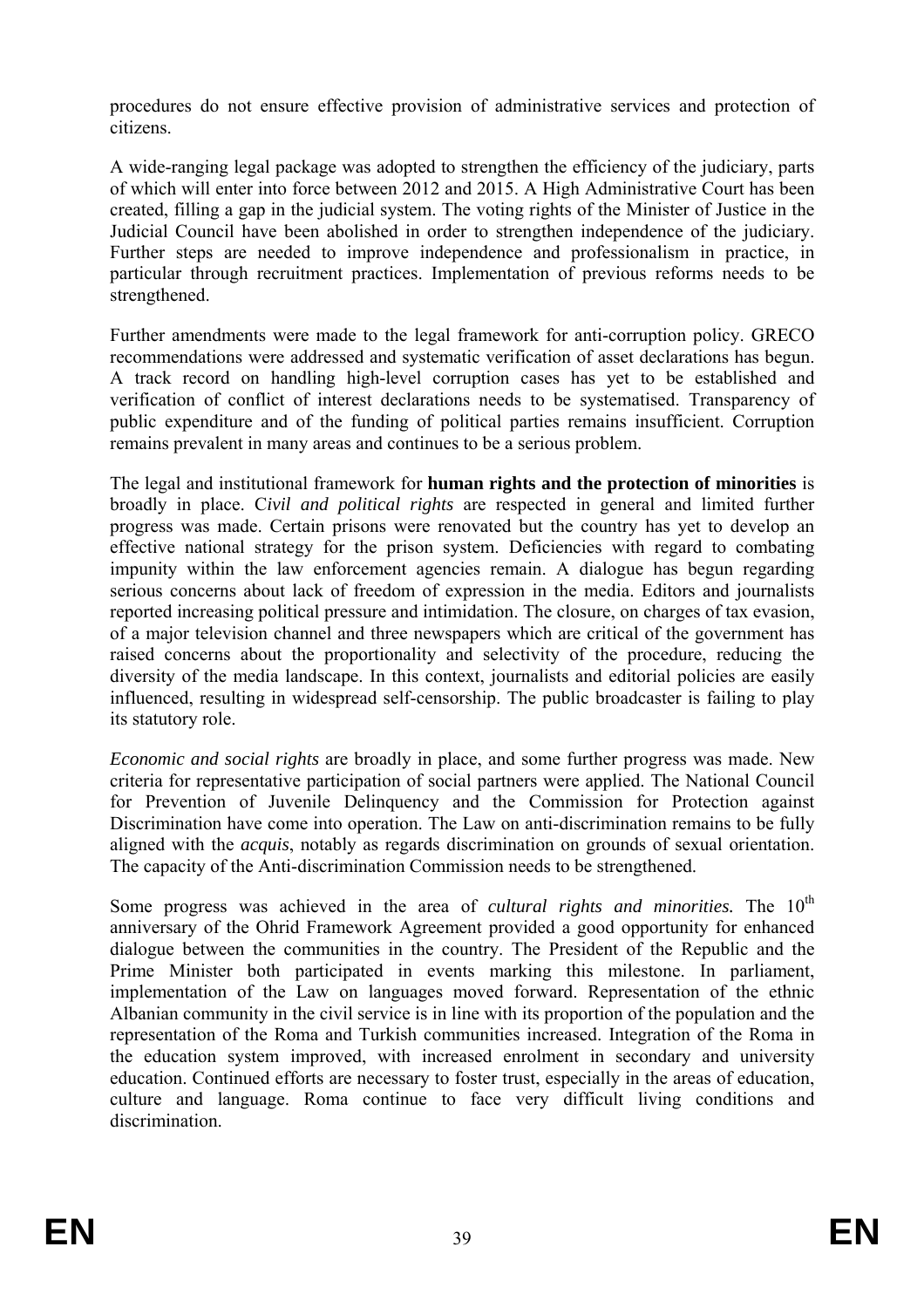procedures do not ensure effective provision of administrative services and protection of citizens.

A wide-ranging legal package was adopted to strengthen the efficiency of the judiciary, parts of which will enter into force between 2012 and 2015. A High Administrative Court has been created, filling a gap in the judicial system. The voting rights of the Minister of Justice in the Judicial Council have been abolished in order to strengthen independence of the judiciary. Further steps are needed to improve independence and professionalism in practice, in particular through recruitment practices. Implementation of previous reforms needs to be strengthened.

Further amendments were made to the legal framework for anti-corruption policy. GRECO recommendations were addressed and systematic verification of asset declarations has begun. A track record on handling high-level corruption cases has yet to be established and verification of conflict of interest declarations needs to be systematised. Transparency of public expenditure and of the funding of political parties remains insufficient. Corruption remains prevalent in many areas and continues to be a serious problem.

The legal and institutional framework for **human rights and the protection of minorities** is broadly in place. C*ivil and political rights* are respected in general and limited further progress was made. Certain prisons were renovated but the country has yet to develop an effective national strategy for the prison system. Deficiencies with regard to combating impunity within the law enforcement agencies remain. A dialogue has begun regarding serious concerns about lack of freedom of expression in the media. Editors and journalists reported increasing political pressure and intimidation. The closure, on charges of tax evasion, of a major television channel and three newspapers which are critical of the government has raised concerns about the proportionality and selectivity of the procedure, reducing the diversity of the media landscape. In this context, journalists and editorial policies are easily influenced, resulting in widespread self-censorship. The public broadcaster is failing to play its statutory role.

*Economic and social rights* are broadly in place, and some further progress was made. New criteria for representative participation of social partners were applied. The National Council for Prevention of Juvenile Delinquency and the Commission for Protection against Discrimination have come into operation. The Law on anti-discrimination remains to be fully aligned with the *acquis*, notably as regards discrimination on grounds of sexual orientation. The capacity of the Anti-discrimination Commission needs to be strengthened.

Some progress was achieved in the area of *cultural rights and minorities.* The 10th anniversary of the Ohrid Framework Agreement provided a good opportunity for enhanced dialogue between the communities in the country. The President of the Republic and the Prime Minister both participated in events marking this milestone. In parliament, implementation of the Law on languages moved forward. Representation of the ethnic Albanian community in the civil service is in line with its proportion of the population and the representation of the Roma and Turkish communities increased. Integration of the Roma in the education system improved, with increased enrolment in secondary and university education. Continued efforts are necessary to foster trust, especially in the areas of education, culture and language. Roma continue to face very difficult living conditions and discrimination.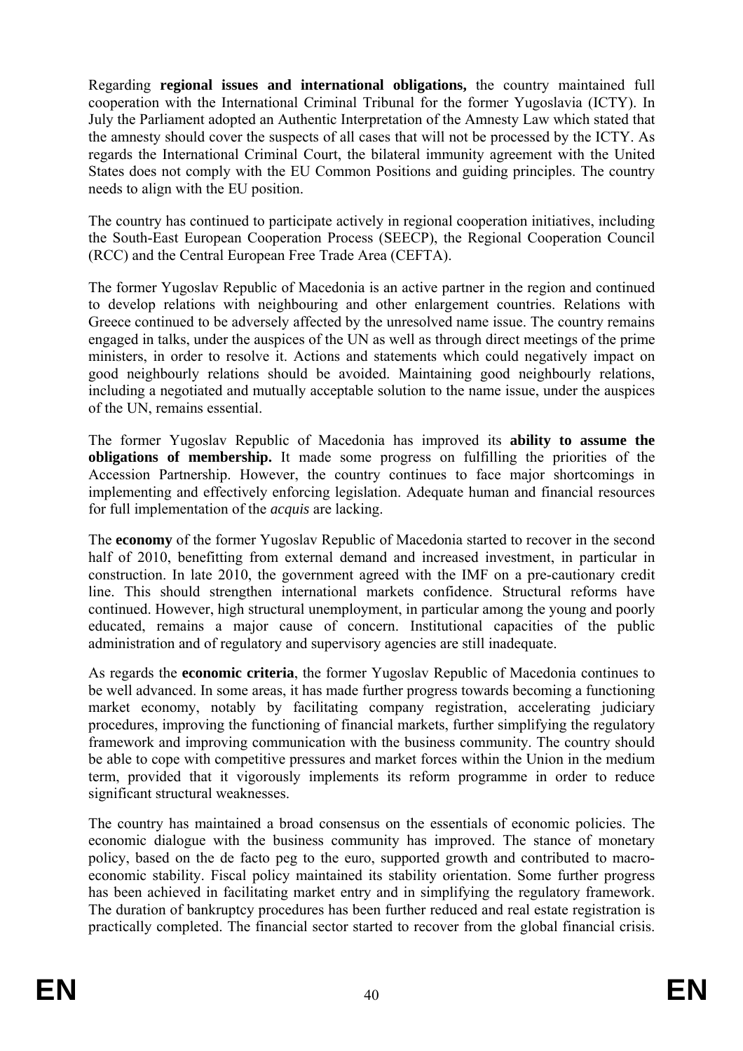Regarding **regional issues and international obligations,** the country maintained full cooperation with the International Criminal Tribunal for the former Yugoslavia (ICTY). In July the Parliament adopted an Authentic Interpretation of the Amnesty Law which stated that the amnesty should cover the suspects of all cases that will not be processed by the ICTY. As regards the International Criminal Court, the bilateral immunity agreement with the United States does not comply with the EU Common Positions and guiding principles. The country needs to align with the EU position.

The country has continued to participate actively in regional cooperation initiatives, including the South-East European Cooperation Process (SEECP), the Regional Cooperation Council (RCC) and the Central European Free Trade Area (CEFTA).

The former Yugoslav Republic of Macedonia is an active partner in the region and continued to develop relations with neighbouring and other enlargement countries. Relations with Greece continued to be adversely affected by the unresolved name issue. The country remains engaged in talks, under the auspices of the UN as well as through direct meetings of the prime ministers, in order to resolve it. Actions and statements which could negatively impact on good neighbourly relations should be avoided. Maintaining good neighbourly relations, including a negotiated and mutually acceptable solution to the name issue, under the auspices of the UN, remains essential.

The former Yugoslav Republic of Macedonia has improved its **ability to assume the obligations of membership.** It made some progress on fulfilling the priorities of the Accession Partnership. However, the country continues to face major shortcomings in implementing and effectively enforcing legislation. Adequate human and financial resources for full implementation of the *acquis* are lacking.

The **economy** of the former Yugoslav Republic of Macedonia started to recover in the second half of 2010, benefitting from external demand and increased investment, in particular in construction. In late 2010, the government agreed with the IMF on a pre-cautionary credit line. This should strengthen international markets confidence. Structural reforms have continued. However, high structural unemployment, in particular among the young and poorly educated, remains a major cause of concern. Institutional capacities of the public administration and of regulatory and supervisory agencies are still inadequate.

As regards the **economic criteria**, the former Yugoslav Republic of Macedonia continues to be well advanced. In some areas, it has made further progress towards becoming a functioning market economy, notably by facilitating company registration, accelerating judiciary procedures, improving the functioning of financial markets, further simplifying the regulatory framework and improving communication with the business community. The country should be able to cope with competitive pressures and market forces within the Union in the medium term, provided that it vigorously implements its reform programme in order to reduce significant structural weaknesses.

The country has maintained a broad consensus on the essentials of economic policies. The economic dialogue with the business community has improved. The stance of monetary policy, based on the de facto peg to the euro, supported growth and contributed to macro-economic stability. Fiscal policy maintained its stability orientation. Some further progress has been achieved in facilitating market entry and in simplifying the regulatory framework. The duration of bankruptcy procedures has been further reduced and real estate registration is practically completed. The financial sector started to recover from the global financial crisis.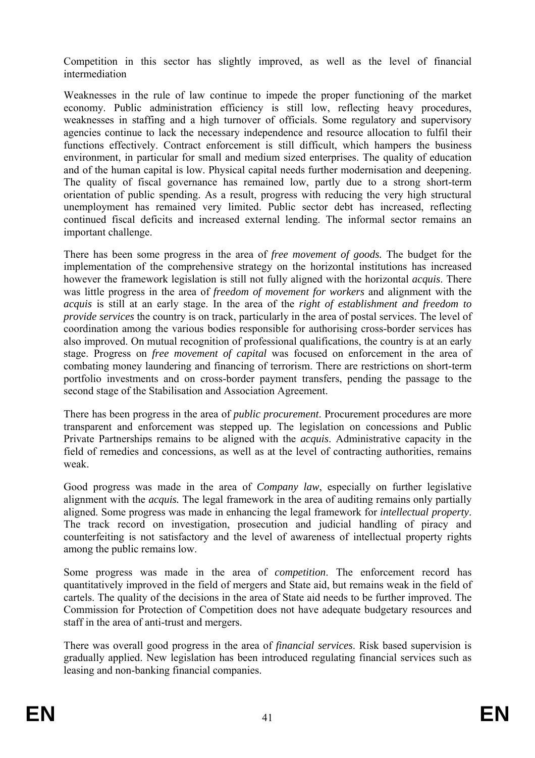Competition in this sector has slightly improved, as well as the level of financial intermediation

Weaknesses in the rule of law continue to impede the proper functioning of the market economy. Public administration efficiency is still low, reflecting heavy procedures, weaknesses in staffing and a high turnover of officials. Some regulatory and supervisory agencies continue to lack the necessary independence and resource allocation to fulfil their functions effectively. Contract enforcement is still difficult, which hampers the business environment, in particular for small and medium sized enterprises. The quality of education and of the human capital is low. Physical capital needs further modernisation and deepening. The quality of fiscal governance has remained low, partly due to a strong short-term orientation of public spending. As a result, progress with reducing the very high structural unemployment has remained very limited. Public sector debt has increased, reflecting continued fiscal deficits and increased external lending. The informal sector remains an important challenge.

There has been some progress in the area of *free movement of goods.* The budget for the implementation of the comprehensive strategy on the horizontal institutions has increased however the framework legislation is still not fully aligned with the horizontal *acquis*. There was little progress in the area of *freedom of movement for workers* and alignment with the *acquis* is still at an early stage. In the area of the *right of establishment and freedom to provide services* the country is on track, particularly in the area of postal services. The level of coordination among the various bodies responsible for authorising cross-border services has also improved. On mutual recognition of professional qualifications, the country is at an early stage. Progress on *free movement of capital* was focused on enforcement in the area of combating money laundering and financing of terrorism. There are restrictions on short-term portfolio investments and on cross-border payment transfers, pending the passage to the second stage of the Stabilisation and Association Agreement.

There has been progress in the area of *public procurement*. Procurement procedures are more transparent and enforcement was stepped up. The legislation on concessions and Public Private Partnerships remains to be aligned with the *acquis*. Administrative capacity in the field of remedies and concessions, as well as at the level of contracting authorities, remains weak.

Good progress was made in the area of *Company law*, especially on further legislative alignment with the *acquis.* The legal framework in the area of auditing remains only partially aligned. Some progress was made in enhancing the legal framework for *intellectual property*. The track record on investigation, prosecution and judicial handling of piracy and counterfeiting is not satisfactory and the level of awareness of intellectual property rights among the public remains low.

Some progress was made in the area of *competition*. The enforcement record has quantitatively improved in the field of mergers and State aid, but remains weak in the field of cartels. The quality of the decisions in the area of State aid needs to be further improved. The Commission for Protection of Competition does not have adequate budgetary resources and staff in the area of anti-trust and mergers.

There was overall good progress in the area of *financial services*. Risk based supervision is gradually applied. New legislation has been introduced regulating financial services such as leasing and non-banking financial companies.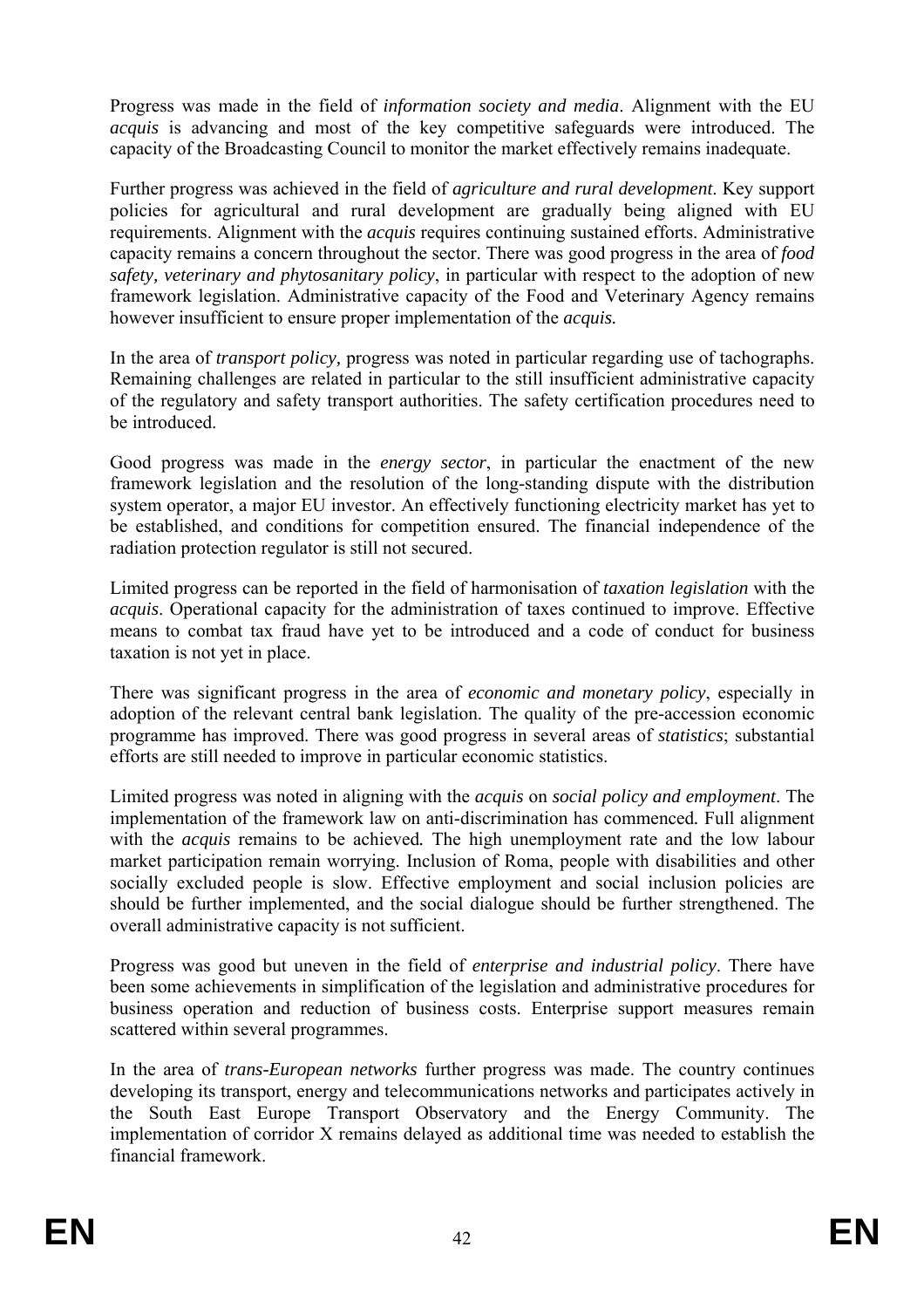Progress was made in the field of *information society and media*. Alignment with the EU *acquis* is advancing and most of the key competitive safeguards were introduced. The capacity of the Broadcasting Council to monitor the market effectively remains inadequate.

Further progress was achieved in the field of *agriculture and rural development*. Key support policies for agricultural and rural development are gradually being aligned with EU requirements. Alignment with the *acquis* requires continuing sustained efforts. Administrative capacity remains a concern throughout the sector. There was good progress in the area of *food safety, veterinary and phytosanitary policy*, in particular with respect to the adoption of new framework legislation. Administrative capacity of the Food and Veterinary Agency remains however insufficient to ensure proper implementation of the *acquis.*

In the area of *transport policy,* progress was noted in particular regarding use of tachographs. Remaining challenges are related in particular to the still insufficient administrative capacity of the regulatory and safety transport authorities. The safety certification procedures need to be introduced.

Good progress was made in the *energy sector*, in particular the enactment of the new framework legislation and the resolution of the long-standing dispute with the distribution system operator, a major EU investor. An effectively functioning electricity market has yet to be established, and conditions for competition ensured. The financial independence of the radiation protection regulator is still not secured.

Limited progress can be reported in the field of harmonisation of *taxation legislation* with the *acquis*. Operational capacity for the administration of taxes continued to improve. Effective means to combat tax fraud have yet to be introduced and a code of conduct for business taxation is not yet in place.

There was significant progress in the area of *economic and monetary policy*, especially in adoption of the relevant central bank legislation. The quality of the pre-accession economic programme has improved. There was good progress in several areas of *statistics*; substantial efforts are still needed to improve in particular economic statistics.

Limited progress was noted in aligning with the *acquis* on *social policy and employment*. The implementation of the framework law on anti-discrimination has commenced*.* Full alignment with the *acquis* remains to be achieved*.* The high unemployment rate and the low labour market participation remain worrying. Inclusion of Roma, people with disabilities and other socially excluded people is slow. Effective employment and social inclusion policies are should be further implemented, and the social dialogue should be further strengthened. The overall administrative capacity is not sufficient.

Progress was good but uneven in the field of *enterprise and industrial policy*. There have been some achievements in simplification of the legislation and administrative procedures for business operation and reduction of business costs. Enterprise support measures remain scattered within several programmes.

In the area of *trans-European networks* further progress was made. The country continues developing its transport, energy and telecommunications networks and participates actively in the South East Europe Transport Observatory and the Energy Community. The implementation of corridor X remains delayed as additional time was needed to establish the financial framework.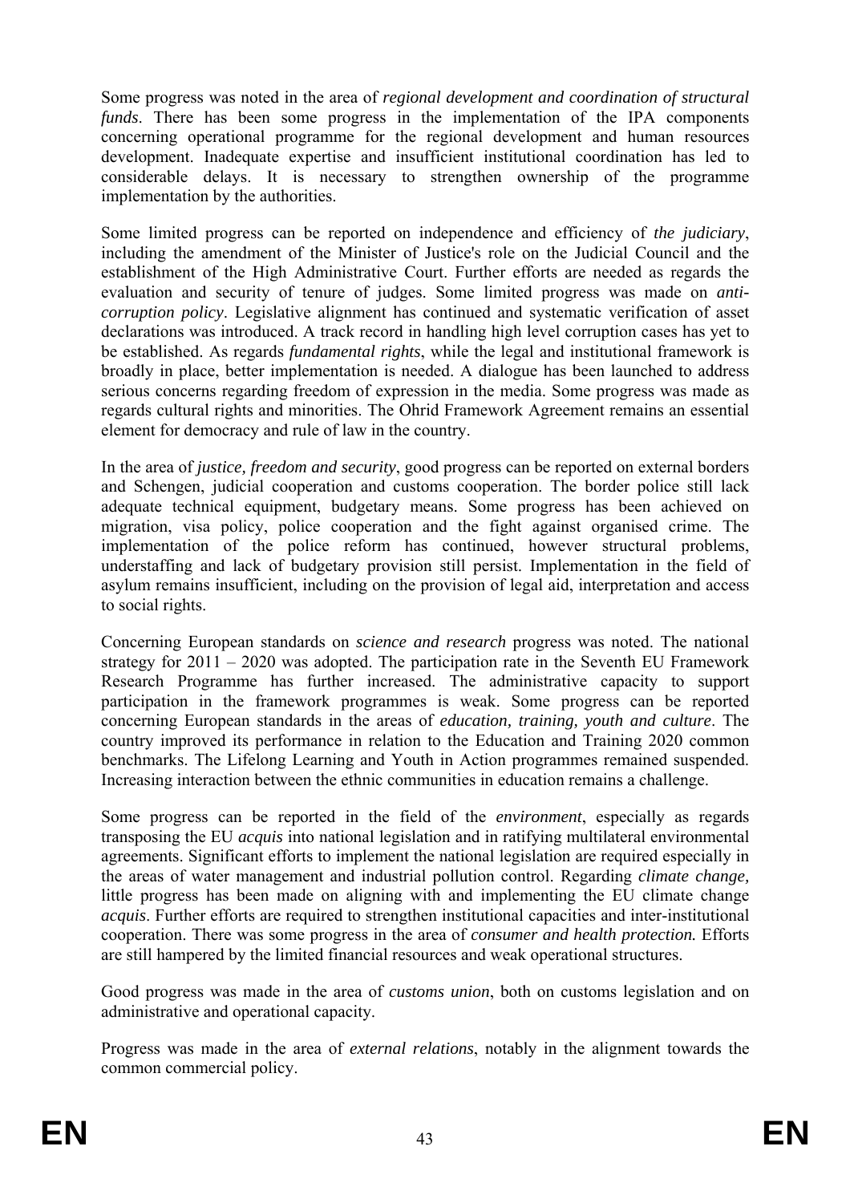Some progress was noted in the area of *regional development and coordination of structural funds*. There has been some progress in the implementation of the IPA components concerning operational programme for the regional development and human resources development. Inadequate expertise and insufficient institutional coordination has led to considerable delays. It is necessary to strengthen ownership of the programme implementation by the authorities.

Some limited progress can be reported on independence and efficiency of *the judiciary*, including the amendment of the Minister of Justice's role on the Judicial Council and the establishment of the High Administrative Court. Further efforts are needed as regards the evaluation and security of tenure of judges. Some limited progress was made on *anti-corruption policy*. Legislative alignment has continued and systematic verification of asset declarations was introduced. A track record in handling high level corruption cases has yet to be established. As regards *fundamental rights*, while the legal and institutional framework is broadly in place, better implementation is needed. A dialogue has been launched to address serious concerns regarding freedom of expression in the media. Some progress was made as regards cultural rights and minorities. The Ohrid Framework Agreement remains an essential element for democracy and rule of law in the country.

In the area of *justice, freedom and security*, good progress can be reported on external borders and Schengen, judicial cooperation and customs cooperation. The border police still lack adequate technical equipment, budgetary means. Some progress has been achieved on migration, visa policy, police cooperation and the fight against organised crime. The implementation of the police reform has continued, however structural problems, understaffing and lack of budgetary provision still persist. Implementation in the field of asylum remains insufficient, including on the provision of legal aid, interpretation and access to social rights.

Concerning European standards on *science and research* progress was noted. The national strategy for 2011 – 2020 was adopted. The participation rate in the Seventh EU Framework Research Programme has further increased. The administrative capacity to support participation in the framework programmes is weak. Some progress can be reported concerning European standards in the areas of *education, training, youth and culture*. The country improved its performance in relation to the Education and Training 2020 common benchmarks. The Lifelong Learning and Youth in Action programmes remained suspended. Increasing interaction between the ethnic communities in education remains a challenge.

Some progress can be reported in the field of the *environment*, especially as regards transposing the EU *acquis* into national legislation and in ratifying multilateral environmental agreements. Significant efforts to implement the national legislation are required especially in the areas of water management and industrial pollution control. Regarding *climate change,* little progress has been made on aligning with and implementing the EU climate change *acquis*. Further efforts are required to strengthen institutional capacities and inter-institutional cooperation. There was some progress in the area of *consumer and health protection.* Efforts are still hampered by the limited financial resources and weak operational structures.

Good progress was made in the area of *customs union*, both on customs legislation and on administrative and operational capacity.

Progress was made in the area of *external relations*, notably in the alignment towards the common commercial policy.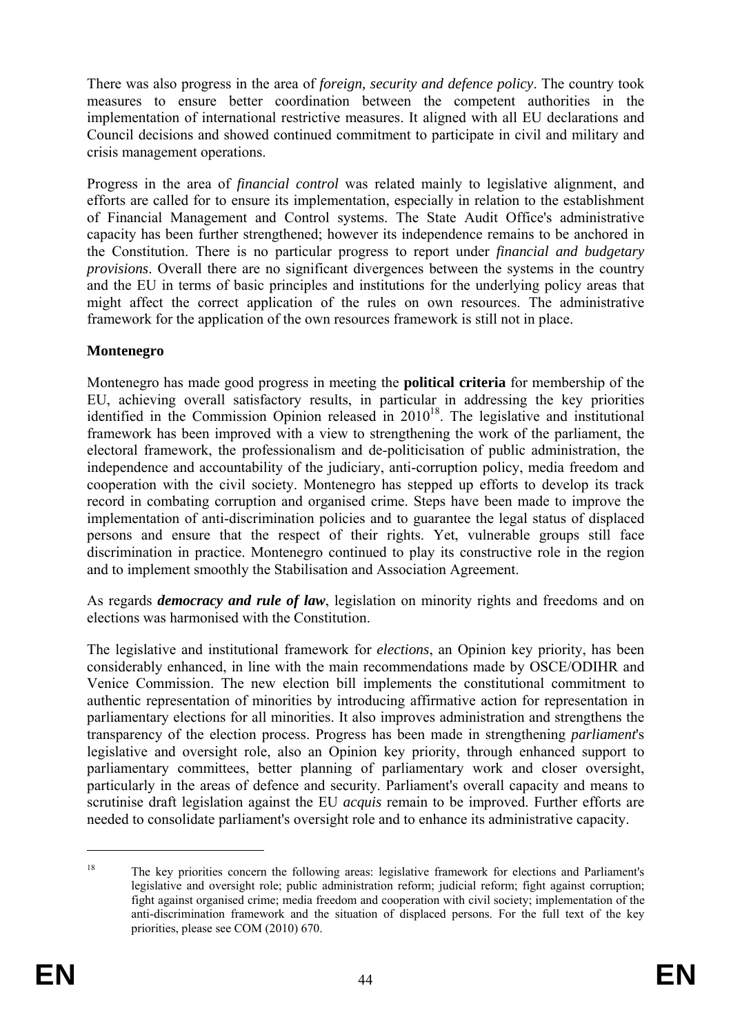There was also progress in the area of *foreign, security and defence policy*. The country took measures to ensure better coordination between the competent authorities in the implementation of international restrictive measures. It aligned with all EU declarations and Council decisions and showed continued commitment to participate in civil and military and crisis management operations.

Progress in the area of *financial control* was related mainly to legislative alignment, and efforts are called for to ensure its implementation, especially in relation to the establishment of Financial Management and Control systems. The State Audit Office's administrative capacity has been further strengthened; however its independence remains to be anchored in the Constitution. There is no particular progress to report under *financial and budgetary provisions*. Overall there are no significant divergences between the systems in the country and the EU in terms of basic principles and institutions for the underlying policy areas that might affect the correct application of the rules on own resources. The administrative framework for the application of the own resources framework is still not in place.

**Montenegro**

Montenegro has made good progress in meeting the **political criteria** for membership of the EU, achieving overall satisfactory results, in particular in addressing the key priorities identified in the Commission Opinion released in 2010[18]. The legislative and institutional framework has been improved with a view to strengthening the work of the parliament, the electoral framework, the professionalism and de-politicisation of public administration, the independence and accountability of the judiciary, anti-corruption policy, media freedom and cooperation with the civil society. Montenegro has stepped up efforts to develop its track record in combating corruption and organised crime. Steps have been made to improve the implementation of anti-discrimination policies and to guarantee the legal status of displaced persons and ensure that the respect of their rights. Yet, vulnerable groups still face discrimination in practice. Montenegro continued to play its constructive role in the region and to implement smoothly the Stabilisation and Association Agreement.

As regards ***democracy and rule of law***, legislation on minority rights and freedoms and on elections was harmonised with the Constitution.

The legislative and institutional framework for *elections*, an Opinion key priority, has been considerably enhanced, in line with the main recommendations made by OSCE/ODIHR and Venice Commission. The new election bill implements the constitutional commitment to authentic representation of minorities by introducing affirmative action for representation in parliamentary elections for all minorities. It also improves administration and strengthens the transparency of the election process. Progress has been made in strengthening *parliament*'s legislative and oversight role, also an Opinion key priority, through enhanced support to parliamentary committees, better planning of parliamentary work and closer oversight, particularly in the areas of defence and security. Parliament's overall capacity and means to scrutinise draft legislation against the EU *acquis* remain to be improved. Further efforts are needed to consolidate parliament's oversight role and to enhance its administrative capacity.

---

[18] The key priorities concern the following areas: legislative framework for elections and Parliament's legislative and oversight role; public administration reform; judicial reform; fight against corruption; fight against organised crime; media freedom and cooperation with civil society; implementation of the anti-discrimination framework and the situation of displaced persons. For the full text of the key priorities, please see COM (2010) 670.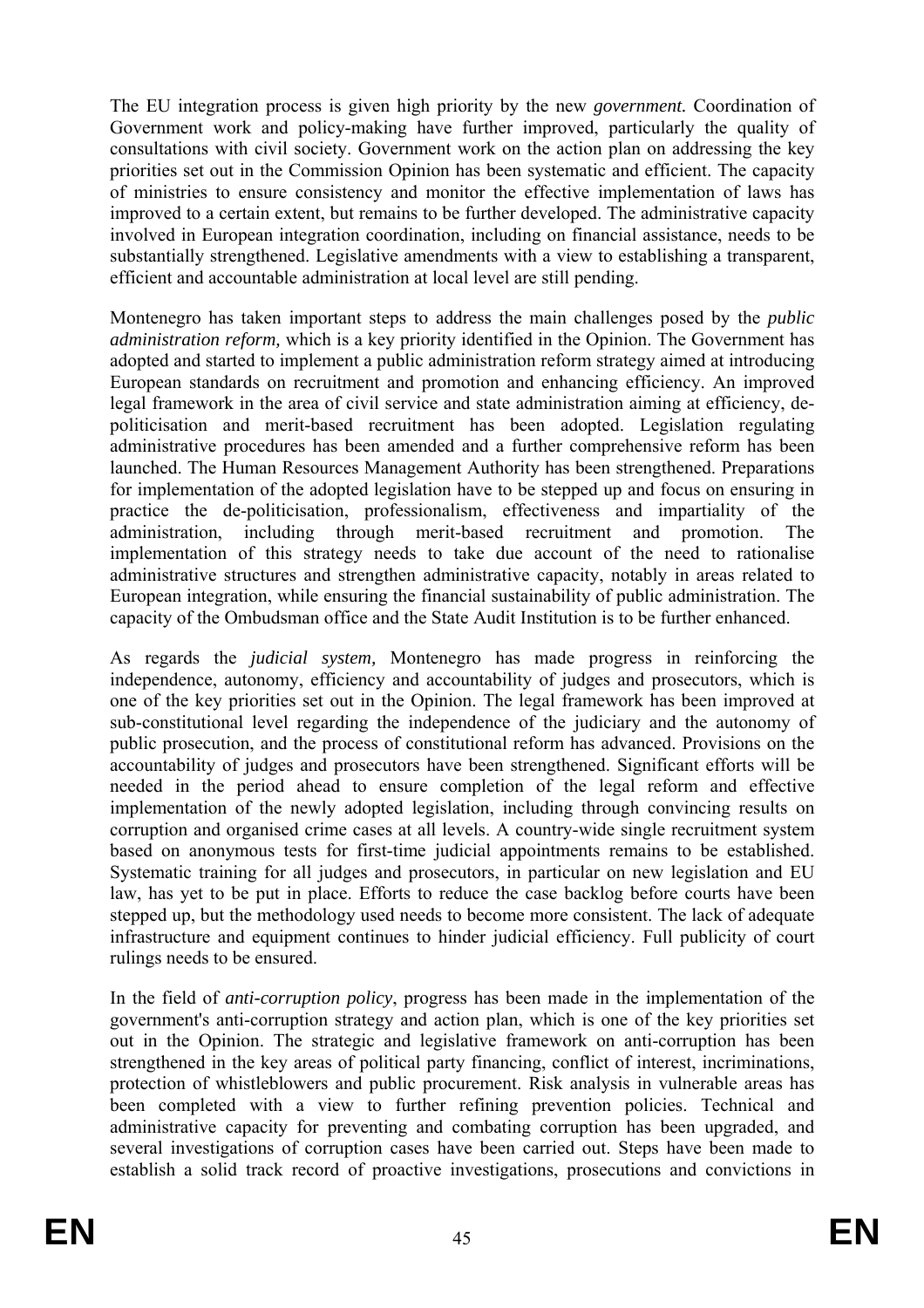The EU integration process is given high priority by the new *government.* Coordination of Government work and policy-making have further improved, particularly the quality of consultations with civil society. Government work on the action plan on addressing the key priorities set out in the Commission Opinion has been systematic and efficient. The capacity of ministries to ensure consistency and monitor the effective implementation of laws has improved to a certain extent, but remains to be further developed. The administrative capacity involved in European integration coordination, including on financial assistance, needs to be substantially strengthened. Legislative amendments with a view to establishing a transparent, efficient and accountable administration at local level are still pending.

Montenegro has taken important steps to address the main challenges posed by the *public administration reform,* which is a key priority identified in the Opinion. The Government has adopted and started to implement a public administration reform strategy aimed at introducing European standards on recruitment and promotion and enhancing efficiency. An improved legal framework in the area of civil service and state administration aiming at efficiency, de-politicisation and merit-based recruitment has been adopted. Legislation regulating administrative procedures has been amended and a further comprehensive reform has been launched. The Human Resources Management Authority has been strengthened. Preparations for implementation of the adopted legislation have to be stepped up and focus on ensuring in practice the de-politicisation, professionalism, effectiveness and impartiality of the administration, including through merit-based recruitment and promotion. The implementation of this strategy needs to take due account of the need to rationalise administrative structures and strengthen administrative capacity, notably in areas related to European integration, while ensuring the financial sustainability of public administration. The capacity of the Ombudsman office and the State Audit Institution is to be further enhanced.

As regards the *judicial system,* Montenegro has made progress in reinforcing the independence, autonomy, efficiency and accountability of judges and prosecutors, which is one of the key priorities set out in the Opinion. The legal framework has been improved at sub-constitutional level regarding the independence of the judiciary and the autonomy of public prosecution, and the process of constitutional reform has advanced. Provisions on the accountability of judges and prosecutors have been strengthened. Significant efforts will be needed in the period ahead to ensure completion of the legal reform and effective implementation of the newly adopted legislation, including through convincing results on corruption and organised crime cases at all levels. A country-wide single recruitment system based on anonymous tests for first-time judicial appointments remains to be established. Systematic training for all judges and prosecutors, in particular on new legislation and EU law, has yet to be put in place. Efforts to reduce the case backlog before courts have been stepped up, but the methodology used needs to become more consistent. The lack of adequate infrastructure and equipment continues to hinder judicial efficiency. Full publicity of court rulings needs to be ensured.

In the field of *anti-corruption policy*, progress has been made in the implementation of the government's anti-corruption strategy and action plan, which is one of the key priorities set out in the Opinion. The strategic and legislative framework on anti-corruption has been strengthened in the key areas of political party financing, conflict of interest, incriminations, protection of whistleblowers and public procurement. Risk analysis in vulnerable areas has been completed with a view to further refining prevention policies. Technical and administrative capacity for preventing and combating corruption has been upgraded, and several investigations of corruption cases have been carried out. Steps have been made to establish a solid track record of proactive investigations, prosecutions and convictions in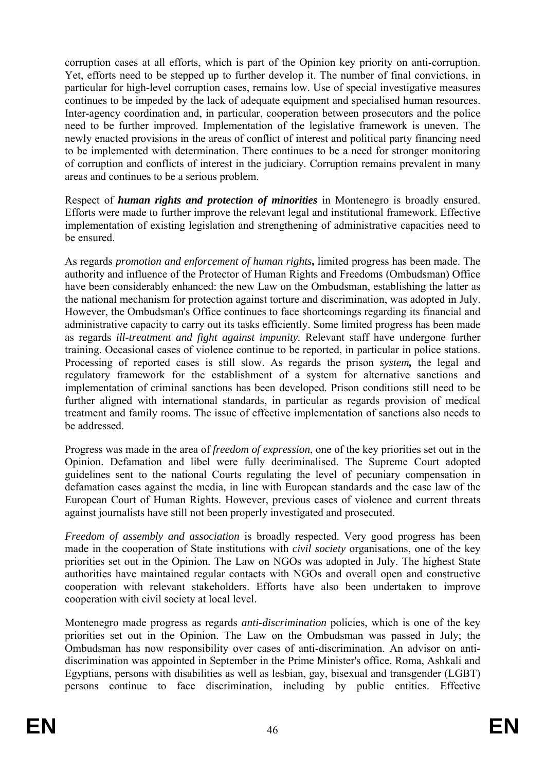corruption cases at all efforts, which is part of the Opinion key priority on anti-corruption. Yet, efforts need to be stepped up to further develop it. The number of final convictions, in particular for high-level corruption cases, remains low. Use of special investigative measures continues to be impeded by the lack of adequate equipment and specialised human resources. Inter-agency coordination and, in particular, cooperation between prosecutors and the police need to be further improved. Implementation of the legislative framework is uneven. The newly enacted provisions in the areas of conflict of interest and political party financing need to be implemented with determination. There continues to be a need for stronger monitoring of corruption and conflicts of interest in the judiciary. Corruption remains prevalent in many areas and continues to be a serious problem.

Respect of ***human rights and protection of minorities*** in Montenegro is broadly ensured. Efforts were made to further improve the relevant legal and institutional framework. Effective implementation of existing legislation and strengthening of administrative capacities need to be ensured.

As regards *promotion and enforcement of human rights***,** limited progress has been made. The authority and influence of the Protector of Human Rights and Freedoms (Ombudsman) Office have been considerably enhanced: the new Law on the Ombudsman, establishing the latter as the national mechanism for protection against torture and discrimination, was adopted in July. However, the Ombudsman's Office continues to face shortcomings regarding its financial and administrative capacity to carry out its tasks efficiently. Some limited progress has been made as regards *ill-treatment and fight against impunity.* Relevant staff have undergone further training. Occasional cases of violence continue to be reported, in particular in police stations. Processing of reported cases is still slow. As regards the prison *system***,** the legal and regulatory framework for the establishment of a system for alternative sanctions and implementation of criminal sanctions has been developed*.* Prison conditions still need to be further aligned with international standards, in particular as regards provision of medical treatment and family rooms. The issue of effective implementation of sanctions also needs to be addressed.

Progress was made in the area of *freedom of expression*, one of the key priorities set out in the Opinion. Defamation and libel were fully decriminalised. The Supreme Court adopted guidelines sent to the national Courts regulating the level of pecuniary compensation in defamation cases against the media, in line with European standards and the case law of the European Court of Human Rights. However, previous cases of violence and current threats against journalists have still not been properly investigated and prosecuted.

*Freedom of assembly and association* is broadly respected. Very good progress has been made in the cooperation of State institutions with *civil society* organisations, one of the key priorities set out in the Opinion. The Law on NGOs was adopted in July. The highest State authorities have maintained regular contacts with NGOs and overall open and constructive cooperation with relevant stakeholders. Efforts have also been undertaken to improve cooperation with civil society at local level.

Montenegro made progress as regards *anti-discrimination* policies, which is one of the key priorities set out in the Opinion. The Law on the Ombudsman was passed in July; the Ombudsman has now responsibility over cases of anti-discrimination. An advisor on anti-discrimination was appointed in September in the Prime Minister's office. Roma, Ashkali and Egyptians, persons with disabilities as well as lesbian, gay, bisexual and transgender (LGBT) persons continue to face discrimination, including by public entities. Effective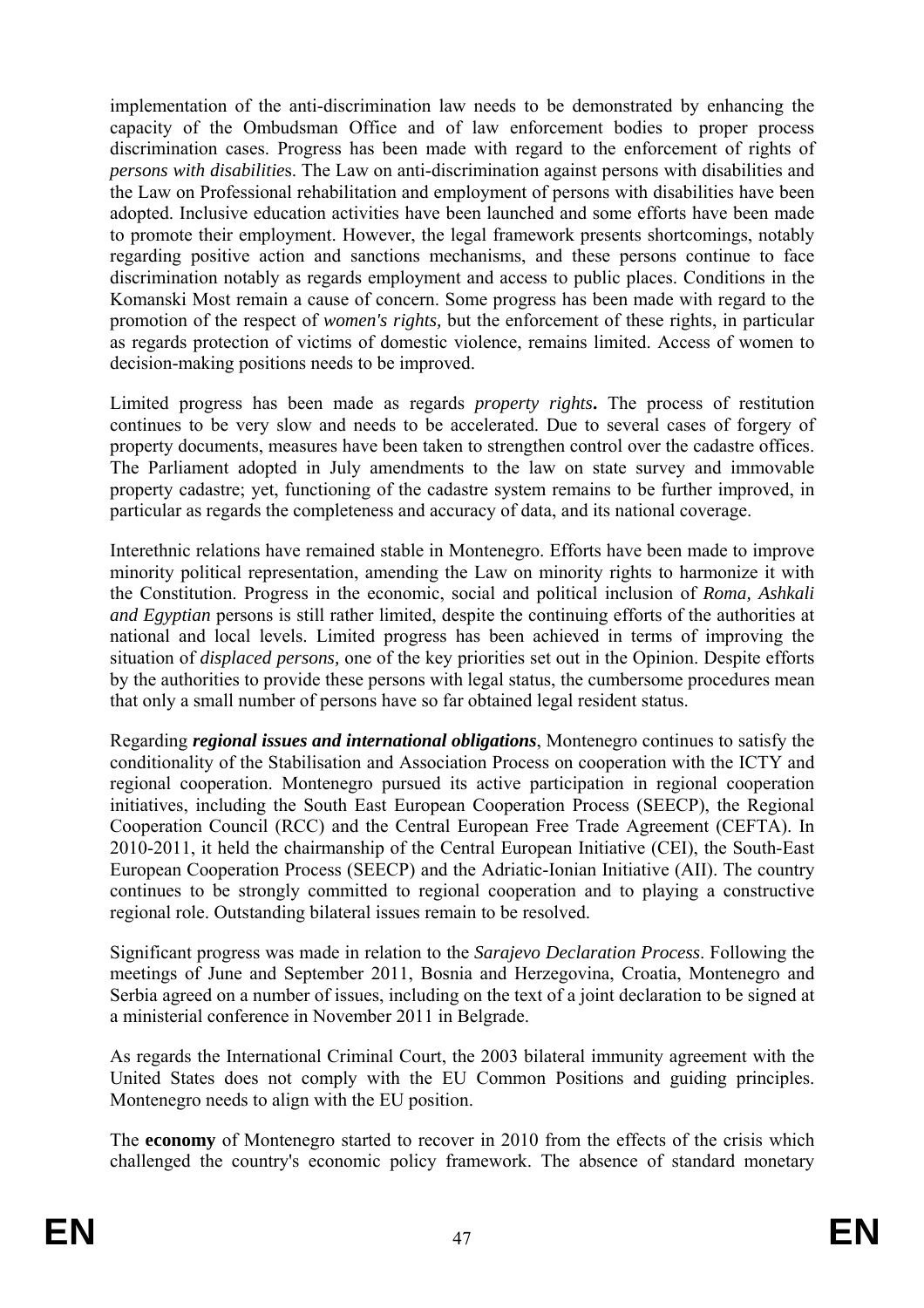implementation of the anti-discrimination law needs to be demonstrated by enhancing the capacity of the Ombudsman Office and of law enforcement bodies to proper process discrimination cases. Progress has been made with regard to the enforcement of rights of *persons with disabilities*. The Law on anti-discrimination against persons with disabilities and the Law on Professional rehabilitation and employment of persons with disabilities have been adopted. Inclusive education activities have been launched and some efforts have been made to promote their employment. However, the legal framework presents shortcomings, notably regarding positive action and sanctions mechanisms, and these persons continue to face discrimination notably as regards employment and access to public places. Conditions in the Komanski Most remain a cause of concern. Some progress has been made with regard to the promotion of the respect of *women's rights,* but the enforcement of these rights, in particular as regards protection of victims of domestic violence, remains limited. Access of women to decision-making positions needs to be improved.

Limited progress has been made as regards *property rights***.** The process of restitution continues to be very slow and needs to be accelerated. Due to several cases of forgery of property documents, measures have been taken to strengthen control over the cadastre offices. The Parliament adopted in July amendments to the law on state survey and immovable property cadastre; yet, functioning of the cadastre system remains to be further improved, in particular as regards the completeness and accuracy of data, and its national coverage.

Interethnic relations have remained stable in Montenegro. Efforts have been made to improve minority political representation, amending the Law on minority rights to harmonize it with the Constitution. Progress in the economic, social and political inclusion of *Roma, Ashkali and Egyptian* persons is still rather limited, despite the continuing efforts of the authorities at national and local levels. Limited progress has been achieved in terms of improving the situation of *displaced persons,* one of the key priorities set out in the Opinion. Despite efforts by the authorities to provide these persons with legal status, the cumbersome procedures mean that only a small number of persons have so far obtained legal resident status.

Regarding ***regional issues and international obligations***, Montenegro continues to satisfy the conditionality of the Stabilisation and Association Process on cooperation with the ICTY and regional cooperation. Montenegro pursued its active participation in regional cooperation initiatives, including the South East European Cooperation Process (SEECP), the Regional Cooperation Council (RCC) and the Central European Free Trade Agreement (CEFTA). In 2010-2011, it held the chairmanship of the Central European Initiative (CEI), the South-East European Cooperation Process (SEECP) and the Adriatic-Ionian Initiative (AII). The country continues to be strongly committed to regional cooperation and to playing a constructive regional role. Outstanding bilateral issues remain to be resolved.

Significant progress was made in relation to the *Sarajevo Declaration Process*. Following the meetings of June and September 2011, Bosnia and Herzegovina, Croatia, Montenegro and Serbia agreed on a number of issues, including on the text of a joint declaration to be signed at a ministerial conference in November 2011 in Belgrade.

As regards the International Criminal Court, the 2003 bilateral immunity agreement with the United States does not comply with the EU Common Positions and guiding principles. Montenegro needs to align with the EU position.

The **economy** of Montenegro started to recover in 2010 from the effects of the crisis which challenged the country's economic policy framework. The absence of standard monetary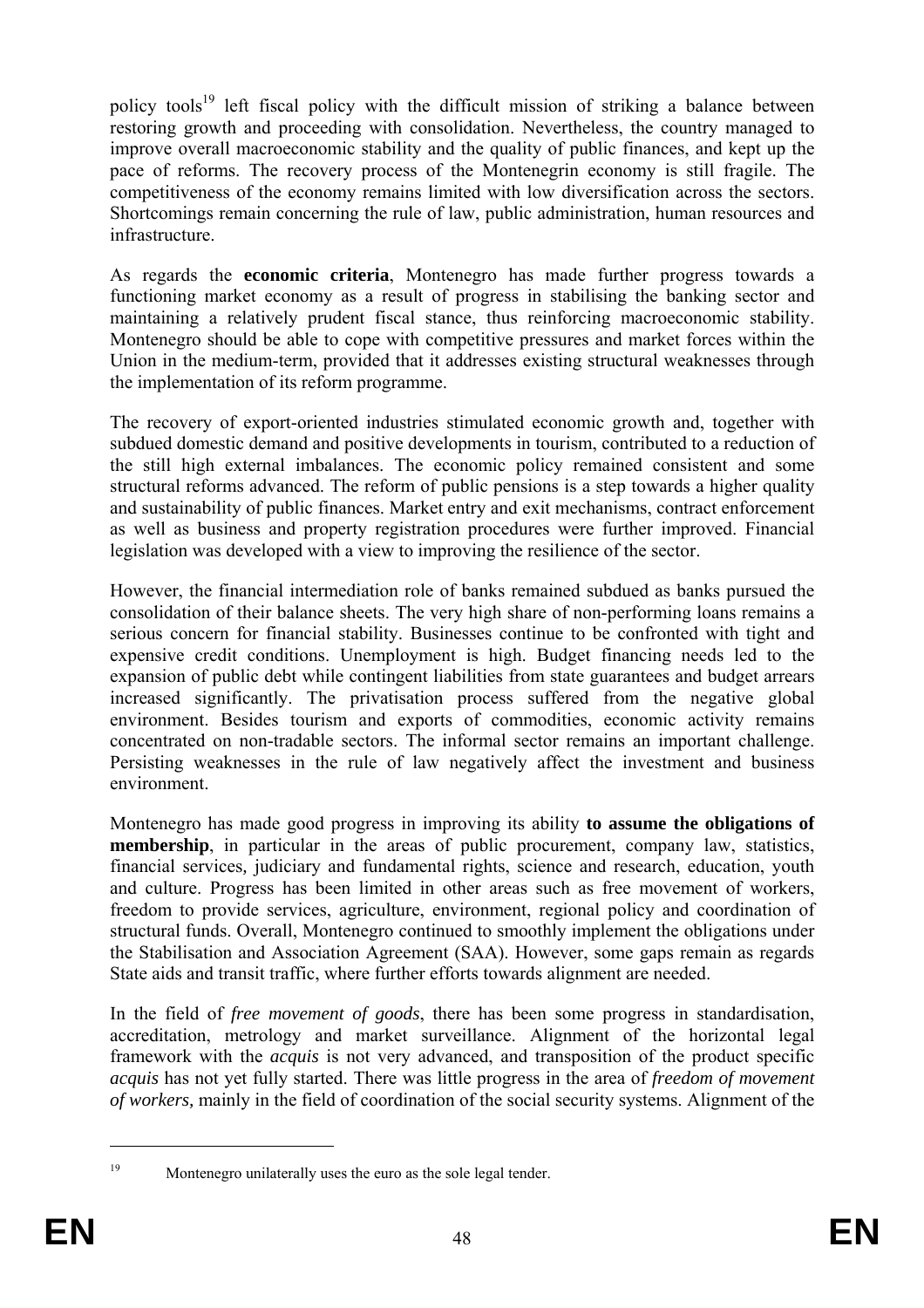policy tools[19] left fiscal policy with the difficult mission of striking a balance between restoring growth and proceeding with consolidation. Nevertheless, the country managed to improve overall macroeconomic stability and the quality of public finances, and kept up the pace of reforms. The recovery process of the Montenegrin economy is still fragile. The competitiveness of the economy remains limited with low diversification across the sectors. Shortcomings remain concerning the rule of law, public administration, human resources and infrastructure.

As regards the **economic criteria**, Montenegro has made further progress towards a functioning market economy as a result of progress in stabilising the banking sector and maintaining a relatively prudent fiscal stance, thus reinforcing macroeconomic stability. Montenegro should be able to cope with competitive pressures and market forces within the Union in the medium-term, provided that it addresses existing structural weaknesses through the implementation of its reform programme.

The recovery of export-oriented industries stimulated economic growth and, together with subdued domestic demand and positive developments in tourism, contributed to a reduction of the still high external imbalances. The economic policy remained consistent and some structural reforms advanced. The reform of public pensions is a step towards a higher quality and sustainability of public finances. Market entry and exit mechanisms, contract enforcement as well as business and property registration procedures were further improved. Financial legislation was developed with a view to improving the resilience of the sector.

However, the financial intermediation role of banks remained subdued as banks pursued the consolidation of their balance sheets. The very high share of non-performing loans remains a serious concern for financial stability. Businesses continue to be confronted with tight and expensive credit conditions. Unemployment is high. Budget financing needs led to the expansion of public debt while contingent liabilities from state guarantees and budget arrears increased significantly. The privatisation process suffered from the negative global environment. Besides tourism and exports of commodities, economic activity remains concentrated on non-tradable sectors. The informal sector remains an important challenge. Persisting weaknesses in the rule of law negatively affect the investment and business environment.

Montenegro has made good progress in improving its ability **to assume the obligations of membership**, in particular in the areas of public procurement, company law, statistics, financial services, judiciary and fundamental rights, science and research, education, youth and culture. Progress has been limited in other areas such as free movement of workers, freedom to provide services, agriculture, environment, regional policy and coordination of structural funds. Overall, Montenegro continued to smoothly implement the obligations under the Stabilisation and Association Agreement (SAA). However, some gaps remain as regards State aids and transit traffic, where further efforts towards alignment are needed.

In the field of *free movement of goods*, there has been some progress in standardisation, accreditation, metrology and market surveillance. Alignment of the horizontal legal framework with the *acquis* is not very advanced, and transposition of the product specific *acquis* has not yet fully started. There was little progress in the area of *freedom of movement of workers,* mainly in the field of coordination of the social security systems. Alignment of the

[19] Montenegro unilaterally uses the euro as the sole legal tender.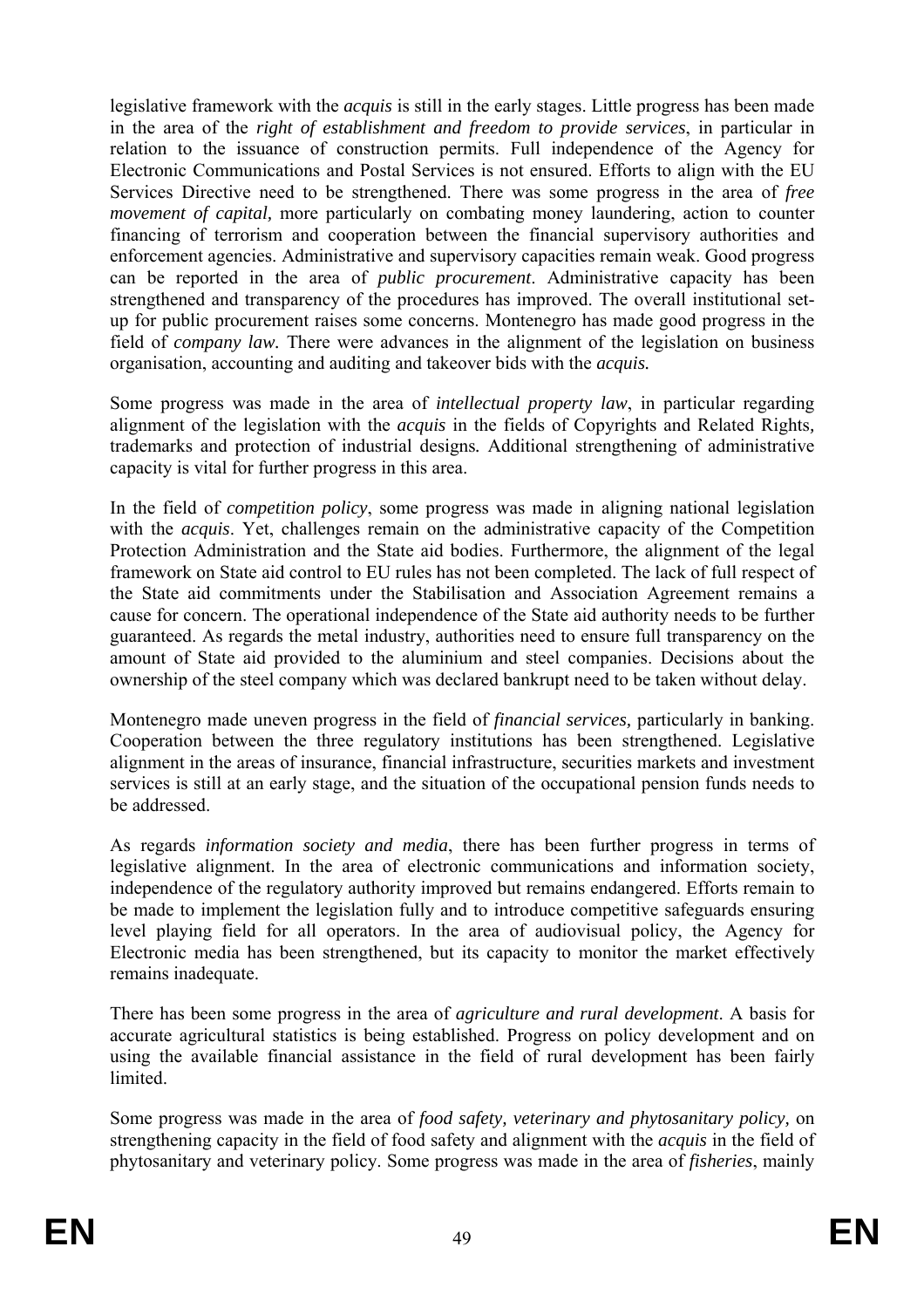legislative framework with the *acquis* is still in the early stages. Little progress has been made in the area of the *right of establishment and freedom to provide services*, in particular in relation to the issuance of construction permits. Full independence of the Agency for Electronic Communications and Postal Services is not ensured. Efforts to align with the EU Services Directive need to be strengthened. There was some progress in the area of *free movement of capital,* more particularly on combating money laundering, action to counter financing of terrorism and cooperation between the financial supervisory authorities and enforcement agencies. Administrative and supervisory capacities remain weak. Good progress can be reported in the area of *public procurement*. Administrative capacity has been strengthened and transparency of the procedures has improved. The overall institutional set-up for public procurement raises some concerns. Montenegro has made good progress in the field of *company law.* There were advances in the alignment of the legislation on business organisation, accounting and auditing and takeover bids with the *acquis.*

Some progress was made in the area of *intellectual property law*, in particular regarding alignment of the legislation with the *acquis* in the fields of Copyrights and Related Rights, trademarks and protection of industrial designs*.* Additional strengthening of administrative capacity is vital for further progress in this area.

In the field of *competition policy*, some progress was made in aligning national legislation with the *acquis*. Yet, challenges remain on the administrative capacity of the Competition Protection Administration and the State aid bodies. Furthermore, the alignment of the legal framework on State aid control to EU rules has not been completed. The lack of full respect of the State aid commitments under the Stabilisation and Association Agreement remains a cause for concern. The operational independence of the State aid authority needs to be further guaranteed. As regards the metal industry, authorities need to ensure full transparency on the amount of State aid provided to the aluminium and steel companies. Decisions about the ownership of the steel company which was declared bankrupt need to be taken without delay.

Montenegro made uneven progress in the field of *financial services,* particularly in banking. Cooperation between the three regulatory institutions has been strengthened. Legislative alignment in the areas of insurance, financial infrastructure, securities markets and investment services is still at an early stage, and the situation of the occupational pension funds needs to be addressed.

As regards *information society and media*, there has been further progress in terms of legislative alignment. In the area of electronic communications and information society, independence of the regulatory authority improved but remains endangered. Efforts remain to be made to implement the legislation fully and to introduce competitive safeguards ensuring level playing field for all operators. In the area of audiovisual policy, the Agency for Electronic media has been strengthened, but its capacity to monitor the market effectively remains inadequate.

There has been some progress in the area of *agriculture and rural development*. A basis for accurate agricultural statistics is being established. Progress on policy development and on using the available financial assistance in the field of rural development has been fairly limited.

Some progress was made in the area of *food safety, veterinary and phytosanitary policy,* on strengthening capacity in the field of food safety and alignment with the *acquis* in the field of phytosanitary and veterinary policy. Some progress was made in the area of *fisheries*, mainly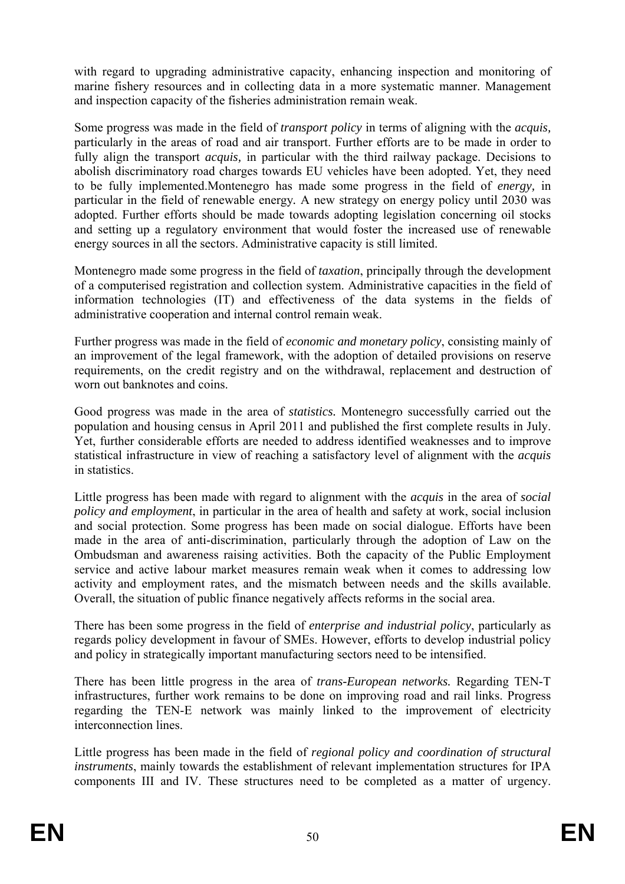with regard to upgrading administrative capacity, enhancing inspection and monitoring of marine fishery resources and in collecting data in a more systematic manner. Management and inspection capacity of the fisheries administration remain weak.

Some progress was made in the field of *transport policy* in terms of aligning with the *acquis,* particularly in the areas of road and air transport. Further efforts are to be made in order to fully align the transport *acquis,* in particular with the third railway package. Decisions to abolish discriminatory road charges towards EU vehicles have been adopted. Yet, they need to be fully implemented.Montenegro has made some progress in the field of *energy,* in particular in the field of renewable energy*.* A new strategy on energy policy until 2030 was adopted. Further efforts should be made towards adopting legislation concerning oil stocks and setting up a regulatory environment that would foster the increased use of renewable energy sources in all the sectors. Administrative capacity is still limited.

Montenegro made some progress in the field of *taxation*, principally through the development of a computerised registration and collection system. Administrative capacities in the field of information technologies (IT) and effectiveness of the data systems in the fields of administrative cooperation and internal control remain weak.

Further progress was made in the field of *economic and monetary policy*, consisting mainly of an improvement of the legal framework, with the adoption of detailed provisions on reserve requirements, on the credit registry and on the withdrawal, replacement and destruction of worn out banknotes and coins.

Good progress was made in the area of *statistics.* Montenegro successfully carried out the population and housing census in April 2011 and published the first complete results in July. Yet, further considerable efforts are needed to address identified weaknesses and to improve statistical infrastructure in view of reaching a satisfactory level of alignment with the *acquis* in statistics.

Little progress has been made with regard to alignment with the *acquis* in the area of *social policy and employment*, in particular in the area of health and safety at work, social inclusion and social protection. Some progress has been made on social dialogue. Efforts have been made in the area of anti-discrimination, particularly through the adoption of Law on the Ombudsman and awareness raising activities. Both the capacity of the Public Employment service and active labour market measures remain weak when it comes to addressing low activity and employment rates, and the mismatch between needs and the skills available. Overall, the situation of public finance negatively affects reforms in the social area.

There has been some progress in the field of *enterprise and industrial policy*, particularly as regards policy development in favour of SMEs. However, efforts to develop industrial policy and policy in strategically important manufacturing sectors need to be intensified.

There has been little progress in the area of *trans-European networks.* Regarding TEN-T infrastructures, further work remains to be done on improving road and rail links. Progress regarding the TEN-E network was mainly linked to the improvement of electricity interconnection lines.

Little progress has been made in the field of *regional policy and coordination of structural instruments*, mainly towards the establishment of relevant implementation structures for IPA components III and IV. These structures need to be completed as a matter of urgency.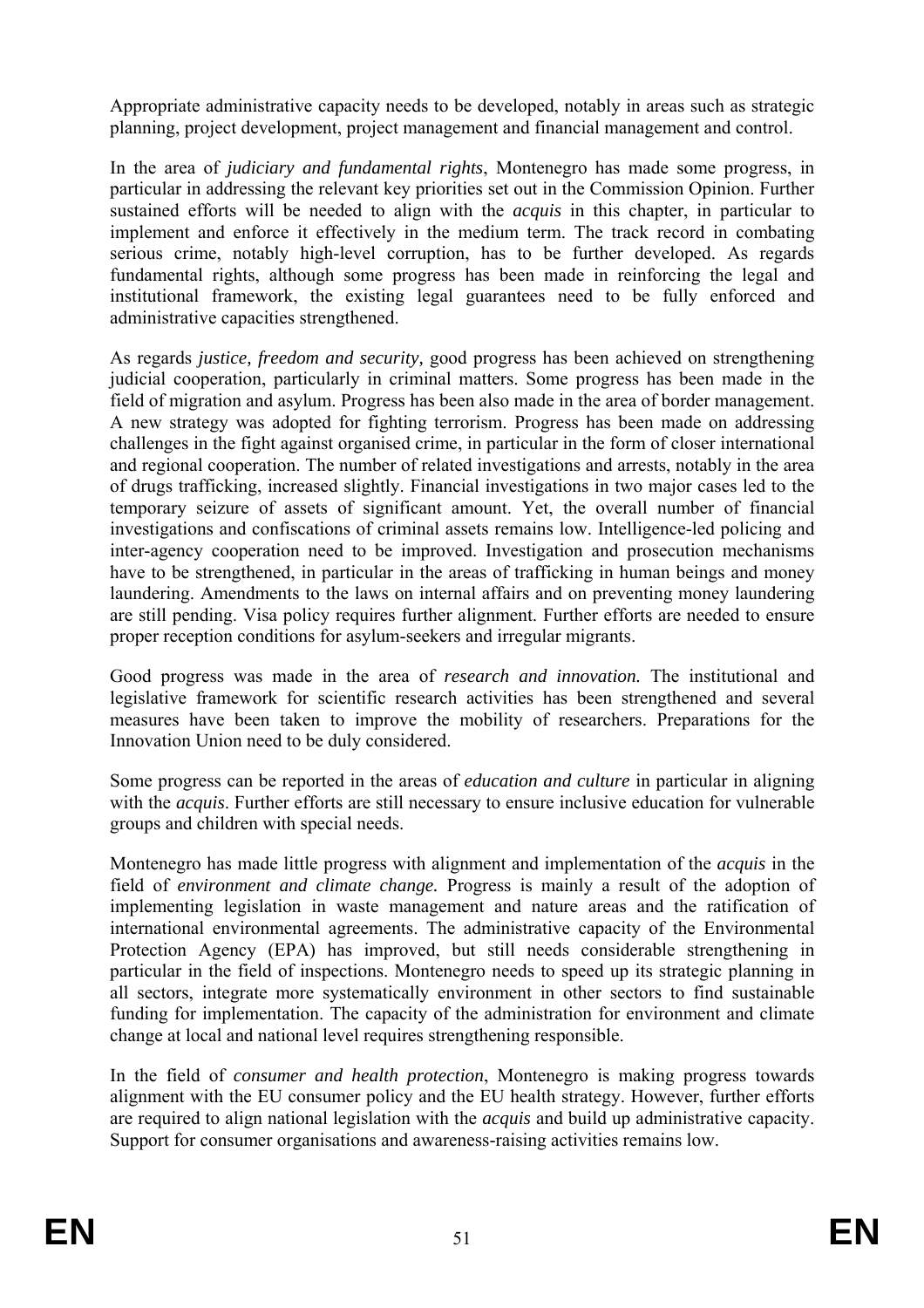Appropriate administrative capacity needs to be developed, notably in areas such as strategic planning, project development, project management and financial management and control.

In the area of *judiciary and fundamental rights*, Montenegro has made some progress, in particular in addressing the relevant key priorities set out in the Commission Opinion. Further sustained efforts will be needed to align with the *acquis* in this chapter, in particular to implement and enforce it effectively in the medium term. The track record in combating serious crime, notably high-level corruption, has to be further developed. As regards fundamental rights, although some progress has been made in reinforcing the legal and institutional framework, the existing legal guarantees need to be fully enforced and administrative capacities strengthened.

As regards *justice, freedom and security,* good progress has been achieved on strengthening judicial cooperation, particularly in criminal matters. Some progress has been made in the field of migration and asylum. Progress has been also made in the area of border management. A new strategy was adopted for fighting terrorism. Progress has been made on addressing challenges in the fight against organised crime, in particular in the form of closer international and regional cooperation. The number of related investigations and arrests, notably in the area of drugs trafficking, increased slightly. Financial investigations in two major cases led to the temporary seizure of assets of significant amount. Yet, the overall number of financial investigations and confiscations of criminal assets remains low. Intelligence-led policing and inter-agency cooperation need to be improved. Investigation and prosecution mechanisms have to be strengthened, in particular in the areas of trafficking in human beings and money laundering. Amendments to the laws on internal affairs and on preventing money laundering are still pending. Visa policy requires further alignment. Further efforts are needed to ensure proper reception conditions for asylum-seekers and irregular migrants.

Good progress was made in the area of *research and innovation.* The institutional and legislative framework for scientific research activities has been strengthened and several measures have been taken to improve the mobility of researchers. Preparations for the Innovation Union need to be duly considered.

Some progress can be reported in the areas of *education and culture* in particular in aligning with the *acquis*. Further efforts are still necessary to ensure inclusive education for vulnerable groups and children with special needs.

Montenegro has made little progress with alignment and implementation of the *acquis* in the field of *environment and climate change.* Progress is mainly a result of the adoption of implementing legislation in waste management and nature areas and the ratification of international environmental agreements. The administrative capacity of the Environmental Protection Agency (EPA) has improved, but still needs considerable strengthening in particular in the field of inspections. Montenegro needs to speed up its strategic planning in all sectors, integrate more systematically environment in other sectors to find sustainable funding for implementation. The capacity of the administration for environment and climate change at local and national level requires strengthening responsible.

In the field of *consumer and health protection*, Montenegro is making progress towards alignment with the EU consumer policy and the EU health strategy. However, further efforts are required to align national legislation with the *acquis* and build up administrative capacity. Support for consumer organisations and awareness-raising activities remains low.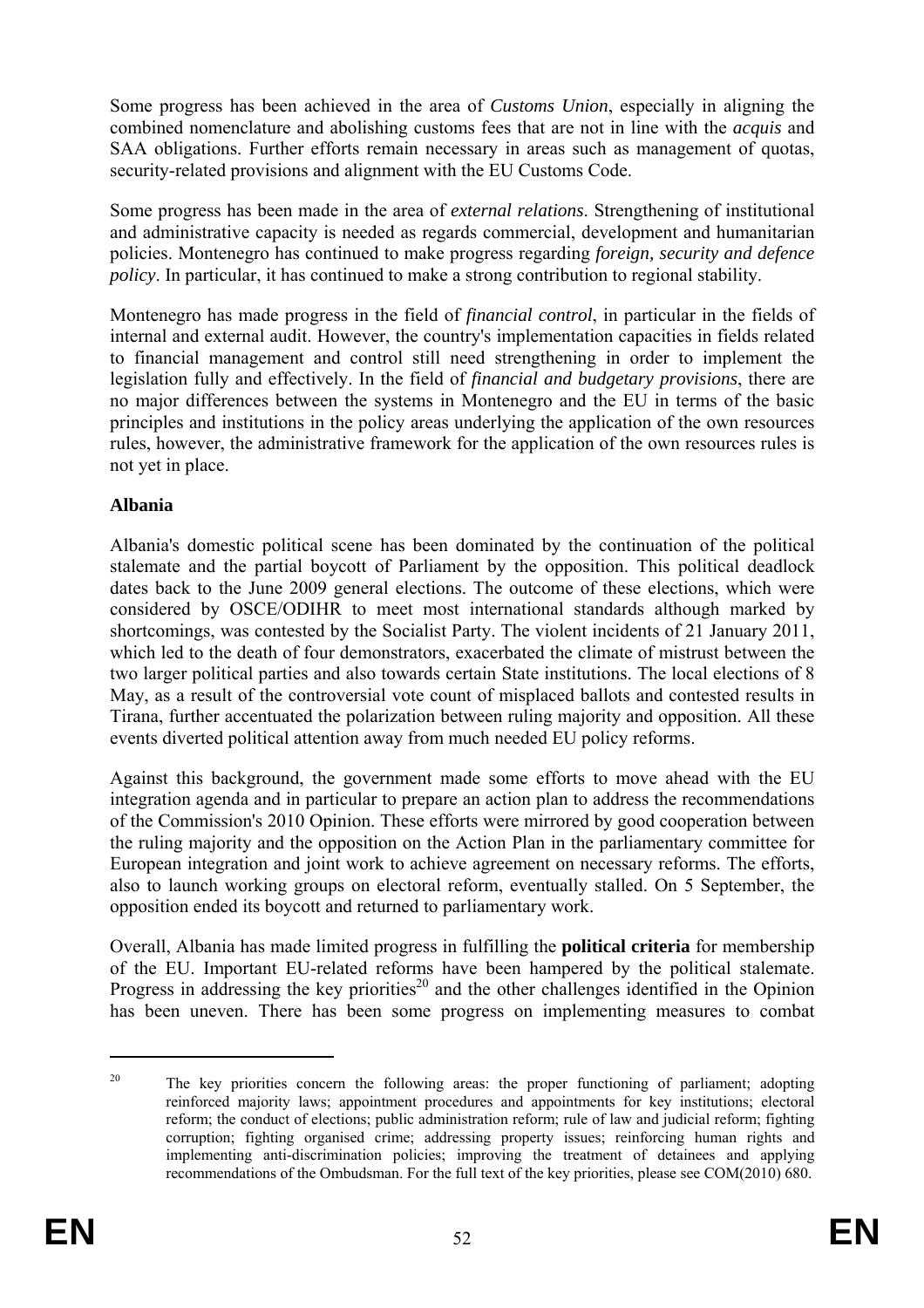Some progress has been achieved in the area of *Customs Union*, especially in aligning the combined nomenclature and abolishing customs fees that are not in line with the *acquis* and SAA obligations. Further efforts remain necessary in areas such as management of quotas, security-related provisions and alignment with the EU Customs Code.

Some progress has been made in the area of *external relations*. Strengthening of institutional and administrative capacity is needed as regards commercial, development and humanitarian policies. Montenegro has continued to make progress regarding *foreign, security and defence policy*. In particular, it has continued to make a strong contribution to regional stability.

Montenegro has made progress in the field of *financial control*, in particular in the fields of internal and external audit. However, the country's implementation capacities in fields related to financial management and control still need strengthening in order to implement the legislation fully and effectively. In the field of *financial and budgetary provisions*, there are no major differences between the systems in Montenegro and the EU in terms of the basic principles and institutions in the policy areas underlying the application of the own resources rules, however, the administrative framework for the application of the own resources rules is not yet in place.

**Albania**

Albania's domestic political scene has been dominated by the continuation of the political stalemate and the partial boycott of Parliament by the opposition. This political deadlock dates back to the June 2009 general elections. The outcome of these elections, which were considered by OSCE/ODIHR to meet most international standards although marked by shortcomings, was contested by the Socialist Party. The violent incidents of 21 January 2011, which led to the death of four demonstrators, exacerbated the climate of mistrust between the two larger political parties and also towards certain State institutions. The local elections of 8 May, as a result of the controversial vote count of misplaced ballots and contested results in Tirana, further accentuated the polarization between ruling majority and opposition. All these events diverted political attention away from much needed EU policy reforms.

Against this background, the government made some efforts to move ahead with the EU integration agenda and in particular to prepare an action plan to address the recommendations of the Commission's 2010 Opinion. These efforts were mirrored by good cooperation between the ruling majority and the opposition on the Action Plan in the parliamentary committee for European integration and joint work to achieve agreement on necessary reforms. The efforts, also to launch working groups on electoral reform, eventually stalled. On 5 September, the opposition ended its boycott and returned to parliamentary work.

Overall, Albania has made limited progress in fulfilling the **political criteria** for membership of the EU. Important EU-related reforms have been hampered by the political stalemate. Progress in addressing the key priorities[20] and the other challenges identified in the Opinion has been uneven. There has been some progress on implementing measures to combat

---

[20] The key priorities concern the following areas: the proper functioning of parliament; adopting reinforced majority laws; appointment procedures and appointments for key institutions; electoral reform; the conduct of elections; public administration reform; rule of law and judicial reform; fighting corruption; fighting organised crime; addressing property issues; reinforcing human rights and implementing anti-discrimination policies; improving the treatment of detainees and applying recommendations of the Ombudsman. For the full text of the key priorities, please see COM(2010) 680.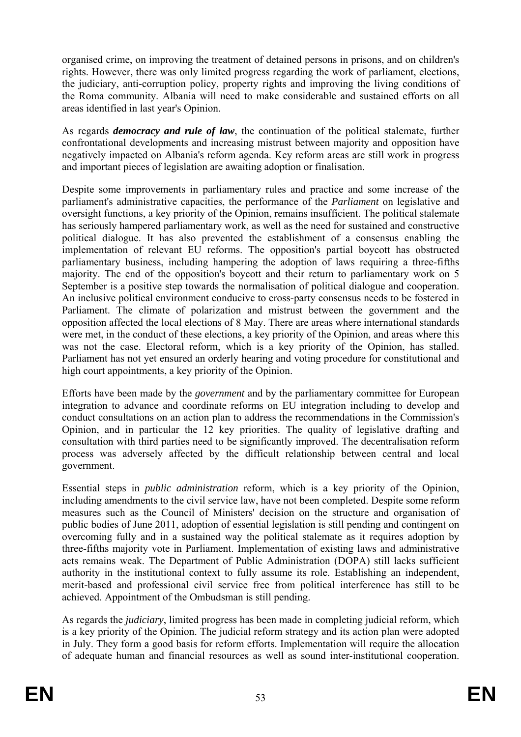organised crime, on improving the treatment of detained persons in prisons, and on children's rights. However, there was only limited progress regarding the work of parliament, elections, the judiciary, anti-corruption policy, property rights and improving the living conditions of the Roma community. Albania will need to make considerable and sustained efforts on all areas identified in last year's Opinion.

As regards ***democracy and rule of law***, the continuation of the political stalemate, further confrontational developments and increasing mistrust between majority and opposition have negatively impacted on Albania's reform agenda. Key reform areas are still work in progress and important pieces of legislation are awaiting adoption or finalisation.

Despite some improvements in parliamentary rules and practice and some increase of the parliament's administrative capacities, the performance of the *Parliament* on legislative and oversight functions, a key priority of the Opinion, remains insufficient. The political stalemate has seriously hampered parliamentary work, as well as the need for sustained and constructive political dialogue. It has also prevented the establishment of a consensus enabling the implementation of relevant EU reforms. The opposition's partial boycott has obstructed parliamentary business, including hampering the adoption of laws requiring a three-fifths majority. The end of the opposition's boycott and their return to parliamentary work on 5 September is a positive step towards the normalisation of political dialogue and cooperation. An inclusive political environment conducive to cross-party consensus needs to be fostered in Parliament. The climate of polarization and mistrust between the government and the opposition affected the local elections of 8 May. There are areas where international standards were met, in the conduct of these elections, a key priority of the Opinion, and areas where this was not the case. Electoral reform, which is a key priority of the Opinion, has stalled. Parliament has not yet ensured an orderly hearing and voting procedure for constitutional and high court appointments, a key priority of the Opinion.

Efforts have been made by the *government* and by the parliamentary committee for European integration to advance and coordinate reforms on EU integration including to develop and conduct consultations on an action plan to address the recommendations in the Commission's Opinion, and in particular the 12 key priorities. The quality of legislative drafting and consultation with third parties need to be significantly improved. The decentralisation reform process was adversely affected by the difficult relationship between central and local government.

Essential steps in *public administration* reform, which is a key priority of the Opinion, including amendments to the civil service law, have not been completed. Despite some reform measures such as the Council of Ministers' decision on the structure and organisation of public bodies of June 2011, adoption of essential legislation is still pending and contingent on overcoming fully and in a sustained way the political stalemate as it requires adoption by three-fifths majority vote in Parliament. Implementation of existing laws and administrative acts remains weak. The Department of Public Administration (DOPA) still lacks sufficient authority in the institutional context to fully assume its role. Establishing an independent, merit-based and professional civil service free from political interference has still to be achieved. Appointment of the Ombudsman is still pending.

As regards the *judiciary*, limited progress has been made in completing judicial reform, which is a key priority of the Opinion. The judicial reform strategy and its action plan were adopted in July. They form a good basis for reform efforts. Implementation will require the allocation of adequate human and financial resources as well as sound inter-institutional cooperation.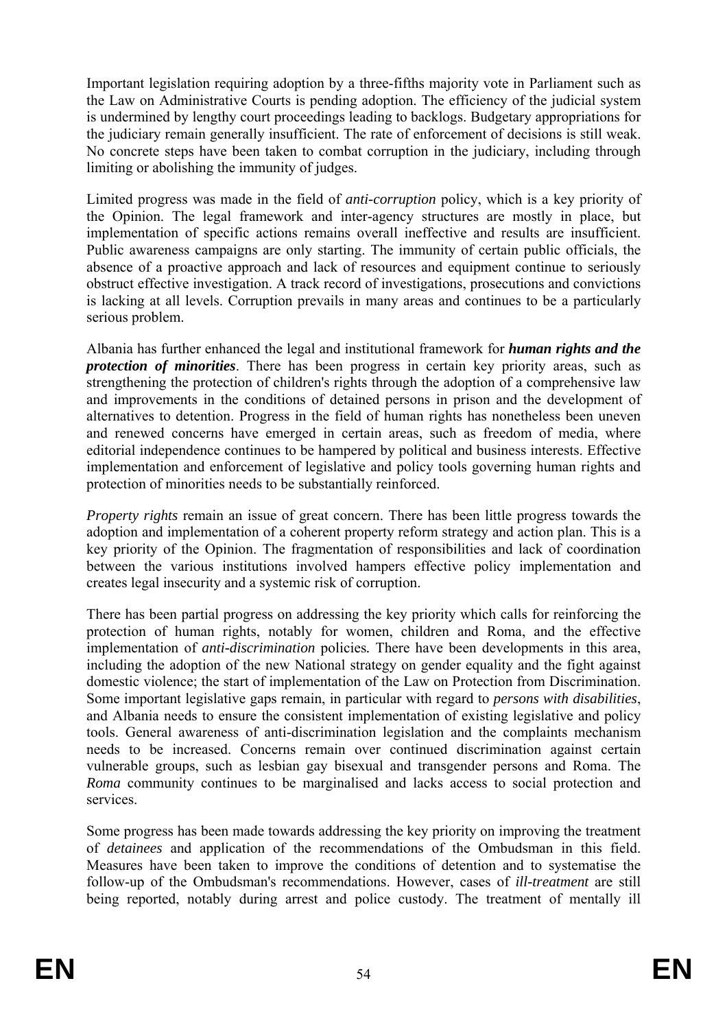Important legislation requiring adoption by a three-fifths majority vote in Parliament such as the Law on Administrative Courts is pending adoption. The efficiency of the judicial system is undermined by lengthy court proceedings leading to backlogs. Budgetary appropriations for the judiciary remain generally insufficient. The rate of enforcement of decisions is still weak. No concrete steps have been taken to combat corruption in the judiciary, including through limiting or abolishing the immunity of judges.

Limited progress was made in the field of *anti-corruption* policy, which is a key priority of the Opinion. The legal framework and inter-agency structures are mostly in place, but implementation of specific actions remains overall ineffective and results are insufficient. Public awareness campaigns are only starting. The immunity of certain public officials, the absence of a proactive approach and lack of resources and equipment continue to seriously obstruct effective investigation. A track record of investigations, prosecutions and convictions is lacking at all levels. Corruption prevails in many areas and continues to be a particularly serious problem.

Albania has further enhanced the legal and institutional framework for ***human rights and the protection of minorities***. There has been progress in certain key priority areas, such as strengthening the protection of children's rights through the adoption of a comprehensive law and improvements in the conditions of detained persons in prison and the development of alternatives to detention. Progress in the field of human rights has nonetheless been uneven and renewed concerns have emerged in certain areas, such as freedom of media, where editorial independence continues to be hampered by political and business interests. Effective implementation and enforcement of legislative and policy tools governing human rights and protection of minorities needs to be substantially reinforced.

*Property rights* remain an issue of great concern. There has been little progress towards the adoption and implementation of a coherent property reform strategy and action plan. This is a key priority of the Opinion. The fragmentation of responsibilities and lack of coordination between the various institutions involved hampers effective policy implementation and creates legal insecurity and a systemic risk of corruption.

There has been partial progress on addressing the key priority which calls for reinforcing the protection of human rights, notably for women, children and Roma, and the effective implementation of *anti-discrimination* policies. There have been developments in this area, including the adoption of the new National strategy on gender equality and the fight against domestic violence; the start of implementation of the Law on Protection from Discrimination. Some important legislative gaps remain, in particular with regard to *persons with disabilities*, and Albania needs to ensure the consistent implementation of existing legislative and policy tools. General awareness of anti-discrimination legislation and the complaints mechanism needs to be increased. Concerns remain over continued discrimination against certain vulnerable groups, such as lesbian gay bisexual and transgender persons and Roma. The *Roma* community continues to be marginalised and lacks access to social protection and services.

Some progress has been made towards addressing the key priority on improving the treatment of *detainees* and application of the recommendations of the Ombudsman in this field. Measures have been taken to improve the conditions of detention and to systematise the follow-up of the Ombudsman's recommendations. However, cases of *ill-treatment* are still being reported, notably during arrest and police custody. The treatment of mentally ill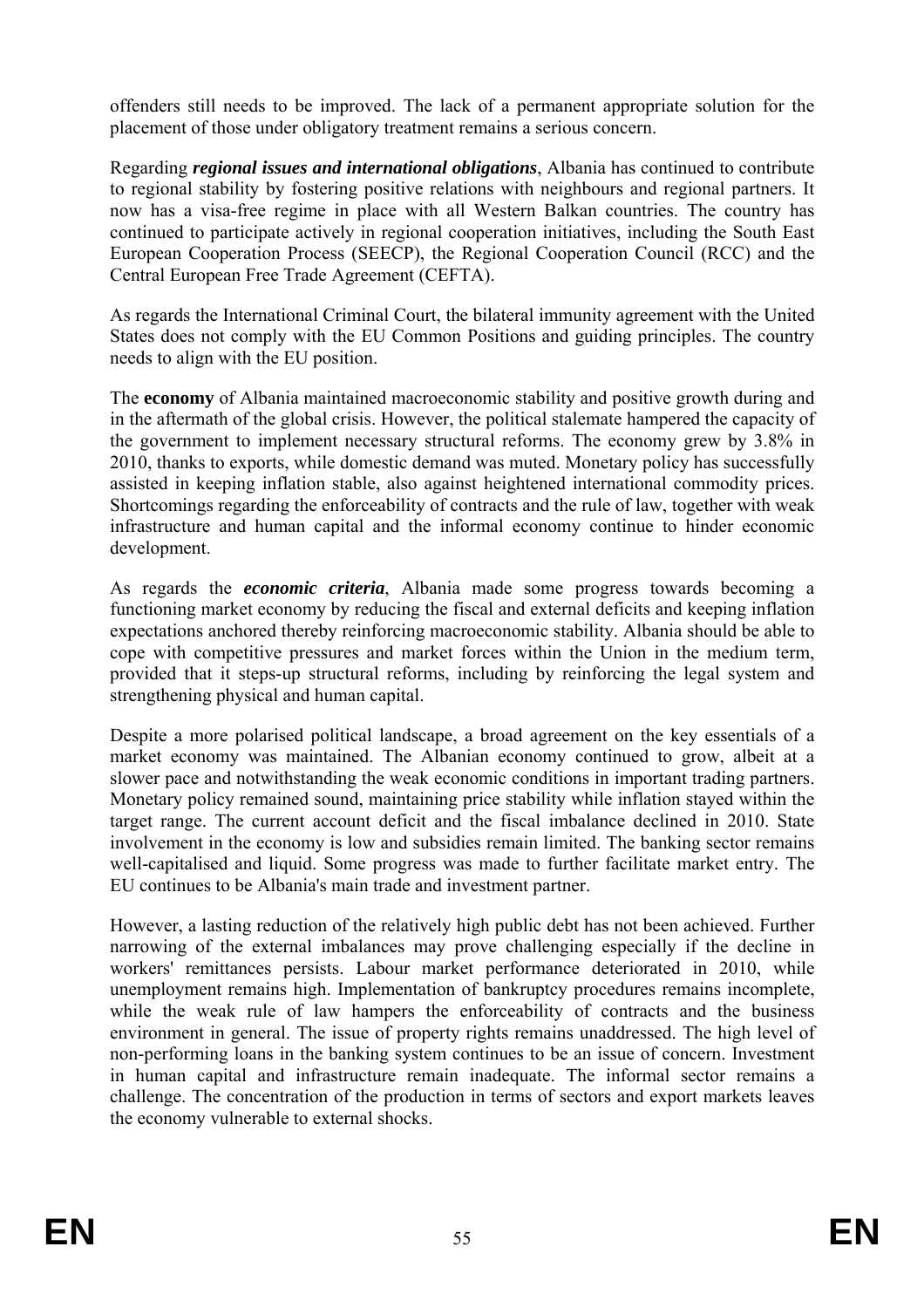offenders still needs to be improved. The lack of a permanent appropriate solution for the placement of those under obligatory treatment remains a serious concern.

Regarding ***regional issues and international obligations***, Albania has continued to contribute to regional stability by fostering positive relations with neighbours and regional partners. It now has a visa-free regime in place with all Western Balkan countries. The country has continued to participate actively in regional cooperation initiatives, including the South East European Cooperation Process (SEECP), the Regional Cooperation Council (RCC) and the Central European Free Trade Agreement (CEFTA).

As regards the International Criminal Court, the bilateral immunity agreement with the United States does not comply with the EU Common Positions and guiding principles. The country needs to align with the EU position.

The **economy** of Albania maintained macroeconomic stability and positive growth during and in the aftermath of the global crisis. However, the political stalemate hampered the capacity of the government to implement necessary structural reforms. The economy grew by 3.8% in 2010, thanks to exports, while domestic demand was muted. Monetary policy has successfully assisted in keeping inflation stable, also against heightened international commodity prices. Shortcomings regarding the enforceability of contracts and the rule of law, together with weak infrastructure and human capital and the informal economy continue to hinder economic development.

As regards the ***economic criteria***, Albania made some progress towards becoming a functioning market economy by reducing the fiscal and external deficits and keeping inflation expectations anchored thereby reinforcing macroeconomic stability. Albania should be able to cope with competitive pressures and market forces within the Union in the medium term, provided that it steps-up structural reforms, including by reinforcing the legal system and strengthening physical and human capital.

Despite a more polarised political landscape, a broad agreement on the key essentials of a market economy was maintained. The Albanian economy continued to grow, albeit at a slower pace and notwithstanding the weak economic conditions in important trading partners. Monetary policy remained sound, maintaining price stability while inflation stayed within the target range. The current account deficit and the fiscal imbalance declined in 2010. State involvement in the economy is low and subsidies remain limited. The banking sector remains well-capitalised and liquid. Some progress was made to further facilitate market entry. The EU continues to be Albania's main trade and investment partner.

However, a lasting reduction of the relatively high public debt has not been achieved. Further narrowing of the external imbalances may prove challenging especially if the decline in workers' remittances persists. Labour market performance deteriorated in 2010, while unemployment remains high. Implementation of bankruptcy procedures remains incomplete, while the weak rule of law hampers the enforceability of contracts and the business environment in general. The issue of property rights remains unaddressed. The high level of non-performing loans in the banking system continues to be an issue of concern. Investment in human capital and infrastructure remain inadequate. The informal sector remains a challenge. The concentration of the production in terms of sectors and export markets leaves the economy vulnerable to external shocks.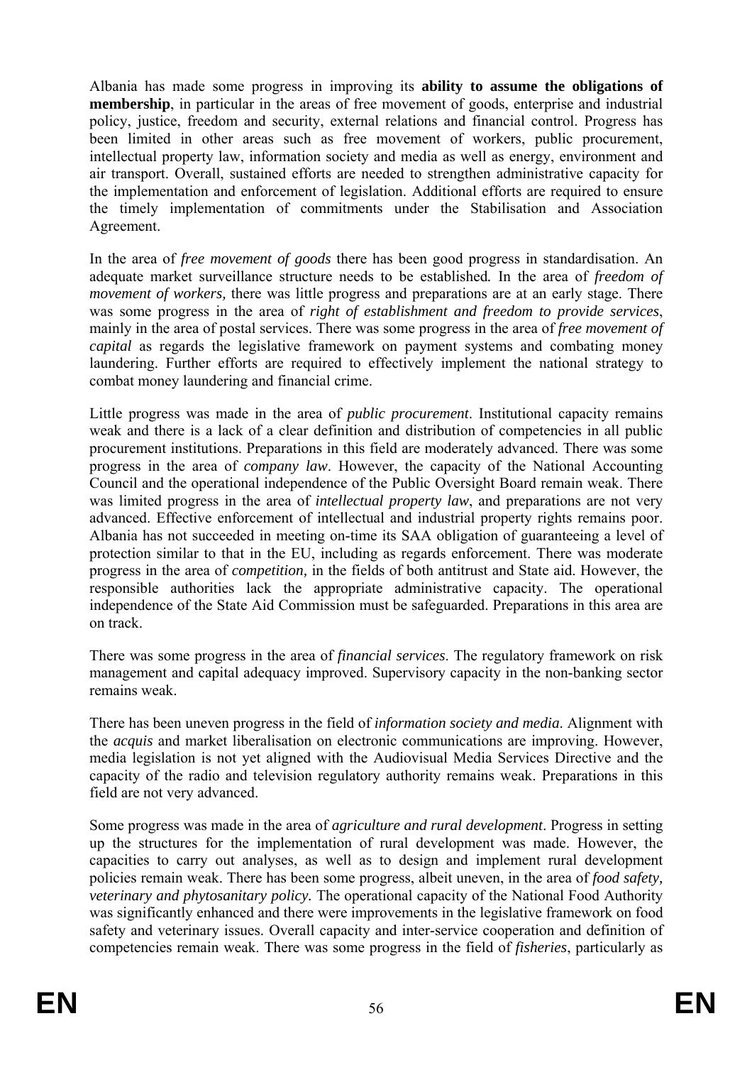Albania has made some progress in improving its **ability to assume the obligations of membership**, in particular in the areas of free movement of goods, enterprise and industrial policy, justice, freedom and security, external relations and financial control. Progress has been limited in other areas such as free movement of workers, public procurement, intellectual property law, information society and media as well as energy, environment and air transport. Overall, sustained efforts are needed to strengthen administrative capacity for the implementation and enforcement of legislation. Additional efforts are required to ensure the timely implementation of commitments under the Stabilisation and Association Agreement.

In the area of *free movement of goods* there has been good progress in standardisation. An adequate market surveillance structure needs to be established. In the area of *freedom of movement of workers,* there was little progress and preparations are at an early stage. There was some progress in the area of *right of establishment and freedom to provide services*, mainly in the area of postal services. There was some progress in the area of *free movement of capital* as regards the legislative framework on payment systems and combating money laundering. Further efforts are required to effectively implement the national strategy to combat money laundering and financial crime.

Little progress was made in the area of *public procurement*. Institutional capacity remains weak and there is a lack of a clear definition and distribution of competencies in all public procurement institutions. Preparations in this field are moderately advanced. There was some progress in the area of *company law*. However, the capacity of the National Accounting Council and the operational independence of the Public Oversight Board remain weak. There was limited progress in the area of *intellectual property law*, and preparations are not very advanced. Effective enforcement of intellectual and industrial property rights remains poor. Albania has not succeeded in meeting on-time its SAA obligation of guaranteeing a level of protection similar to that in the EU, including as regards enforcement. There was moderate progress in the area of *competition,* in the fields of both antitrust and State aid. However, the responsible authorities lack the appropriate administrative capacity. The operational independence of the State Aid Commission must be safeguarded. Preparations in this area are on track.

There was some progress in the area of *financial services*. The regulatory framework on risk management and capital adequacy improved. Supervisory capacity in the non-banking sector remains weak.

There has been uneven progress in the field of *information society and media*. Alignment with the *acquis* and market liberalisation on electronic communications are improving. However, media legislation is not yet aligned with the Audiovisual Media Services Directive and the capacity of the radio and television regulatory authority remains weak. Preparations in this field are not very advanced.

Some progress was made in the area of *agriculture and rural development*. Progress in setting up the structures for the implementation of rural development was made. However, the capacities to carry out analyses, as well as to design and implement rural development policies remain weak. There has been some progress, albeit uneven, in the area of *food safety, veterinary and phytosanitary policy.* The operational capacity of the National Food Authority was significantly enhanced and there were improvements in the legislative framework on food safety and veterinary issues. Overall capacity and inter-service cooperation and definition of competencies remain weak. There was some progress in the field of *fisheries*, particularly as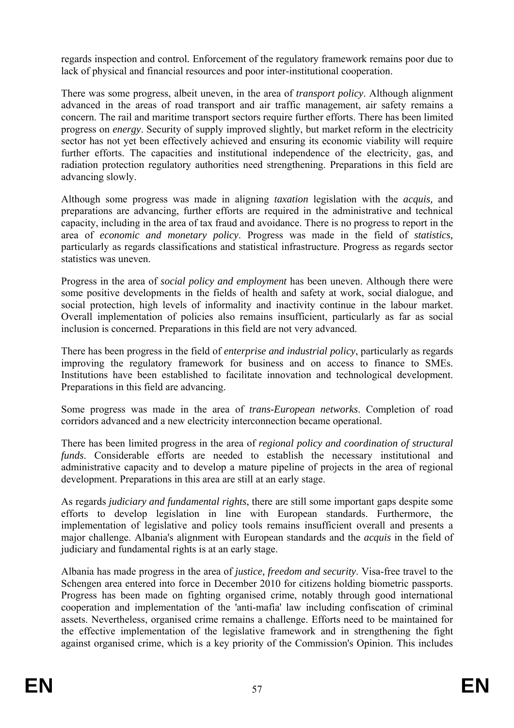regards inspection and control. Enforcement of the regulatory framework remains poor due to lack of physical and financial resources and poor inter-institutional cooperation.

There was some progress, albeit uneven, in the area of *transport policy*. Although alignment advanced in the areas of road transport and air traffic management, air safety remains a concern. The rail and maritime transport sectors require further efforts. There has been limited progress on *energy*. Security of supply improved slightly, but market reform in the electricity sector has not yet been effectively achieved and ensuring its economic viability will require further efforts. The capacities and institutional independence of the electricity, gas, and radiation protection regulatory authorities need strengthening. Preparations in this field are advancing slowly.

Although some progress was made in aligning *taxation* legislation with the *acquis,* and preparations are advancing, further efforts are required in the administrative and technical capacity, including in the area of tax fraud and avoidance. There is no progress to report in the area of *economic and monetary policy*. Progress was made in the field of *statistics,* particularly as regards classifications and statistical infrastructure. Progress as regards sector statistics was uneven.

Progress in the area of *social policy and employment* has been uneven. Although there were some positive developments in the fields of health and safety at work, social dialogue, and social protection, high levels of informality and inactivity continue in the labour market. Overall implementation of policies also remains insufficient, particularly as far as social inclusion is concerned. Preparations in this field are not very advanced.

There has been progress in the field of *enterprise and industrial policy*, particularly as regards improving the regulatory framework for business and on access to finance to SMEs. Institutions have been established to facilitate innovation and technological development. Preparations in this field are advancing.

Some progress was made in the area of *trans-European networks*. Completion of road corridors advanced and a new electricity interconnection became operational.

There has been limited progress in the area of *regional policy and coordination of structural funds*. Considerable efforts are needed to establish the necessary institutional and administrative capacity and to develop a mature pipeline of projects in the area of regional development. Preparations in this area are still at an early stage.

As regards *judiciary and fundamental rights*, there are still some important gaps despite some efforts to develop legislation in line with European standards. Furthermore, the implementation of legislative and policy tools remains insufficient overall and presents a major challenge. Albania's alignment with European standards and the *acquis* in the field of judiciary and fundamental rights is at an early stage.

Albania has made progress in the area of *justice, freedom and security*. Visa-free travel to the Schengen area entered into force in December 2010 for citizens holding biometric passports. Progress has been made on fighting organised crime, notably through good international cooperation and implementation of the 'anti-mafia' law including confiscation of criminal assets. Nevertheless, organised crime remains a challenge. Efforts need to be maintained for the effective implementation of the legislative framework and in strengthening the fight against organised crime, which is a key priority of the Commission's Opinion. This includes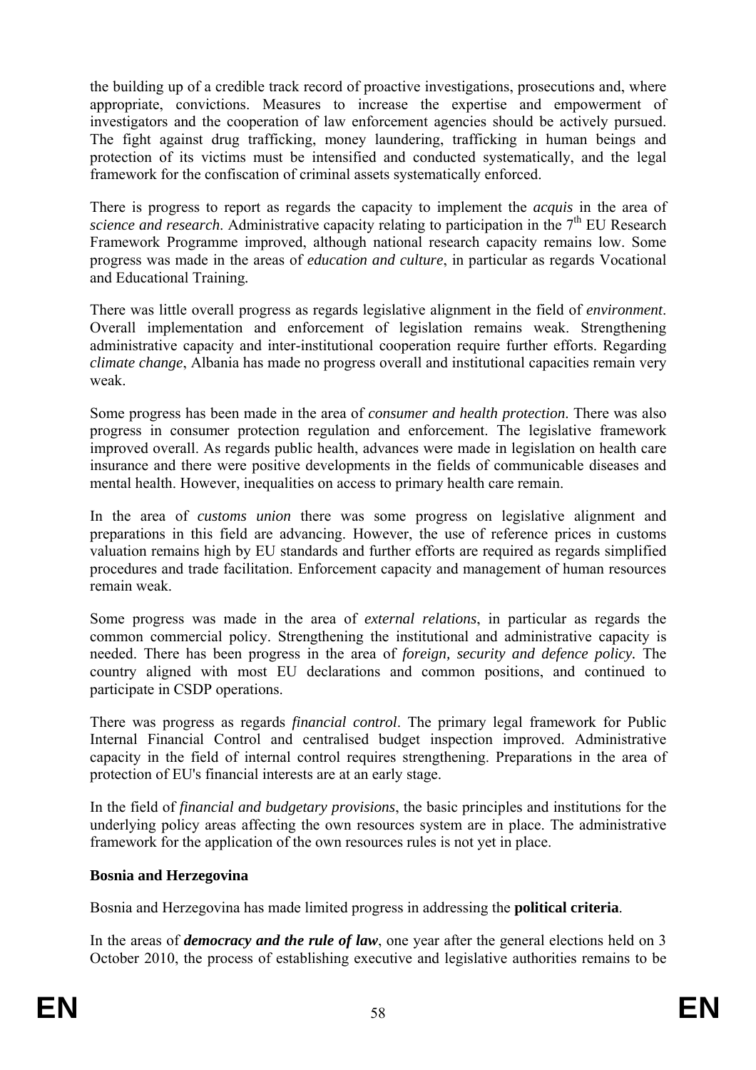the building up of a credible track record of proactive investigations, prosecutions and, where appropriate, convictions. Measures to increase the expertise and empowerment of investigators and the cooperation of law enforcement agencies should be actively pursued. The fight against drug trafficking, money laundering, trafficking in human beings and protection of its victims must be intensified and conducted systematically, and the legal framework for the confiscation of criminal assets systematically enforced.

There is progress to report as regards the capacity to implement the *acquis* in the area of *science and research*. Administrative capacity relating to participation in the 7th EU Research Framework Programme improved, although national research capacity remains low. Some progress was made in the areas of *education and culture*, in particular as regards Vocational and Educational Training.

There was little overall progress as regards legislative alignment in the field of *environment*. Overall implementation and enforcement of legislation remains weak. Strengthening administrative capacity and inter-institutional cooperation require further efforts. Regarding *climate change*, Albania has made no progress overall and institutional capacities remain very weak.

Some progress has been made in the area of *consumer and health protection*. There was also progress in consumer protection regulation and enforcement. The legislative framework improved overall. As regards public health, advances were made in legislation on health care insurance and there were positive developments in the fields of communicable diseases and mental health. However, inequalities on access to primary health care remain.

In the area of *customs union* there was some progress on legislative alignment and preparations in this field are advancing. However, the use of reference prices in customs valuation remains high by EU standards and further efforts are required as regards simplified procedures and trade facilitation. Enforcement capacity and management of human resources remain weak.

Some progress was made in the area of *external relations*, in particular as regards the common commercial policy. Strengthening the institutional and administrative capacity is needed. There has been progress in the area of *foreign, security and defence policy.* The country aligned with most EU declarations and common positions, and continued to participate in CSDP operations.

There was progress as regards *financial control*. The primary legal framework for Public Internal Financial Control and centralised budget inspection improved. Administrative capacity in the field of internal control requires strengthening. Preparations in the area of protection of EU's financial interests are at an early stage.

In the field of *financial and budgetary provisions*, the basic principles and institutions for the underlying policy areas affecting the own resources system are in place. The administrative framework for the application of the own resources rules is not yet in place.

**Bosnia and Herzegovina**

Bosnia and Herzegovina has made limited progress in addressing the **political criteria**.

In the areas of ***democracy and the rule of law***, one year after the general elections held on 3 October 2010, the process of establishing executive and legislative authorities remains to be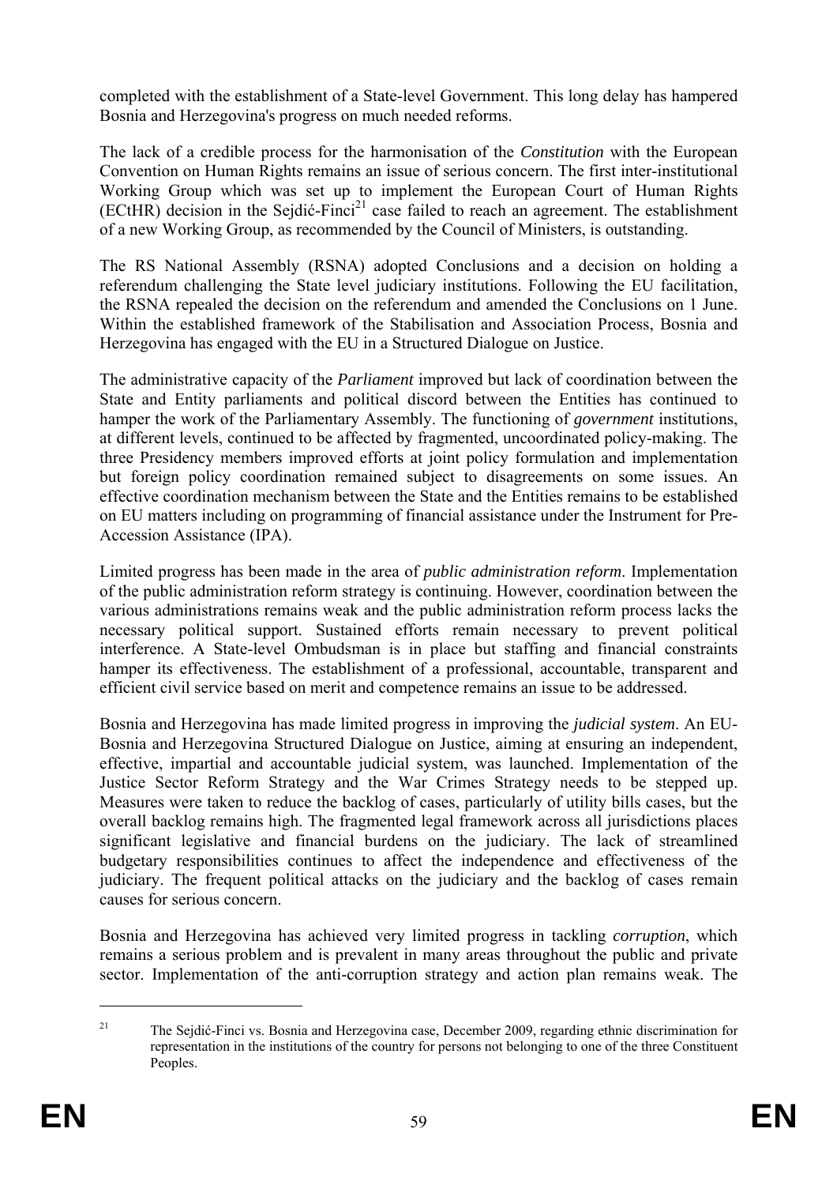completed with the establishment of a State-level Government. This long delay has hampered Bosnia and Herzegovina's progress on much needed reforms.

The lack of a credible process for the harmonisation of the *Constitution* with the European Convention on Human Rights remains an issue of serious concern. The first inter-institutional Working Group which was set up to implement the European Court of Human Rights (ECtHR) decision in the Sejdić-Finci[21] case failed to reach an agreement. The establishment of a new Working Group, as recommended by the Council of Ministers, is outstanding.

The RS National Assembly (RSNA) adopted Conclusions and a decision on holding a referendum challenging the State level judiciary institutions. Following the EU facilitation, the RSNA repealed the decision on the referendum and amended the Conclusions on 1 June. Within the established framework of the Stabilisation and Association Process, Bosnia and Herzegovina has engaged with the EU in a Structured Dialogue on Justice.

The administrative capacity of the *Parliament* improved but lack of coordination between the State and Entity parliaments and political discord between the Entities has continued to hamper the work of the Parliamentary Assembly. The functioning of *government* institutions, at different levels, continued to be affected by fragmented, uncoordinated policy-making. The three Presidency members improved efforts at joint policy formulation and implementation but foreign policy coordination remained subject to disagreements on some issues. An effective coordination mechanism between the State and the Entities remains to be established on EU matters including on programming of financial assistance under the Instrument for Pre-Accession Assistance (IPA).

Limited progress has been made in the area of *public administration reform*. Implementation of the public administration reform strategy is continuing. However, coordination between the various administrations remains weak and the public administration reform process lacks the necessary political support. Sustained efforts remain necessary to prevent political interference. A State-level Ombudsman is in place but staffing and financial constraints hamper its effectiveness. The establishment of a professional, accountable, transparent and efficient civil service based on merit and competence remains an issue to be addressed.

Bosnia and Herzegovina has made limited progress in improving the *judicial system*. An EU-Bosnia and Herzegovina Structured Dialogue on Justice, aiming at ensuring an independent, effective, impartial and accountable judicial system, was launched. Implementation of the Justice Sector Reform Strategy and the War Crimes Strategy needs to be stepped up. Measures were taken to reduce the backlog of cases, particularly of utility bills cases, but the overall backlog remains high. The fragmented legal framework across all jurisdictions places significant legislative and financial burdens on the judiciary. The lack of streamlined budgetary responsibilities continues to affect the independence and effectiveness of the judiciary. The frequent political attacks on the judiciary and the backlog of cases remain causes for serious concern.

Bosnia and Herzegovina has achieved very limited progress in tackling *corruption*, which remains a serious problem and is prevalent in many areas throughout the public and private sector. Implementation of the anti-corruption strategy and action plan remains weak. The

[21] The Sejdić-Finci vs. Bosnia and Herzegovina case, December 2009, regarding ethnic discrimination for representation in the institutions of the country for persons not belonging to one of the three Constituent Peoples.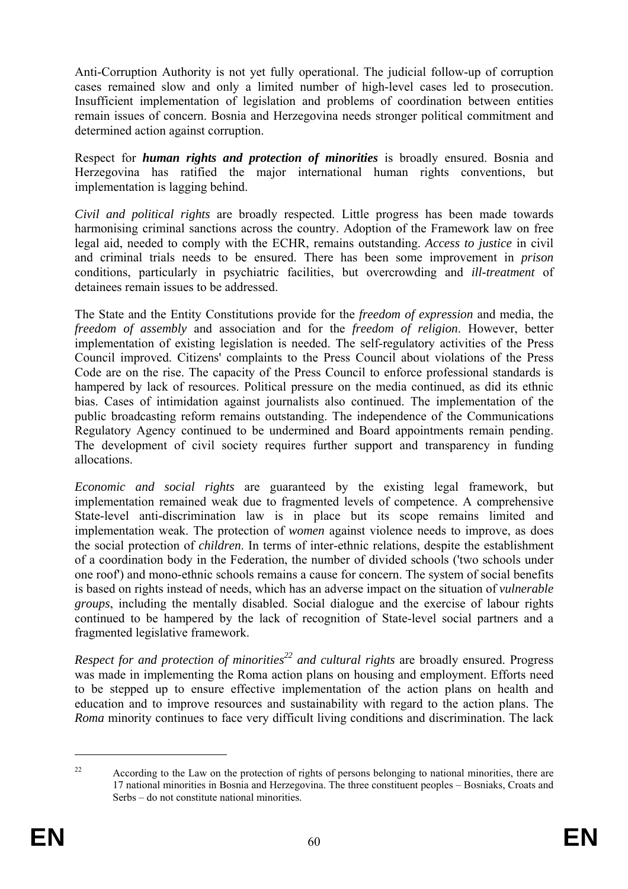Anti-Corruption Authority is not yet fully operational. The judicial follow-up of corruption cases remained slow and only a limited number of high-level cases led to prosecution. Insufficient implementation of legislation and problems of coordination between entities remain issues of concern. Bosnia and Herzegovina needs stronger political commitment and determined action against corruption.

Respect for ***human rights and protection of minorities*** is broadly ensured. Bosnia and Herzegovina has ratified the major international human rights conventions, but implementation is lagging behind.

*Civil and political rights* are broadly respected. Little progress has been made towards harmonising criminal sanctions across the country. Adoption of the Framework law on free legal aid, needed to comply with the ECHR, remains outstanding. *Access to justice* in civil and criminal trials needs to be ensured. There has been some improvement in *prison* conditions, particularly in psychiatric facilities, but overcrowding and *ill-treatment* of detainees remain issues to be addressed.

The State and the Entity Constitutions provide for the *freedom of expression* and media, the *freedom of assembly* and association and for the *freedom of religion*. However, better implementation of existing legislation is needed. The self-regulatory activities of the Press Council improved. Citizens' complaints to the Press Council about violations of the Press Code are on the rise. The capacity of the Press Council to enforce professional standards is hampered by lack of resources. Political pressure on the media continued, as did its ethnic bias. Cases of intimidation against journalists also continued. The implementation of the public broadcasting reform remains outstanding. The independence of the Communications Regulatory Agency continued to be undermined and Board appointments remain pending. The development of civil society requires further support and transparency in funding allocations.

*Economic and social rights* are guaranteed by the existing legal framework, but implementation remained weak due to fragmented levels of competence. A comprehensive State-level anti-discrimination law is in place but its scope remains limited and implementation weak. The protection of *women* against violence needs to improve, as does the social protection of *children*. In terms of inter-ethnic relations, despite the establishment of a coordination body in the Federation, the number of divided schools ('two schools under one roof') and mono-ethnic schools remains a cause for concern. The system of social benefits is based on rights instead of needs, which has an adverse impact on the situation of *vulnerable groups*, including the mentally disabled. Social dialogue and the exercise of labour rights continued to be hampered by the lack of recognition of State-level social partners and a fragmented legislative framework.

*Respect for and protection of minorities*[22] *and cultural rights* are broadly ensured. Progress was made in implementing the Roma action plans on housing and employment. Efforts need to be stepped up to ensure effective implementation of the action plans on health and education and to improve resources and sustainability with regard to the action plans. The *Roma* minority continues to face very difficult living conditions and discrimination. The lack

---

[22] According to the Law on the protection of rights of persons belonging to national minorities, there are 17 national minorities in Bosnia and Herzegovina. The three constituent peoples – Bosniaks, Croats and Serbs – do not constitute national minorities.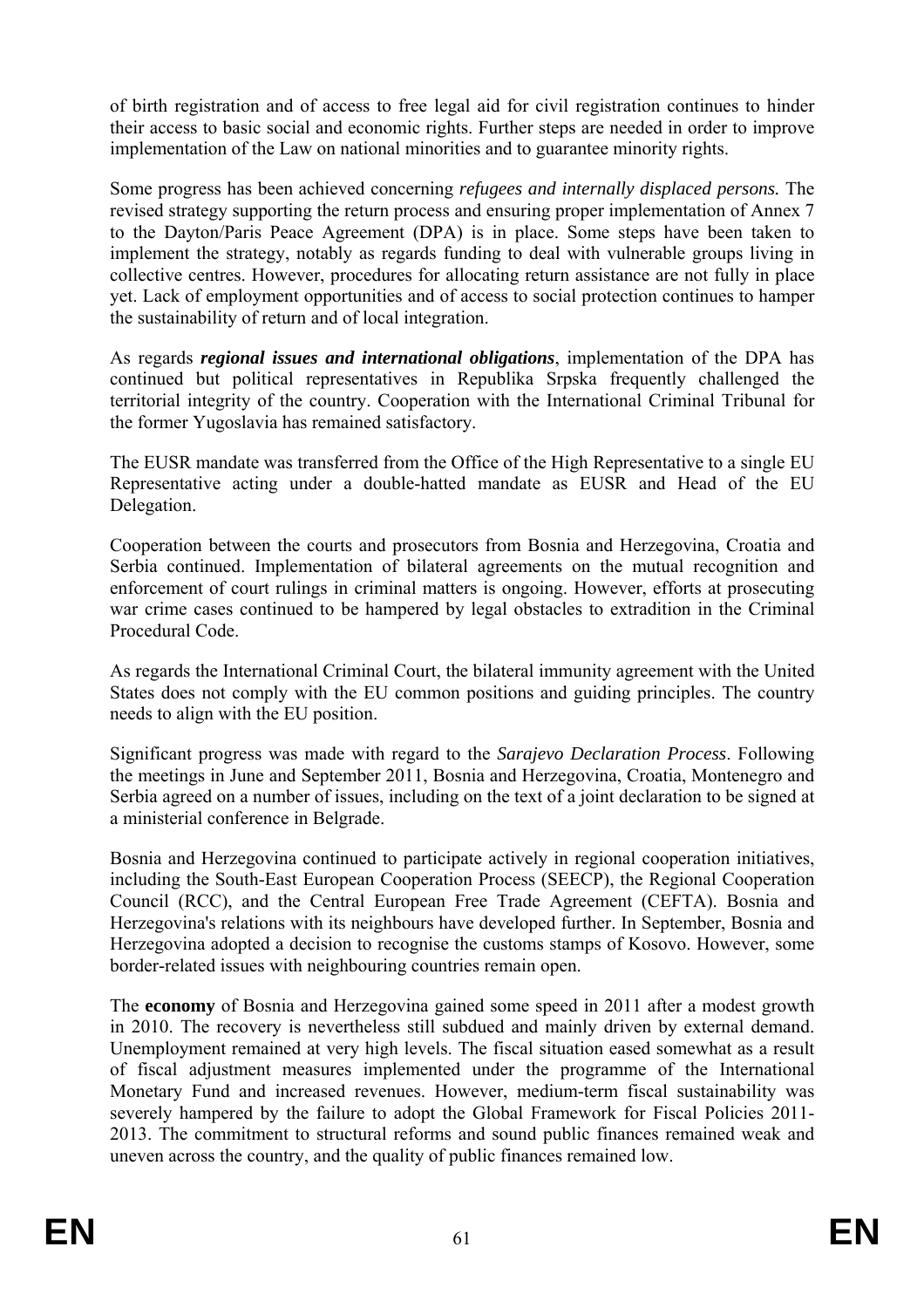of birth registration and of access to free legal aid for civil registration continues to hinder their access to basic social and economic rights. Further steps are needed in order to improve implementation of the Law on national minorities and to guarantee minority rights.

Some progress has been achieved concerning *refugees and internally displaced persons.* The revised strategy supporting the return process and ensuring proper implementation of Annex 7 to the Dayton/Paris Peace Agreement (DPA) is in place. Some steps have been taken to implement the strategy, notably as regards funding to deal with vulnerable groups living in collective centres. However, procedures for allocating return assistance are not fully in place yet. Lack of employment opportunities and of access to social protection continues to hamper the sustainability of return and of local integration.

As regards ***regional issues and international obligations***, implementation of the DPA has continued but political representatives in Republika Srpska frequently challenged the territorial integrity of the country. Cooperation with the International Criminal Tribunal for the former Yugoslavia has remained satisfactory.

The EUSR mandate was transferred from the Office of the High Representative to a single EU Representative acting under a double-hatted mandate as EUSR and Head of the EU Delegation.

Cooperation between the courts and prosecutors from Bosnia and Herzegovina, Croatia and Serbia continued. Implementation of bilateral agreements on the mutual recognition and enforcement of court rulings in criminal matters is ongoing. However, efforts at prosecuting war crime cases continued to be hampered by legal obstacles to extradition in the Criminal Procedural Code.

As regards the International Criminal Court, the bilateral immunity agreement with the United States does not comply with the EU common positions and guiding principles. The country needs to align with the EU position.

Significant progress was made with regard to the *Sarajevo Declaration Process*. Following the meetings in June and September 2011, Bosnia and Herzegovina, Croatia, Montenegro and Serbia agreed on a number of issues, including on the text of a joint declaration to be signed at a ministerial conference in Belgrade.

Bosnia and Herzegovina continued to participate actively in regional cooperation initiatives, including the South-East European Cooperation Process (SEECP), the Regional Cooperation Council (RCC), and the Central European Free Trade Agreement (CEFTA). Bosnia and Herzegovina's relations with its neighbours have developed further. In September, Bosnia and Herzegovina adopted a decision to recognise the customs stamps of Kosovo. However, some border-related issues with neighbouring countries remain open.

The **economy** of Bosnia and Herzegovina gained some speed in 2011 after a modest growth in 2010. The recovery is nevertheless still subdued and mainly driven by external demand. Unemployment remained at very high levels. The fiscal situation eased somewhat as a result of fiscal adjustment measures implemented under the programme of the International Monetary Fund and increased revenues. However, medium-term fiscal sustainability was severely hampered by the failure to adopt the Global Framework for Fiscal Policies 2011-2013. The commitment to structural reforms and sound public finances remained weak and uneven across the country, and the quality of public finances remained low.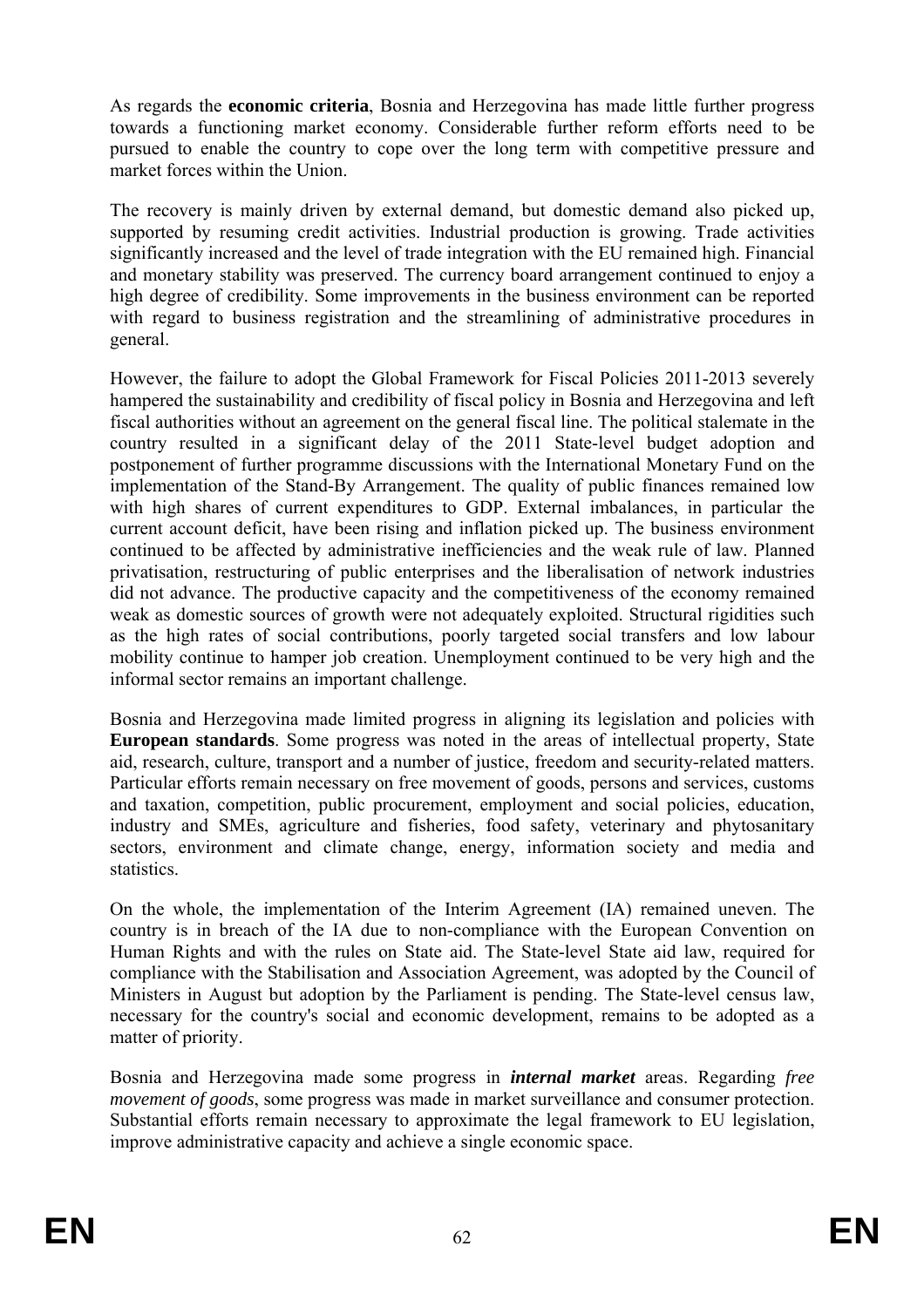As regards the **economic criteria**, Bosnia and Herzegovina has made little further progress towards a functioning market economy. Considerable further reform efforts need to be pursued to enable the country to cope over the long term with competitive pressure and market forces within the Union.

The recovery is mainly driven by external demand, but domestic demand also picked up, supported by resuming credit activities. Industrial production is growing. Trade activities significantly increased and the level of trade integration with the EU remained high. Financial and monetary stability was preserved. The currency board arrangement continued to enjoy a high degree of credibility. Some improvements in the business environment can be reported with regard to business registration and the streamlining of administrative procedures in general.

However, the failure to adopt the Global Framework for Fiscal Policies 2011-2013 severely hampered the sustainability and credibility of fiscal policy in Bosnia and Herzegovina and left fiscal authorities without an agreement on the general fiscal line. The political stalemate in the country resulted in a significant delay of the 2011 State-level budget adoption and postponement of further programme discussions with the International Monetary Fund on the implementation of the Stand-By Arrangement. The quality of public finances remained low with high shares of current expenditures to GDP. External imbalances, in particular the current account deficit, have been rising and inflation picked up. The business environment continued to be affected by administrative inefficiencies and the weak rule of law. Planned privatisation, restructuring of public enterprises and the liberalisation of network industries did not advance. The productive capacity and the competitiveness of the economy remained weak as domestic sources of growth were not adequately exploited. Structural rigidities such as the high rates of social contributions, poorly targeted social transfers and low labour mobility continue to hamper job creation. Unemployment continued to be very high and the informal sector remains an important challenge.

Bosnia and Herzegovina made limited progress in aligning its legislation and policies with **European standards**. Some progress was noted in the areas of intellectual property, State aid, research, culture, transport and a number of justice, freedom and security-related matters. Particular efforts remain necessary on free movement of goods, persons and services, customs and taxation, competition, public procurement, employment and social policies, education, industry and SMEs, agriculture and fisheries, food safety, veterinary and phytosanitary sectors, environment and climate change, energy, information society and media and statistics.

On the whole, the implementation of the Interim Agreement (IA) remained uneven. The country is in breach of the IA due to non-compliance with the European Convention on Human Rights and with the rules on State aid. The State-level State aid law, required for compliance with the Stabilisation and Association Agreement, was adopted by the Council of Ministers in August but adoption by the Parliament is pending. The State-level census law, necessary for the country's social and economic development, remains to be adopted as a matter of priority.

Bosnia and Herzegovina made some progress in ***internal market*** areas. Regarding *free movement of goods*, some progress was made in market surveillance and consumer protection. Substantial efforts remain necessary to approximate the legal framework to EU legislation, improve administrative capacity and achieve a single economic space.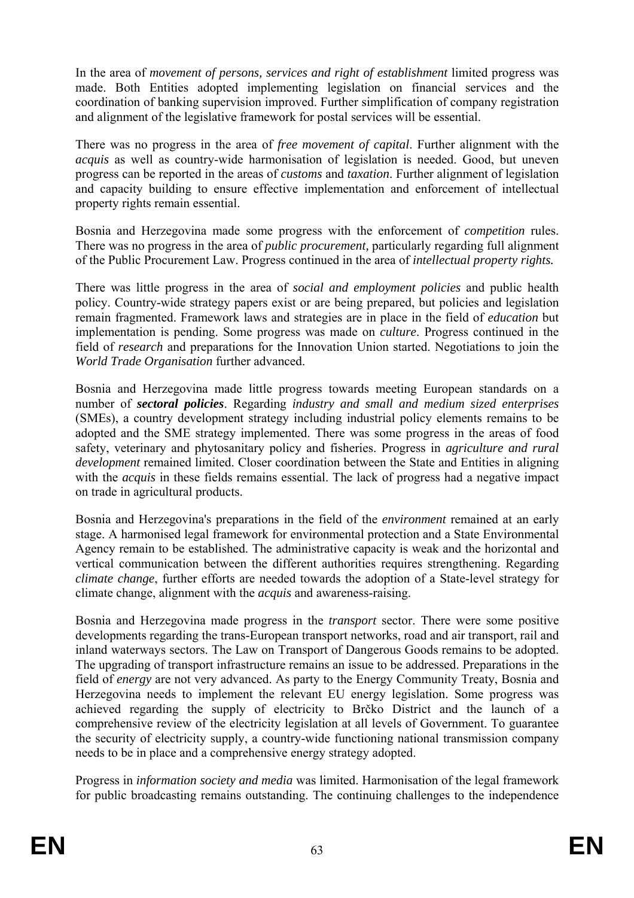In the area of *movement of persons, services and right of establishment* limited progress was made. Both Entities adopted implementing legislation on financial services and the coordination of banking supervision improved. Further simplification of company registration and alignment of the legislative framework for postal services will be essential.

There was no progress in the area of *free movement of capital*. Further alignment with the *acquis* as well as country-wide harmonisation of legislation is needed. Good, but uneven progress can be reported in the areas of *customs* and *taxation*. Further alignment of legislation and capacity building to ensure effective implementation and enforcement of intellectual property rights remain essential.

Bosnia and Herzegovina made some progress with the enforcement of *competition* rules. There was no progress in the area of *public procurement*, particularly regarding full alignment of the Public Procurement Law. Progress continued in the area of *intellectual property rights.*

There was little progress in the area of *social and employment policies* and public health policy. Country-wide strategy papers exist or are being prepared, but policies and legislation remain fragmented. Framework laws and strategies are in place in the field of *education* but implementation is pending. Some progress was made on *culture*. Progress continued in the field of *research* and preparations for the Innovation Union started. Negotiations to join the *World Trade Organisation* further advanced.

Bosnia and Herzegovina made little progress towards meeting European standards on a number of ***sectoral policies***. Regarding *industry and small and medium sized enterprises* (SMEs), a country development strategy including industrial policy elements remains to be adopted and the SME strategy implemented. There was some progress in the areas of food safety, veterinary and phytosanitary policy and fisheries. Progress in *agriculture and rural development* remained limited. Closer coordination between the State and Entities in aligning with the *acquis* in these fields remains essential. The lack of progress had a negative impact on trade in agricultural products.

Bosnia and Herzegovina's preparations in the field of the *environment* remained at an early stage. A harmonised legal framework for environmental protection and a State Environmental Agency remain to be established. The administrative capacity is weak and the horizontal and vertical communication between the different authorities requires strengthening. Regarding *climate change*, further efforts are needed towards the adoption of a State-level strategy for climate change, alignment with the *acquis* and awareness-raising.

Bosnia and Herzegovina made progress in the *transport* sector. There were some positive developments regarding the trans-European transport networks, road and air transport, rail and inland waterways sectors. The Law on Transport of Dangerous Goods remains to be adopted. The upgrading of transport infrastructure remains an issue to be addressed. Preparations in the field of *energy* are not very advanced. As party to the Energy Community Treaty, Bosnia and Herzegovina needs to implement the relevant EU energy legislation. Some progress was achieved regarding the supply of electricity to Brčko District and the launch of a comprehensive review of the electricity legislation at all levels of Government. To guarantee the security of electricity supply, a country-wide functioning national transmission company needs to be in place and a comprehensive energy strategy adopted.

Progress in *information society and media* was limited. Harmonisation of the legal framework for public broadcasting remains outstanding. The continuing challenges to the independence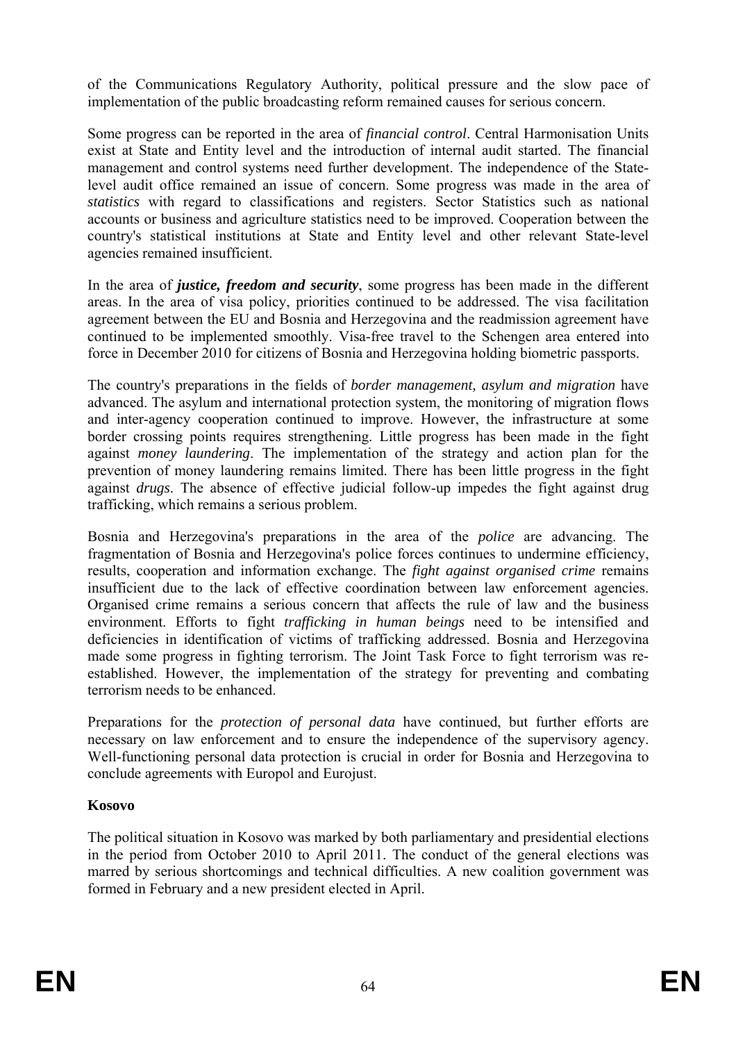of the Communications Regulatory Authority, political pressure and the slow pace of implementation of the public broadcasting reform remained causes for serious concern.

Some progress can be reported in the area of *financial control*. Central Harmonisation Units exist at State and Entity level and the introduction of internal audit started. The financial management and control systems need further development. The independence of the State-level audit office remained an issue of concern. Some progress was made in the area of *statistics* with regard to classifications and registers. Sector Statistics such as national accounts or business and agriculture statistics need to be improved. Cooperation between the country's statistical institutions at State and Entity level and other relevant State-level agencies remained insufficient.

In the area of ***justice, freedom and security***, some progress has been made in the different areas. In the area of visa policy, priorities continued to be addressed. The visa facilitation agreement between the EU and Bosnia and Herzegovina and the readmission agreement have continued to be implemented smoothly. Visa-free travel to the Schengen area entered into force in December 2010 for citizens of Bosnia and Herzegovina holding biometric passports.

The country's preparations in the fields of *border management, asylum and migration* have advanced. The asylum and international protection system, the monitoring of migration flows and inter-agency cooperation continued to improve. However, the infrastructure at some border crossing points requires strengthening. Little progress has been made in the fight against *money laundering*. The implementation of the strategy and action plan for the prevention of money laundering remains limited. There has been little progress in the fight against *drugs*. The absence of effective judicial follow-up impedes the fight against drug trafficking, which remains a serious problem.

Bosnia and Herzegovina's preparations in the area of the *police* are advancing. The fragmentation of Bosnia and Herzegovina's police forces continues to undermine efficiency, results, cooperation and information exchange. The *fight against organised crime* remains insufficient due to the lack of effective coordination between law enforcement agencies. Organised crime remains a serious concern that affects the rule of law and the business environment. Efforts to fight *trafficking in human beings* need to be intensified and deficiencies in identification of victims of trafficking addressed. Bosnia and Herzegovina made some progress in fighting terrorism. The Joint Task Force to fight terrorism was re-established. However, the implementation of the strategy for preventing and combating terrorism needs to be enhanced.

Preparations for the *protection of personal data* have continued, but further efforts are necessary on law enforcement and to ensure the independence of the supervisory agency. Well-functioning personal data protection is crucial in order for Bosnia and Herzegovina to conclude agreements with Europol and Eurojust.

**Kosovo**

The political situation in Kosovo was marked by both parliamentary and presidential elections in the period from October 2010 to April 2011. The conduct of the general elections was marred by serious shortcomings and technical difficulties. A new coalition government was formed in February and a new president elected in April.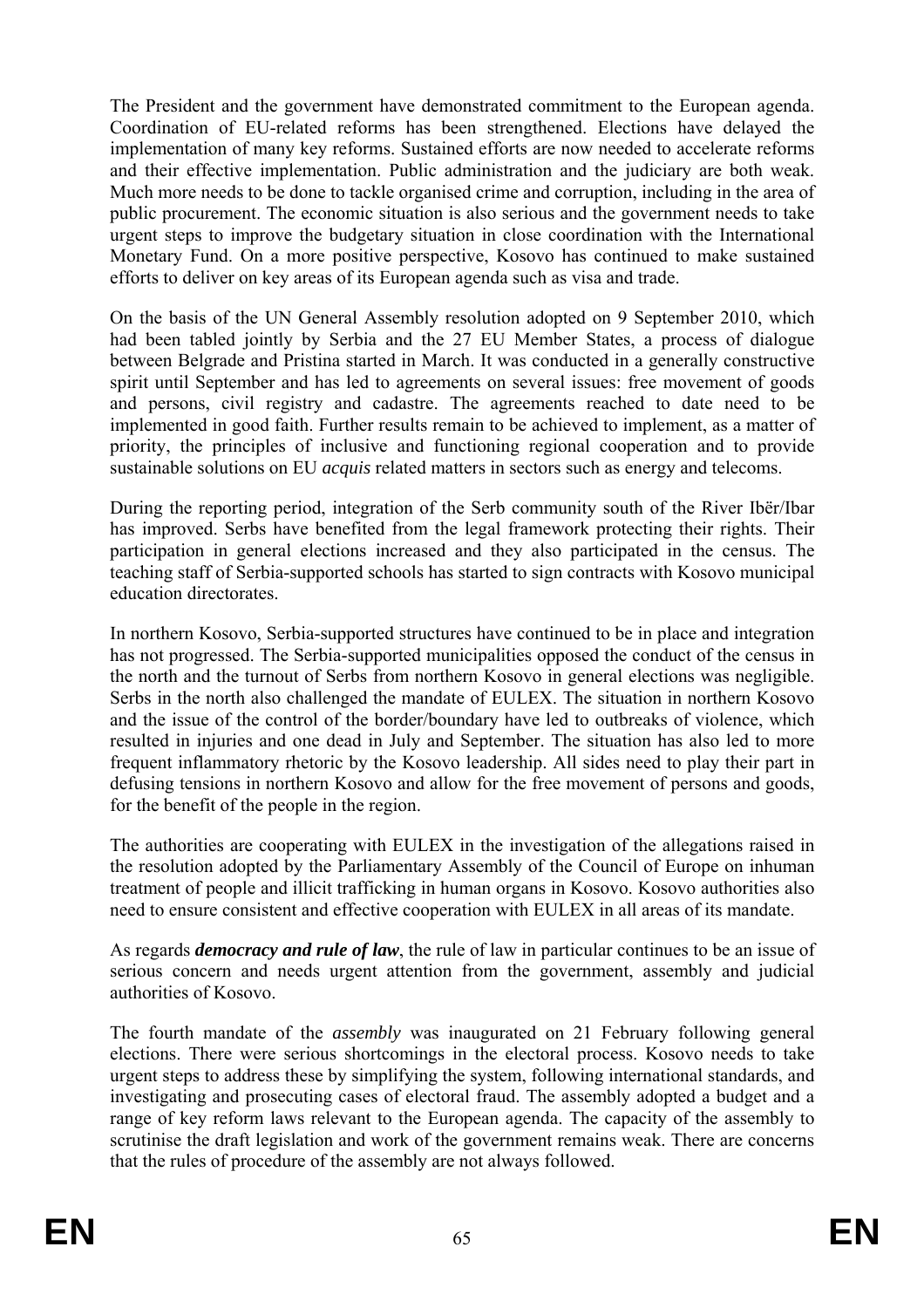The President and the government have demonstrated commitment to the European agenda. Coordination of EU-related reforms has been strengthened. Elections have delayed the implementation of many key reforms. Sustained efforts are now needed to accelerate reforms and their effective implementation. Public administration and the judiciary are both weak. Much more needs to be done to tackle organised crime and corruption, including in the area of public procurement. The economic situation is also serious and the government needs to take urgent steps to improve the budgetary situation in close coordination with the International Monetary Fund. On a more positive perspective, Kosovo has continued to make sustained efforts to deliver on key areas of its European agenda such as visa and trade.

On the basis of the UN General Assembly resolution adopted on 9 September 2010, which had been tabled jointly by Serbia and the 27 EU Member States, a process of dialogue between Belgrade and Pristina started in March. It was conducted in a generally constructive spirit until September and has led to agreements on several issues: free movement of goods and persons, civil registry and cadastre. The agreements reached to date need to be implemented in good faith. Further results remain to be achieved to implement, as a matter of priority, the principles of inclusive and functioning regional cooperation and to provide sustainable solutions on EU *acquis* related matters in sectors such as energy and telecoms.

During the reporting period, integration of the Serb community south of the River Ibër/Ibar has improved. Serbs have benefited from the legal framework protecting their rights. Their participation in general elections increased and they also participated in the census. The teaching staff of Serbia-supported schools has started to sign contracts with Kosovo municipal education directorates.

In northern Kosovo, Serbia-supported structures have continued to be in place and integration has not progressed. The Serbia-supported municipalities opposed the conduct of the census in the north and the turnout of Serbs from northern Kosovo in general elections was negligible. Serbs in the north also challenged the mandate of EULEX. The situation in northern Kosovo and the issue of the control of the border/boundary have led to outbreaks of violence, which resulted in injuries and one dead in July and September. The situation has also led to more frequent inflammatory rhetoric by the Kosovo leadership. All sides need to play their part in defusing tensions in northern Kosovo and allow for the free movement of persons and goods, for the benefit of the people in the region.

The authorities are cooperating with EULEX in the investigation of the allegations raised in the resolution adopted by the Parliamentary Assembly of the Council of Europe on inhuman treatment of people and illicit trafficking in human organs in Kosovo. Kosovo authorities also need to ensure consistent and effective cooperation with EULEX in all areas of its mandate.

As regards ***democracy and rule of law***, the rule of law in particular continues to be an issue of serious concern and needs urgent attention from the government, assembly and judicial authorities of Kosovo.

The fourth mandate of the *assembly* was inaugurated on 21 February following general elections. There were serious shortcomings in the electoral process. Kosovo needs to take urgent steps to address these by simplifying the system, following international standards, and investigating and prosecuting cases of electoral fraud. The assembly adopted a budget and a range of key reform laws relevant to the European agenda. The capacity of the assembly to scrutinise the draft legislation and work of the government remains weak. There are concerns that the rules of procedure of the assembly are not always followed.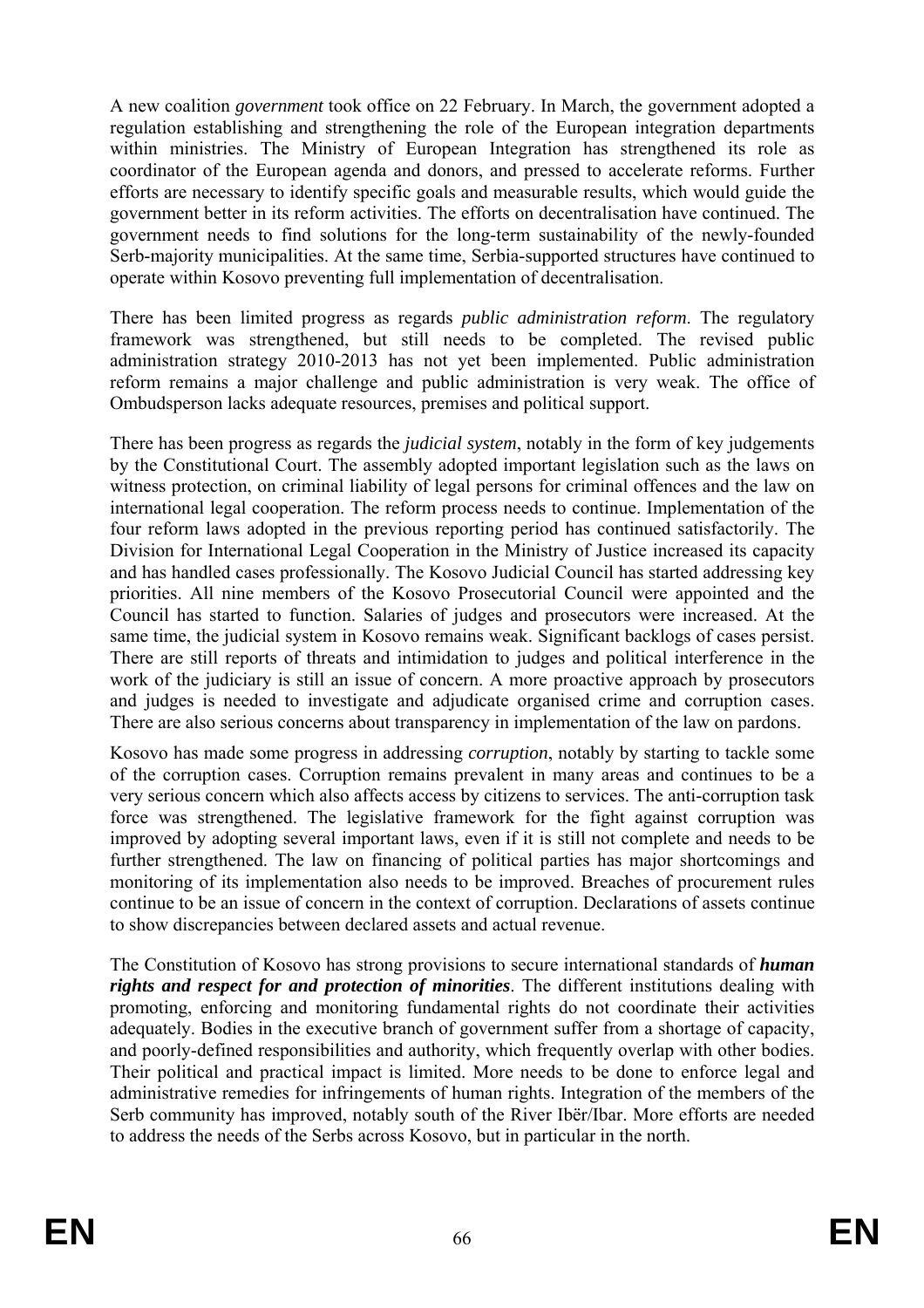A new coalition *government* took office on 22 February. In March, the government adopted a regulation establishing and strengthening the role of the European integration departments within ministries. The Ministry of European Integration has strengthened its role as coordinator of the European agenda and donors, and pressed to accelerate reforms. Further efforts are necessary to identify specific goals and measurable results, which would guide the government better in its reform activities. The efforts on decentralisation have continued. The government needs to find solutions for the long-term sustainability of the newly-founded Serb-majority municipalities. At the same time, Serbia-supported structures have continued to operate within Kosovo preventing full implementation of decentralisation.

There has been limited progress as regards *public administration reform*. The regulatory framework was strengthened, but still needs to be completed. The revised public administration strategy 2010-2013 has not yet been implemented. Public administration reform remains a major challenge and public administration is very weak. The office of Ombudsperson lacks adequate resources, premises and political support.

There has been progress as regards the *judicial system*, notably in the form of key judgements by the Constitutional Court. The assembly adopted important legislation such as the laws on witness protection, on criminal liability of legal persons for criminal offences and the law on international legal cooperation. The reform process needs to continue. Implementation of the four reform laws adopted in the previous reporting period has continued satisfactorily. The Division for International Legal Cooperation in the Ministry of Justice increased its capacity and has handled cases professionally. The Kosovo Judicial Council has started addressing key priorities. All nine members of the Kosovo Prosecutorial Council were appointed and the Council has started to function. Salaries of judges and prosecutors were increased. At the same time, the judicial system in Kosovo remains weak. Significant backlogs of cases persist. There are still reports of threats and intimidation to judges and political interference in the work of the judiciary is still an issue of concern. A more proactive approach by prosecutors and judges is needed to investigate and adjudicate organised crime and corruption cases. There are also serious concerns about transparency in implementation of the law on pardons.

Kosovo has made some progress in addressing *corruption*, notably by starting to tackle some of the corruption cases. Corruption remains prevalent in many areas and continues to be a very serious concern which also affects access by citizens to services. The anti-corruption task force was strengthened. The legislative framework for the fight against corruption was improved by adopting several important laws, even if it is still not complete and needs to be further strengthened. The law on financing of political parties has major shortcomings and monitoring of its implementation also needs to be improved. Breaches of procurement rules continue to be an issue of concern in the context of corruption. Declarations of assets continue to show discrepancies between declared assets and actual revenue.

The Constitution of Kosovo has strong provisions to secure international standards of ***human rights and respect for and protection of minorities***. The different institutions dealing with promoting, enforcing and monitoring fundamental rights do not coordinate their activities adequately. Bodies in the executive branch of government suffer from a shortage of capacity, and poorly-defined responsibilities and authority, which frequently overlap with other bodies. Their political and practical impact is limited. More needs to be done to enforce legal and administrative remedies for infringements of human rights. Integration of the members of the Serb community has improved, notably south of the River Ibër/Ibar. More efforts are needed to address the needs of the Serbs across Kosovo, but in particular in the north.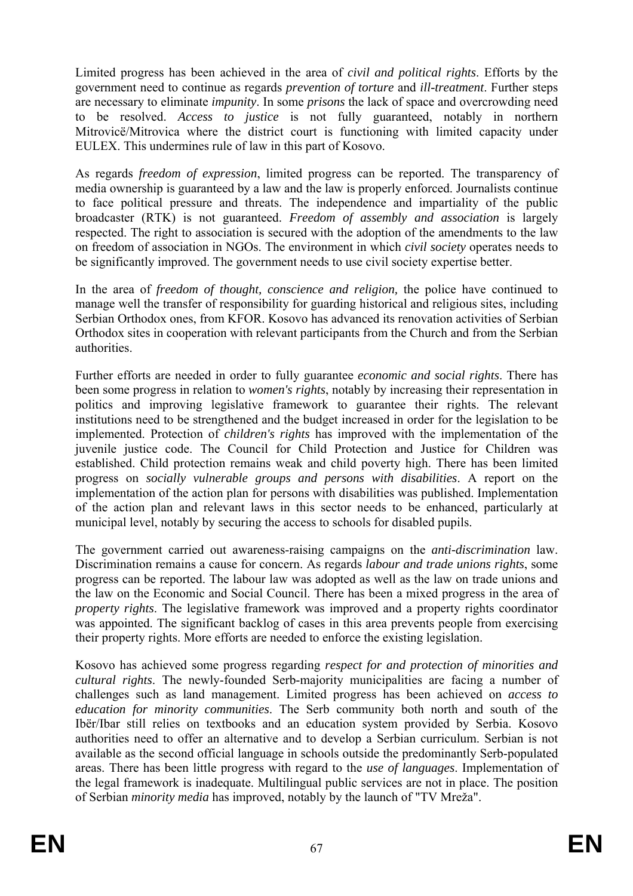Limited progress has been achieved in the area of *civil and political rights*. Efforts by the government need to continue as regards *prevention of torture* and *ill-treatment*. Further steps are necessary to eliminate *impunity*. In some *prisons* the lack of space and overcrowding need to be resolved. *Access to justice* is not fully guaranteed, notably in northern Mitrovicë/Mitrovica where the district court is functioning with limited capacity under EULEX. This undermines rule of law in this part of Kosovo.

As regards *freedom of expression*, limited progress can be reported. The transparency of media ownership is guaranteed by a law and the law is properly enforced. Journalists continue to face political pressure and threats. The independence and impartiality of the public broadcaster (RTK) is not guaranteed. *Freedom of assembly and association* is largely respected. The right to association is secured with the adoption of the amendments to the law on freedom of association in NGOs. The environment in which *civil society* operates needs to be significantly improved. The government needs to use civil society expertise better.

In the area of *freedom of thought, conscience and religion,* the police have continued to manage well the transfer of responsibility for guarding historical and religious sites, including Serbian Orthodox ones, from KFOR. Kosovo has advanced its renovation activities of Serbian Orthodox sites in cooperation with relevant participants from the Church and from the Serbian authorities.

Further efforts are needed in order to fully guarantee *economic and social rights*. There has been some progress in relation to *women's rights*, notably by increasing their representation in politics and improving legislative framework to guarantee their rights. The relevant institutions need to be strengthened and the budget increased in order for the legislation to be implemented. Protection of *children's rights* has improved with the implementation of the juvenile justice code. The Council for Child Protection and Justice for Children was established. Child protection remains weak and child poverty high. There has been limited progress on *socially vulnerable groups and persons with disabilities*. A report on the implementation of the action plan for persons with disabilities was published. Implementation of the action plan and relevant laws in this sector needs to be enhanced, particularly at municipal level, notably by securing the access to schools for disabled pupils.

The government carried out awareness-raising campaigns on the *anti-discrimination* law. Discrimination remains a cause for concern. As regards *labour and trade unions rights*, some progress can be reported. The labour law was adopted as well as the law on trade unions and the law on the Economic and Social Council. There has been a mixed progress in the area of *property rights*. The legislative framework was improved and a property rights coordinator was appointed. The significant backlog of cases in this area prevents people from exercising their property rights. More efforts are needed to enforce the existing legislation.

Kosovo has achieved some progress regarding *respect for and protection of minorities and cultural rights*. The newly-founded Serb-majority municipalities are facing a number of challenges such as land management. Limited progress has been achieved on *access to education for minority communities*. The Serb community both north and south of the Ibër/Ibar still relies on textbooks and an education system provided by Serbia. Kosovo authorities need to offer an alternative and to develop a Serbian curriculum. Serbian is not available as the second official language in schools outside the predominantly Serb-populated areas. There has been little progress with regard to the *use of languages*. Implementation of the legal framework is inadequate. Multilingual public services are not in place. The position of Serbian *minority media* has improved, notably by the launch of "TV Mreža".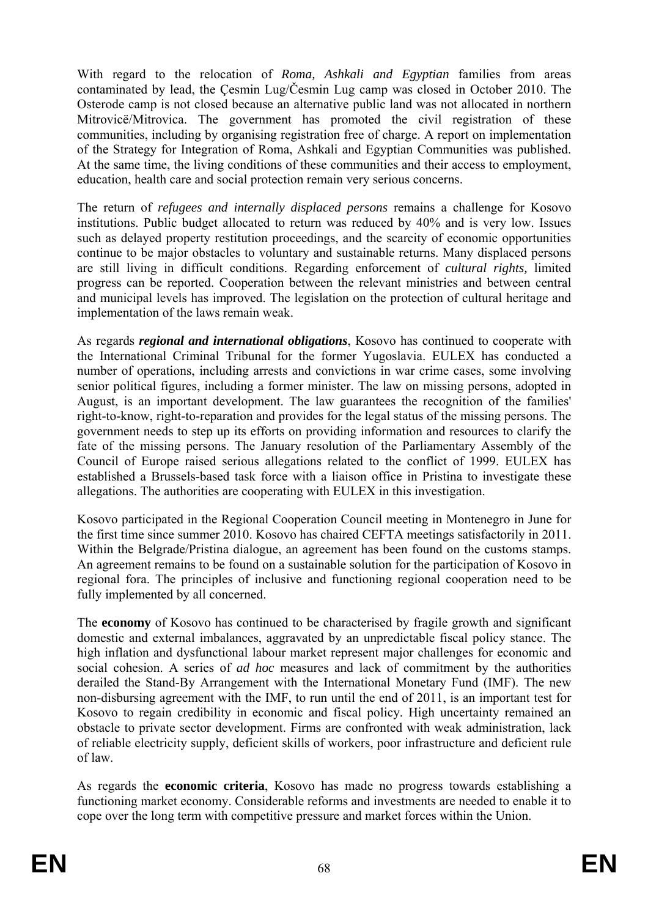With regard to the relocation of *Roma, Ashkali and Egyptian* families from areas contaminated by lead, the Çesmin Lug/Česmin Lug camp was closed in October 2010. The Osterode camp is not closed because an alternative public land was not allocated in northern Mitrovicë/Mitrovica. The government has promoted the civil registration of these communities, including by organising registration free of charge. A report on implementation of the Strategy for Integration of Roma, Ashkali and Egyptian Communities was published. At the same time, the living conditions of these communities and their access to employment, education, health care and social protection remain very serious concerns.

The return of *refugees and internally displaced persons* remains a challenge for Kosovo institutions. Public budget allocated to return was reduced by 40% and is very low. Issues such as delayed property restitution proceedings, and the scarcity of economic opportunities continue to be major obstacles to voluntary and sustainable returns. Many displaced persons are still living in difficult conditions. Regarding enforcement of *cultural rights,* limited progress can be reported. Cooperation between the relevant ministries and between central and municipal levels has improved. The legislation on the protection of cultural heritage and implementation of the laws remain weak.

As regards ***regional and international obligations***, Kosovo has continued to cooperate with the International Criminal Tribunal for the former Yugoslavia. EULEX has conducted a number of operations, including arrests and convictions in war crime cases, some involving senior political figures, including a former minister. The law on missing persons, adopted in August, is an important development. The law guarantees the recognition of the families' right-to-know, right-to-reparation and provides for the legal status of the missing persons. The government needs to step up its efforts on providing information and resources to clarify the fate of the missing persons. The January resolution of the Parliamentary Assembly of the Council of Europe raised serious allegations related to the conflict of 1999. EULEX has established a Brussels-based task force with a liaison office in Pristina to investigate these allegations. The authorities are cooperating with EULEX in this investigation.

Kosovo participated in the Regional Cooperation Council meeting in Montenegro in June for the first time since summer 2010. Kosovo has chaired CEFTA meetings satisfactorily in 2011. Within the Belgrade/Pristina dialogue, an agreement has been found on the customs stamps. An agreement remains to be found on a sustainable solution for the participation of Kosovo in regional fora. The principles of inclusive and functioning regional cooperation need to be fully implemented by all concerned.

The **economy** of Kosovo has continued to be characterised by fragile growth and significant domestic and external imbalances, aggravated by an unpredictable fiscal policy stance. The high inflation and dysfunctional labour market represent major challenges for economic and social cohesion. A series of *ad hoc* measures and lack of commitment by the authorities derailed the Stand-By Arrangement with the International Monetary Fund (IMF). The new non-disbursing agreement with the IMF, to run until the end of 2011, is an important test for Kosovo to regain credibility in economic and fiscal policy. High uncertainty remained an obstacle to private sector development. Firms are confronted with weak administration, lack of reliable electricity supply, deficient skills of workers, poor infrastructure and deficient rule of law.

As regards the **economic criteria**, Kosovo has made no progress towards establishing a functioning market economy. Considerable reforms and investments are needed to enable it to cope over the long term with competitive pressure and market forces within the Union.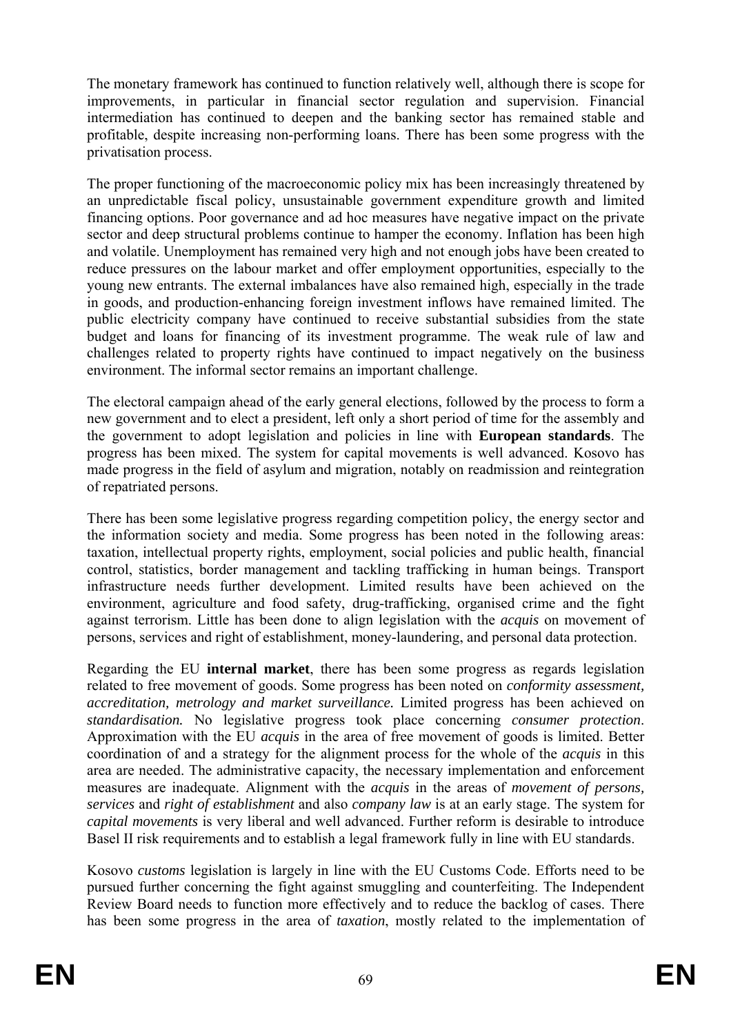The monetary framework has continued to function relatively well, although there is scope for improvements, in particular in financial sector regulation and supervision. Financial intermediation has continued to deepen and the banking sector has remained stable and profitable, despite increasing non-performing loans. There has been some progress with the privatisation process.

The proper functioning of the macroeconomic policy mix has been increasingly threatened by an unpredictable fiscal policy, unsustainable government expenditure growth and limited financing options. Poor governance and ad hoc measures have negative impact on the private sector and deep structural problems continue to hamper the economy. Inflation has been high and volatile. Unemployment has remained very high and not enough jobs have been created to reduce pressures on the labour market and offer employment opportunities, especially to the young new entrants. The external imbalances have also remained high, especially in the trade in goods, and production-enhancing foreign investment inflows have remained limited. The public electricity company have continued to receive substantial subsidies from the state budget and loans for financing of its investment programme. The weak rule of law and challenges related to property rights have continued to impact negatively on the business environment. The informal sector remains an important challenge.

The electoral campaign ahead of the early general elections, followed by the process to form a new government and to elect a president, left only a short period of time for the assembly and the government to adopt legislation and policies in line with **European standards**. The progress has been mixed. The system for capital movements is well advanced. Kosovo has made progress in the field of asylum and migration, notably on readmission and reintegration of repatriated persons.

There has been some legislative progress regarding competition policy, the energy sector and the information society and media. Some progress has been noted in the following areas: taxation, intellectual property rights, employment, social policies and public health, financial control, statistics, border management and tackling trafficking in human beings. Transport infrastructure needs further development. Limited results have been achieved on the environment, agriculture and food safety, drug-trafficking, organised crime and the fight against terrorism. Little has been done to align legislation with the *acquis* on movement of persons, services and right of establishment, money-laundering, and personal data protection.

Regarding the EU **internal market**, there has been some progress as regards legislation related to free movement of goods. Some progress has been noted on *conformity assessment, accreditation, metrology and market surveillance.* Limited progress has been achieved on *standardisation.* No legislative progress took place concerning *consumer protection*. Approximation with the EU *acquis* in the area of free movement of goods is limited. Better coordination of and a strategy for the alignment process for the whole of the *acquis* in this area are needed. The administrative capacity, the necessary implementation and enforcement measures are inadequate. Alignment with the *acquis* in the areas of *movement of persons, services* and *right of establishment* and also *company law* is at an early stage. The system for *capital movements* is very liberal and well advanced. Further reform is desirable to introduce Basel II risk requirements and to establish a legal framework fully in line with EU standards.

Kosovo *customs* legislation is largely in line with the EU Customs Code. Efforts need to be pursued further concerning the fight against smuggling and counterfeiting. The Independent Review Board needs to function more effectively and to reduce the backlog of cases. There has been some progress in the area of *taxation*, mostly related to the implementation of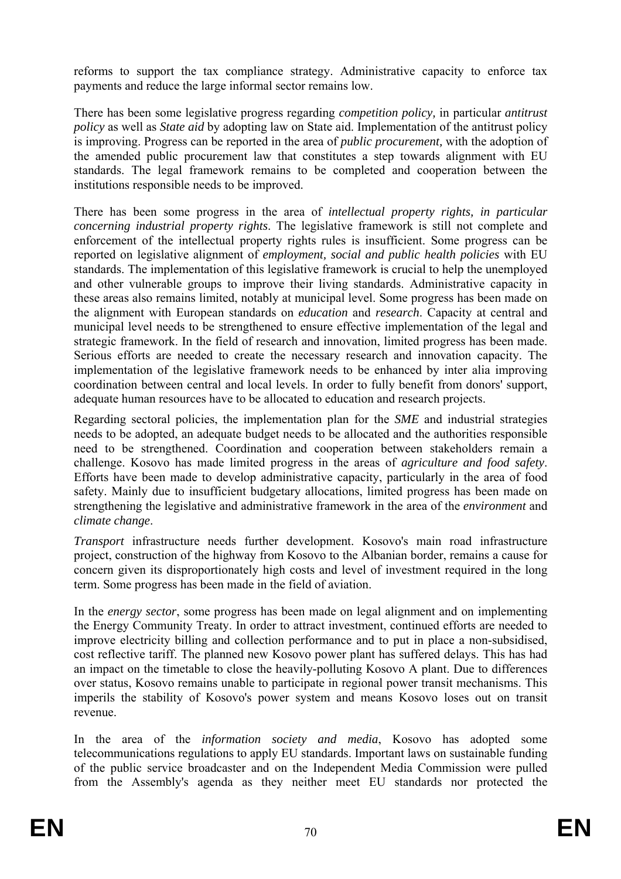reforms to support the tax compliance strategy. Administrative capacity to enforce tax payments and reduce the large informal sector remains low.

There has been some legislative progress regarding *competition policy,* in particular *antitrust policy* as well as *State aid* by adopting law on State aid. Implementation of the antitrust policy is improving. Progress can be reported in the area of *public procurement,* with the adoption of the amended public procurement law that constitutes a step towards alignment with EU standards. The legal framework remains to be completed and cooperation between the institutions responsible needs to be improved.

There has been some progress in the area of *intellectual property rights, in particular concerning industrial property rights*. The legislative framework is still not complete and enforcement of the intellectual property rights rules is insufficient. Some progress can be reported on legislative alignment of *employment, social and public health policies* with EU standards. The implementation of this legislative framework is crucial to help the unemployed and other vulnerable groups to improve their living standards. Administrative capacity in these areas also remains limited, notably at municipal level. Some progress has been made on the alignment with European standards on *education* and *research*. Capacity at central and municipal level needs to be strengthened to ensure effective implementation of the legal and strategic framework. In the field of research and innovation, limited progress has been made. Serious efforts are needed to create the necessary research and innovation capacity. The implementation of the legislative framework needs to be enhanced by inter alia improving coordination between central and local levels. In order to fully benefit from donors' support, adequate human resources have to be allocated to education and research projects.

Regarding sectoral policies, the implementation plan for the *SME* and industrial strategies needs to be adopted, an adequate budget needs to be allocated and the authorities responsible need to be strengthened. Coordination and cooperation between stakeholders remain a challenge. Kosovo has made limited progress in the areas of *agriculture and food safety*. Efforts have been made to develop administrative capacity, particularly in the area of food safety. Mainly due to insufficient budgetary allocations, limited progress has been made on strengthening the legislative and administrative framework in the area of the *environment* and *climate change*.

*Transport* infrastructure needs further development. Kosovo's main road infrastructure project, construction of the highway from Kosovo to the Albanian border, remains a cause for concern given its disproportionately high costs and level of investment required in the long term. Some progress has been made in the field of aviation.

In the *energy sector*, some progress has been made on legal alignment and on implementing the Energy Community Treaty. In order to attract investment, continued efforts are needed to improve electricity billing and collection performance and to put in place a non-subsidised, cost reflective tariff. The planned new Kosovo power plant has suffered delays. This has had an impact on the timetable to close the heavily-polluting Kosovo A plant. Due to differences over status, Kosovo remains unable to participate in regional power transit mechanisms. This imperils the stability of Kosovo's power system and means Kosovo loses out on transit revenue.

In the area of the *information society and media*, Kosovo has adopted some telecommunications regulations to apply EU standards. Important laws on sustainable funding of the public service broadcaster and on the Independent Media Commission were pulled from the Assembly's agenda as they neither meet EU standards nor protected the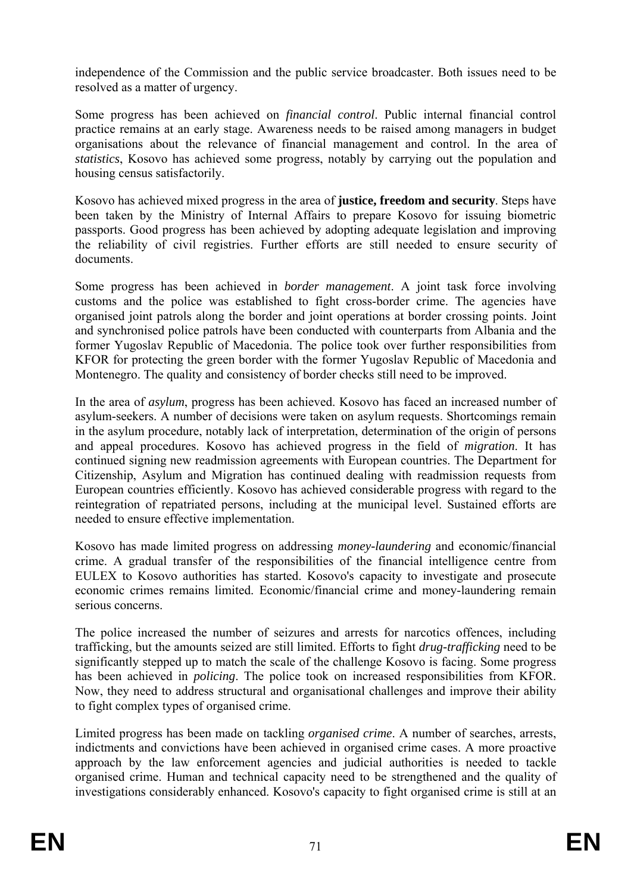independence of the Commission and the public service broadcaster. Both issues need to be resolved as a matter of urgency.

Some progress has been achieved on *financial control*. Public internal financial control practice remains at an early stage. Awareness needs to be raised among managers in budget organisations about the relevance of financial management and control. In the area of *statistics*, Kosovo has achieved some progress, notably by carrying out the population and housing census satisfactorily.

Kosovo has achieved mixed progress in the area of **justice, freedom and security**. Steps have been taken by the Ministry of Internal Affairs to prepare Kosovo for issuing biometric passports. Good progress has been achieved by adopting adequate legislation and improving the reliability of civil registries. Further efforts are still needed to ensure security of documents.

Some progress has been achieved in *border management*. A joint task force involving customs and the police was established to fight cross-border crime. The agencies have organised joint patrols along the border and joint operations at border crossing points. Joint and synchronised police patrols have been conducted with counterparts from Albania and the former Yugoslav Republic of Macedonia. The police took over further responsibilities from KFOR for protecting the green border with the former Yugoslav Republic of Macedonia and Montenegro. The quality and consistency of border checks still need to be improved.

In the area of *asylum*, progress has been achieved. Kosovo has faced an increased number of asylum-seekers. A number of decisions were taken on asylum requests. Shortcomings remain in the asylum procedure, notably lack of interpretation, determination of the origin of persons and appeal procedures. Kosovo has achieved progress in the field of *migration*. It has continued signing new readmission agreements with European countries. The Department for Citizenship, Asylum and Migration has continued dealing with readmission requests from European countries efficiently. Kosovo has achieved considerable progress with regard to the reintegration of repatriated persons, including at the municipal level. Sustained efforts are needed to ensure effective implementation.

Kosovo has made limited progress on addressing *money-laundering* and economic/financial crime. A gradual transfer of the responsibilities of the financial intelligence centre from EULEX to Kosovo authorities has started. Kosovo's capacity to investigate and prosecute economic crimes remains limited. Economic/financial crime and money-laundering remain serious concerns.

The police increased the number of seizures and arrests for narcotics offences, including trafficking, but the amounts seized are still limited. Efforts to fight *drug-trafficking* need to be significantly stepped up to match the scale of the challenge Kosovo is facing. Some progress has been achieved in *policing*. The police took on increased responsibilities from KFOR. Now, they need to address structural and organisational challenges and improve their ability to fight complex types of organised crime.

Limited progress has been made on tackling *organised crime*. A number of searches, arrests, indictments and convictions have been achieved in organised crime cases. A more proactive approach by the law enforcement agencies and judicial authorities is needed to tackle organised crime. Human and technical capacity need to be strengthened and the quality of investigations considerably enhanced. Kosovo's capacity to fight organised crime is still at an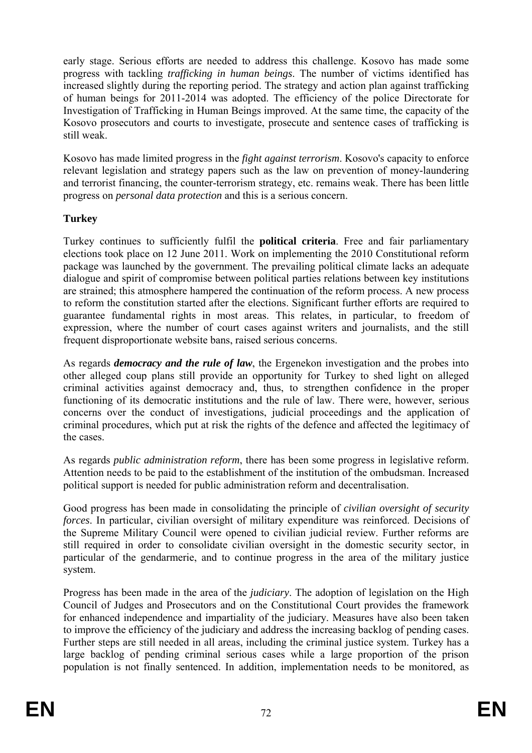early stage. Serious efforts are needed to address this challenge. Kosovo has made some progress with tackling *trafficking in human beings*. The number of victims identified has increased slightly during the reporting period. The strategy and action plan against trafficking of human beings for 2011-2014 was adopted. The efficiency of the police Directorate for Investigation of Trafficking in Human Beings improved. At the same time, the capacity of the Kosovo prosecutors and courts to investigate, prosecute and sentence cases of trafficking is still weak.

Kosovo has made limited progress in the *fight against terrorism*. Kosovo's capacity to enforce relevant legislation and strategy papers such as the law on prevention of money-laundering and terrorist financing, the counter-terrorism strategy, etc. remains weak. There has been little progress on *personal data protection* and this is a serious concern.

**Turkey**

Turkey continues to sufficiently fulfil the **political criteria**. Free and fair parliamentary elections took place on 12 June 2011. Work on implementing the 2010 Constitutional reform package was launched by the government. The prevailing political climate lacks an adequate dialogue and spirit of compromise between political parties relations between key institutions are strained; this atmosphere hampered the continuation of the reform process. A new process to reform the constitution started after the elections. Significant further efforts are required to guarantee fundamental rights in most areas. This relates, in particular, to freedom of expression, where the number of court cases against writers and journalists, and the still frequent disproportionate website bans, raised serious concerns.

As regards ***democracy and the rule of law***, the Ergenekon investigation and the probes into other alleged coup plans still provide an opportunity for Turkey to shed light on alleged criminal activities against democracy and, thus, to strengthen confidence in the proper functioning of its democratic institutions and the rule of law. There were, however, serious concerns over the conduct of investigations, judicial proceedings and the application of criminal procedures, which put at risk the rights of the defence and affected the legitimacy of the cases.

As regards *public administration reform*, there has been some progress in legislative reform. Attention needs to be paid to the establishment of the institution of the ombudsman. Increased political support is needed for public administration reform and decentralisation.

Good progress has been made in consolidating the principle of *civilian oversight of security forces*. In particular, civilian oversight of military expenditure was reinforced. Decisions of the Supreme Military Council were opened to civilian judicial review. Further reforms are still required in order to consolidate civilian oversight in the domestic security sector, in particular of the gendarmerie, and to continue progress in the area of the military justice system.

Progress has been made in the area of the *judiciary*. The adoption of legislation on the High Council of Judges and Prosecutors and on the Constitutional Court provides the framework for enhanced independence and impartiality of the judiciary. Measures have also been taken to improve the efficiency of the judiciary and address the increasing backlog of pending cases. Further steps are still needed in all areas, including the criminal justice system. Turkey has a large backlog of pending criminal serious cases while a large proportion of the prison population is not finally sentenced. In addition, implementation needs to be monitored, as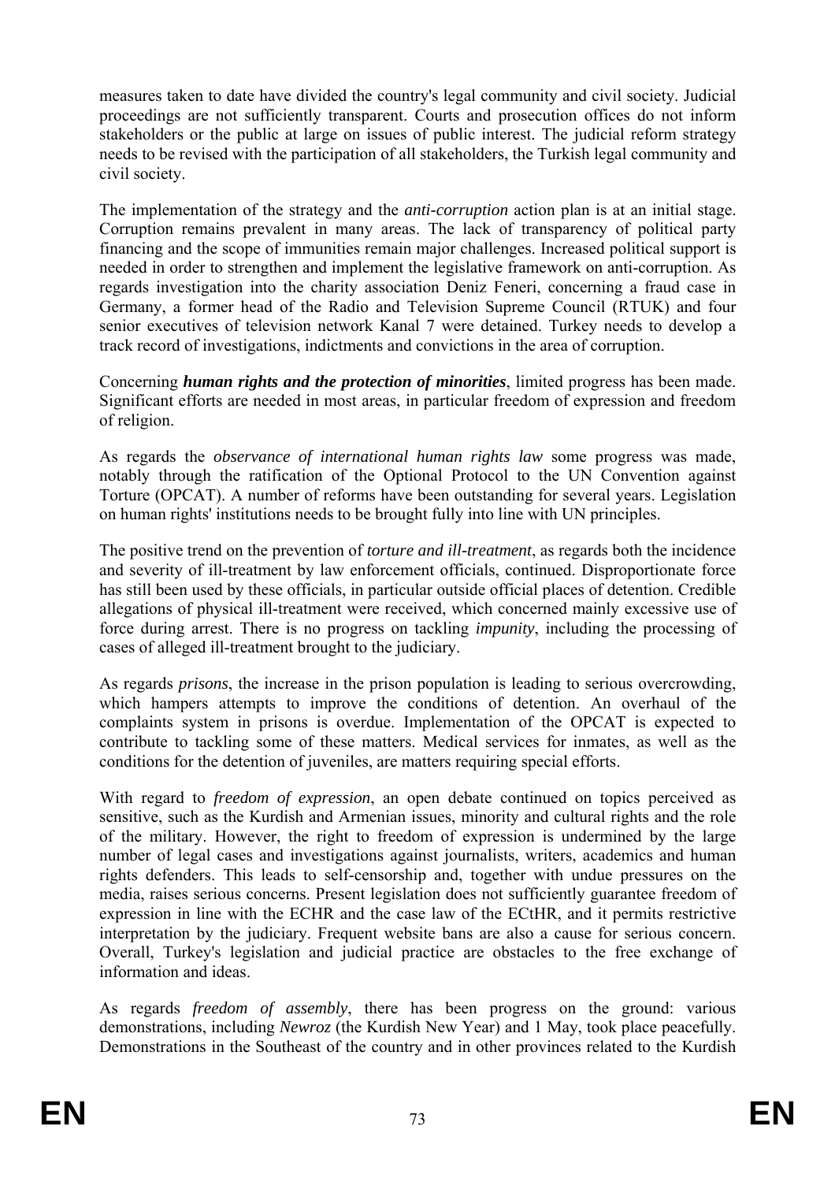measures taken to date have divided the country's legal community and civil society. Judicial proceedings are not sufficiently transparent. Courts and prosecution offices do not inform stakeholders or the public at large on issues of public interest. The judicial reform strategy needs to be revised with the participation of all stakeholders, the Turkish legal community and civil society.

The implementation of the strategy and the *anti-corruption* action plan is at an initial stage. Corruption remains prevalent in many areas. The lack of transparency of political party financing and the scope of immunities remain major challenges. Increased political support is needed in order to strengthen and implement the legislative framework on anti-corruption. As regards investigation into the charity association Deniz Feneri, concerning a fraud case in Germany, a former head of the Radio and Television Supreme Council (RTUK) and four senior executives of television network Kanal 7 were detained. Turkey needs to develop a track record of investigations, indictments and convictions in the area of corruption.

Concerning ***human rights and the protection of minorities***, limited progress has been made. Significant efforts are needed in most areas, in particular freedom of expression and freedom of religion.

As regards the *observance of international human rights law* some progress was made, notably through the ratification of the Optional Protocol to the UN Convention against Torture (OPCAT). A number of reforms have been outstanding for several years. Legislation on human rights' institutions needs to be brought fully into line with UN principles.

The positive trend on the prevention of *torture and ill-treatment*, as regards both the incidence and severity of ill-treatment by law enforcement officials, continued. Disproportionate force has still been used by these officials, in particular outside official places of detention. Credible allegations of physical ill-treatment were received, which concerned mainly excessive use of force during arrest. There is no progress on tackling *impunity*, including the processing of cases of alleged ill-treatment brought to the judiciary.

As regards *prisons*, the increase in the prison population is leading to serious overcrowding, which hampers attempts to improve the conditions of detention. An overhaul of the complaints system in prisons is overdue. Implementation of the OPCAT is expected to contribute to tackling some of these matters. Medical services for inmates, as well as the conditions for the detention of juveniles, are matters requiring special efforts.

With regard to *freedom of expression*, an open debate continued on topics perceived as sensitive, such as the Kurdish and Armenian issues, minority and cultural rights and the role of the military. However, the right to freedom of expression is undermined by the large number of legal cases and investigations against journalists, writers, academics and human rights defenders. This leads to self-censorship and, together with undue pressures on the media, raises serious concerns. Present legislation does not sufficiently guarantee freedom of expression in line with the ECHR and the case law of the ECtHR, and it permits restrictive interpretation by the judiciary. Frequent website bans are also a cause for serious concern. Overall, Turkey's legislation and judicial practice are obstacles to the free exchange of information and ideas.

As regards *freedom of assembly*, there has been progress on the ground: various demonstrations, including *Newroz* (the Kurdish New Year) and 1 May, took place peacefully. Demonstrations in the Southeast of the country and in other provinces related to the Kurdish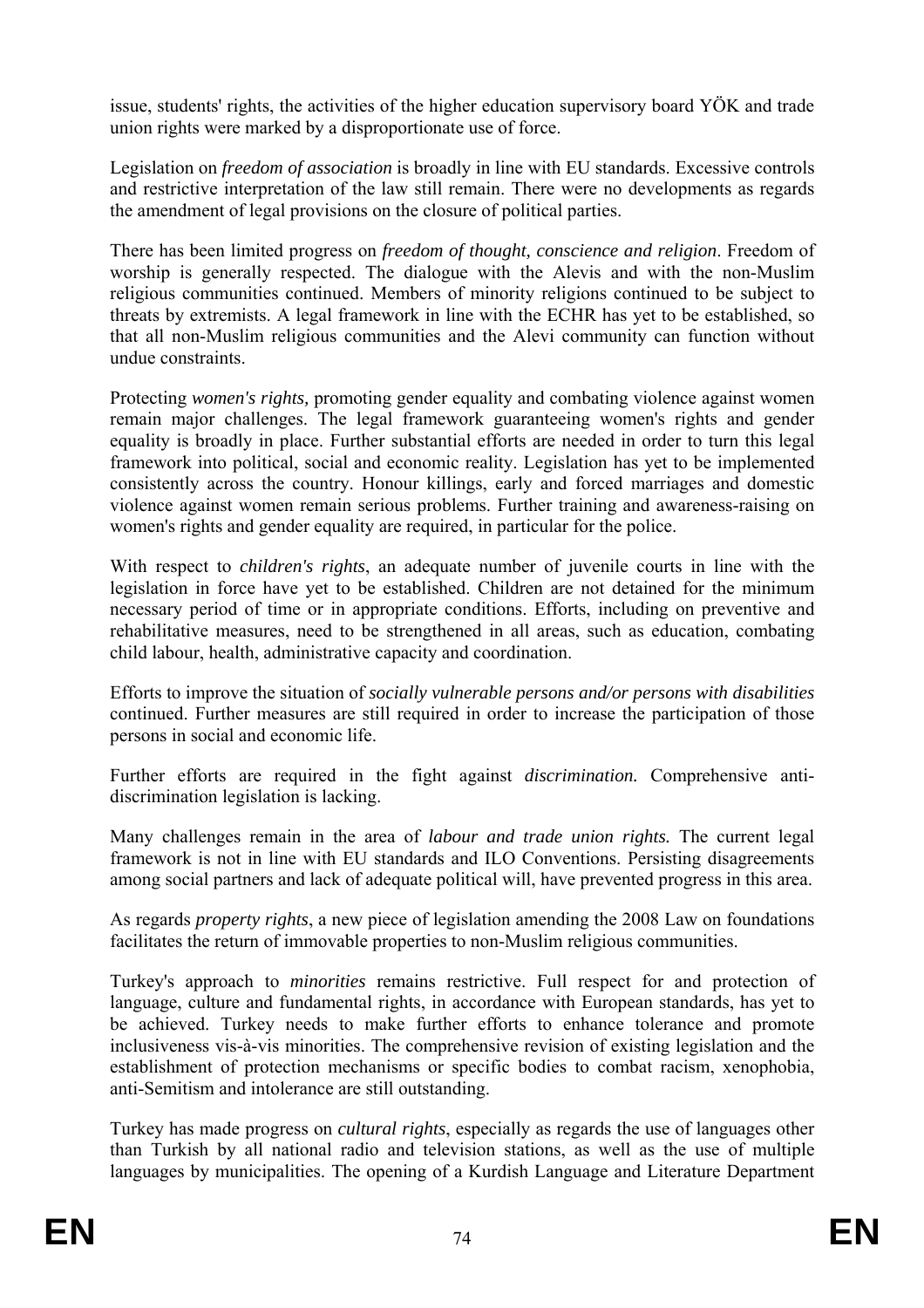issue, students' rights, the activities of the higher education supervisory board YÖK and trade union rights were marked by a disproportionate use of force.

Legislation on *freedom of association* is broadly in line with EU standards. Excessive controls and restrictive interpretation of the law still remain. There were no developments as regards the amendment of legal provisions on the closure of political parties.

There has been limited progress on *freedom of thought, conscience and religion*. Freedom of worship is generally respected. The dialogue with the Alevis and with the non-Muslim religious communities continued. Members of minority religions continued to be subject to threats by extremists. A legal framework in line with the ECHR has yet to be established, so that all non-Muslim religious communities and the Alevi community can function without undue constraints.

Protecting *women's rights,* promoting gender equality and combating violence against women remain major challenges. The legal framework guaranteeing women's rights and gender equality is broadly in place. Further substantial efforts are needed in order to turn this legal framework into political, social and economic reality. Legislation has yet to be implemented consistently across the country. Honour killings, early and forced marriages and domestic violence against women remain serious problems. Further training and awareness-raising on women's rights and gender equality are required, in particular for the police.

With respect to *children's rights*, an adequate number of juvenile courts in line with the legislation in force have yet to be established. Children are not detained for the minimum necessary period of time or in appropriate conditions. Efforts, including on preventive and rehabilitative measures, need to be strengthened in all areas, such as education, combating child labour, health, administrative capacity and coordination.

Efforts to improve the situation of *socially vulnerable persons and/or persons with disabilities* continued. Further measures are still required in order to increase the participation of those persons in social and economic life.

Further efforts are required in the fight against *discrimination.* Comprehensive anti-discrimination legislation is lacking.

Many challenges remain in the area of *labour and trade union rights.* The current legal framework is not in line with EU standards and ILO Conventions. Persisting disagreements among social partners and lack of adequate political will, have prevented progress in this area.

As regards *property rights*, a new piece of legislation amending the 2008 Law on foundations facilitates the return of immovable properties to non-Muslim religious communities.

Turkey's approach to *minorities* remains restrictive. Full respect for and protection of language, culture and fundamental rights, in accordance with European standards, has yet to be achieved. Turkey needs to make further efforts to enhance tolerance and promote inclusiveness vis-à-vis minorities. The comprehensive revision of existing legislation and the establishment of protection mechanisms or specific bodies to combat racism, xenophobia, anti-Semitism and intolerance are still outstanding.

Turkey has made progress on *cultural rights*, especially as regards the use of languages other than Turkish by all national radio and television stations, as well as the use of multiple languages by municipalities. The opening of a Kurdish Language and Literature Department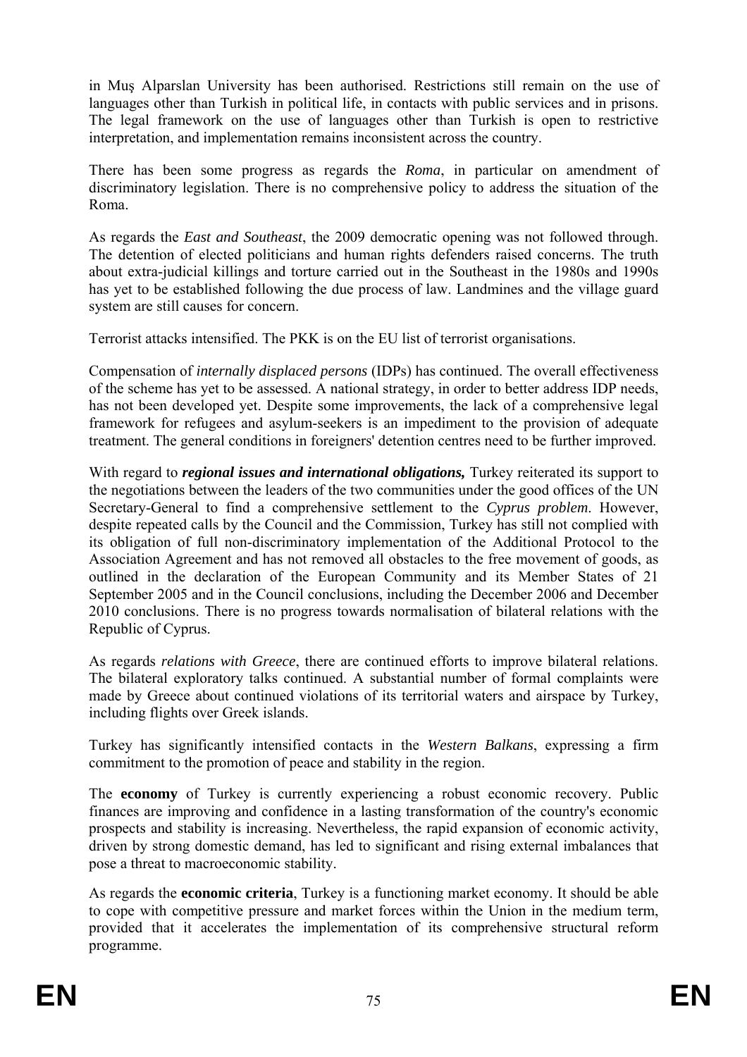in Muş Alparslan University has been authorised. Restrictions still remain on the use of languages other than Turkish in political life, in contacts with public services and in prisons. The legal framework on the use of languages other than Turkish is open to restrictive interpretation, and implementation remains inconsistent across the country.

There has been some progress as regards the *Roma*, in particular on amendment of discriminatory legislation. There is no comprehensive policy to address the situation of the Roma.

As regards the *East and Southeast*, the 2009 democratic opening was not followed through. The detention of elected politicians and human rights defenders raised concerns. The truth about extra-judicial killings and torture carried out in the Southeast in the 1980s and 1990s has yet to be established following the due process of law. Landmines and the village guard system are still causes for concern.

Terrorist attacks intensified. The PKK is on the EU list of terrorist organisations.

Compensation of *internally displaced persons* (IDPs) has continued. The overall effectiveness of the scheme has yet to be assessed. A national strategy, in order to better address IDP needs, has not been developed yet. Despite some improvements, the lack of a comprehensive legal framework for refugees and asylum-seekers is an impediment to the provision of adequate treatment. The general conditions in foreigners' detention centres need to be further improved.

With regard to ***regional issues and international obligations,*** Turkey reiterated its support to the negotiations between the leaders of the two communities under the good offices of the UN Secretary-General to find a comprehensive settlement to the *Cyprus problem*. However, despite repeated calls by the Council and the Commission, Turkey has still not complied with its obligation of full non-discriminatory implementation of the Additional Protocol to the Association Agreement and has not removed all obstacles to the free movement of goods, as outlined in the declaration of the European Community and its Member States of 21 September 2005 and in the Council conclusions, including the December 2006 and December 2010 conclusions. There is no progress towards normalisation of bilateral relations with the Republic of Cyprus.

As regards *relations with Greece*, there are continued efforts to improve bilateral relations. The bilateral exploratory talks continued. A substantial number of formal complaints were made by Greece about continued violations of its territorial waters and airspace by Turkey, including flights over Greek islands.

Turkey has significantly intensified contacts in the *Western Balkans*, expressing a firm commitment to the promotion of peace and stability in the region.

The **economy** of Turkey is currently experiencing a robust economic recovery. Public finances are improving and confidence in a lasting transformation of the country's economic prospects and stability is increasing. Nevertheless, the rapid expansion of economic activity, driven by strong domestic demand, has led to significant and rising external imbalances that pose a threat to macroeconomic stability.

As regards the **economic criteria**, Turkey is a functioning market economy. It should be able to cope with competitive pressure and market forces within the Union in the medium term, provided that it accelerates the implementation of its comprehensive structural reform programme.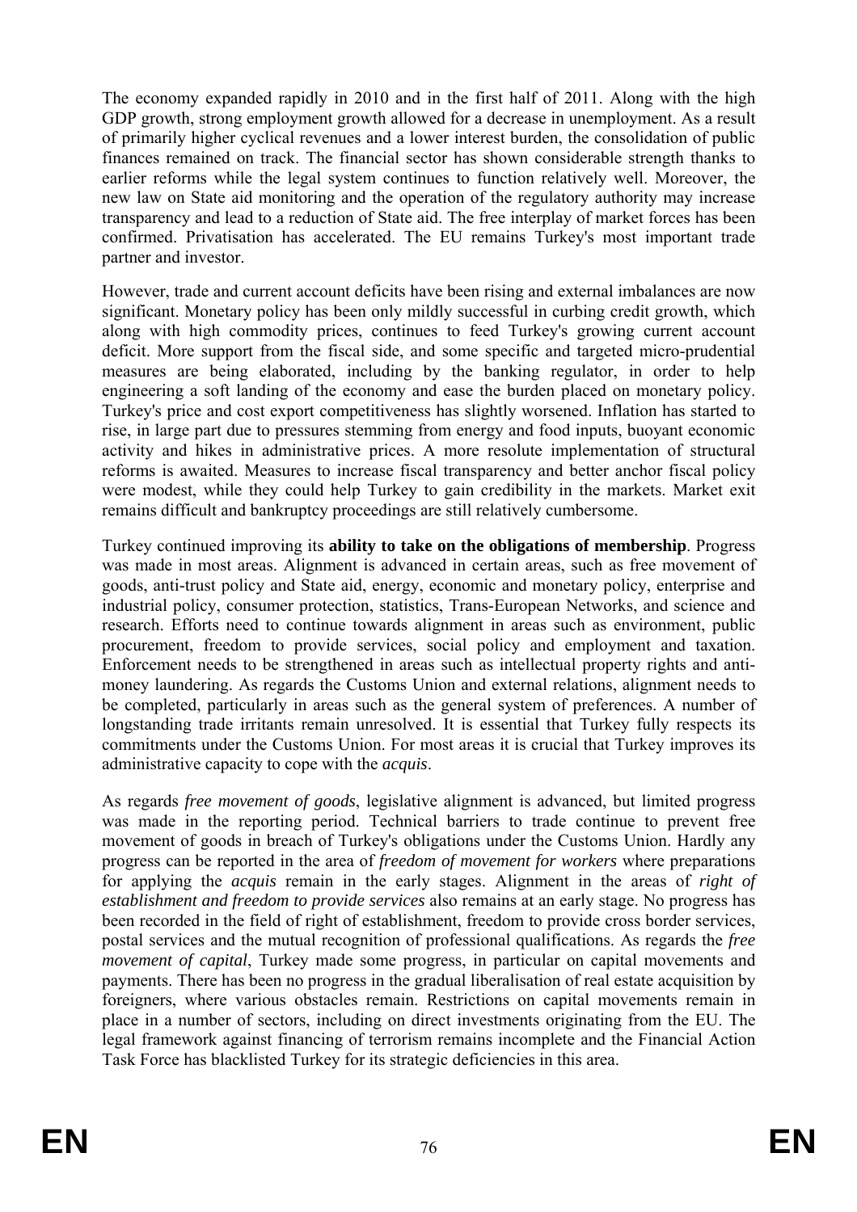The economy expanded rapidly in 2010 and in the first half of 2011. Along with the high GDP growth, strong employment growth allowed for a decrease in unemployment. As a result of primarily higher cyclical revenues and a lower interest burden, the consolidation of public finances remained on track. The financial sector has shown considerable strength thanks to earlier reforms while the legal system continues to function relatively well. Moreover, the new law on State aid monitoring and the operation of the regulatory authority may increase transparency and lead to a reduction of State aid. The free interplay of market forces has been confirmed. Privatisation has accelerated. The EU remains Turkey's most important trade partner and investor.

However, trade and current account deficits have been rising and external imbalances are now significant. Monetary policy has been only mildly successful in curbing credit growth, which along with high commodity prices, continues to feed Turkey's growing current account deficit. More support from the fiscal side, and some specific and targeted micro-prudential measures are being elaborated, including by the banking regulator, in order to help engineering a soft landing of the economy and ease the burden placed on monetary policy. Turkey's price and cost export competitiveness has slightly worsened. Inflation has started to rise, in large part due to pressures stemming from energy and food inputs, buoyant economic activity and hikes in administrative prices. A more resolute implementation of structural reforms is awaited. Measures to increase fiscal transparency and better anchor fiscal policy were modest, while they could help Turkey to gain credibility in the markets. Market exit remains difficult and bankruptcy proceedings are still relatively cumbersome.

Turkey continued improving its **ability to take on the obligations of membership**. Progress was made in most areas. Alignment is advanced in certain areas, such as free movement of goods, anti-trust policy and State aid, energy, economic and monetary policy, enterprise and industrial policy, consumer protection, statistics, Trans-European Networks, and science and research. Efforts need to continue towards alignment in areas such as environment, public procurement, freedom to provide services, social policy and employment and taxation. Enforcement needs to be strengthened in areas such as intellectual property rights and anti-money laundering. As regards the Customs Union and external relations, alignment needs to be completed, particularly in areas such as the general system of preferences. A number of longstanding trade irritants remain unresolved. It is essential that Turkey fully respects its commitments under the Customs Union. For most areas it is crucial that Turkey improves its administrative capacity to cope with the *acquis*.

As regards *free movement of goods*, legislative alignment is advanced, but limited progress was made in the reporting period. Technical barriers to trade continue to prevent free movement of goods in breach of Turkey's obligations under the Customs Union. Hardly any progress can be reported in the area of *freedom of movement for workers* where preparations for applying the *acquis* remain in the early stages. Alignment in the areas of *right of establishment and freedom to provide services* also remains at an early stage. No progress has been recorded in the field of right of establishment, freedom to provide cross border services, postal services and the mutual recognition of professional qualifications. As regards the *free movement of capital*, Turkey made some progress, in particular on capital movements and payments. There has been no progress in the gradual liberalisation of real estate acquisition by foreigners, where various obstacles remain. Restrictions on capital movements remain in place in a number of sectors, including on direct investments originating from the EU. The legal framework against financing of terrorism remains incomplete and the Financial Action Task Force has blacklisted Turkey for its strategic deficiencies in this area.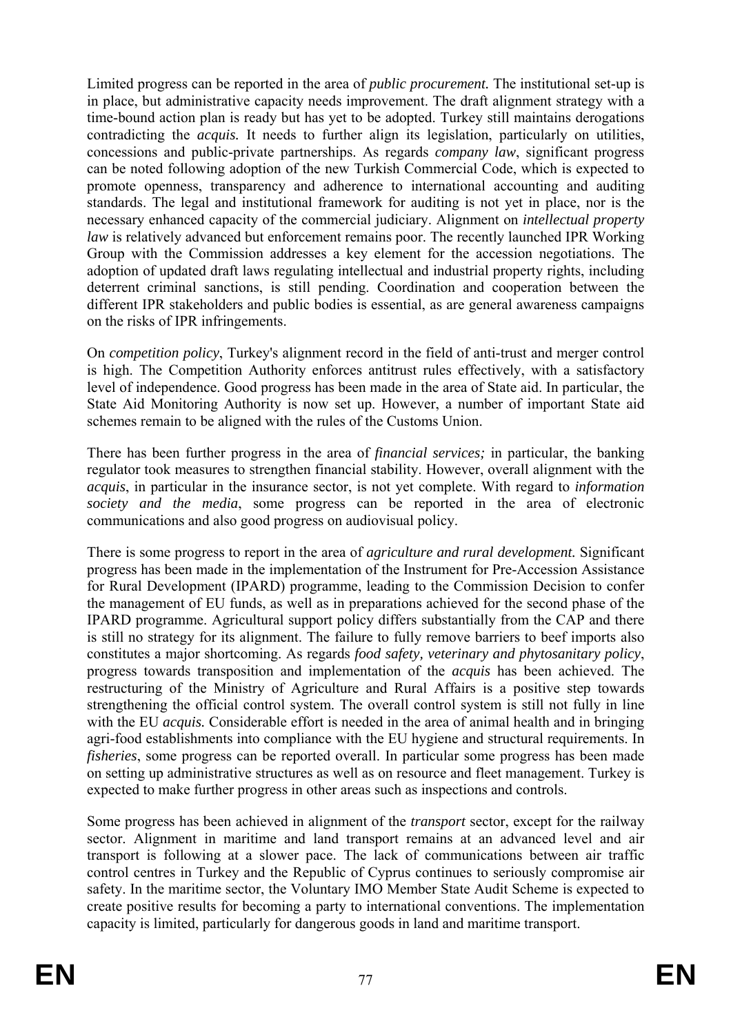Limited progress can be reported in the area of *public procurement.* The institutional set-up is in place, but administrative capacity needs improvement. The draft alignment strategy with a time-bound action plan is ready but has yet to be adopted. Turkey still maintains derogations contradicting the *acquis.* It needs to further align its legislation, particularly on utilities, concessions and public-private partnerships. As regards *company law*, significant progress can be noted following adoption of the new Turkish Commercial Code, which is expected to promote openness, transparency and adherence to international accounting and auditing standards. The legal and institutional framework for auditing is not yet in place, nor is the necessary enhanced capacity of the commercial judiciary. Alignment on *intellectual property law* is relatively advanced but enforcement remains poor. The recently launched IPR Working Group with the Commission addresses a key element for the accession negotiations. The adoption of updated draft laws regulating intellectual and industrial property rights, including deterrent criminal sanctions, is still pending. Coordination and cooperation between the different IPR stakeholders and public bodies is essential, as are general awareness campaigns on the risks of IPR infringements.

On *competition policy*, Turkey's alignment record in the field of anti-trust and merger control is high. The Competition Authority enforces antitrust rules effectively, with a satisfactory level of independence. Good progress has been made in the area of State aid. In particular, the State Aid Monitoring Authority is now set up. However, a number of important State aid schemes remain to be aligned with the rules of the Customs Union.

There has been further progress in the area of *financial services;* in particular, the banking regulator took measures to strengthen financial stability. However, overall alignment with the *acquis*, in particular in the insurance sector, is not yet complete. With regard to *information society and the media*, some progress can be reported in the area of electronic communications and also good progress on audiovisual policy.

There is some progress to report in the area of *agriculture and rural development.* Significant progress has been made in the implementation of the Instrument for Pre-Accession Assistance for Rural Development (IPARD) programme, leading to the Commission Decision to confer the management of EU funds, as well as in preparations achieved for the second phase of the IPARD programme. Agricultural support policy differs substantially from the CAP and there is still no strategy for its alignment. The failure to fully remove barriers to beef imports also constitutes a major shortcoming. As regards *food safety, veterinary and phytosanitary policy*, progress towards transposition and implementation of the *acquis* has been achieved. The restructuring of the Ministry of Agriculture and Rural Affairs is a positive step towards strengthening the official control system. The overall control system is still not fully in line with the EU *acquis.* Considerable effort is needed in the area of animal health and in bringing agri-food establishments into compliance with the EU hygiene and structural requirements. In *fisheries*, some progress can be reported overall. In particular some progress has been made on setting up administrative structures as well as on resource and fleet management. Turkey is expected to make further progress in other areas such as inspections and controls.

Some progress has been achieved in alignment of the *transport* sector, except for the railway sector. Alignment in maritime and land transport remains at an advanced level and air transport is following at a slower pace. The lack of communications between air traffic control centres in Turkey and the Republic of Cyprus continues to seriously compromise air safety. In the maritime sector, the Voluntary IMO Member State Audit Scheme is expected to create positive results for becoming a party to international conventions. The implementation capacity is limited, particularly for dangerous goods in land and maritime transport.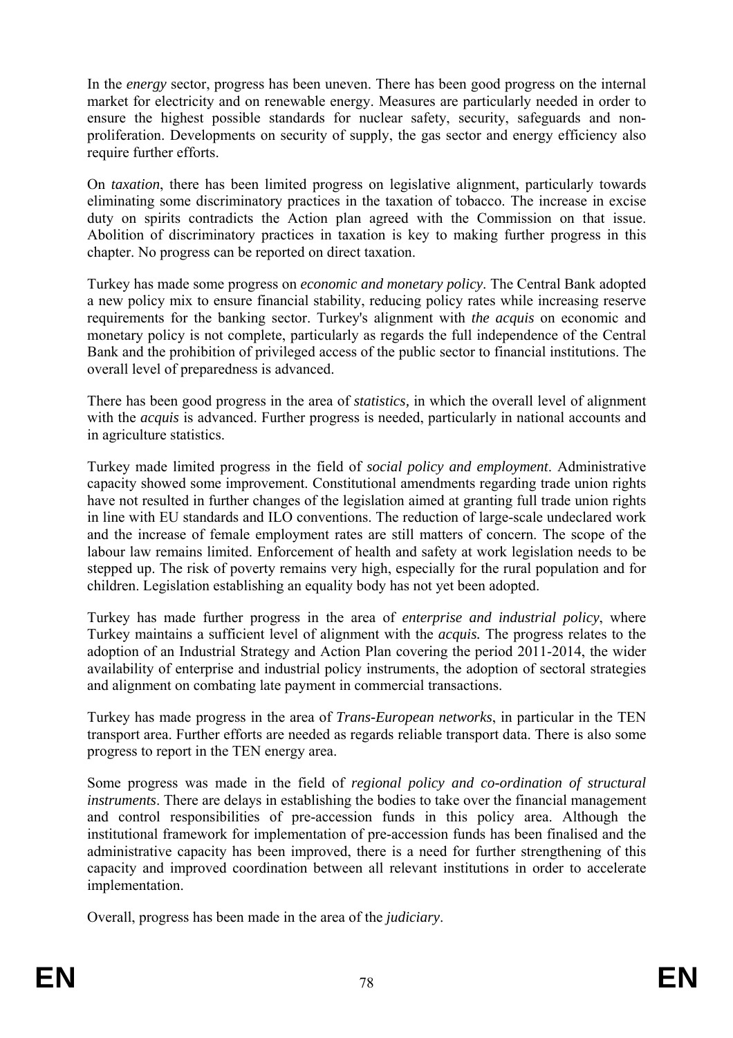In the *energy* sector, progress has been uneven. There has been good progress on the internal market for electricity and on renewable energy. Measures are particularly needed in order to ensure the highest possible standards for nuclear safety, security, safeguards and non-proliferation. Developments on security of supply, the gas sector and energy efficiency also require further efforts.

On *taxation*, there has been limited progress on legislative alignment, particularly towards eliminating some discriminatory practices in the taxation of tobacco. The increase in excise duty on spirits contradicts the Action plan agreed with the Commission on that issue. Abolition of discriminatory practices in taxation is key to making further progress in this chapter. No progress can be reported on direct taxation.

Turkey has made some progress on *economic and monetary policy*. The Central Bank adopted a new policy mix to ensure financial stability, reducing policy rates while increasing reserve requirements for the banking sector. Turkey's alignment with *the acquis* on economic and monetary policy is not complete, particularly as regards the full independence of the Central Bank and the prohibition of privileged access of the public sector to financial institutions. The overall level of preparedness is advanced.

There has been good progress in the area of *statistics,* in which the overall level of alignment with the *acquis* is advanced. Further progress is needed, particularly in national accounts and in agriculture statistics.

Turkey made limited progress in the field of *social policy and employment*. Administrative capacity showed some improvement. Constitutional amendments regarding trade union rights have not resulted in further changes of the legislation aimed at granting full trade union rights in line with EU standards and ILO conventions. The reduction of large-scale undeclared work and the increase of female employment rates are still matters of concern. The scope of the labour law remains limited. Enforcement of health and safety at work legislation needs to be stepped up. The risk of poverty remains very high, especially for the rural population and for children. Legislation establishing an equality body has not yet been adopted.

Turkey has made further progress in the area of *enterprise and industrial policy*, where Turkey maintains a sufficient level of alignment with the *acquis.* The progress relates to the adoption of an Industrial Strategy and Action Plan covering the period 2011-2014, the wider availability of enterprise and industrial policy instruments, the adoption of sectoral strategies and alignment on combating late payment in commercial transactions.

Turkey has made progress in the area of *Trans-European networks*, in particular in the TEN transport area. Further efforts are needed as regards reliable transport data. There is also some progress to report in the TEN energy area.

Some progress was made in the field of *regional policy and co-ordination of structural instruments*. There are delays in establishing the bodies to take over the financial management and control responsibilities of pre-accession funds in this policy area. Although the institutional framework for implementation of pre-accession funds has been finalised and the administrative capacity has been improved, there is a need for further strengthening of this capacity and improved coordination between all relevant institutions in order to accelerate implementation.

Overall, progress has been made in the area of the *judiciary*.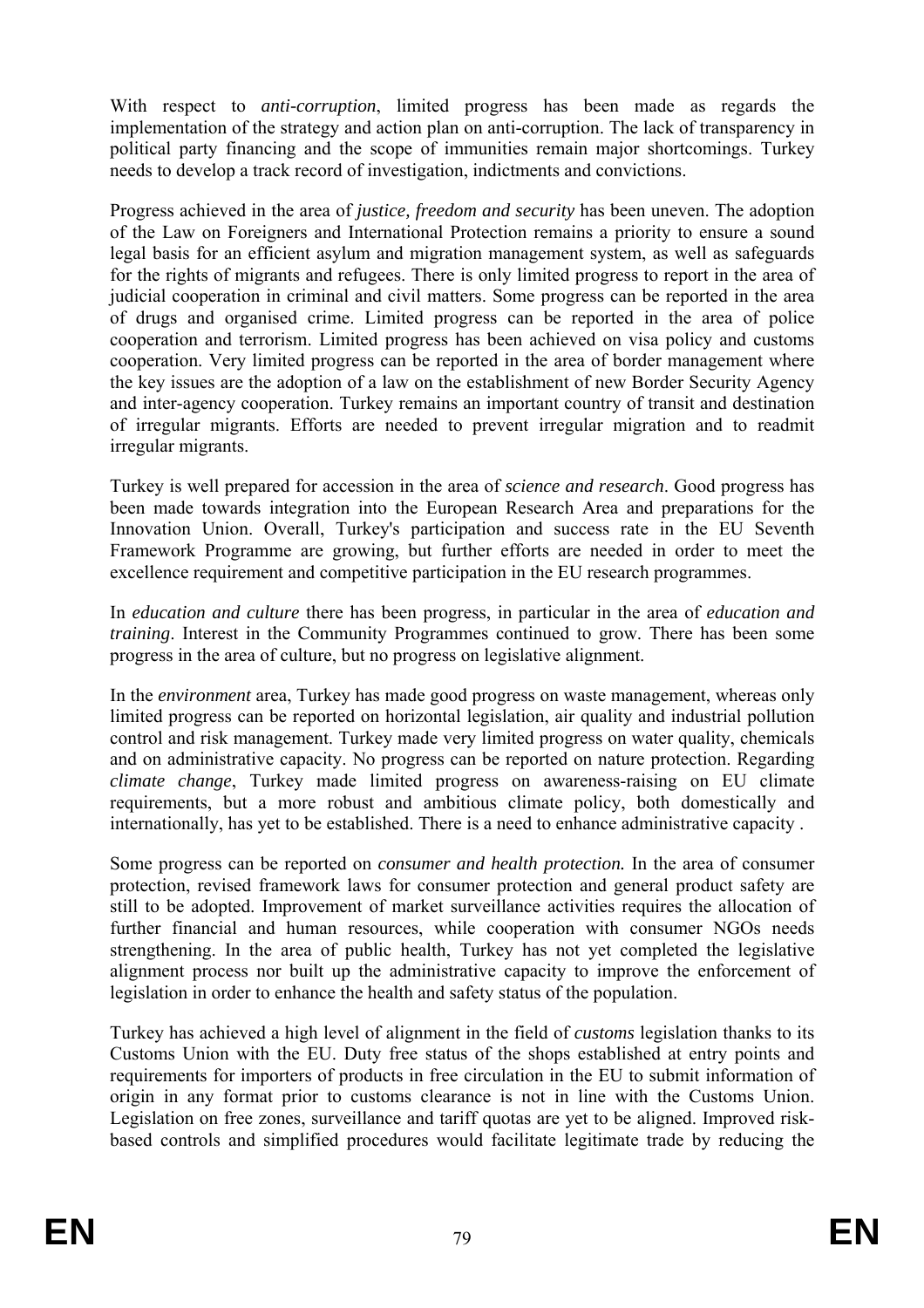With respect to *anti-corruption*, limited progress has been made as regards the implementation of the strategy and action plan on anti-corruption. The lack of transparency in political party financing and the scope of immunities remain major shortcomings. Turkey needs to develop a track record of investigation, indictments and convictions.

Progress achieved in the area of *justice, freedom and security* has been uneven. The adoption of the Law on Foreigners and International Protection remains a priority to ensure a sound legal basis for an efficient asylum and migration management system, as well as safeguards for the rights of migrants and refugees. There is only limited progress to report in the area of judicial cooperation in criminal and civil matters. Some progress can be reported in the area of drugs and organised crime. Limited progress can be reported in the area of police cooperation and terrorism. Limited progress has been achieved on visa policy and customs cooperation. Very limited progress can be reported in the area of border management where the key issues are the adoption of a law on the establishment of new Border Security Agency and inter-agency cooperation. Turkey remains an important country of transit and destination of irregular migrants. Efforts are needed to prevent irregular migration and to readmit irregular migrants.

Turkey is well prepared for accession in the area of *science and research*. Good progress has been made towards integration into the European Research Area and preparations for the Innovation Union. Overall, Turkey's participation and success rate in the EU Seventh Framework Programme are growing, but further efforts are needed in order to meet the excellence requirement and competitive participation in the EU research programmes.

In *education and culture* there has been progress, in particular in the area of *education and training*. Interest in the Community Programmes continued to grow. There has been some progress in the area of culture, but no progress on legislative alignment.

In the *environment* area, Turkey has made good progress on waste management, whereas only limited progress can be reported on horizontal legislation, air quality and industrial pollution control and risk management. Turkey made very limited progress on water quality, chemicals and on administrative capacity. No progress can be reported on nature protection. Regarding *climate change*, Turkey made limited progress on awareness-raising on EU climate requirements, but a more robust and ambitious climate policy, both domestically and internationally, has yet to be established. There is a need to enhance administrative capacity .

Some progress can be reported on *consumer and health protection.* In the area of consumer protection, revised framework laws for consumer protection and general product safety are still to be adopted. Improvement of market surveillance activities requires the allocation of further financial and human resources, while cooperation with consumer NGOs needs strengthening. In the area of public health, Turkey has not yet completed the legislative alignment process nor built up the administrative capacity to improve the enforcement of legislation in order to enhance the health and safety status of the population.

Turkey has achieved a high level of alignment in the field of *customs* legislation thanks to its Customs Union with the EU. Duty free status of the shops established at entry points and requirements for importers of products in free circulation in the EU to submit information of origin in any format prior to customs clearance is not in line with the Customs Union. Legislation on free zones, surveillance and tariff quotas are yet to be aligned. Improved risk-based controls and simplified procedures would facilitate legitimate trade by reducing the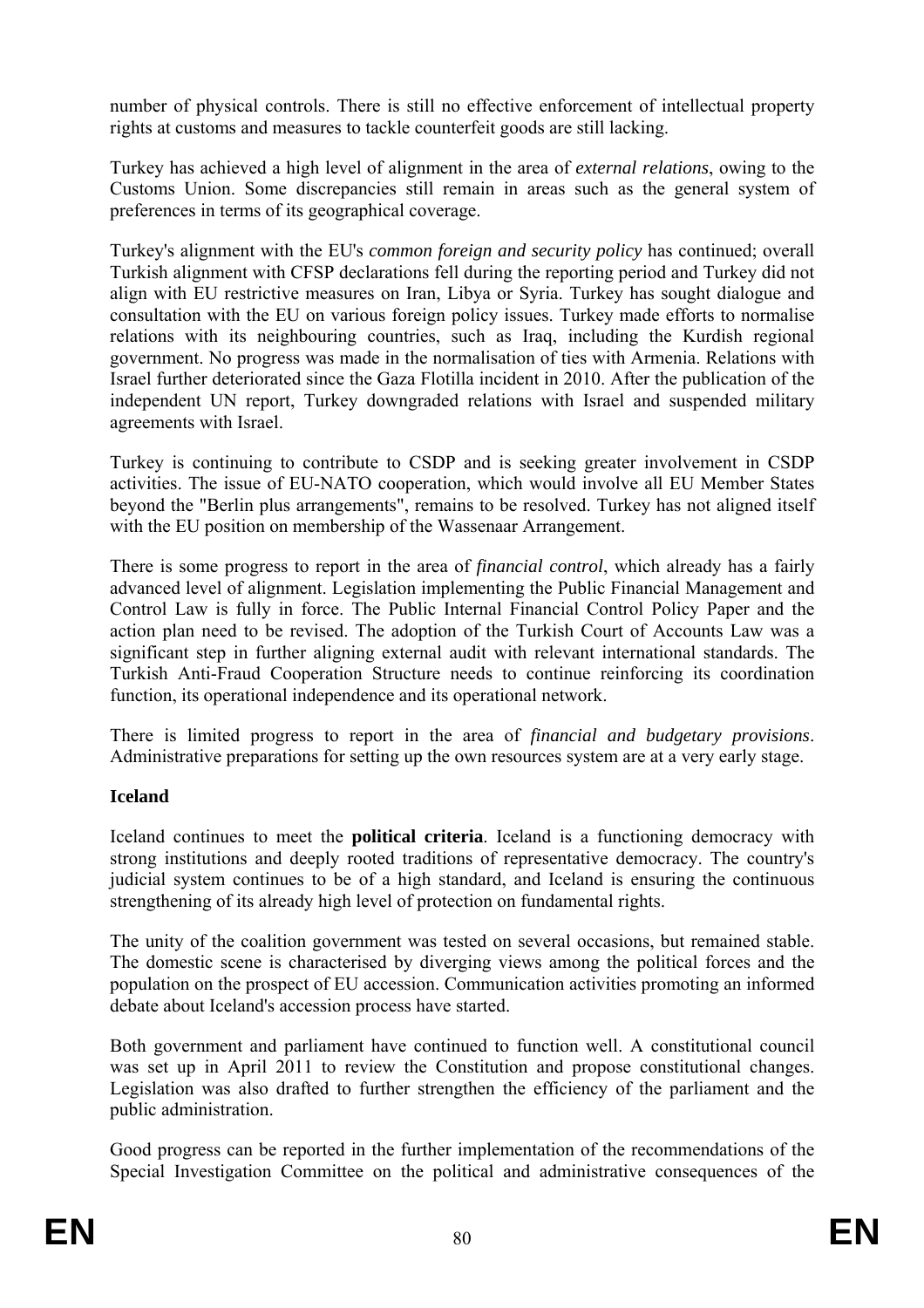number of physical controls. There is still no effective enforcement of intellectual property rights at customs and measures to tackle counterfeit goods are still lacking.

Turkey has achieved a high level of alignment in the area of *external relations*, owing to the Customs Union. Some discrepancies still remain in areas such as the general system of preferences in terms of its geographical coverage.

Turkey's alignment with the EU's *common foreign and security policy* has continued; overall Turkish alignment with CFSP declarations fell during the reporting period and Turkey did not align with EU restrictive measures on Iran, Libya or Syria. Turkey has sought dialogue and consultation with the EU on various foreign policy issues. Turkey made efforts to normalise relations with its neighbouring countries, such as Iraq, including the Kurdish regional government. No progress was made in the normalisation of ties with Armenia. Relations with Israel further deteriorated since the Gaza Flotilla incident in 2010. After the publication of the independent UN report, Turkey downgraded relations with Israel and suspended military agreements with Israel.

Turkey is continuing to contribute to CSDP and is seeking greater involvement in CSDP activities. The issue of EU-NATO cooperation, which would involve all EU Member States beyond the "Berlin plus arrangements", remains to be resolved. Turkey has not aligned itself with the EU position on membership of the Wassenaar Arrangement.

There is some progress to report in the area of *financial control*, which already has a fairly advanced level of alignment. Legislation implementing the Public Financial Management and Control Law is fully in force. The Public Internal Financial Control Policy Paper and the action plan need to be revised. The adoption of the Turkish Court of Accounts Law was a significant step in further aligning external audit with relevant international standards. The Turkish Anti-Fraud Cooperation Structure needs to continue reinforcing its coordination function, its operational independence and its operational network.

There is limited progress to report in the area of *financial and budgetary provisions*. Administrative preparations for setting up the own resources system are at a very early stage.

**Iceland**

Iceland continues to meet the **political criteria**. Iceland is a functioning democracy with strong institutions and deeply rooted traditions of representative democracy. The country's judicial system continues to be of a high standard, and Iceland is ensuring the continuous strengthening of its already high level of protection on fundamental rights.

The unity of the coalition government was tested on several occasions, but remained stable. The domestic scene is characterised by diverging views among the political forces and the population on the prospect of EU accession. Communication activities promoting an informed debate about Iceland's accession process have started.

Both government and parliament have continued to function well. A constitutional council was set up in April 2011 to review the Constitution and propose constitutional changes. Legislation was also drafted to further strengthen the efficiency of the parliament and the public administration.

Good progress can be reported in the further implementation of the recommendations of the Special Investigation Committee on the political and administrative consequences of the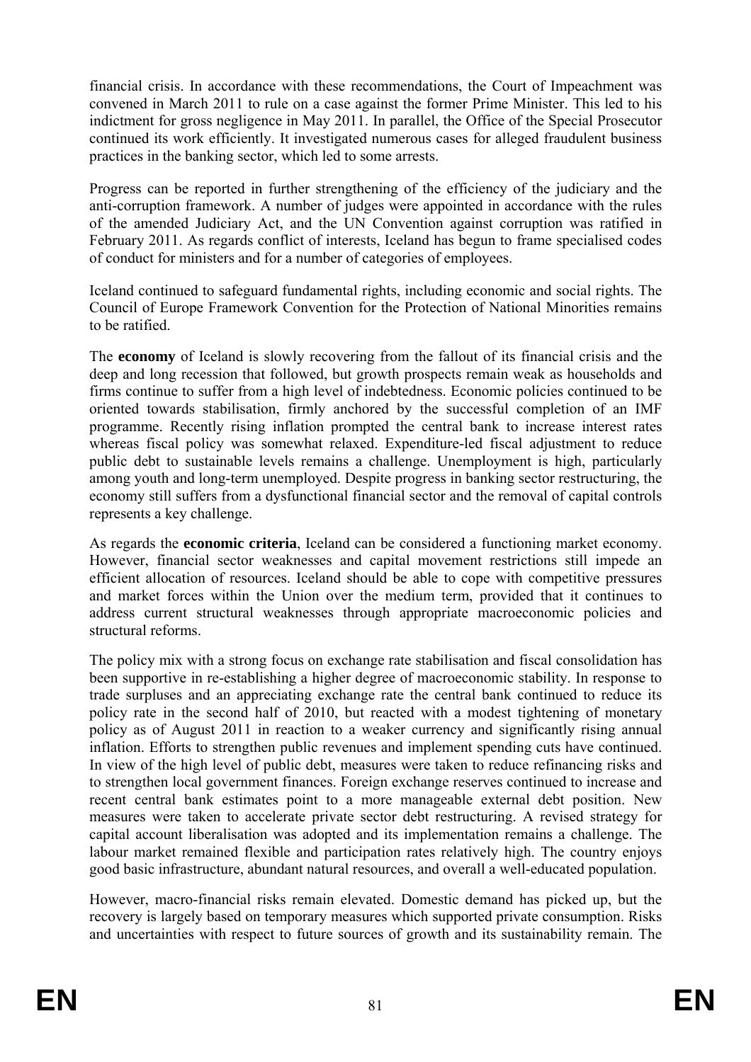financial crisis. In accordance with these recommendations, the Court of Impeachment was convened in March 2011 to rule on a case against the former Prime Minister. This led to his indictment for gross negligence in May 2011. In parallel, the Office of the Special Prosecutor continued its work efficiently. It investigated numerous cases for alleged fraudulent business practices in the banking sector, which led to some arrests.

Progress can be reported in further strengthening of the efficiency of the judiciary and the anti-corruption framework. A number of judges were appointed in accordance with the rules of the amended Judiciary Act, and the UN Convention against corruption was ratified in February 2011. As regards conflict of interests, Iceland has begun to frame specialised codes of conduct for ministers and for a number of categories of employees.

Iceland continued to safeguard fundamental rights, including economic and social rights. The Council of Europe Framework Convention for the Protection of National Minorities remains to be ratified.

The **economy** of Iceland is slowly recovering from the fallout of its financial crisis and the deep and long recession that followed, but growth prospects remain weak as households and firms continue to suffer from a high level of indebtedness. Economic policies continued to be oriented towards stabilisation, firmly anchored by the successful completion of an IMF programme. Recently rising inflation prompted the central bank to increase interest rates whereas fiscal policy was somewhat relaxed. Expenditure-led fiscal adjustment to reduce public debt to sustainable levels remains a challenge. Unemployment is high, particularly among youth and long-term unemployed. Despite progress in banking sector restructuring, the economy still suffers from a dysfunctional financial sector and the removal of capital controls represents a key challenge.

As regards the **economic criteria**, Iceland can be considered a functioning market economy. However, financial sector weaknesses and capital movement restrictions still impede an efficient allocation of resources. Iceland should be able to cope with competitive pressures and market forces within the Union over the medium term, provided that it continues to address current structural weaknesses through appropriate macroeconomic policies and structural reforms.

The policy mix with a strong focus on exchange rate stabilisation and fiscal consolidation has been supportive in re-establishing a higher degree of macroeconomic stability. In response to trade surpluses and an appreciating exchange rate the central bank continued to reduce its policy rate in the second half of 2010, but reacted with a modest tightening of monetary policy as of August 2011 in reaction to a weaker currency and significantly rising annual inflation. Efforts to strengthen public revenues and implement spending cuts have continued. In view of the high level of public debt, measures were taken to reduce refinancing risks and to strengthen local government finances. Foreign exchange reserves continued to increase and recent central bank estimates point to a more manageable external debt position. New measures were taken to accelerate private sector debt restructuring. A revised strategy for capital account liberalisation was adopted and its implementation remains a challenge. The labour market remained flexible and participation rates relatively high. The country enjoys good basic infrastructure, abundant natural resources, and overall a well-educated population.

However, macro-financial risks remain elevated. Domestic demand has picked up, but the recovery is largely based on temporary measures which supported private consumption. Risks and uncertainties with respect to future sources of growth and its sustainability remain. The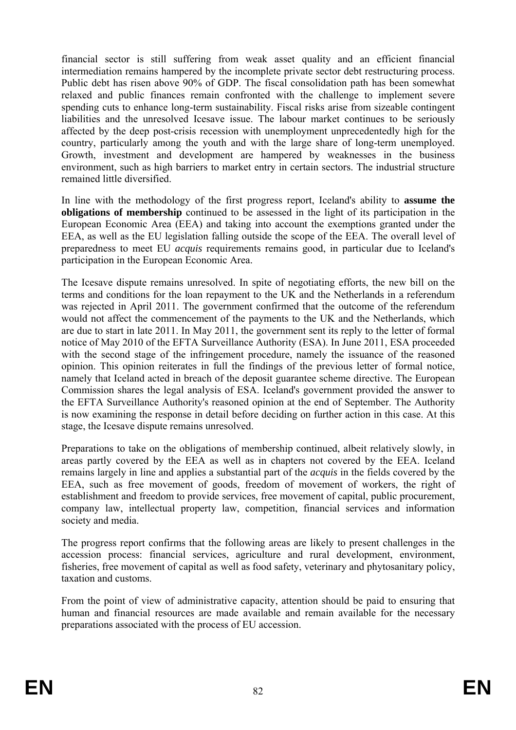financial sector is still suffering from weak asset quality and an efficient financial intermediation remains hampered by the incomplete private sector debt restructuring process. Public debt has risen above 90% of GDP. The fiscal consolidation path has been somewhat relaxed and public finances remain confronted with the challenge to implement severe spending cuts to enhance long-term sustainability. Fiscal risks arise from sizeable contingent liabilities and the unresolved Icesave issue. The labour market continues to be seriously affected by the deep post-crisis recession with unemployment unprecedentedly high for the country, particularly among the youth and with the large share of long-term unemployed. Growth, investment and development are hampered by weaknesses in the business environment, such as high barriers to market entry in certain sectors. The industrial structure remained little diversified.

In line with the methodology of the first progress report, Iceland's ability to **assume the obligations of membership** continued to be assessed in the light of its participation in the European Economic Area (EEA) and taking into account the exemptions granted under the EEA, as well as the EU legislation falling outside the scope of the EEA. The overall level of preparedness to meet EU *acquis* requirements remains good, in particular due to Iceland's participation in the European Economic Area.

The Icesave dispute remains unresolved. In spite of negotiating efforts, the new bill on the terms and conditions for the loan repayment to the UK and the Netherlands in a referendum was rejected in April 2011. The government confirmed that the outcome of the referendum would not affect the commencement of the payments to the UK and the Netherlands, which are due to start in late 2011. In May 2011, the government sent its reply to the letter of formal notice of May 2010 of the EFTA Surveillance Authority (ESA). In June 2011, ESA proceeded with the second stage of the infringement procedure, namely the issuance of the reasoned opinion. This opinion reiterates in full the findings of the previous letter of formal notice, namely that Iceland acted in breach of the deposit guarantee scheme directive. The European Commission shares the legal analysis of ESA. Iceland's government provided the answer to the EFTA Surveillance Authority's reasoned opinion at the end of September. The Authority is now examining the response in detail before deciding on further action in this case. At this stage, the Icesave dispute remains unresolved.

Preparations to take on the obligations of membership continued, albeit relatively slowly, in areas partly covered by the EEA as well as in chapters not covered by the EEA. Iceland remains largely in line and applies a substantial part of the *acquis* in the fields covered by the EEA, such as free movement of goods, freedom of movement of workers, the right of establishment and freedom to provide services, free movement of capital, public procurement, company law, intellectual property law, competition, financial services and information society and media.

The progress report confirms that the following areas are likely to present challenges in the accession process: financial services, agriculture and rural development, environment, fisheries, free movement of capital as well as food safety, veterinary and phytosanitary policy, taxation and customs.

From the point of view of administrative capacity, attention should be paid to ensuring that human and financial resources are made available and remain available for the necessary preparations associated with the process of EU accession.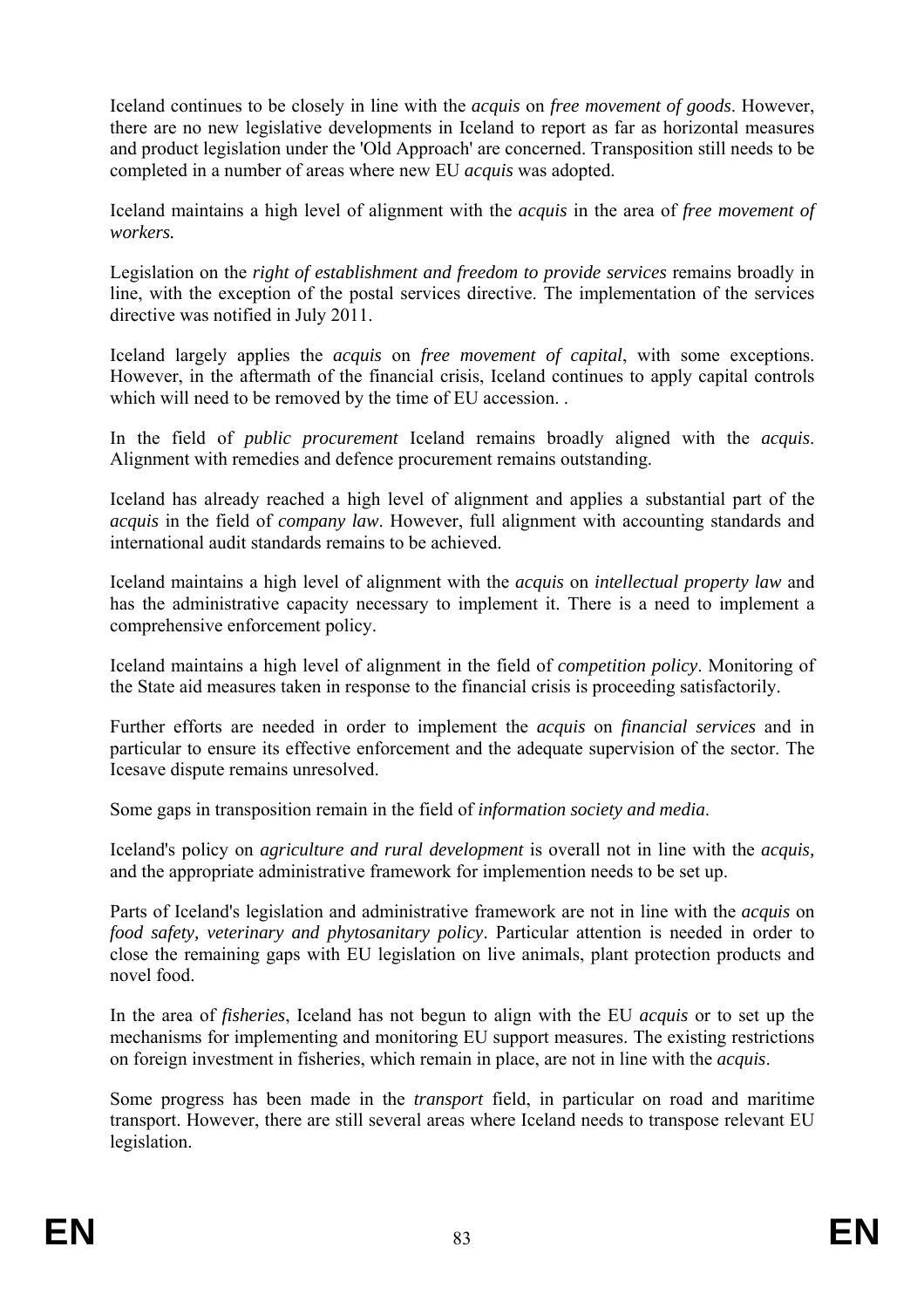Iceland continues to be closely in line with the *acquis* on *free movement of goods*. However, there are no new legislative developments in Iceland to report as far as horizontal measures and product legislation under the 'Old Approach' are concerned. Transposition still needs to be completed in a number of areas where new EU *acquis* was adopted.

Iceland maintains a high level of alignment with the *acquis* in the area of *free movement of workers.*

Legislation on the *right of establishment and freedom to provide services* remains broadly in line, with the exception of the postal services directive. The implementation of the services directive was notified in July 2011.

Iceland largely applies the *acquis* on *free movement of capital*, with some exceptions. However, in the aftermath of the financial crisis, Iceland continues to apply capital controls which will need to be removed by the time of EU accession. .

In the field of *public procurement* Iceland remains broadly aligned with the *acquis*. Alignment with remedies and defence procurement remains outstanding.

Iceland has already reached a high level of alignment and applies a substantial part of the *acquis* in the field of *company law*. However, full alignment with accounting standards and international audit standards remains to be achieved.

Iceland maintains a high level of alignment with the *acquis* on *intellectual property law* and has the administrative capacity necessary to implement it. There is a need to implement a comprehensive enforcement policy.

Iceland maintains a high level of alignment in the field of *competition policy*. Monitoring of the State aid measures taken in response to the financial crisis is proceeding satisfactorily.

Further efforts are needed in order to implement the *acquis* on *financial services* and in particular to ensure its effective enforcement and the adequate supervision of the sector. The Icesave dispute remains unresolved.

Some gaps in transposition remain in the field of *information society and media*.

Iceland's policy on *agriculture and rural development* is overall not in line with the *acquis,* and the appropriate administrative framework for implemention needs to be set up.

Parts of Iceland's legislation and administrative framework are not in line with the *acquis* on *food safety, veterinary and phytosanitary policy*. Particular attention is needed in order to close the remaining gaps with EU legislation on live animals, plant protection products and novel food.

In the area of *fisheries*, Iceland has not begun to align with the EU *acquis* or to set up the mechanisms for implementing and monitoring EU support measures. The existing restrictions on foreign investment in fisheries, which remain in place, are not in line with the *acquis*.

Some progress has been made in the *transport* field, in particular on road and maritime transport. However, there are still several areas where Iceland needs to transpose relevant EU legislation.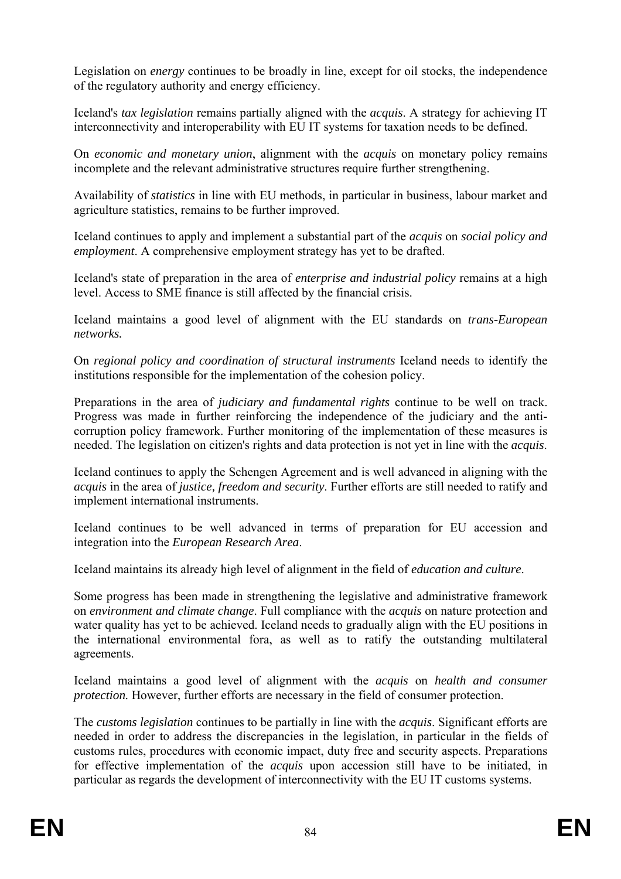Legislation on *energy* continues to be broadly in line, except for oil stocks, the independence of the regulatory authority and energy efficiency.

Iceland's *tax legislation* remains partially aligned with the *acquis*. A strategy for achieving IT interconnectivity and interoperability with EU IT systems for taxation needs to be defined.

On *economic and monetary union*, alignment with the *acquis* on monetary policy remains incomplete and the relevant administrative structures require further strengthening.

Availability of *statistics* in line with EU methods, in particular in business, labour market and agriculture statistics, remains to be further improved.

Iceland continues to apply and implement a substantial part of the *acquis* on *social policy and employment*. A comprehensive employment strategy has yet to be drafted.

Iceland's state of preparation in the area of *enterprise and industrial policy* remains at a high level. Access to SME finance is still affected by the financial crisis.

Iceland maintains a good level of alignment with the EU standards on *trans-European networks.*

On *regional policy and coordination of structural instruments* Iceland needs to identify the institutions responsible for the implementation of the cohesion policy.

Preparations in the area of *judiciary and fundamental rights* continue to be well on track. Progress was made in further reinforcing the independence of the judiciary and the anti-corruption policy framework. Further monitoring of the implementation of these measures is needed. The legislation on citizen's rights and data protection is not yet in line with the *acquis*.

Iceland continues to apply the Schengen Agreement and is well advanced in aligning with the *acquis* in the area of *justice, freedom and security*. Further efforts are still needed to ratify and implement international instruments.

Iceland continues to be well advanced in terms of preparation for EU accession and integration into the *European Research Area*.

Iceland maintains its already high level of alignment in the field of *education and culture*.

Some progress has been made in strengthening the legislative and administrative framework on *environment and climate change*. Full compliance with the *acquis* on nature protection and water quality has yet to be achieved. Iceland needs to gradually align with the EU positions in the international environmental fora, as well as to ratify the outstanding multilateral agreements.

Iceland maintains a good level of alignment with the *acquis* on *health and consumer protection.* However, further efforts are necessary in the field of consumer protection.

The *customs legislation* continues to be partially in line with the *acquis*. Significant efforts are needed in order to address the discrepancies in the legislation, in particular in the fields of customs rules, procedures with economic impact, duty free and security aspects. Preparations for effective implementation of the *acquis* upon accession still have to be initiated, in particular as regards the development of interconnectivity with the EU IT customs systems.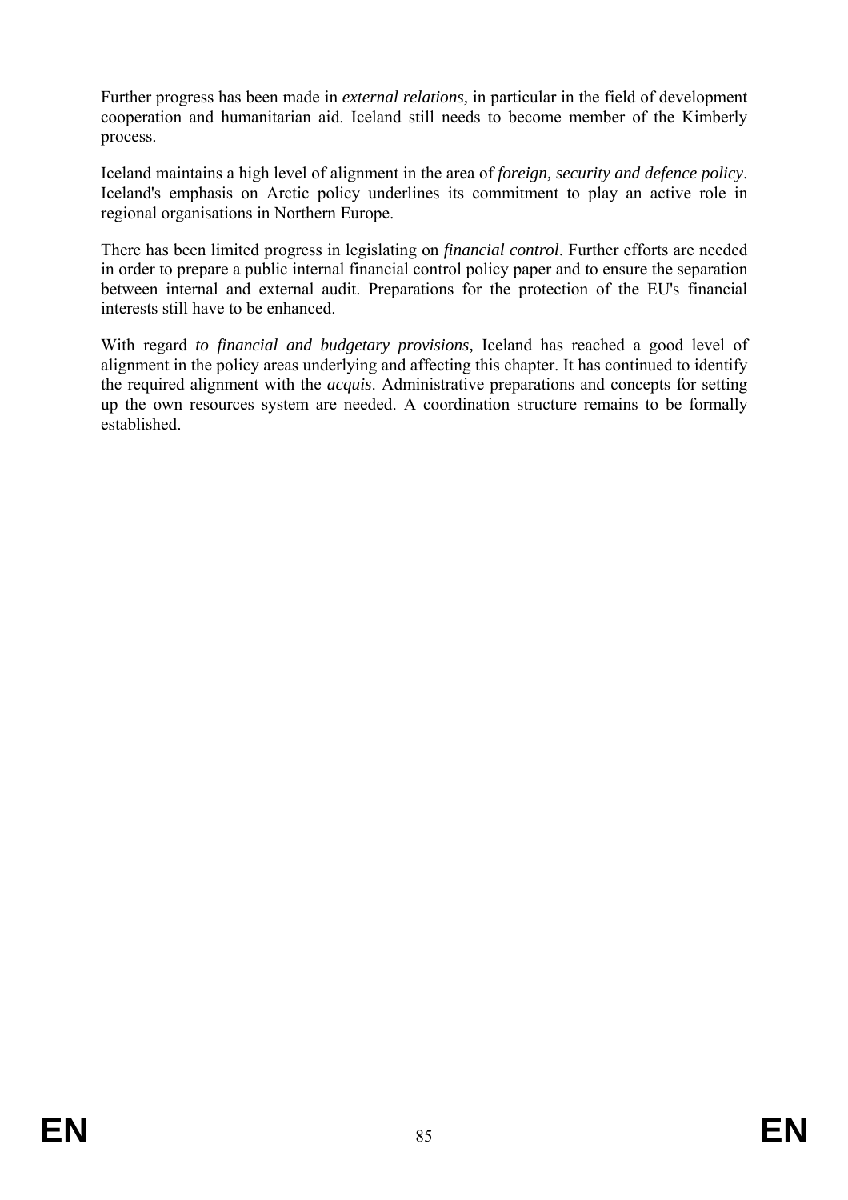Further progress has been made in *external relations,* in particular in the field of development cooperation and humanitarian aid. Iceland still needs to become member of the Kimberly process.

Iceland maintains a high level of alignment in the area of *foreign, security and defence policy*. Iceland's emphasis on Arctic policy underlines its commitment to play an active role in regional organisations in Northern Europe.

There has been limited progress in legislating on *financial control*. Further efforts are needed in order to prepare a public internal financial control policy paper and to ensure the separation between internal and external audit. Preparations for the protection of the EU's financial interests still have to be enhanced.

With regard *to financial and budgetary provisions*, Iceland has reached a good level of alignment in the policy areas underlying and affecting this chapter. It has continued to identify the required alignment with the *acquis*. Administrative preparations and concepts for setting up the own resources system are needed. A coordination structure remains to be formally established.